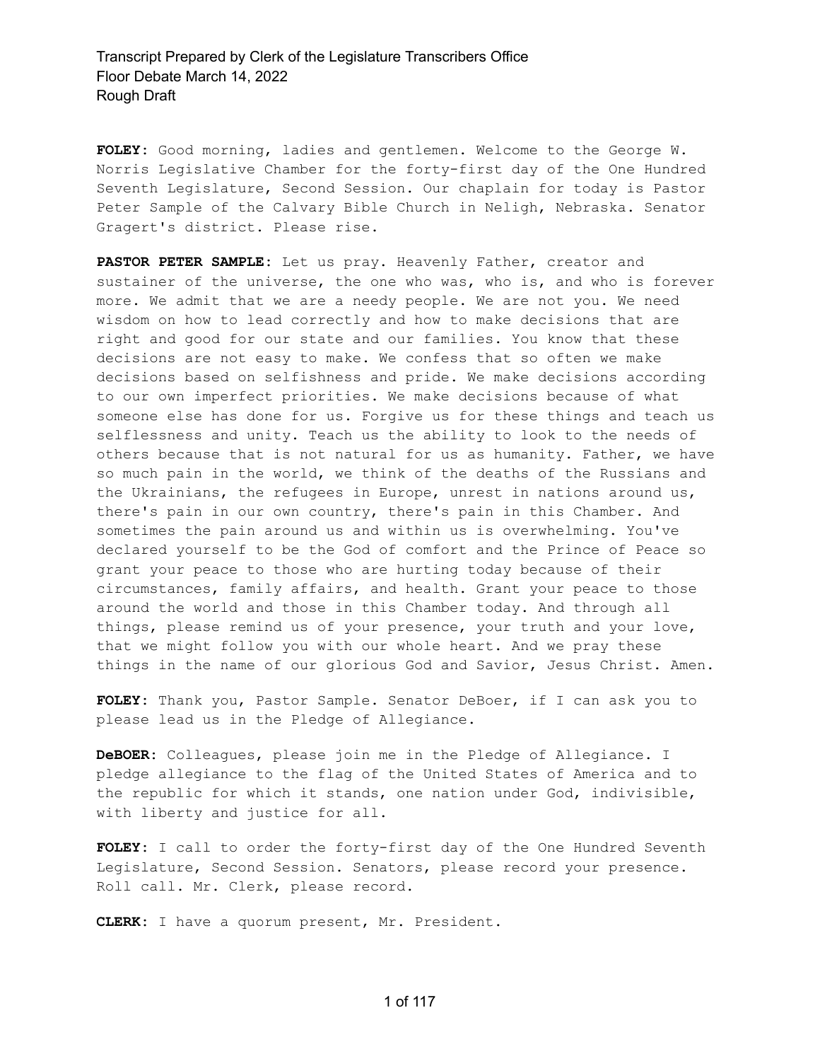**FOLEY:** Good morning, ladies and gentlemen. Welcome to the George W. Norris Legislative Chamber for the forty-first day of the One Hundred Seventh Legislature, Second Session. Our chaplain for today is Pastor Peter Sample of the Calvary Bible Church in Neligh, Nebraska. Senator Gragert's district. Please rise.

**PASTOR PETER SAMPLE:** Let us pray. Heavenly Father, creator and sustainer of the universe, the one who was, who is, and who is forever more. We admit that we are a needy people. We are not you. We need wisdom on how to lead correctly and how to make decisions that are right and good for our state and our families. You know that these decisions are not easy to make. We confess that so often we make decisions based on selfishness and pride. We make decisions according to our own imperfect priorities. We make decisions because of what someone else has done for us. Forgive us for these things and teach us selflessness and unity. Teach us the ability to look to the needs of others because that is not natural for us as humanity. Father, we have so much pain in the world, we think of the deaths of the Russians and the Ukrainians, the refugees in Europe, unrest in nations around us, there's pain in our own country, there's pain in this Chamber. And sometimes the pain around us and within us is overwhelming. You've declared yourself to be the God of comfort and the Prince of Peace so grant your peace to those who are hurting today because of their circumstances, family affairs, and health. Grant your peace to those around the world and those in this Chamber today. And through all things, please remind us of your presence, your truth and your love, that we might follow you with our whole heart. And we pray these things in the name of our glorious God and Savior, Jesus Christ. Amen.

**FOLEY:** Thank you, Pastor Sample. Senator DeBoer, if I can ask you to please lead us in the Pledge of Allegiance.

**DeBOER:** Colleagues, please join me in the Pledge of Allegiance. I pledge allegiance to the flag of the United States of America and to the republic for which it stands, one nation under God, indivisible, with liberty and justice for all.

**FOLEY:** I call to order the forty-first day of the One Hundred Seventh Legislature, Second Session. Senators, please record your presence. Roll call. Mr. Clerk, please record.

**CLERK:** I have a quorum present, Mr. President.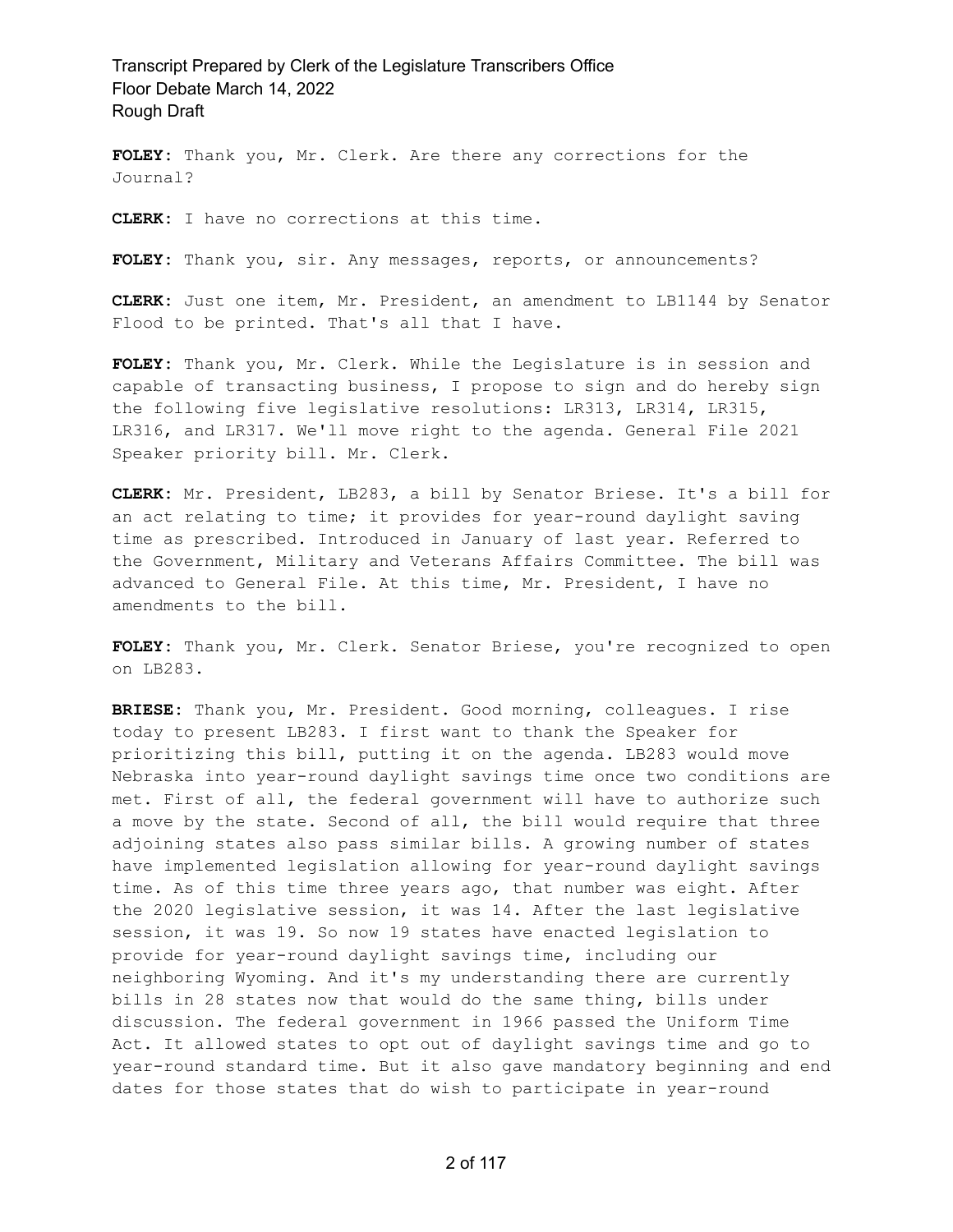**FOLEY:** Thank you, Mr. Clerk. Are there any corrections for the Journal?

**CLERK:** I have no corrections at this time.

**FOLEY:** Thank you, sir. Any messages, reports, or announcements?

**CLERK:** Just one item, Mr. President, an amendment to LB1144 by Senator Flood to be printed. That's all that I have.

**FOLEY:** Thank you, Mr. Clerk. While the Legislature is in session and capable of transacting business, I propose to sign and do hereby sign the following five legislative resolutions: LR313, LR314, LR315, LR316, and LR317. We'll move right to the agenda. General File 2021 Speaker priority bill. Mr. Clerk.

**CLERK:** Mr. President, LB283, a bill by Senator Briese. It's a bill for an act relating to time; it provides for year-round daylight saving time as prescribed. Introduced in January of last year. Referred to the Government, Military and Veterans Affairs Committee. The bill was advanced to General File. At this time, Mr. President, I have no amendments to the bill.

**FOLEY:** Thank you, Mr. Clerk. Senator Briese, you're recognized to open on LB283.

**BRIESE:** Thank you, Mr. President. Good morning, colleagues. I rise today to present LB283. I first want to thank the Speaker for prioritizing this bill, putting it on the agenda. LB283 would move Nebraska into year-round daylight savings time once two conditions are met. First of all, the federal government will have to authorize such a move by the state. Second of all, the bill would require that three adjoining states also pass similar bills. A growing number of states have implemented legislation allowing for year-round daylight savings time. As of this time three years ago, that number was eight. After the 2020 legislative session, it was 14. After the last legislative session, it was 19. So now 19 states have enacted legislation to provide for year-round daylight savings time, including our neighboring Wyoming. And it's my understanding there are currently bills in 28 states now that would do the same thing, bills under discussion. The federal government in 1966 passed the Uniform Time Act. It allowed states to opt out of daylight savings time and go to year-round standard time. But it also gave mandatory beginning and end dates for those states that do wish to participate in year-round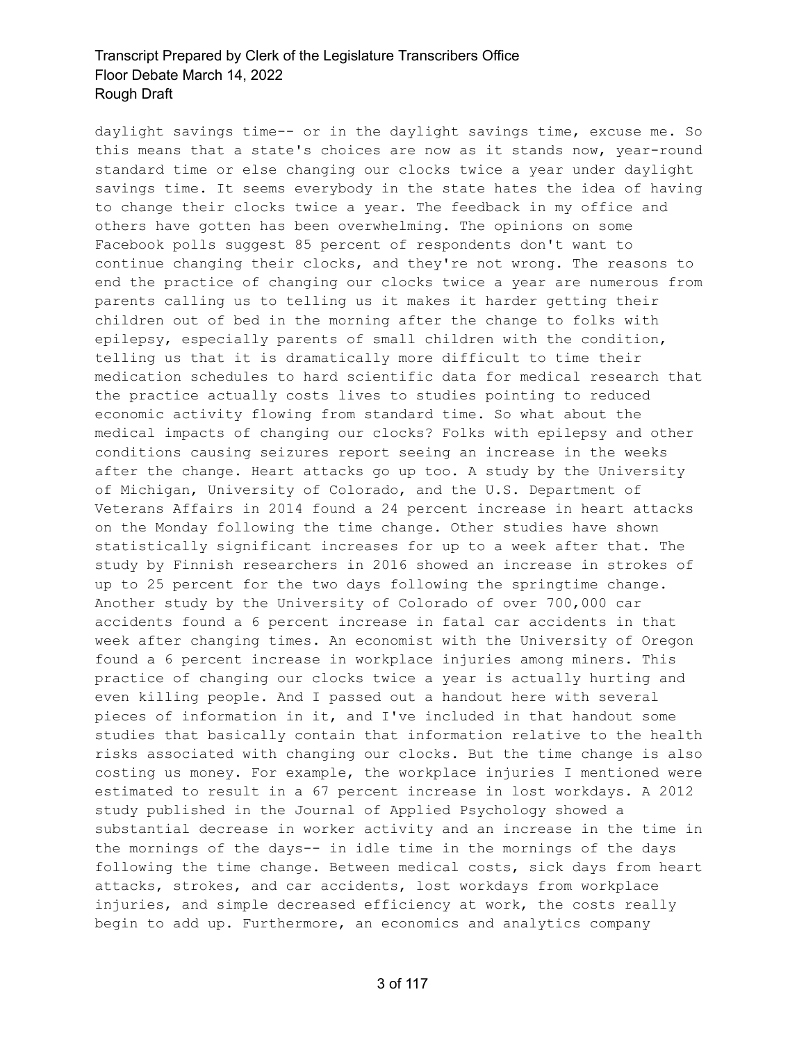daylight savings time-- or in the daylight savings time, excuse me. So this means that a state's choices are now as it stands now, year-round standard time or else changing our clocks twice a year under daylight savings time. It seems everybody in the state hates the idea of having to change their clocks twice a year. The feedback in my office and others have gotten has been overwhelming. The opinions on some Facebook polls suggest 85 percent of respondents don't want to continue changing their clocks, and they're not wrong. The reasons to end the practice of changing our clocks twice a year are numerous from parents calling us to telling us it makes it harder getting their children out of bed in the morning after the change to folks with epilepsy, especially parents of small children with the condition, telling us that it is dramatically more difficult to time their medication schedules to hard scientific data for medical research that the practice actually costs lives to studies pointing to reduced economic activity flowing from standard time. So what about the medical impacts of changing our clocks? Folks with epilepsy and other conditions causing seizures report seeing an increase in the weeks after the change. Heart attacks go up too. A study by the University of Michigan, University of Colorado, and the U.S. Department of Veterans Affairs in 2014 found a 24 percent increase in heart attacks on the Monday following the time change. Other studies have shown statistically significant increases for up to a week after that. The study by Finnish researchers in 2016 showed an increase in strokes of up to 25 percent for the two days following the springtime change. Another study by the University of Colorado of over 700,000 car accidents found a 6 percent increase in fatal car accidents in that week after changing times. An economist with the University of Oregon found a 6 percent increase in workplace injuries among miners. This practice of changing our clocks twice a year is actually hurting and even killing people. And I passed out a handout here with several pieces of information in it, and I've included in that handout some studies that basically contain that information relative to the health risks associated with changing our clocks. But the time change is also costing us money. For example, the workplace injuries I mentioned were estimated to result in a 67 percent increase in lost workdays. A 2012 study published in the Journal of Applied Psychology showed a substantial decrease in worker activity and an increase in the time in the mornings of the days-- in idle time in the mornings of the days following the time change. Between medical costs, sick days from heart attacks, strokes, and car accidents, lost workdays from workplace injuries, and simple decreased efficiency at work, the costs really begin to add up. Furthermore, an economics and analytics company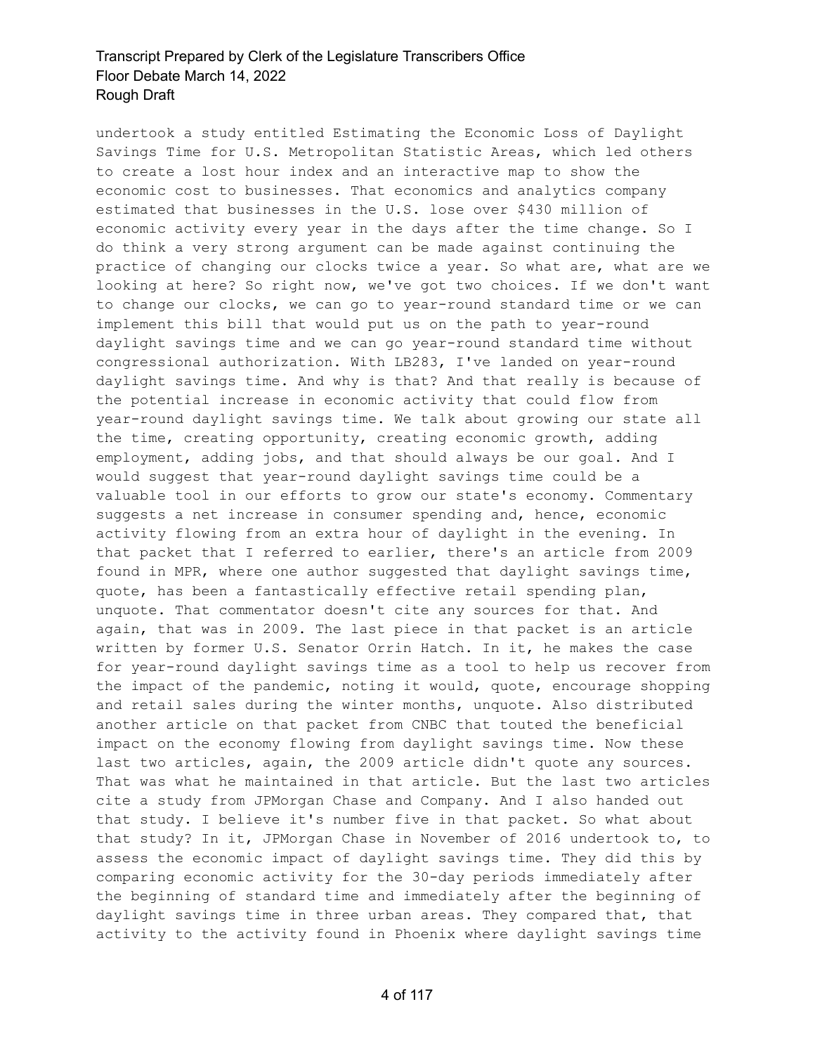undertook a study entitled Estimating the Economic Loss of Daylight Savings Time for U.S. Metropolitan Statistic Areas, which led others to create a lost hour index and an interactive map to show the economic cost to businesses. That economics and analytics company estimated that businesses in the U.S. lose over $430 million of economic activity every year in the days after the time change. So I do think a very strong argument can be made against continuing the practice of changing our clocks twice a year. So what are, what are we looking at here? So right now, we've got two choices. If we don't want to change our clocks, we can go to year-round standard time or we can implement this bill that would put us on the path to year-round daylight savings time and we can go year-round standard time without congressional authorization. With LB283, I've landed on year-round daylight savings time. And why is that? And that really is because of the potential increase in economic activity that could flow from year-round daylight savings time. We talk about growing our state all the time, creating opportunity, creating economic growth, adding employment, adding jobs, and that should always be our goal. And I would suggest that year-round daylight savings time could be a valuable tool in our efforts to grow our state's economy. Commentary suggests a net increase in consumer spending and, hence, economic activity flowing from an extra hour of daylight in the evening. In that packet that I referred to earlier, there's an article from 2009 found in MPR, where one author suggested that daylight savings time, quote, has been a fantastically effective retail spending plan, unquote. That commentator doesn't cite any sources for that. And again, that was in 2009. The last piece in that packet is an article written by former U.S. Senator Orrin Hatch. In it, he makes the case for year-round daylight savings time as a tool to help us recover from the impact of the pandemic, noting it would, quote, encourage shopping and retail sales during the winter months, unquote. Also distributed another article on that packet from CNBC that touted the beneficial impact on the economy flowing from daylight savings time. Now these last two articles, again, the 2009 article didn't quote any sources. That was what he maintained in that article. But the last two articles cite a study from JPMorgan Chase and Company. And I also handed out that study. I believe it's number five in that packet. So what about that study? In it, JPMorgan Chase in November of 2016 undertook to, to assess the economic impact of daylight savings time. They did this by comparing economic activity for the 30-day periods immediately after the beginning of standard time and immediately after the beginning of daylight savings time in three urban areas. They compared that, that activity to the activity found in Phoenix where daylight savings time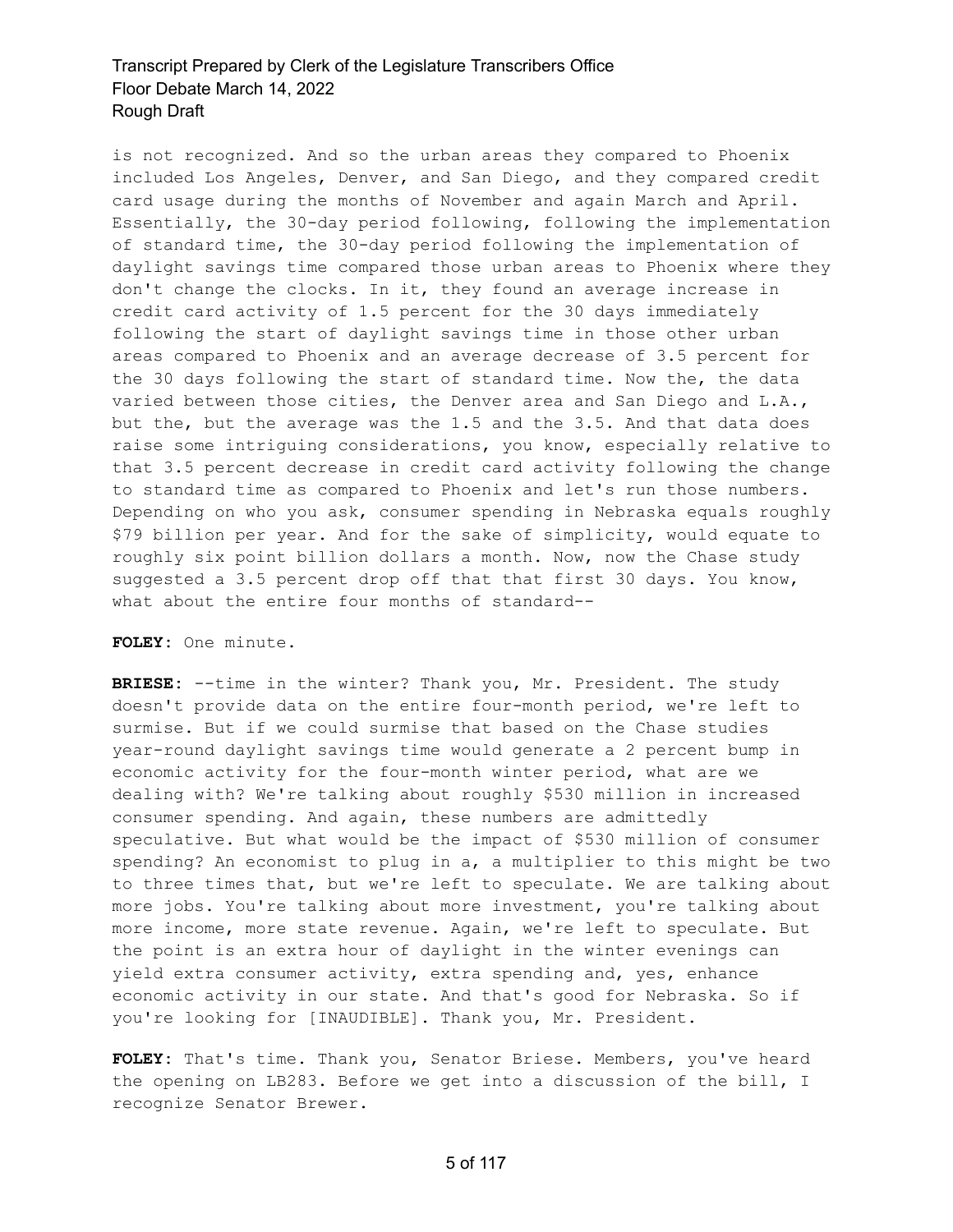is not recognized. And so the urban areas they compared to Phoenix included Los Angeles, Denver, and San Diego, and they compared credit card usage during the months of November and again March and April. Essentially, the 30-day period following, following the implementation of standard time, the 30-day period following the implementation of daylight savings time compared those urban areas to Phoenix where they don't change the clocks. In it, they found an average increase in credit card activity of 1.5 percent for the 30 days immediately following the start of daylight savings time in those other urban areas compared to Phoenix and an average decrease of 3.5 percent for the 30 days following the start of standard time. Now the, the data varied between those cities, the Denver area and San Diego and L.A., but the, but the average was the 1.5 and the 3.5. And that data does raise some intriguing considerations, you know, especially relative to that 3.5 percent decrease in credit card activity following the change to standard time as compared to Phoenix and let's run those numbers. Depending on who you ask, consumer spending in Nebraska equals roughly $79 billion per year. And for the sake of simplicity, would equate to roughly six point billion dollars a month. Now, now the Chase study suggested a 3.5 percent drop off that that first 30 days. You know, what about the entire four months of standard--

**FOLEY:** One minute.

**BRIESE:** --time in the winter? Thank you, Mr. President. The study doesn't provide data on the entire four-month period, we're left to surmise. But if we could surmise that based on the Chase studies year-round daylight savings time would generate a 2 percent bump in economic activity for the four-month winter period, what are we dealing with? We're talking about roughly $530 million in increased consumer spending. And again, these numbers are admittedly speculative. But what would be the impact of $530 million of consumer spending? An economist to plug in a, a multiplier to this might be two to three times that, but we're left to speculate. We are talking about more jobs. You're talking about more investment, you're talking about more income, more state revenue. Again, we're left to speculate. But the point is an extra hour of daylight in the winter evenings can yield extra consumer activity, extra spending and, yes, enhance economic activity in our state. And that's good for Nebraska. So if you're looking for [INAUDIBLE]. Thank you, Mr. President.

**FOLEY:** That's time. Thank you, Senator Briese. Members, you've heard the opening on LB283. Before we get into a discussion of the bill, I recognize Senator Brewer.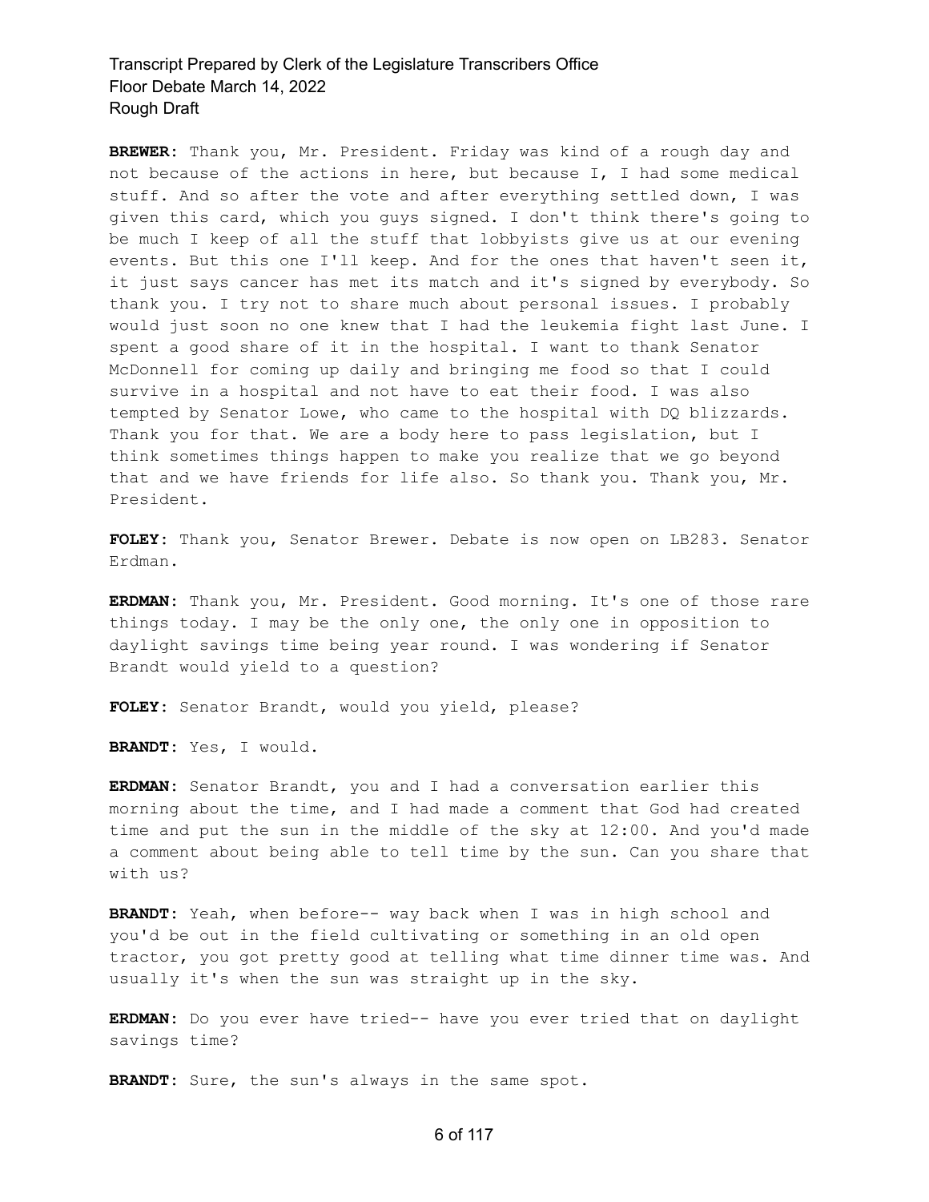**BREWER:** Thank you, Mr. President. Friday was kind of a rough day and not because of the actions in here, but because I, I had some medical stuff. And so after the vote and after everything settled down, I was given this card, which you guys signed. I don't think there's going to be much I keep of all the stuff that lobbyists give us at our evening events. But this one I'll keep. And for the ones that haven't seen it, it just says cancer has met its match and it's signed by everybody. So thank you. I try not to share much about personal issues. I probably would just soon no one knew that I had the leukemia fight last June. I spent a good share of it in the hospital. I want to thank Senator McDonnell for coming up daily and bringing me food so that I could survive in a hospital and not have to eat their food. I was also tempted by Senator Lowe, who came to the hospital with DQ blizzards. Thank you for that. We are a body here to pass legislation, but I think sometimes things happen to make you realize that we go beyond that and we have friends for life also. So thank you. Thank you, Mr. President.

**FOLEY:** Thank you, Senator Brewer. Debate is now open on LB283. Senator Erdman.

**ERDMAN:** Thank you, Mr. President. Good morning. It's one of those rare things today. I may be the only one, the only one in opposition to daylight savings time being year round. I was wondering if Senator Brandt would yield to a question?

**FOLEY:** Senator Brandt, would you yield, please?

**BRANDT:** Yes, I would.

**ERDMAN:** Senator Brandt, you and I had a conversation earlier this morning about the time, and I had made a comment that God had created time and put the sun in the middle of the sky at 12:00. And you'd made a comment about being able to tell time by the sun. Can you share that with us?

**BRANDT:** Yeah, when before-- way back when I was in high school and you'd be out in the field cultivating or something in an old open tractor, you got pretty good at telling what time dinner time was. And usually it's when the sun was straight up in the sky.

**ERDMAN:** Do you ever have tried-- have you ever tried that on daylight savings time?

**BRANDT:** Sure, the sun's always in the same spot.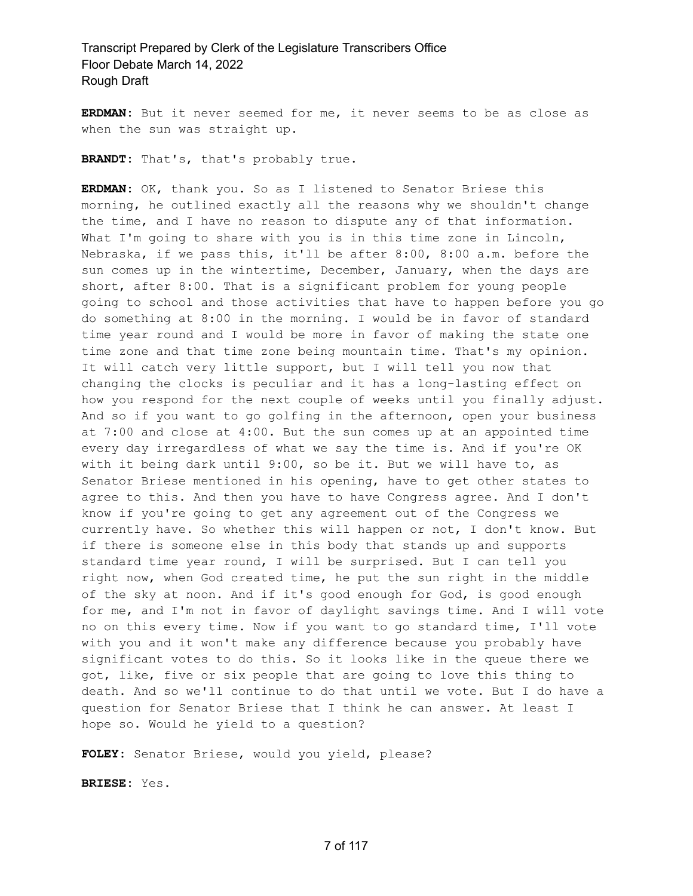**ERDMAN:** But it never seemed for me, it never seems to be as close as when the sun was straight up.

**BRANDT:** That's, that's probably true.

**ERDMAN:** OK, thank you. So as I listened to Senator Briese this morning, he outlined exactly all the reasons why we shouldn't change the time, and I have no reason to dispute any of that information. What I'm going to share with you is in this time zone in Lincoln, Nebraska, if we pass this, it'll be after 8:00, 8:00 a.m. before the sun comes up in the wintertime, December, January, when the days are short, after 8:00. That is a significant problem for young people going to school and those activities that have to happen before you go do something at 8:00 in the morning. I would be in favor of standard time year round and I would be more in favor of making the state one time zone and that time zone being mountain time. That's my opinion. It will catch very little support, but I will tell you now that changing the clocks is peculiar and it has a long-lasting effect on how you respond for the next couple of weeks until you finally adjust. And so if you want to go golfing in the afternoon, open your business at 7:00 and close at 4:00. But the sun comes up at an appointed time every day irregardless of what we say the time is. And if you're OK with it being dark until 9:00, so be it. But we will have to, as Senator Briese mentioned in his opening, have to get other states to agree to this. And then you have to have Congress agree. And I don't know if you're going to get any agreement out of the Congress we currently have. So whether this will happen or not, I don't know. But if there is someone else in this body that stands up and supports standard time year round, I will be surprised. But I can tell you right now, when God created time, he put the sun right in the middle of the sky at noon. And if it's good enough for God, is good enough for me, and I'm not in favor of daylight savings time. And I will vote no on this every time. Now if you want to go standard time, I'll vote with you and it won't make any difference because you probably have significant votes to do this. So it looks like in the queue there we got, like, five or six people that are going to love this thing to death. And so we'll continue to do that until we vote. But I do have a question for Senator Briese that I think he can answer. At least I hope so. Would he yield to a question?

**FOLEY:** Senator Briese, would you yield, please?

**BRIESE:** Yes.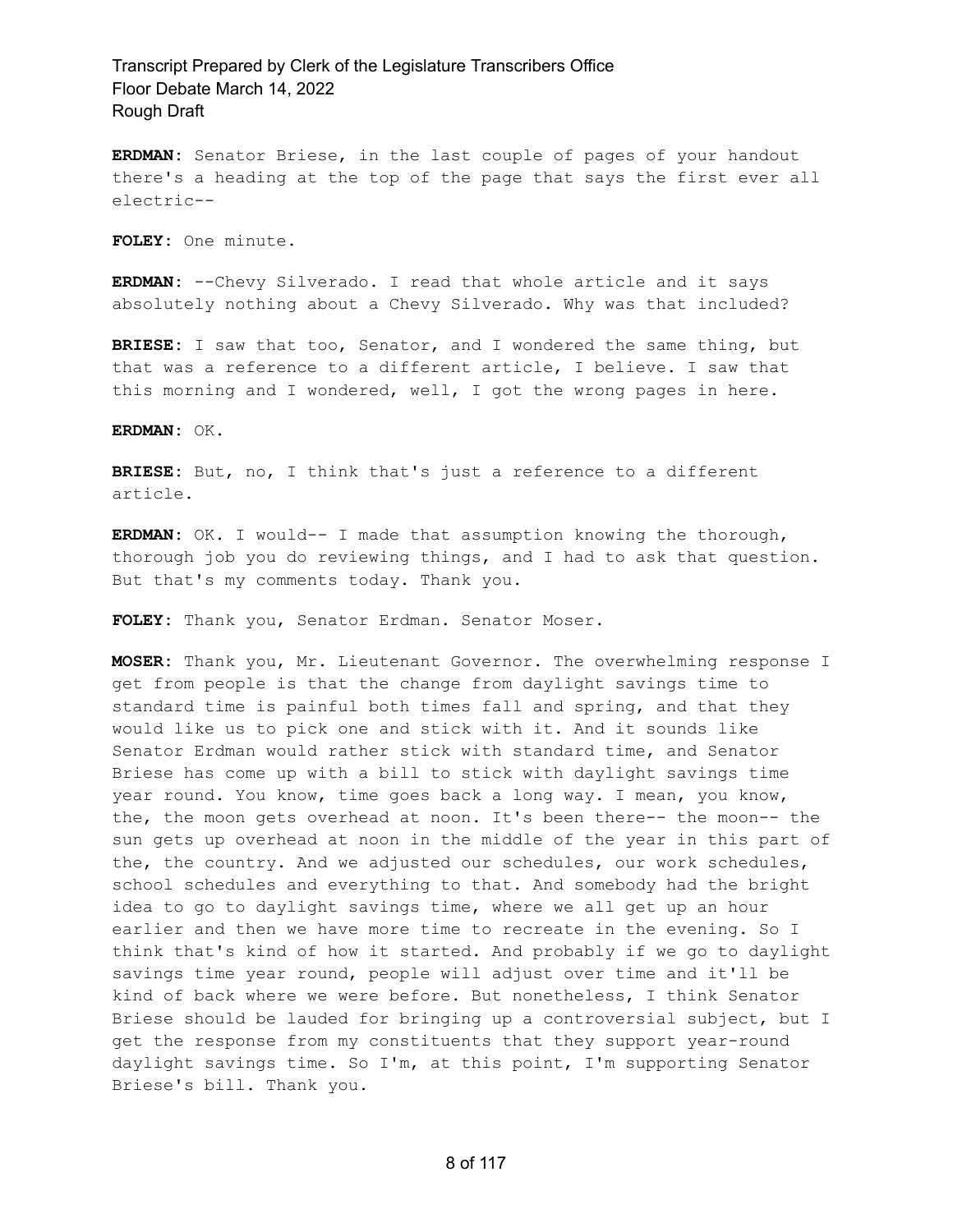**ERDMAN:** Senator Briese, in the last couple of pages of your handout there's a heading at the top of the page that says the first ever all electric--

**FOLEY:** One minute.

**ERDMAN:** --Chevy Silverado. I read that whole article and it says absolutely nothing about a Chevy Silverado. Why was that included?

**BRIESE:** I saw that too, Senator, and I wondered the same thing, but that was a reference to a different article, I believe. I saw that this morning and I wondered, well, I got the wrong pages in here.

**ERDMAN:** OK.

**BRIESE:** But, no, I think that's just a reference to a different article.

**ERDMAN:** OK. I would-- I made that assumption knowing the thorough, thorough job you do reviewing things, and I had to ask that question. But that's my comments today. Thank you.

**FOLEY:** Thank you, Senator Erdman. Senator Moser.

**MOSER:** Thank you, Mr. Lieutenant Governor. The overwhelming response I get from people is that the change from daylight savings time to standard time is painful both times fall and spring, and that they would like us to pick one and stick with it. And it sounds like Senator Erdman would rather stick with standard time, and Senator Briese has come up with a bill to stick with daylight savings time year round. You know, time goes back a long way. I mean, you know, the, the moon gets overhead at noon. It's been there-- the moon-- the sun gets up overhead at noon in the middle of the year in this part of the, the country. And we adjusted our schedules, our work schedules, school schedules and everything to that. And somebody had the bright idea to go to daylight savings time, where we all get up an hour earlier and then we have more time to recreate in the evening. So I think that's kind of how it started. And probably if we go to daylight savings time year round, people will adjust over time and it'll be kind of back where we were before. But nonetheless, I think Senator Briese should be lauded for bringing up a controversial subject, but I get the response from my constituents that they support year-round daylight savings time. So I'm, at this point, I'm supporting Senator Briese's bill. Thank you.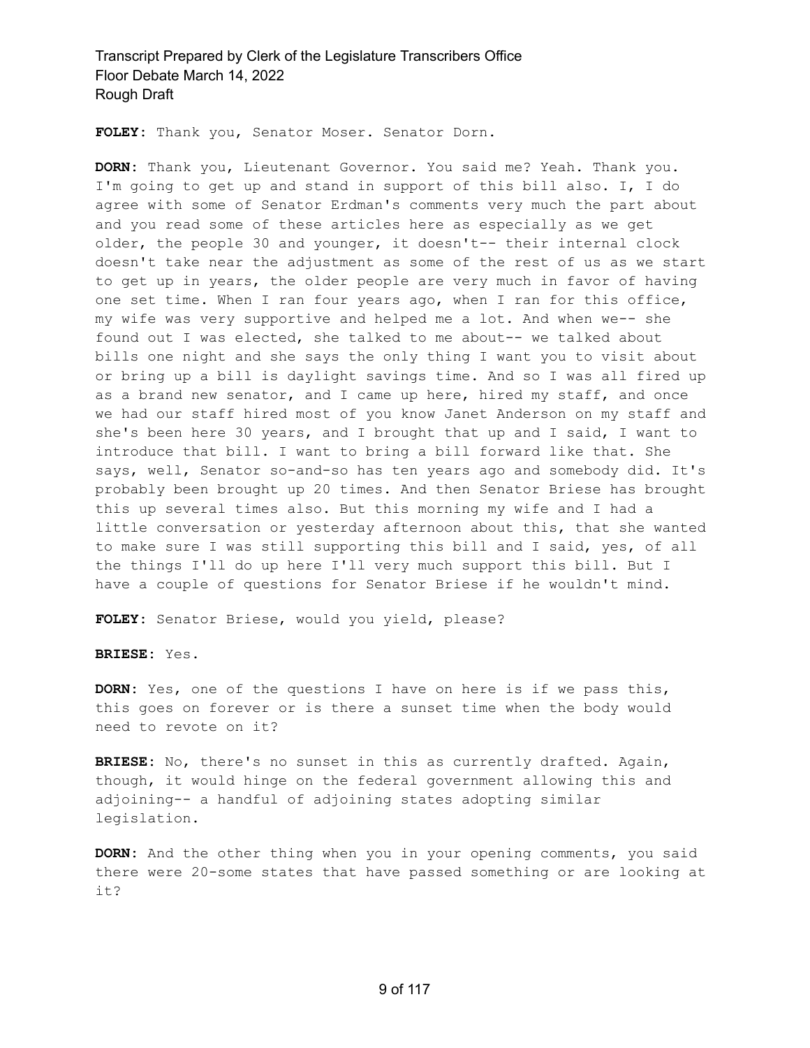**FOLEY:** Thank you, Senator Moser. Senator Dorn.

**DORN:** Thank you, Lieutenant Governor. You said me? Yeah. Thank you. I'm going to get up and stand in support of this bill also. I, I do agree with some of Senator Erdman's comments very much the part about and you read some of these articles here as especially as we get older, the people 30 and younger, it doesn't-- their internal clock doesn't take near the adjustment as some of the rest of us as we start to get up in years, the older people are very much in favor of having one set time. When I ran four years ago, when I ran for this office, my wife was very supportive and helped me a lot. And when we-- she found out I was elected, she talked to me about-- we talked about bills one night and she says the only thing I want you to visit about or bring up a bill is daylight savings time. And so I was all fired up as a brand new senator, and I came up here, hired my staff, and once we had our staff hired most of you know Janet Anderson on my staff and she's been here 30 years, and I brought that up and I said, I want to introduce that bill. I want to bring a bill forward like that. She says, well, Senator so-and-so has ten years ago and somebody did. It's probably been brought up 20 times. And then Senator Briese has brought this up several times also. But this morning my wife and I had a little conversation or yesterday afternoon about this, that she wanted to make sure I was still supporting this bill and I said, yes, of all the things I'll do up here I'll very much support this bill. But I have a couple of questions for Senator Briese if he wouldn't mind.

**FOLEY:** Senator Briese, would you yield, please?

**BRIESE:** Yes.

**DORN:** Yes, one of the questions I have on here is if we pass this, this goes on forever or is there a sunset time when the body would need to revote on it?

**BRIESE:** No, there's no sunset in this as currently drafted. Again, though, it would hinge on the federal government allowing this and adjoining-- a handful of adjoining states adopting similar legislation.

**DORN:** And the other thing when you in your opening comments, you said there were 20-some states that have passed something or are looking at it?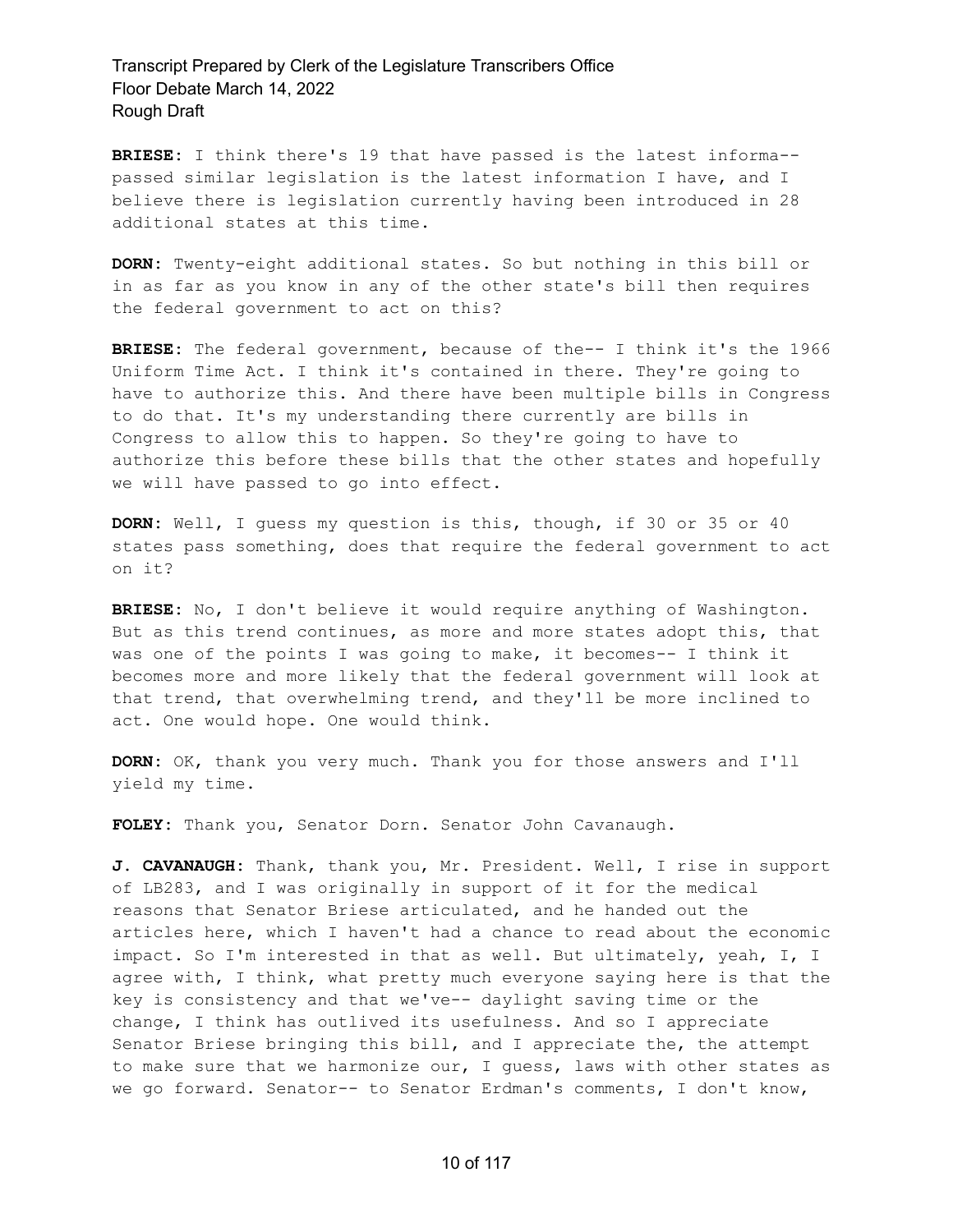**BRIESE:** I think there's 19 that have passed is the latest informa-- passed similar legislation is the latest information I have, and I believe there is legislation currently having been introduced in 28 additional states at this time.

**DORN:** Twenty-eight additional states. So but nothing in this bill or in as far as you know in any of the other state's bill then requires the federal government to act on this?

**BRIESE:** The federal government, because of the-- I think it's the 1966 Uniform Time Act. I think it's contained in there. They're going to have to authorize this. And there have been multiple bills in Congress to do that. It's my understanding there currently are bills in Congress to allow this to happen. So they're going to have to authorize this before these bills that the other states and hopefully we will have passed to go into effect.

**DORN:** Well, I guess my question is this, though, if 30 or 35 or 40 states pass something, does that require the federal government to act on it?

**BRIESE:** No, I don't believe it would require anything of Washington. But as this trend continues, as more and more states adopt this, that was one of the points I was going to make, it becomes-- I think it becomes more and more likely that the federal government will look at that trend, that overwhelming trend, and they'll be more inclined to act. One would hope. One would think.

**DORN:** OK, thank you very much. Thank you for those answers and I'll yield my time.

**FOLEY:** Thank you, Senator Dorn. Senator John Cavanaugh.

**J. CAVANAUGH:** Thank, thank you, Mr. President. Well, I rise in support of LB283, and I was originally in support of it for the medical reasons that Senator Briese articulated, and he handed out the articles here, which I haven't had a chance to read about the economic impact. So I'm interested in that as well. But ultimately, yeah, I, I agree with, I think, what pretty much everyone saying here is that the key is consistency and that we've-- daylight saving time or the change, I think has outlived its usefulness. And so I appreciate Senator Briese bringing this bill, and I appreciate the, the attempt to make sure that we harmonize our, I guess, laws with other states as we go forward. Senator-- to Senator Erdman's comments, I don't know,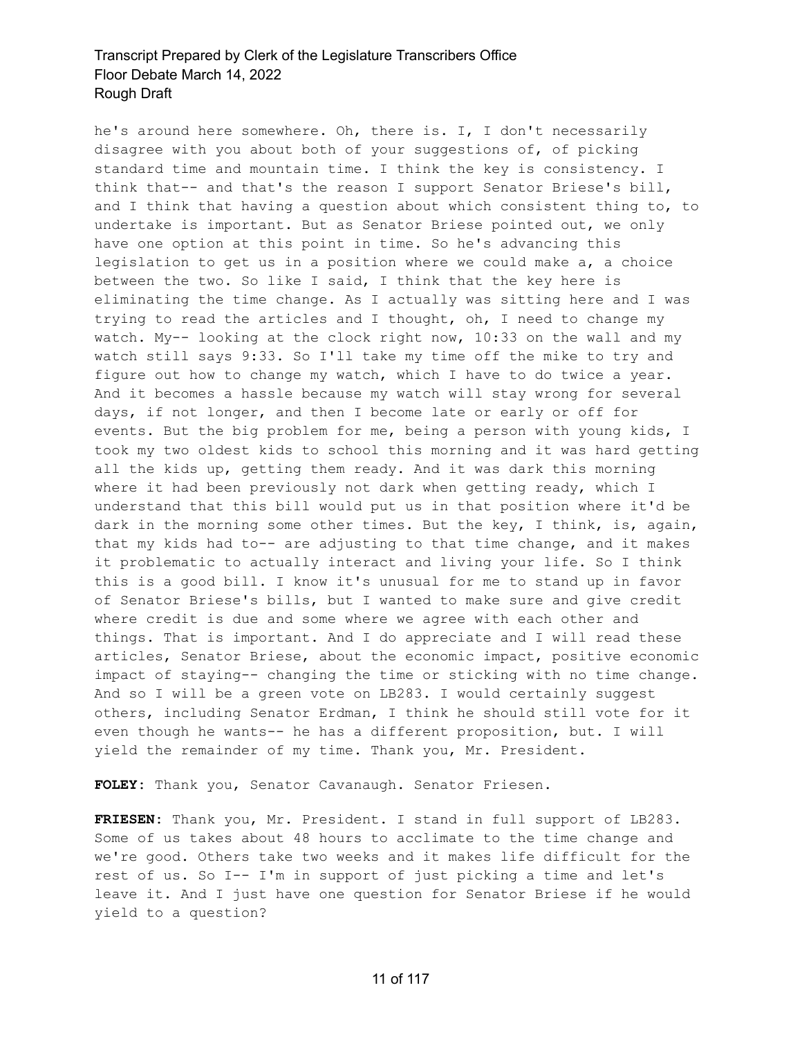he's around here somewhere. Oh, there is. I, I don't necessarily disagree with you about both of your suggestions of, of picking standard time and mountain time. I think the key is consistency. I think that-- and that's the reason I support Senator Briese's bill, and I think that having a question about which consistent thing to, to undertake is important. But as Senator Briese pointed out, we only have one option at this point in time. So he's advancing this legislation to get us in a position where we could make a, a choice between the two. So like I said, I think that the key here is eliminating the time change. As I actually was sitting here and I was trying to read the articles and I thought, oh, I need to change my watch. My-- looking at the clock right now, 10:33 on the wall and my watch still says 9:33. So I'll take my time off the mike to try and figure out how to change my watch, which I have to do twice a year. And it becomes a hassle because my watch will stay wrong for several days, if not longer, and then I become late or early or off for events. But the big problem for me, being a person with young kids, I took my two oldest kids to school this morning and it was hard getting all the kids up, getting them ready. And it was dark this morning where it had been previously not dark when getting ready, which I understand that this bill would put us in that position where it'd be dark in the morning some other times. But the key, I think, is, again, that my kids had to-- are adjusting to that time change, and it makes it problematic to actually interact and living your life. So I think this is a good bill. I know it's unusual for me to stand up in favor of Senator Briese's bills, but I wanted to make sure and give credit where credit is due and some where we agree with each other and things. That is important. And I do appreciate and I will read these articles, Senator Briese, about the economic impact, positive economic impact of staying-- changing the time or sticking with no time change. And so I will be a green vote on LB283. I would certainly suggest others, including Senator Erdman, I think he should still vote for it even though he wants-- he has a different proposition, but. I will yield the remainder of my time. Thank you, Mr. President.

**FOLEY:** Thank you, Senator Cavanaugh. Senator Friesen.

**FRIESEN:** Thank you, Mr. President. I stand in full support of LB283. Some of us takes about 48 hours to acclimate to the time change and we're good. Others take two weeks and it makes life difficult for the rest of us. So I-- I'm in support of just picking a time and let's leave it. And I just have one question for Senator Briese if he would yield to a question?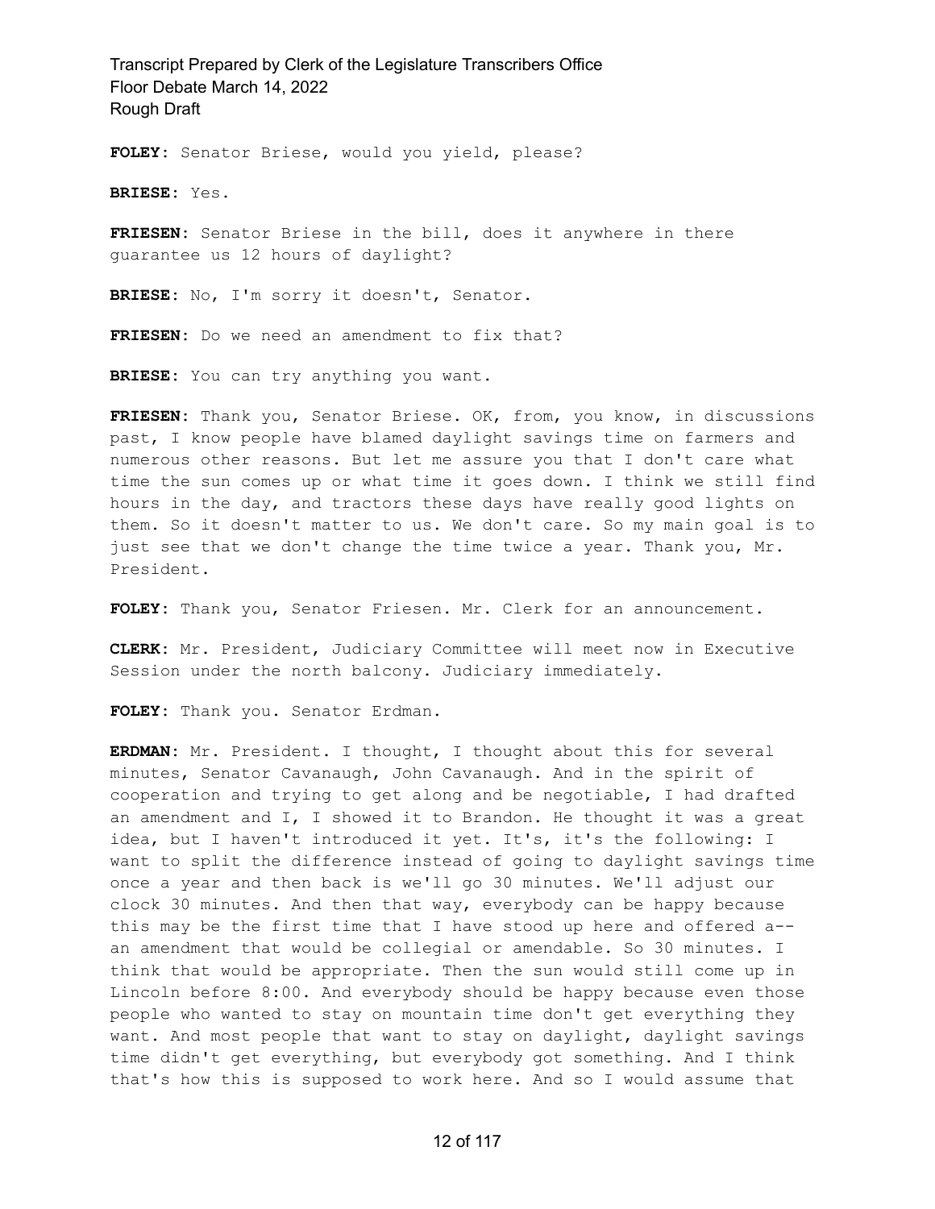**FOLEY:** Senator Briese, would you yield, please?

**BRIESE:** Yes.

**FRIESEN:** Senator Briese in the bill, does it anywhere in there guarantee us 12 hours of daylight?

**BRIESE:** No, I'm sorry it doesn't, Senator.

**FRIESEN:** Do we need an amendment to fix that?

**BRIESE:** You can try anything you want.

**FRIESEN:** Thank you, Senator Briese. OK, from, you know, in discussions past, I know people have blamed daylight savings time on farmers and numerous other reasons. But let me assure you that I don't care what time the sun comes up or what time it goes down. I think we still find hours in the day, and tractors these days have really good lights on them. So it doesn't matter to us. We don't care. So my main goal is to just see that we don't change the time twice a year. Thank you, Mr. President.

**FOLEY:** Thank you, Senator Friesen. Mr. Clerk for an announcement.

**CLERK:** Mr. President, Judiciary Committee will meet now in Executive Session under the north balcony. Judiciary immediately.

**FOLEY:** Thank you. Senator Erdman.

**ERDMAN:** Mr. President. I thought, I thought about this for several minutes, Senator Cavanaugh, John Cavanaugh. And in the spirit of cooperation and trying to get along and be negotiable, I had drafted an amendment and I, I showed it to Brandon. He thought it was a great idea, but I haven't introduced it yet. It's, it's the following: I want to split the difference instead of going to daylight savings time once a year and then back is we'll go 30 minutes. We'll adjust our clock 30 minutes. And then that way, everybody can be happy because this may be the first time that I have stood up here and offered a-- an amendment that would be collegial or amendable. So 30 minutes. I think that would be appropriate. Then the sun would still come up in Lincoln before 8:00. And everybody should be happy because even those people who wanted to stay on mountain time don't get everything they want. And most people that want to stay on daylight, daylight savings time didn't get everything, but everybody got something. And I think that's how this is supposed to work here. And so I would assume that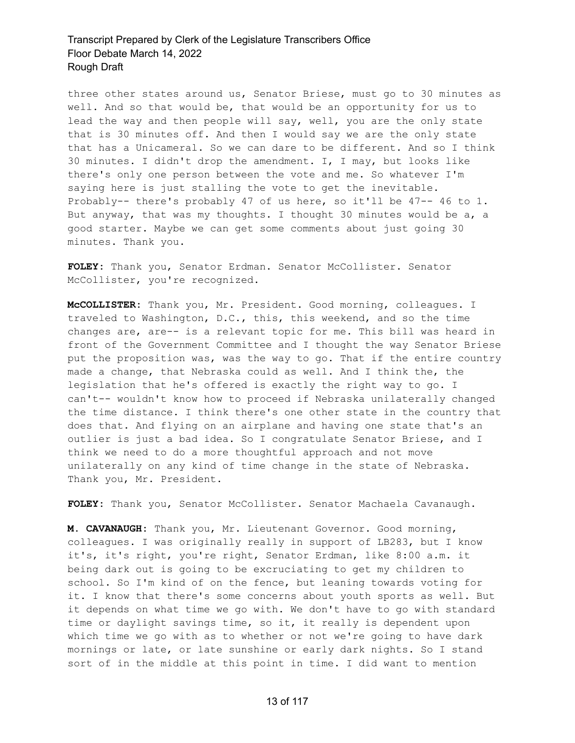three other states around us, Senator Briese, must go to 30 minutes as well. And so that would be, that would be an opportunity for us to lead the way and then people will say, well, you are the only state that is 30 minutes off. And then I would say we are the only state that has a Unicameral. So we can dare to be different. And so I think 30 minutes. I didn't drop the amendment. I, I may, but looks like there's only one person between the vote and me. So whatever I'm saying here is just stalling the vote to get the inevitable. Probably-- there's probably 47 of us here, so it'll be 47-- 46 to 1. But anyway, that was my thoughts. I thought 30 minutes would be a, a good starter. Maybe we can get some comments about just going 30 minutes. Thank you.

**FOLEY:** Thank you, Senator Erdman. Senator McCollister. Senator McCollister, you're recognized.

**McCOLLISTER:** Thank you, Mr. President. Good morning, colleagues. I traveled to Washington, D.C., this, this weekend, and so the time changes are, are-- is a relevant topic for me. This bill was heard in front of the Government Committee and I thought the way Senator Briese put the proposition was, was the way to go. That if the entire country made a change, that Nebraska could as well. And I think the, the legislation that he's offered is exactly the right way to go. I can't-- wouldn't know how to proceed if Nebraska unilaterally changed the time distance. I think there's one other state in the country that does that. And flying on an airplane and having one state that's an outlier is just a bad idea. So I congratulate Senator Briese, and I think we need to do a more thoughtful approach and not move unilaterally on any kind of time change in the state of Nebraska. Thank you, Mr. President.

**FOLEY:** Thank you, Senator McCollister. Senator Machaela Cavanaugh.

**M. CAVANAUGH:** Thank you, Mr. Lieutenant Governor. Good morning, colleagues. I was originally really in support of LB283, but I know it's, it's right, you're right, Senator Erdman, like 8:00 a.m. it being dark out is going to be excruciating to get my children to school. So I'm kind of on the fence, but leaning towards voting for it. I know that there's some concerns about youth sports as well. But it depends on what time we go with. We don't have to go with standard time or daylight savings time, so it, it really is dependent upon which time we go with as to whether or not we're going to have dark mornings or late, or late sunshine or early dark nights. So I stand sort of in the middle at this point in time. I did want to mention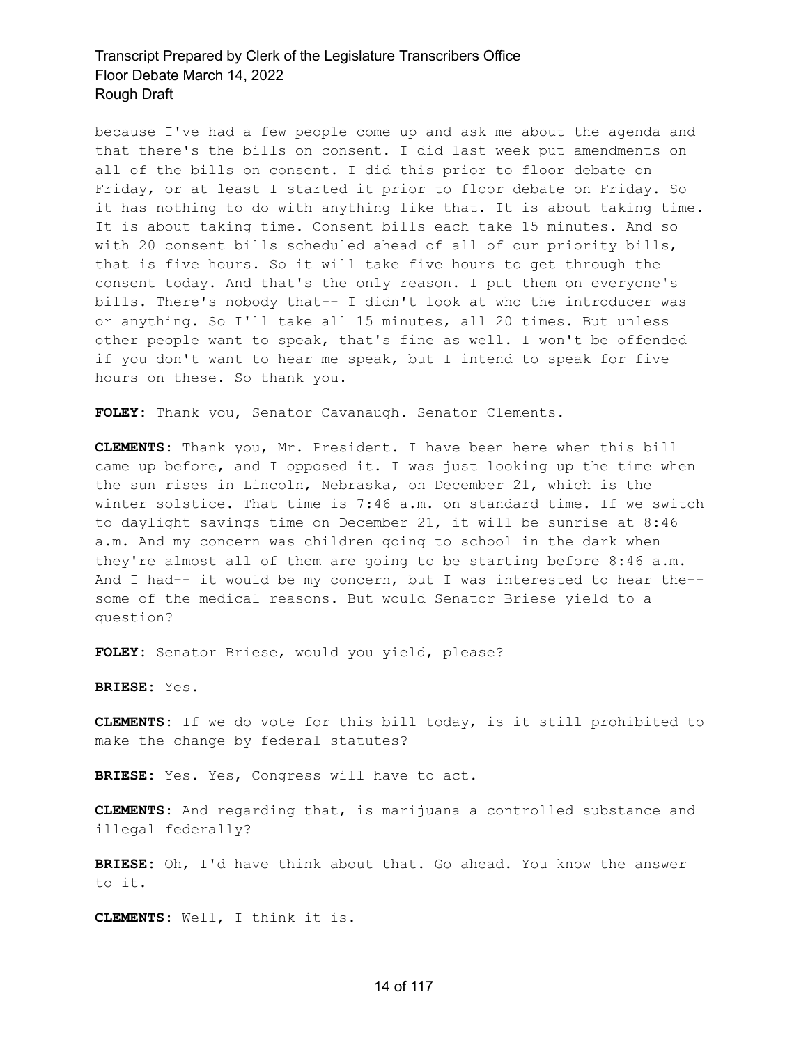because I've had a few people come up and ask me about the agenda and that there's the bills on consent. I did last week put amendments on all of the bills on consent. I did this prior to floor debate on Friday, or at least I started it prior to floor debate on Friday. So it has nothing to do with anything like that. It is about taking time. It is about taking time. Consent bills each take 15 minutes. And so with 20 consent bills scheduled ahead of all of our priority bills, that is five hours. So it will take five hours to get through the consent today. And that's the only reason. I put them on everyone's bills. There's nobody that-- I didn't look at who the introducer was or anything. So I'll take all 15 minutes, all 20 times. But unless other people want to speak, that's fine as well. I won't be offended if you don't want to hear me speak, but I intend to speak for five hours on these. So thank you.

**FOLEY:** Thank you, Senator Cavanaugh. Senator Clements.

**CLEMENTS:** Thank you, Mr. President. I have been here when this bill came up before, and I opposed it. I was just looking up the time when the sun rises in Lincoln, Nebraska, on December 21, which is the winter solstice. That time is 7:46 a.m. on standard time. If we switch to daylight savings time on December 21, it will be sunrise at 8:46 a.m. And my concern was children going to school in the dark when they're almost all of them are going to be starting before 8:46 a.m. And I had-- it would be my concern, but I was interested to hear the-- some of the medical reasons. But would Senator Briese yield to a question?

**FOLEY:** Senator Briese, would you yield, please?

**BRIESE:** Yes.

**CLEMENTS:** If we do vote for this bill today, is it still prohibited to make the change by federal statutes?

**BRIESE:** Yes. Yes, Congress will have to act.

**CLEMENTS:** And regarding that, is marijuana a controlled substance and illegal federally?

**BRIESE:** Oh, I'd have think about that. Go ahead. You know the answer to it.

**CLEMENTS:** Well, I think it is.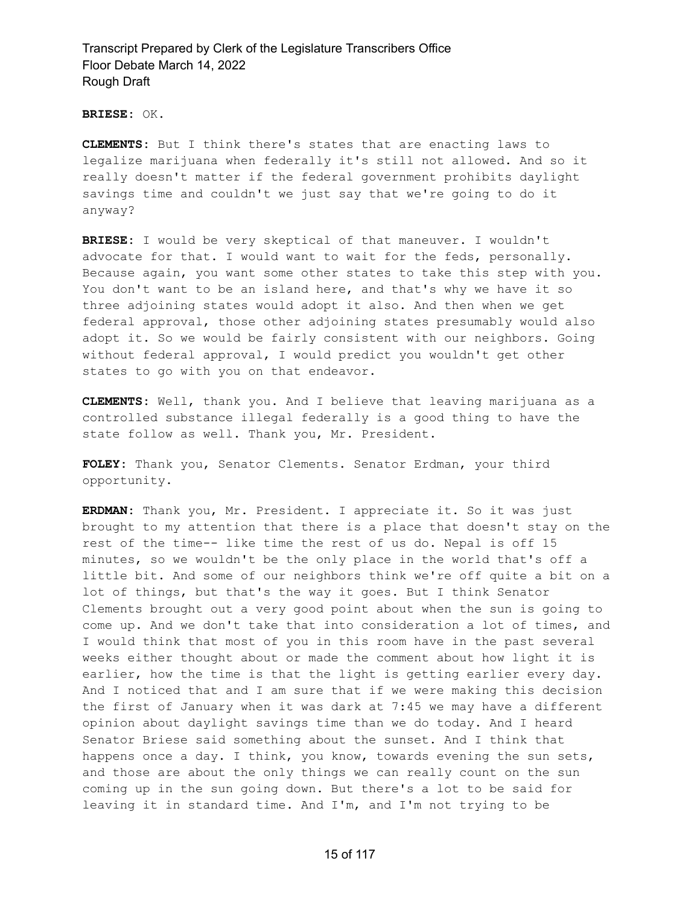**BRIESE:** OK.

**CLEMENTS:** But I think there's states that are enacting laws to legalize marijuana when federally it's still not allowed. And so it really doesn't matter if the federal government prohibits daylight savings time and couldn't we just say that we're going to do it anyway?

**BRIESE:** I would be very skeptical of that maneuver. I wouldn't advocate for that. I would want to wait for the feds, personally. Because again, you want some other states to take this step with you. You don't want to be an island here, and that's why we have it so three adjoining states would adopt it also. And then when we get federal approval, those other adjoining states presumably would also adopt it. So we would be fairly consistent with our neighbors. Going without federal approval, I would predict you wouldn't get other states to go with you on that endeavor.

**CLEMENTS:** Well, thank you. And I believe that leaving marijuana as a controlled substance illegal federally is a good thing to have the state follow as well. Thank you, Mr. President.

**FOLEY:** Thank you, Senator Clements. Senator Erdman, your third opportunity.

**ERDMAN:** Thank you, Mr. President. I appreciate it. So it was just brought to my attention that there is a place that doesn't stay on the rest of the time-- like time the rest of us do. Nepal is off 15 minutes, so we wouldn't be the only place in the world that's off a little bit. And some of our neighbors think we're off quite a bit on a lot of things, but that's the way it goes. But I think Senator Clements brought out a very good point about when the sun is going to come up. And we don't take that into consideration a lot of times, and I would think that most of you in this room have in the past several weeks either thought about or made the comment about how light it is earlier, how the time is that the light is getting earlier every day. And I noticed that and I am sure that if we were making this decision the first of January when it was dark at 7:45 we may have a different opinion about daylight savings time than we do today. And I heard Senator Briese said something about the sunset. And I think that happens once a day. I think, you know, towards evening the sun sets, and those are about the only things we can really count on the sun coming up in the sun going down. But there's a lot to be said for leaving it in standard time. And I'm, and I'm not trying to be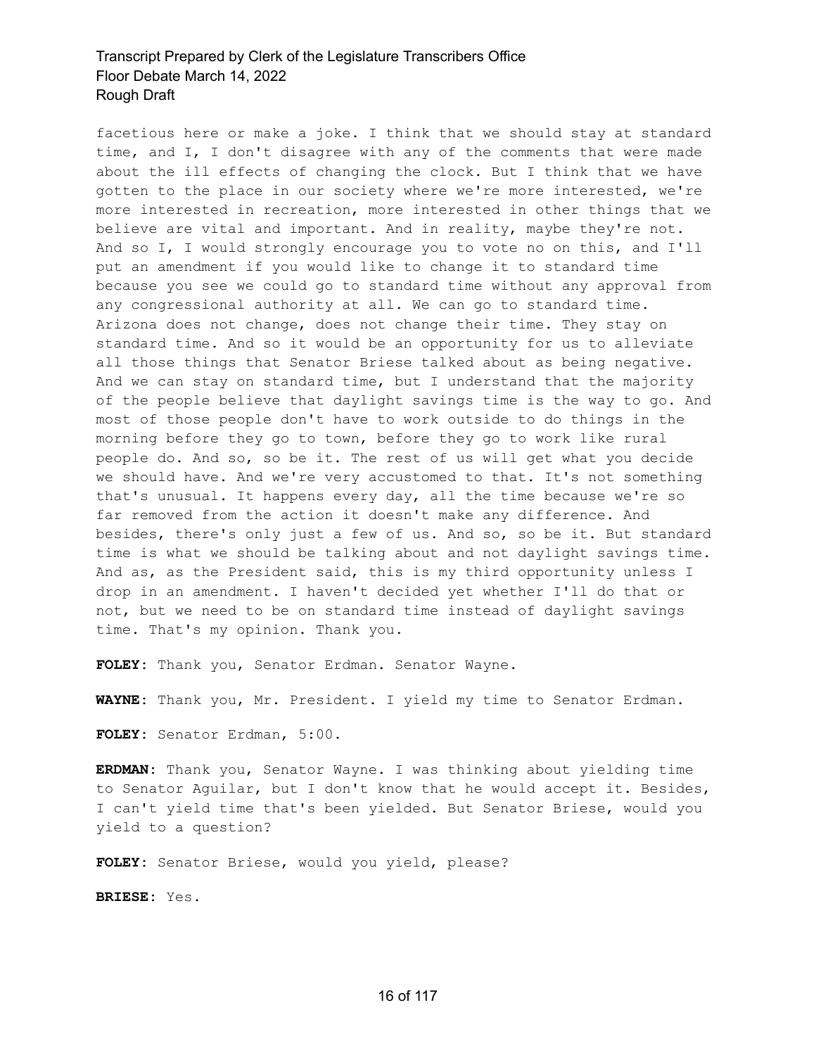facetious here or make a joke. I think that we should stay at standard time, and I, I don't disagree with any of the comments that were made about the ill effects of changing the clock. But I think that we have gotten to the place in our society where we're more interested, we're more interested in recreation, more interested in other things that we believe are vital and important. And in reality, maybe they're not. And so I, I would strongly encourage you to vote no on this, and I'll put an amendment if you would like to change it to standard time because you see we could go to standard time without any approval from any congressional authority at all. We can go to standard time. Arizona does not change, does not change their time. They stay on standard time. And so it would be an opportunity for us to alleviate all those things that Senator Briese talked about as being negative. And we can stay on standard time, but I understand that the majority of the people believe that daylight savings time is the way to go. And most of those people don't have to work outside to do things in the morning before they go to town, before they go to work like rural people do. And so, so be it. The rest of us will get what you decide we should have. And we're very accustomed to that. It's not something that's unusual. It happens every day, all the time because we're so far removed from the action it doesn't make any difference. And besides, there's only just a few of us. And so, so be it. But standard time is what we should be talking about and not daylight savings time. And as, as the President said, this is my third opportunity unless I drop in an amendment. I haven't decided yet whether I'll do that or not, but we need to be on standard time instead of daylight savings time. That's my opinion. Thank you.

**FOLEY:** Thank you, Senator Erdman. Senator Wayne.

**WAYNE:** Thank you, Mr. President. I yield my time to Senator Erdman.

**FOLEY:** Senator Erdman, 5:00.

**ERDMAN:** Thank you, Senator Wayne. I was thinking about yielding time to Senator Aguilar, but I don't know that he would accept it. Besides, I can't yield time that's been yielded. But Senator Briese, would you yield to a question?

**FOLEY:** Senator Briese, would you yield, please?

**BRIESE:** Yes.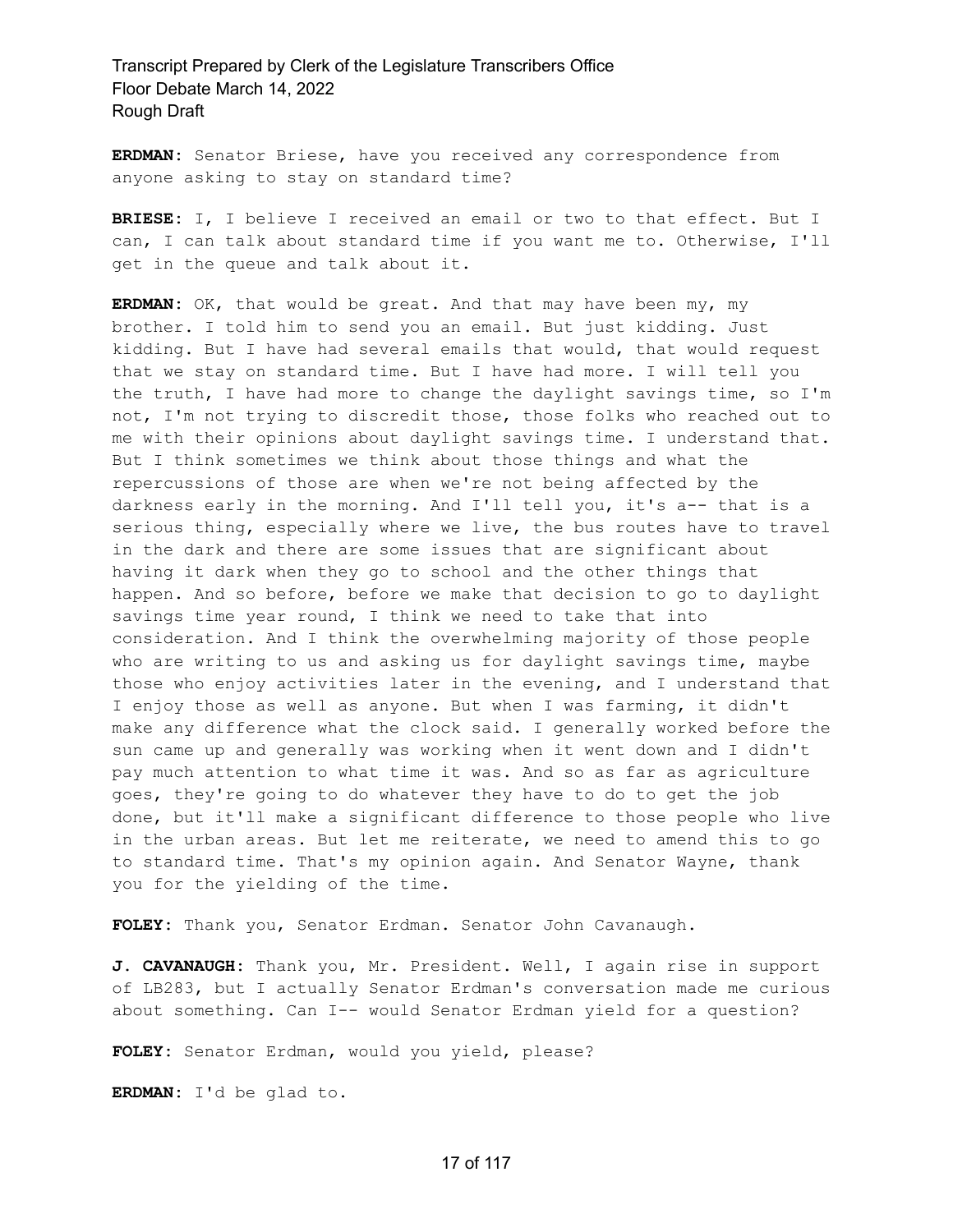**ERDMAN:** Senator Briese, have you received any correspondence from anyone asking to stay on standard time?

**BRIESE:** I, I believe I received an email or two to that effect. But I can, I can talk about standard time if you want me to. Otherwise, I'll get in the queue and talk about it.

**ERDMAN:** OK, that would be great. And that may have been my, my brother. I told him to send you an email. But just kidding. Just kidding. But I have had several emails that would, that would request that we stay on standard time. But I have had more. I will tell you the truth, I have had more to change the daylight savings time, so I'm not, I'm not trying to discredit those, those folks who reached out to me with their opinions about daylight savings time. I understand that. But I think sometimes we think about those things and what the repercussions of those are when we're not being affected by the darkness early in the morning. And I'll tell you, it's a-- that is a serious thing, especially where we live, the bus routes have to travel in the dark and there are some issues that are significant about having it dark when they go to school and the other things that happen. And so before, before we make that decision to go to daylight savings time year round, I think we need to take that into consideration. And I think the overwhelming majority of those people who are writing to us and asking us for daylight savings time, maybe those who enjoy activities later in the evening, and I understand that I enjoy those as well as anyone. But when I was farming, it didn't make any difference what the clock said. I generally worked before the sun came up and generally was working when it went down and I didn't pay much attention to what time it was. And so as far as agriculture goes, they're going to do whatever they have to do to get the job done, but it'll make a significant difference to those people who live in the urban areas. But let me reiterate, we need to amend this to go to standard time. That's my opinion again. And Senator Wayne, thank you for the yielding of the time.

**FOLEY:** Thank you, Senator Erdman. Senator John Cavanaugh.

**J. CAVANAUGH:** Thank you, Mr. President. Well, I again rise in support of LB283, but I actually Senator Erdman's conversation made me curious about something. Can I-- would Senator Erdman yield for a question?

**FOLEY:** Senator Erdman, would you yield, please?

**ERDMAN:** I'd be glad to.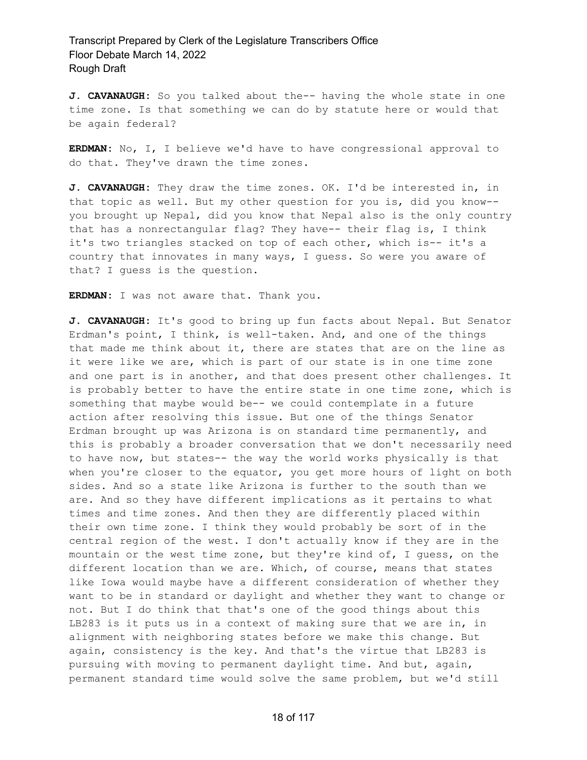**J. CAVANAUGH:** So you talked about the-- having the whole state in one time zone. Is that something we can do by statute here or would that be again federal?

**ERDMAN:** No, I, I believe we'd have to have congressional approval to do that. They've drawn the time zones.

**J. CAVANAUGH:** They draw the time zones. OK. I'd be interested in, in that topic as well. But my other question for you is, did you know-- you brought up Nepal, did you know that Nepal also is the only country that has a nonrectangular flag? They have-- their flag is, I think it's two triangles stacked on top of each other, which is-- it's a country that innovates in many ways, I guess. So were you aware of that? I guess is the question.

**ERDMAN:** I was not aware that. Thank you.

**J. CAVANAUGH:** It's good to bring up fun facts about Nepal. But Senator Erdman's point, I think, is well-taken. And, and one of the things that made me think about it, there are states that are on the line as it were like we are, which is part of our state is in one time zone and one part is in another, and that does present other challenges. It is probably better to have the entire state in one time zone, which is something that maybe would be-- we could contemplate in a future action after resolving this issue. But one of the things Senator Erdman brought up was Arizona is on standard time permanently, and this is probably a broader conversation that we don't necessarily need to have now, but states-- the way the world works physically is that when you're closer to the equator, you get more hours of light on both sides. And so a state like Arizona is further to the south than we are. And so they have different implications as it pertains to what times and time zones. And then they are differently placed within their own time zone. I think they would probably be sort of in the central region of the west. I don't actually know if they are in the mountain or the west time zone, but they're kind of, I guess, on the different location than we are. Which, of course, means that states like Iowa would maybe have a different consideration of whether they want to be in standard or daylight and whether they want to change or not. But I do think that that's one of the good things about this LB283 is it puts us in a context of making sure that we are in, in alignment with neighboring states before we make this change. But again, consistency is the key. And that's the virtue that LB283 is pursuing with moving to permanent daylight time. And but, again, permanent standard time would solve the same problem, but we'd still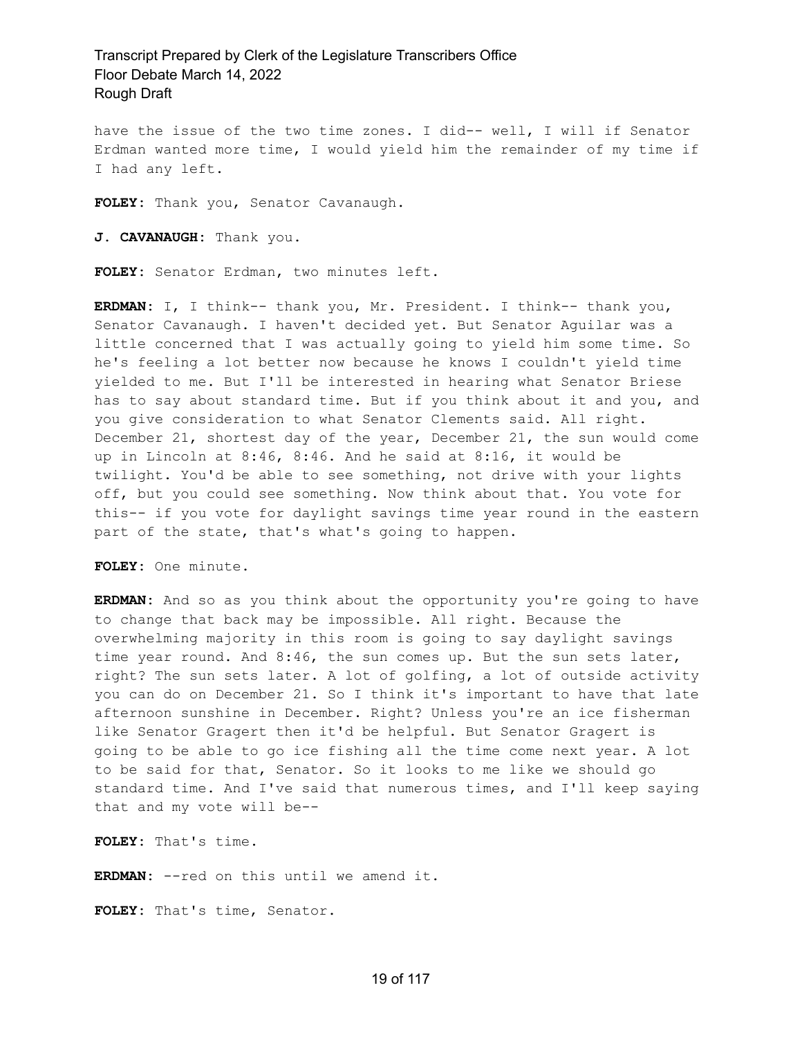have the issue of the two time zones. I did-- well, I will if Senator Erdman wanted more time, I would yield him the remainder of my time if I had any left.

**FOLEY:** Thank you, Senator Cavanaugh.

**J. CAVANAUGH:** Thank you.

**FOLEY:** Senator Erdman, two minutes left.

**ERDMAN:** I, I think-- thank you, Mr. President. I think-- thank you, Senator Cavanaugh. I haven't decided yet. But Senator Aguilar was a little concerned that I was actually going to yield him some time. So he's feeling a lot better now because he knows I couldn't yield time yielded to me. But I'll be interested in hearing what Senator Briese has to say about standard time. But if you think about it and you, and you give consideration to what Senator Clements said. All right. December 21, shortest day of the year, December 21, the sun would come up in Lincoln at 8:46, 8:46. And he said at 8:16, it would be twilight. You'd be able to see something, not drive with your lights off, but you could see something. Now think about that. You vote for this-- if you vote for daylight savings time year round in the eastern part of the state, that's what's going to happen.

**FOLEY:** One minute.

**ERDMAN:** And so as you think about the opportunity you're going to have to change that back may be impossible. All right. Because the overwhelming majority in this room is going to say daylight savings time year round. And 8:46, the sun comes up. But the sun sets later, right? The sun sets later. A lot of golfing, a lot of outside activity you can do on December 21. So I think it's important to have that late afternoon sunshine in December. Right? Unless you're an ice fisherman like Senator Gragert then it'd be helpful. But Senator Gragert is going to be able to go ice fishing all the time come next year. A lot to be said for that, Senator. So it looks to me like we should go standard time. And I've said that numerous times, and I'll keep saying that and my vote will be--

**FOLEY:** That's time.

**ERDMAN:** --red on this until we amend it.

**FOLEY:** That's time, Senator.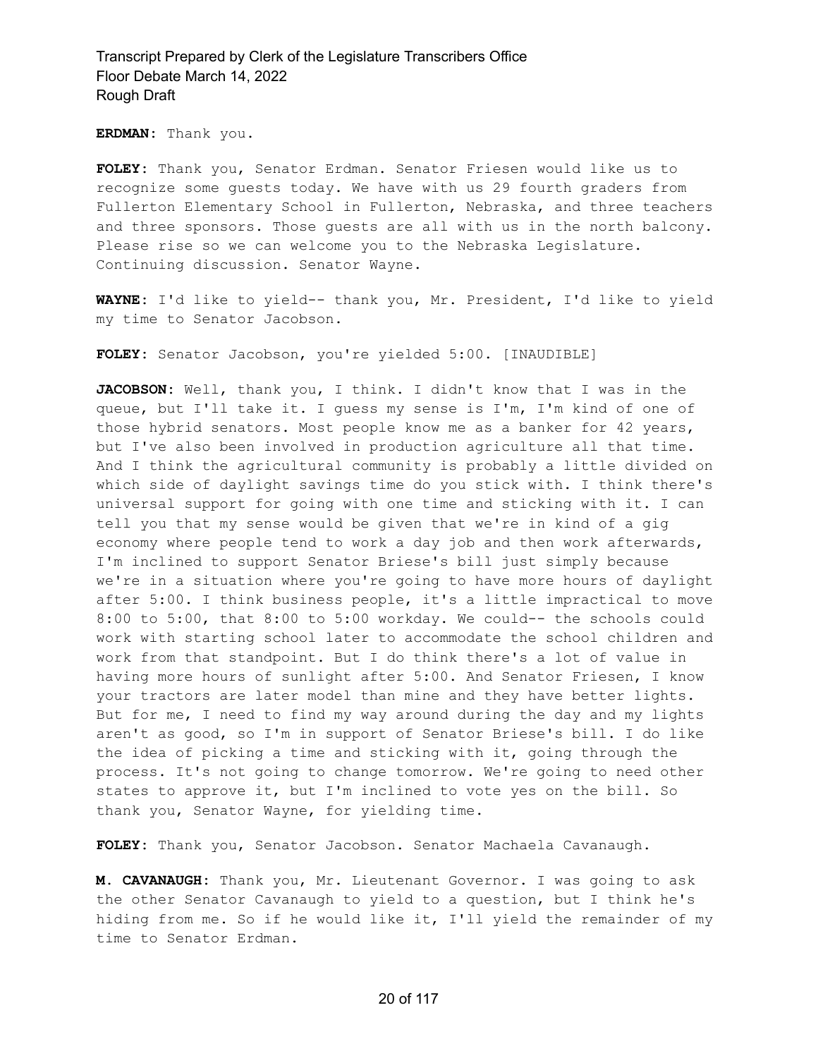**ERDMAN:** Thank you.

**FOLEY:** Thank you, Senator Erdman. Senator Friesen would like us to recognize some guests today. We have with us 29 fourth graders from Fullerton Elementary School in Fullerton, Nebraska, and three teachers and three sponsors. Those guests are all with us in the north balcony. Please rise so we can welcome you to the Nebraska Legislature. Continuing discussion. Senator Wayne.

**WAYNE:** I'd like to yield-- thank you, Mr. President, I'd like to yield my time to Senator Jacobson.

**FOLEY:** Senator Jacobson, you're yielded 5:00. [INAUDIBLE]

**JACOBSON:** Well, thank you, I think. I didn't know that I was in the queue, but I'll take it. I guess my sense is I'm, I'm kind of one of those hybrid senators. Most people know me as a banker for 42 years, but I've also been involved in production agriculture all that time. And I think the agricultural community is probably a little divided on which side of daylight savings time do you stick with. I think there's universal support for going with one time and sticking with it. I can tell you that my sense would be given that we're in kind of a gig economy where people tend to work a day job and then work afterwards, I'm inclined to support Senator Briese's bill just simply because we're in a situation where you're going to have more hours of daylight after 5:00. I think business people, it's a little impractical to move 8:00 to 5:00, that 8:00 to 5:00 workday. We could-- the schools could work with starting school later to accommodate the school children and work from that standpoint. But I do think there's a lot of value in having more hours of sunlight after 5:00. And Senator Friesen, I know your tractors are later model than mine and they have better lights. But for me, I need to find my way around during the day and my lights aren't as good, so I'm in support of Senator Briese's bill. I do like the idea of picking a time and sticking with it, going through the process. It's not going to change tomorrow. We're going to need other states to approve it, but I'm inclined to vote yes on the bill. So thank you, Senator Wayne, for yielding time.

**FOLEY:** Thank you, Senator Jacobson. Senator Machaela Cavanaugh.

**M. CAVANAUGH:** Thank you, Mr. Lieutenant Governor. I was going to ask the other Senator Cavanaugh to yield to a question, but I think he's hiding from me. So if he would like it, I'll yield the remainder of my time to Senator Erdman.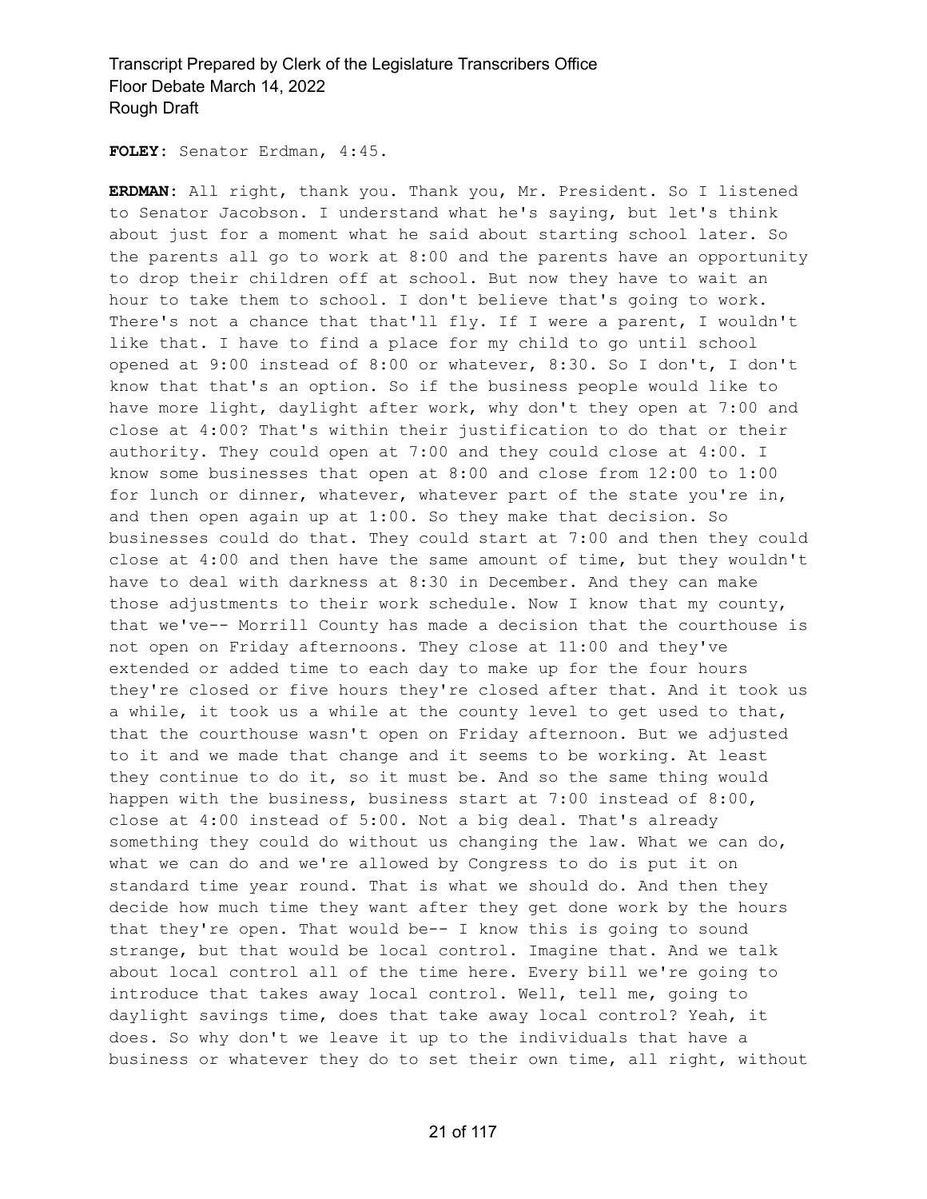**FOLEY:** Senator Erdman, 4:45.

**ERDMAN:** All right, thank you. Thank you, Mr. President. So I listened to Senator Jacobson. I understand what he's saying, but let's think about just for a moment what he said about starting school later. So the parents all go to work at 8:00 and the parents have an opportunity to drop their children off at school. But now they have to wait an hour to take them to school. I don't believe that's going to work. There's not a chance that that'll fly. If I were a parent, I wouldn't like that. I have to find a place for my child to go until school opened at 9:00 instead of 8:00 or whatever, 8:30. So I don't, I don't know that that's an option. So if the business people would like to have more light, daylight after work, why don't they open at 7:00 and close at 4:00? That's within their justification to do that or their authority. They could open at 7:00 and they could close at 4:00. I know some businesses that open at 8:00 and close from 12:00 to 1:00 for lunch or dinner, whatever, whatever part of the state you're in, and then open again up at 1:00. So they make that decision. So businesses could do that. They could start at 7:00 and then they could close at 4:00 and then have the same amount of time, but they wouldn't have to deal with darkness at 8:30 in December. And they can make those adjustments to their work schedule. Now I know that my county, that we've-- Morrill County has made a decision that the courthouse is not open on Friday afternoons. They close at 11:00 and they've extended or added time to each day to make up for the four hours they're closed or five hours they're closed after that. And it took us a while, it took us a while at the county level to get used to that, that the courthouse wasn't open on Friday afternoon. But we adjusted to it and we made that change and it seems to be working. At least they continue to do it, so it must be. And so the same thing would happen with the business, business start at 7:00 instead of 8:00, close at 4:00 instead of 5:00. Not a big deal. That's already something they could do without us changing the law. What we can do, what we can do and we're allowed by Congress to do is put it on standard time year round. That is what we should do. And then they decide how much time they want after they get done work by the hours that they're open. That would be-- I know this is going to sound strange, but that would be local control. Imagine that. And we talk about local control all of the time here. Every bill we're going to introduce that takes away local control. Well, tell me, going to daylight savings time, does that take away local control? Yeah, it does. So why don't we leave it up to the individuals that have a business or whatever they do to set their own time, all right, without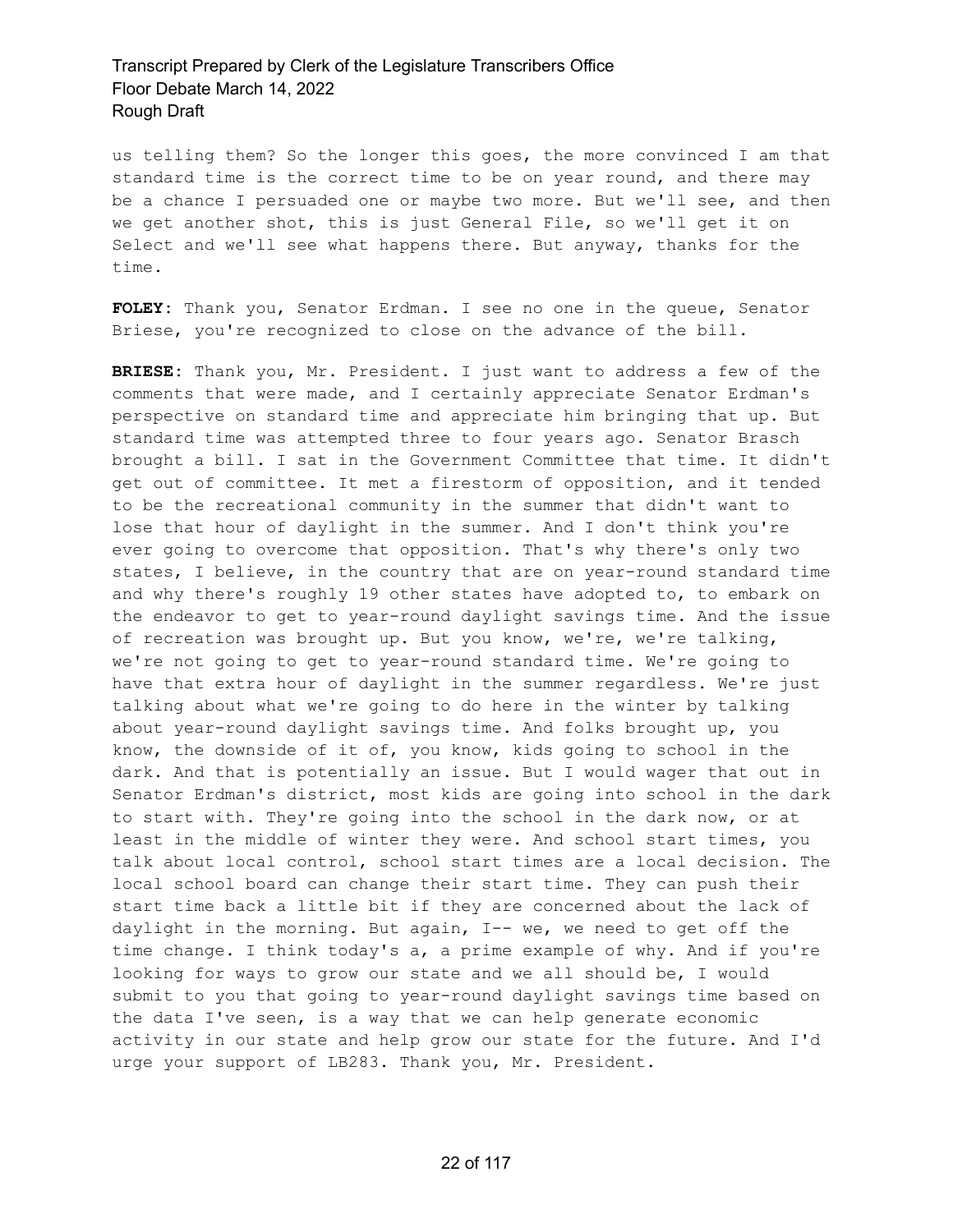us telling them? So the longer this goes, the more convinced I am that standard time is the correct time to be on year round, and there may be a chance I persuaded one or maybe two more. But we'll see, and then we get another shot, this is just General File, so we'll get it on Select and we'll see what happens there. But anyway, thanks for the time.

**FOLEY:** Thank you, Senator Erdman. I see no one in the queue, Senator Briese, you're recognized to close on the advance of the bill.

**BRIESE:** Thank you, Mr. President. I just want to address a few of the comments that were made, and I certainly appreciate Senator Erdman's perspective on standard time and appreciate him bringing that up. But standard time was attempted three to four years ago. Senator Brasch brought a bill. I sat in the Government Committee that time. It didn't get out of committee. It met a firestorm of opposition, and it tended to be the recreational community in the summer that didn't want to lose that hour of daylight in the summer. And I don't think you're ever going to overcome that opposition. That's why there's only two states, I believe, in the country that are on year-round standard time and why there's roughly 19 other states have adopted to, to embark on the endeavor to get to year-round daylight savings time. And the issue of recreation was brought up. But you know, we're, we're talking, we're not going to get to year-round standard time. We're going to have that extra hour of daylight in the summer regardless. We're just talking about what we're going to do here in the winter by talking about year-round daylight savings time. And folks brought up, you know, the downside of it of, you know, kids going to school in the dark. And that is potentially an issue. But I would wager that out in Senator Erdman's district, most kids are going into school in the dark to start with. They're going into the school in the dark now, or at least in the middle of winter they were. And school start times, you talk about local control, school start times are a local decision. The local school board can change their start time. They can push their start time back a little bit if they are concerned about the lack of daylight in the morning. But again, I-- we, we need to get off the time change. I think today's a, a prime example of why. And if you're looking for ways to grow our state and we all should be, I would submit to you that going to year-round daylight savings time based on the data I've seen, is a way that we can help generate economic activity in our state and help grow our state for the future. And I'd urge your support of LB283. Thank you, Mr. President.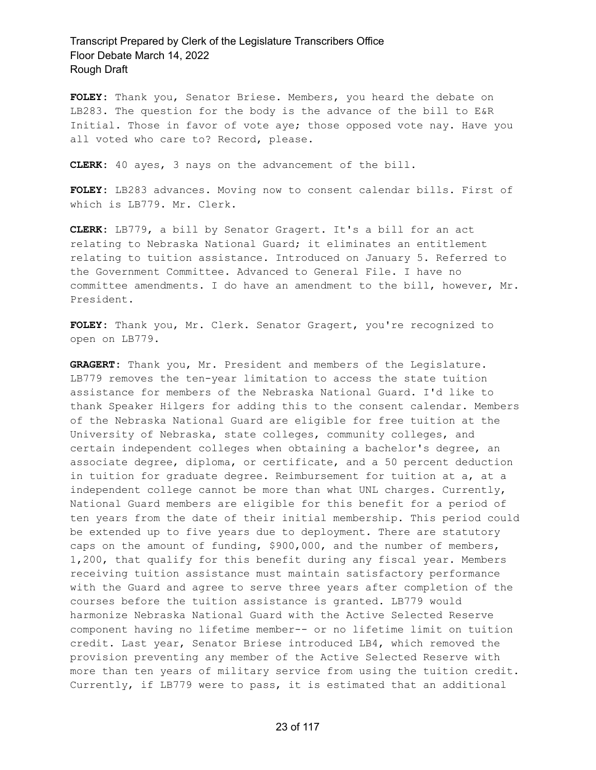**FOLEY:** Thank you, Senator Briese. Members, you heard the debate on LB283. The question for the body is the advance of the bill to E&R Initial. Those in favor of vote aye; those opposed vote nay. Have you all voted who care to? Record, please.

**CLERK:** 40 ayes, 3 nays on the advancement of the bill.

**FOLEY:** LB283 advances. Moving now to consent calendar bills. First of which is LB779. Mr. Clerk.

**CLERK:** LB779, a bill by Senator Gragert. It's a bill for an act relating to Nebraska National Guard; it eliminates an entitlement relating to tuition assistance. Introduced on January 5. Referred to the Government Committee. Advanced to General File. I have no committee amendments. I do have an amendment to the bill, however, Mr. President.

**FOLEY:** Thank you, Mr. Clerk. Senator Gragert, you're recognized to open on LB779.

**GRAGERT:** Thank you, Mr. President and members of the Legislature. LB779 removes the ten-year limitation to access the state tuition assistance for members of the Nebraska National Guard. I'd like to thank Speaker Hilgers for adding this to the consent calendar. Members of the Nebraska National Guard are eligible for free tuition at the University of Nebraska, state colleges, community colleges, and certain independent colleges when obtaining a bachelor's degree, an associate degree, diploma, or certificate, and a 50 percent deduction in tuition for graduate degree. Reimbursement for tuition at a, at a independent college cannot be more than what UNL charges. Currently, National Guard members are eligible for this benefit for a period of ten years from the date of their initial membership. This period could be extended up to five years due to deployment. There are statutory caps on the amount of funding, $900,000, and the number of members, 1,200, that qualify for this benefit during any fiscal year. Members receiving tuition assistance must maintain satisfactory performance with the Guard and agree to serve three years after completion of the courses before the tuition assistance is granted. LB779 would harmonize Nebraska National Guard with the Active Selected Reserve component having no lifetime member-- or no lifetime limit on tuition credit. Last year, Senator Briese introduced LB4, which removed the provision preventing any member of the Active Selected Reserve with more than ten years of military service from using the tuition credit. Currently, if LB779 were to pass, it is estimated that an additional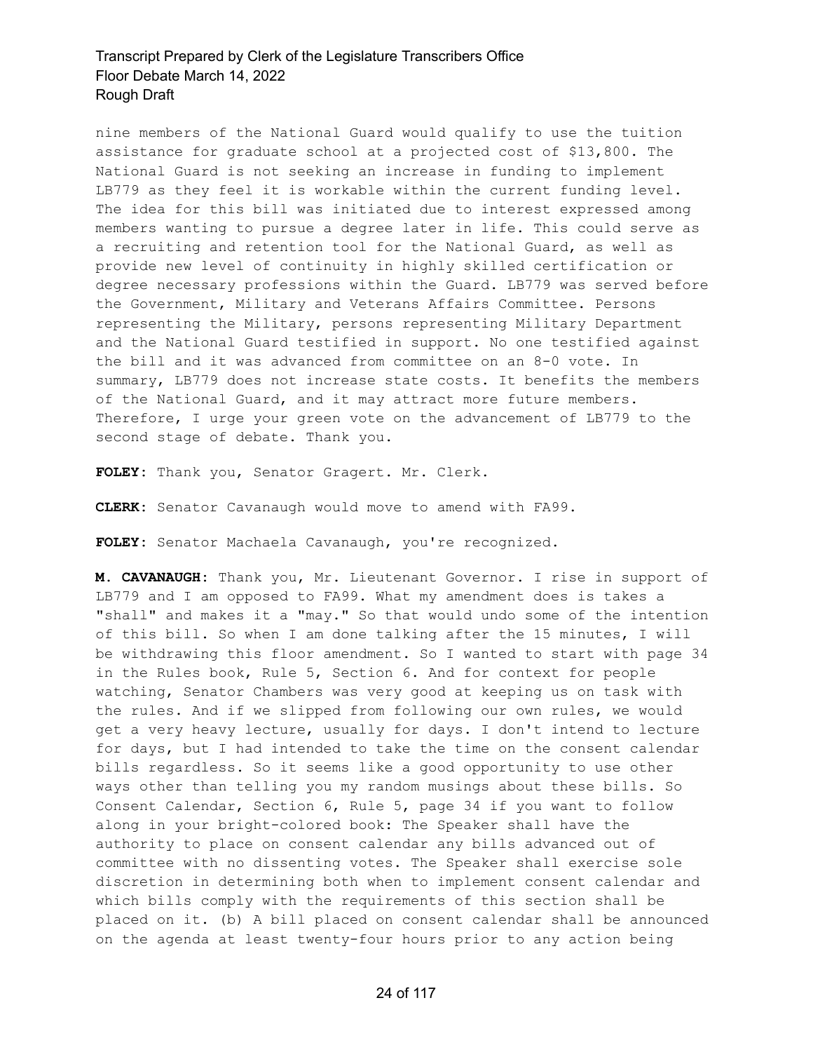nine members of the National Guard would qualify to use the tuition assistance for graduate school at a projected cost of $13,800. The National Guard is not seeking an increase in funding to implement LB779 as they feel it is workable within the current funding level. The idea for this bill was initiated due to interest expressed among members wanting to pursue a degree later in life. This could serve as a recruiting and retention tool for the National Guard, as well as provide new level of continuity in highly skilled certification or degree necessary professions within the Guard. LB779 was served before the Government, Military and Veterans Affairs Committee. Persons representing the Military, persons representing Military Department and the National Guard testified in support. No one testified against the bill and it was advanced from committee on an 8-0 vote. In summary, LB779 does not increase state costs. It benefits the members of the National Guard, and it may attract more future members. Therefore, I urge your green vote on the advancement of LB779 to the second stage of debate. Thank you.

**FOLEY:** Thank you, Senator Gragert. Mr. Clerk.

**CLERK:** Senator Cavanaugh would move to amend with FA99.

**FOLEY:** Senator Machaela Cavanaugh, you're recognized.

**M. CAVANAUGH:** Thank you, Mr. Lieutenant Governor. I rise in support of LB779 and I am opposed to FA99. What my amendment does is takes a "shall" and makes it a "may." So that would undo some of the intention of this bill. So when I am done talking after the 15 minutes, I will be withdrawing this floor amendment. So I wanted to start with page 34 in the Rules book, Rule 5, Section 6. And for context for people watching, Senator Chambers was very good at keeping us on task with the rules. And if we slipped from following our own rules, we would get a very heavy lecture, usually for days. I don't intend to lecture for days, but I had intended to take the time on the consent calendar bills regardless. So it seems like a good opportunity to use other ways other than telling you my random musings about these bills. So Consent Calendar, Section 6, Rule 5, page 34 if you want to follow along in your bright-colored book: The Speaker shall have the authority to place on consent calendar any bills advanced out of committee with no dissenting votes. The Speaker shall exercise sole discretion in determining both when to implement consent calendar and which bills comply with the requirements of this section shall be placed on it. (b) A bill placed on consent calendar shall be announced on the agenda at least twenty-four hours prior to any action being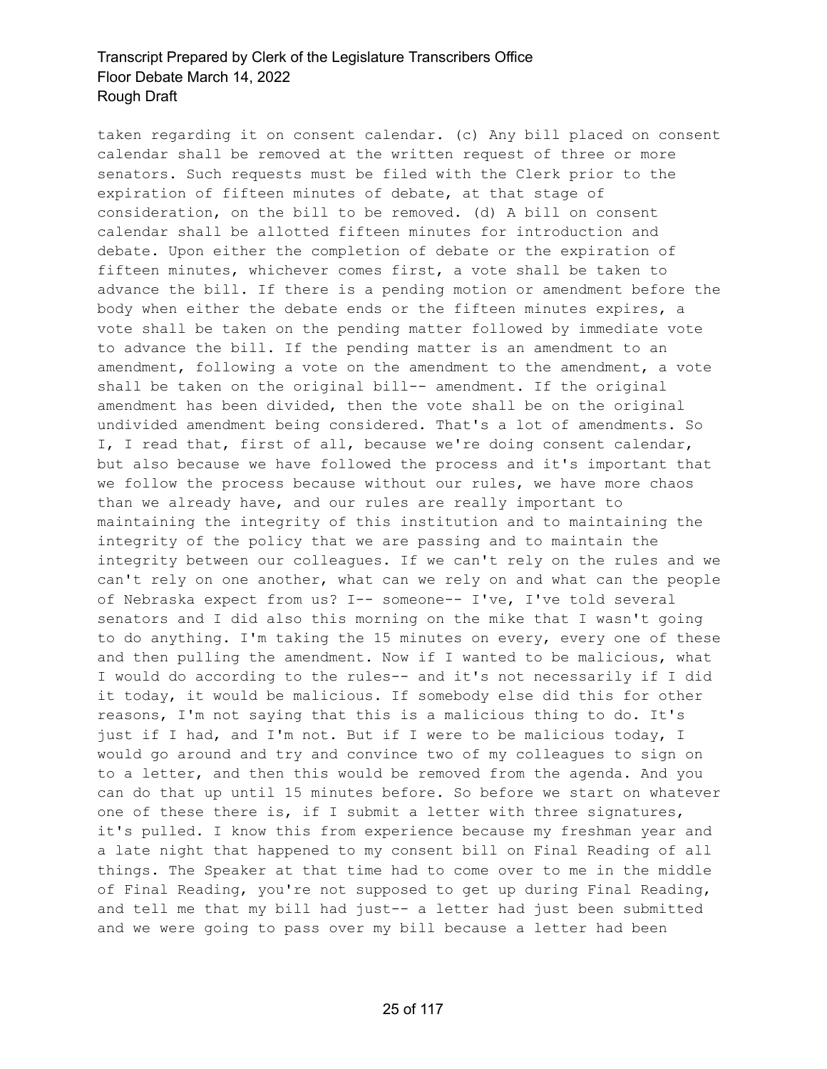taken regarding it on consent calendar. (c) Any bill placed on consent calendar shall be removed at the written request of three or more senators. Such requests must be filed with the Clerk prior to the expiration of fifteen minutes of debate, at that stage of consideration, on the bill to be removed. (d) A bill on consent calendar shall be allotted fifteen minutes for introduction and debate. Upon either the completion of debate or the expiration of fifteen minutes, whichever comes first, a vote shall be taken to advance the bill. If there is a pending motion or amendment before the body when either the debate ends or the fifteen minutes expires, a vote shall be taken on the pending matter followed by immediate vote to advance the bill. If the pending matter is an amendment to an amendment, following a vote on the amendment to the amendment, a vote shall be taken on the original bill-- amendment. If the original amendment has been divided, then the vote shall be on the original undivided amendment being considered. That's a lot of amendments. So I, I read that, first of all, because we're doing consent calendar, but also because we have followed the process and it's important that we follow the process because without our rules, we have more chaos than we already have, and our rules are really important to maintaining the integrity of this institution and to maintaining the integrity of the policy that we are passing and to maintain the integrity between our colleagues. If we can't rely on the rules and we can't rely on one another, what can we rely on and what can the people of Nebraska expect from us? I-- someone-- I've, I've told several senators and I did also this morning on the mike that I wasn't going to do anything. I'm taking the 15 minutes on every, every one of these and then pulling the amendment. Now if I wanted to be malicious, what I would do according to the rules-- and it's not necessarily if I did it today, it would be malicious. If somebody else did this for other reasons, I'm not saying that this is a malicious thing to do. It's just if I had, and I'm not. But if I were to be malicious today, I would go around and try and convince two of my colleagues to sign on to a letter, and then this would be removed from the agenda. And you can do that up until 15 minutes before. So before we start on whatever one of these there is, if I submit a letter with three signatures, it's pulled. I know this from experience because my freshman year and a late night that happened to my consent bill on Final Reading of all things. The Speaker at that time had to come over to me in the middle of Final Reading, you're not supposed to get up during Final Reading, and tell me that my bill had just-- a letter had just been submitted and we were going to pass over my bill because a letter had been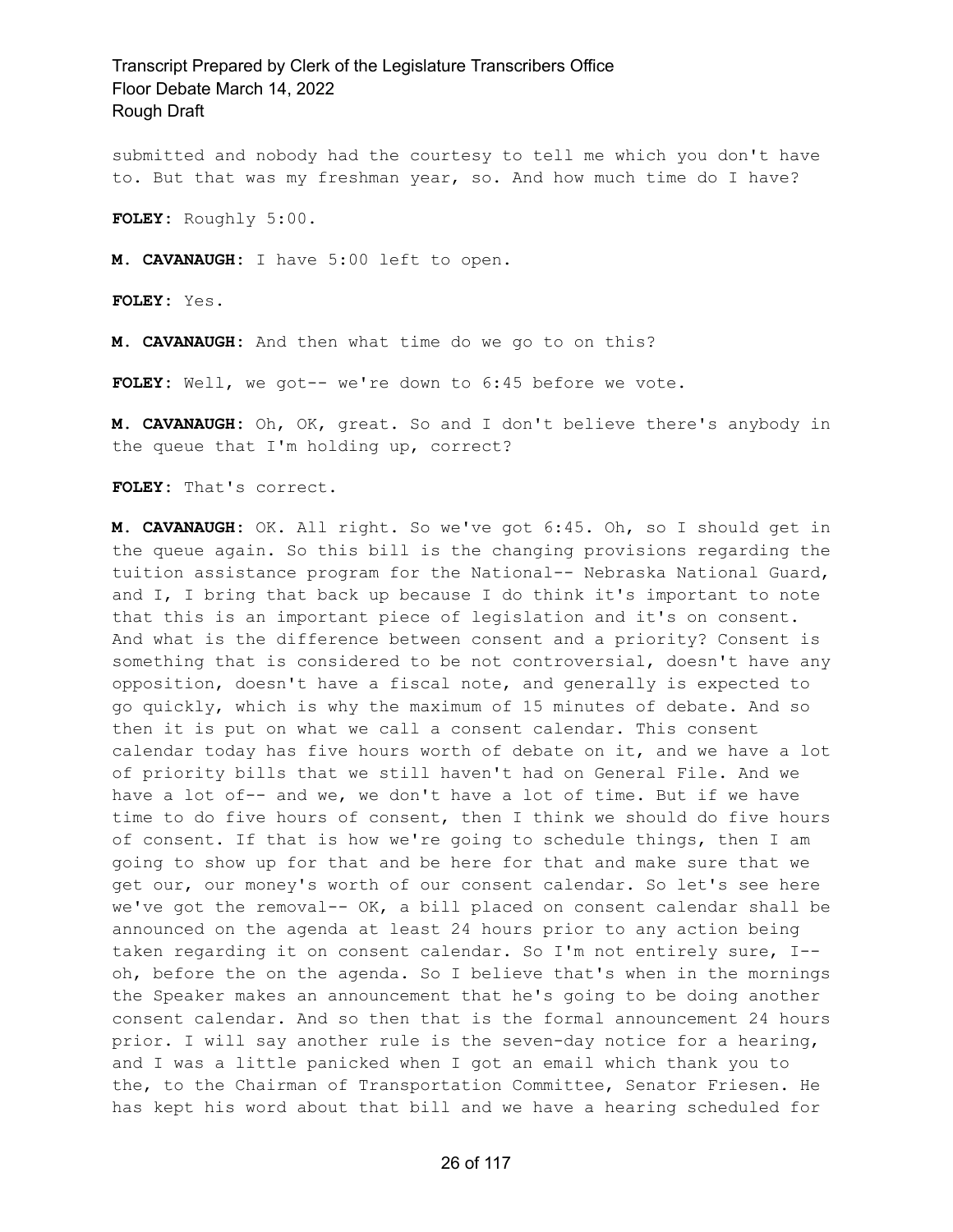submitted and nobody had the courtesy to tell me which you don't have to. But that was my freshman year, so. And how much time do I have?

**FOLEY:** Roughly 5:00.

**M. CAVANAUGH:** I have 5:00 left to open.

**FOLEY:** Yes.

**M. CAVANAUGH:** And then what time do we go to on this?

**FOLEY:** Well, we got-- we're down to 6:45 before we vote.

**M. CAVANAUGH:** Oh, OK, great. So and I don't believe there's anybody in the queue that I'm holding up, correct?

**FOLEY:** That's correct.

**M. CAVANAUGH:** OK. All right. So we've got 6:45. Oh, so I should get in the queue again. So this bill is the changing provisions regarding the tuition assistance program for the National-- Nebraska National Guard, and I, I bring that back up because I do think it's important to note that this is an important piece of legislation and it's on consent. And what is the difference between consent and a priority? Consent is something that is considered to be not controversial, doesn't have any opposition, doesn't have a fiscal note, and generally is expected to go quickly, which is why the maximum of 15 minutes of debate. And so then it is put on what we call a consent calendar. This consent calendar today has five hours worth of debate on it, and we have a lot of priority bills that we still haven't had on General File. And we have a lot of-- and we, we don't have a lot of time. But if we have time to do five hours of consent, then I think we should do five hours of consent. If that is how we're going to schedule things, then I am going to show up for that and be here for that and make sure that we get our, our money's worth of our consent calendar. So let's see here we've got the removal-- OK, a bill placed on consent calendar shall be announced on the agenda at least 24 hours prior to any action being taken regarding it on consent calendar. So I'm not entirely sure, I-- oh, before the on the agenda. So I believe that's when in the mornings the Speaker makes an announcement that he's going to be doing another consent calendar. And so then that is the formal announcement 24 hours prior. I will say another rule is the seven-day notice for a hearing, and I was a little panicked when I got an email which thank you to the, to the Chairman of Transportation Committee, Senator Friesen. He has kept his word about that bill and we have a hearing scheduled for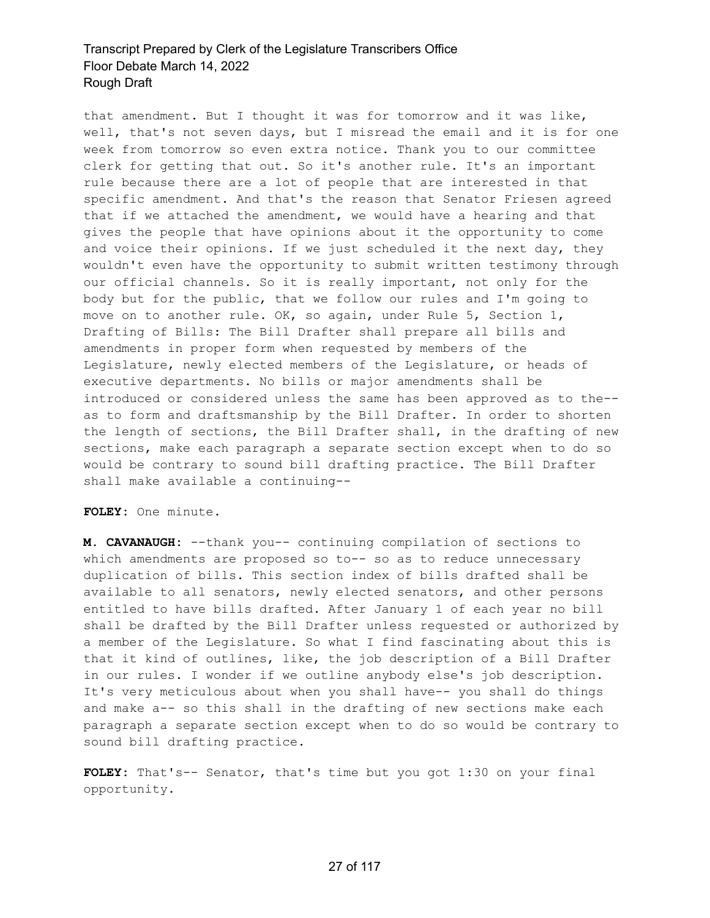that amendment. But I thought it was for tomorrow and it was like, well, that's not seven days, but I misread the email and it is for one week from tomorrow so even extra notice. Thank you to our committee clerk for getting that out. So it's another rule. It's an important rule because there are a lot of people that are interested in that specific amendment. And that's the reason that Senator Friesen agreed that if we attached the amendment, we would have a hearing and that gives the people that have opinions about it the opportunity to come and voice their opinions. If we just scheduled it the next day, they wouldn't even have the opportunity to submit written testimony through our official channels. So it is really important, not only for the body but for the public, that we follow our rules and I'm going to move on to another rule. OK, so again, under Rule 5, Section 1, Drafting of Bills: The Bill Drafter shall prepare all bills and amendments in proper form when requested by members of the Legislature, newly elected members of the Legislature, or heads of executive departments. No bills or major amendments shall be introduced or considered unless the same has been approved as to the-- as to form and draftsmanship by the Bill Drafter. In order to shorten the length of sections, the Bill Drafter shall, in the drafting of new sections, make each paragraph a separate section except when to do so would be contrary to sound bill drafting practice. The Bill Drafter shall make available a continuing--

**FOLEY:** One minute.

**M. CAVANAUGH:** --thank you-- continuing compilation of sections to which amendments are proposed so to-- so as to reduce unnecessary duplication of bills. This section index of bills drafted shall be available to all senators, newly elected senators, and other persons entitled to have bills drafted. After January 1 of each year no bill shall be drafted by the Bill Drafter unless requested or authorized by a member of the Legislature. So what I find fascinating about this is that it kind of outlines, like, the job description of a Bill Drafter in our rules. I wonder if we outline anybody else's job description. It's very meticulous about when you shall have-- you shall do things and make a-- so this shall in the drafting of new sections make each paragraph a separate section except when to do so would be contrary to sound bill drafting practice.

**FOLEY:** That's-- Senator, that's time but you got 1:30 on your final opportunity.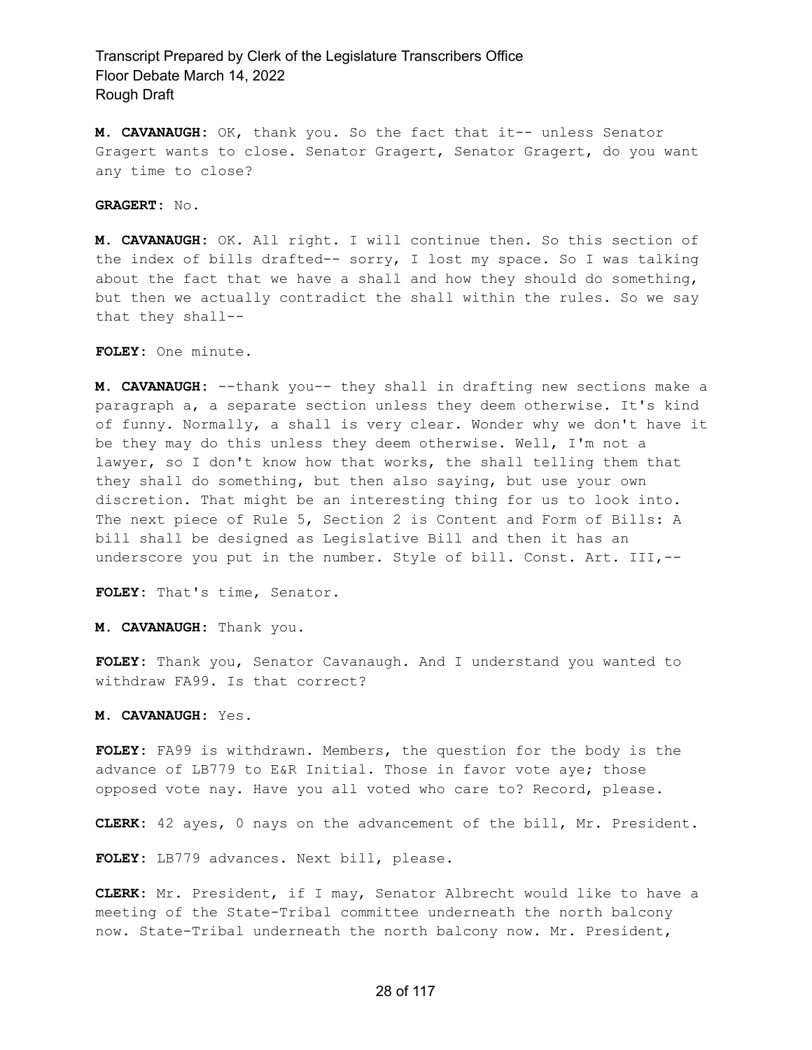**M. CAVANAUGH:** OK, thank you. So the fact that it-- unless Senator Gragert wants to close. Senator Gragert, Senator Gragert, do you want any time to close?

**GRAGERT:** No.

**M. CAVANAUGH:** OK. All right. I will continue then. So this section of the index of bills drafted-- sorry, I lost my space. So I was talking about the fact that we have a shall and how they should do something, but then we actually contradict the shall within the rules. So we say that they shall--

**FOLEY:** One minute.

**M. CAVANAUGH:** --thank you-- they shall in drafting new sections make a paragraph a, a separate section unless they deem otherwise. It's kind of funny. Normally, a shall is very clear. Wonder why we don't have it be they may do this unless they deem otherwise. Well, I'm not a lawyer, so I don't know how that works, the shall telling them that they shall do something, but then also saying, but use your own discretion. That might be an interesting thing for us to look into. The next piece of Rule 5, Section 2 is Content and Form of Bills: A bill shall be designed as Legislative Bill and then it has an underscore you put in the number. Style of bill. Const. Art. III,--

**FOLEY:** That's time, Senator.

**M. CAVANAUGH:** Thank you.

**FOLEY:** Thank you, Senator Cavanaugh. And I understand you wanted to withdraw FA99. Is that correct?

**M. CAVANAUGH:** Yes.

**FOLEY:** FA99 is withdrawn. Members, the question for the body is the advance of LB779 to E&R Initial. Those in favor vote aye; those opposed vote nay. Have you all voted who care to? Record, please.

**CLERK:** 42 ayes, 0 nays on the advancement of the bill, Mr. President.

**FOLEY:** LB779 advances. Next bill, please.

**CLERK:** Mr. President, if I may, Senator Albrecht would like to have a meeting of the State-Tribal committee underneath the north balcony now. State-Tribal underneath the north balcony now. Mr. President,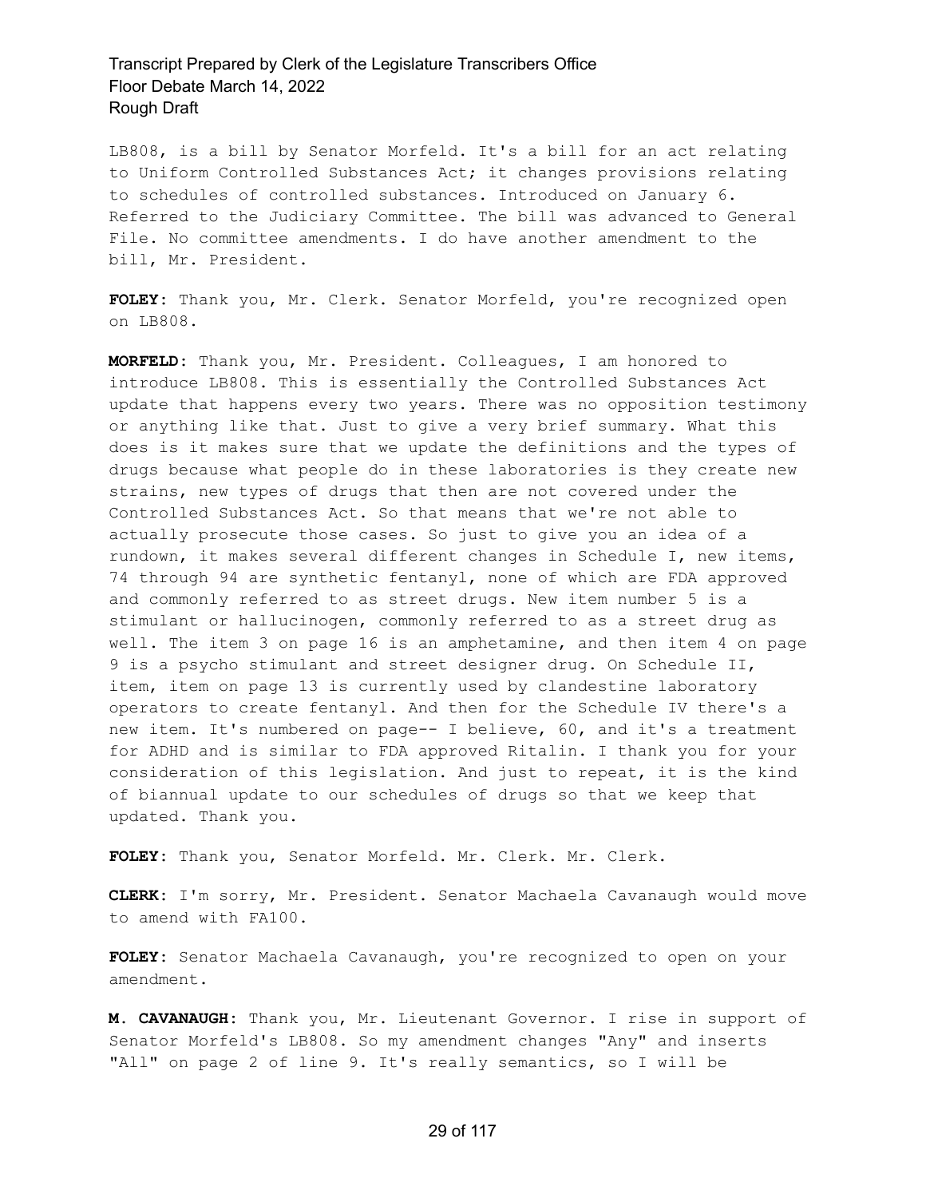LB808, is a bill by Senator Morfeld. It's a bill for an act relating to Uniform Controlled Substances Act; it changes provisions relating to schedules of controlled substances. Introduced on January 6. Referred to the Judiciary Committee. The bill was advanced to General File. No committee amendments. I do have another amendment to the bill, Mr. President.

**FOLEY:** Thank you, Mr. Clerk. Senator Morfeld, you're recognized open on LB808.

**MORFELD:** Thank you, Mr. President. Colleagues, I am honored to introduce LB808. This is essentially the Controlled Substances Act update that happens every two years. There was no opposition testimony or anything like that. Just to give a very brief summary. What this does is it makes sure that we update the definitions and the types of drugs because what people do in these laboratories is they create new strains, new types of drugs that then are not covered under the Controlled Substances Act. So that means that we're not able to actually prosecute those cases. So just to give you an idea of a rundown, it makes several different changes in Schedule I, new items, 74 through 94 are synthetic fentanyl, none of which are FDA approved and commonly referred to as street drugs. New item number 5 is a stimulant or hallucinogen, commonly referred to as a street drug as well. The item 3 on page 16 is an amphetamine, and then item 4 on page 9 is a psycho stimulant and street designer drug. On Schedule II, item, item on page 13 is currently used by clandestine laboratory operators to create fentanyl. And then for the Schedule IV there's a new item. It's numbered on page-- I believe, 60, and it's a treatment for ADHD and is similar to FDA approved Ritalin. I thank you for your consideration of this legislation. And just to repeat, it is the kind of biannual update to our schedules of drugs so that we keep that updated. Thank you.

**FOLEY:** Thank you, Senator Morfeld. Mr. Clerk. Mr. Clerk.

**CLERK:** I'm sorry, Mr. President. Senator Machaela Cavanaugh would move to amend with FA100.

**FOLEY:** Senator Machaela Cavanaugh, you're recognized to open on your amendment.

**M. CAVANAUGH:** Thank you, Mr. Lieutenant Governor. I rise in support of Senator Morfeld's LB808. So my amendment changes "Any" and inserts "All" on page 2 of line 9. It's really semantics, so I will be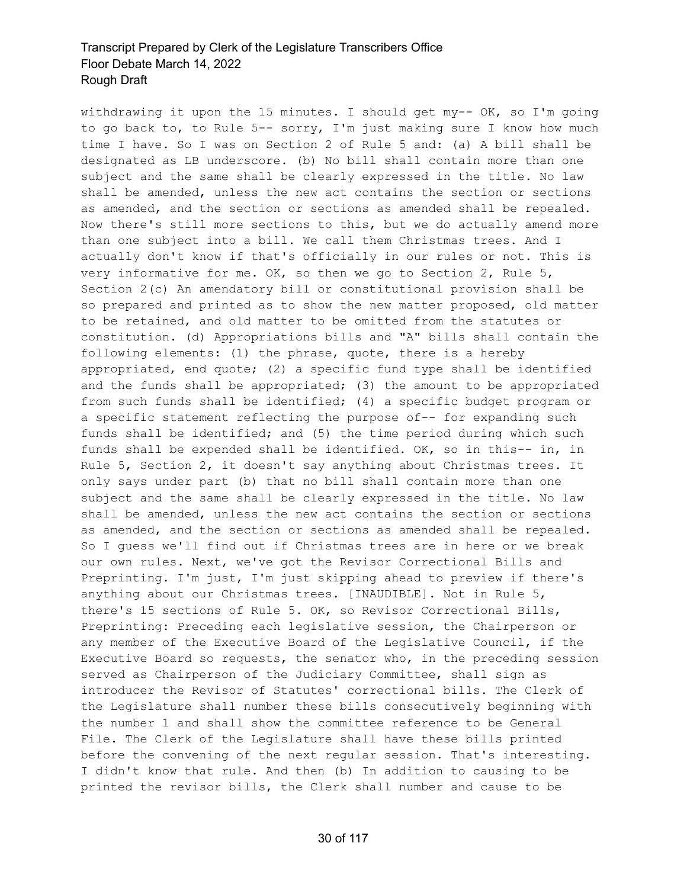withdrawing it upon the 15 minutes. I should get my-- OK, so I'm going to go back to, to Rule 5-- sorry, I'm just making sure I know how much time I have. So I was on Section 2 of Rule 5 and: (a) A bill shall be designated as LB underscore. (b) No bill shall contain more than one subject and the same shall be clearly expressed in the title. No law shall be amended, unless the new act contains the section or sections as amended, and the section or sections as amended shall be repealed. Now there's still more sections to this, but we do actually amend more than one subject into a bill. We call them Christmas trees. And I actually don't know if that's officially in our rules or not. This is very informative for me. OK, so then we go to Section 2, Rule 5, Section 2(c) An amendatory bill or constitutional provision shall be so prepared and printed as to show the new matter proposed, old matter to be retained, and old matter to be omitted from the statutes or constitution. (d) Appropriations bills and "A" bills shall contain the following elements: (1) the phrase, quote, there is a hereby appropriated, end quote; (2) a specific fund type shall be identified and the funds shall be appropriated; (3) the amount to be appropriated from such funds shall be identified; (4) a specific budget program or a specific statement reflecting the purpose of-- for expanding such funds shall be identified; and (5) the time period during which such funds shall be expended shall be identified. OK, so in this-- in, in Rule 5, Section 2, it doesn't say anything about Christmas trees. It only says under part (b) that no bill shall contain more than one subject and the same shall be clearly expressed in the title. No law shall be amended, unless the new act contains the section or sections as amended, and the section or sections as amended shall be repealed. So I guess we'll find out if Christmas trees are in here or we break our own rules. Next, we've got the Revisor Correctional Bills and Preprinting. I'm just, I'm just skipping ahead to preview if there's anything about our Christmas trees. [INAUDIBLE]. Not in Rule 5, there's 15 sections of Rule 5. OK, so Revisor Correctional Bills, Preprinting: Preceding each legislative session, the Chairperson or any member of the Executive Board of the Legislative Council, if the Executive Board so requests, the senator who, in the preceding session served as Chairperson of the Judiciary Committee, shall sign as introducer the Revisor of Statutes' correctional bills. The Clerk of the Legislature shall number these bills consecutively beginning with the number 1 and shall show the committee reference to be General File. The Clerk of the Legislature shall have these bills printed before the convening of the next regular session. That's interesting. I didn't know that rule. And then (b) In addition to causing to be printed the revisor bills, the Clerk shall number and cause to be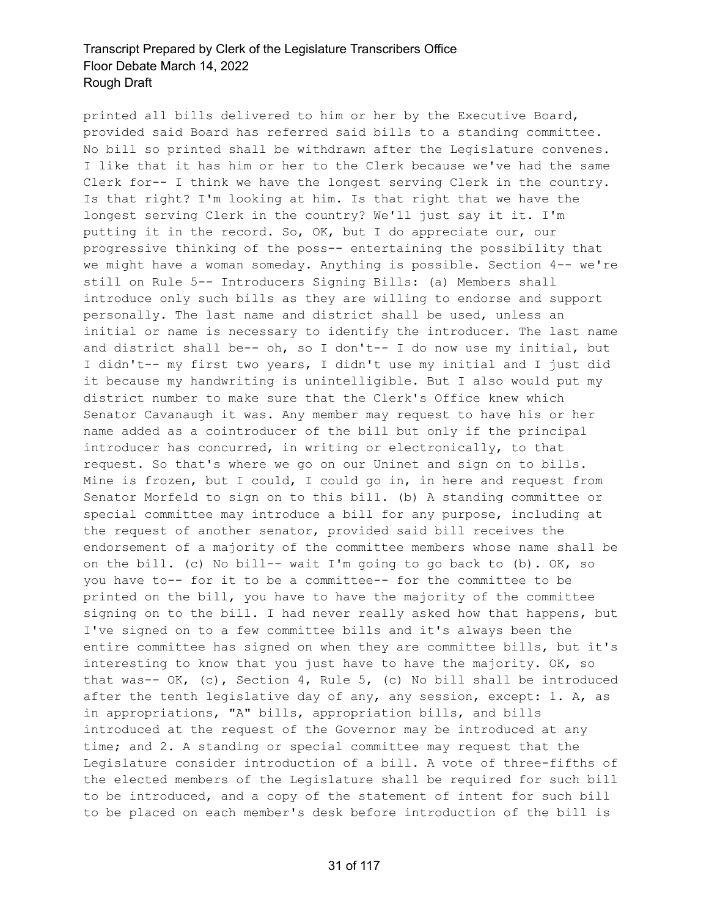printed all bills delivered to him or her by the Executive Board, provided said Board has referred said bills to a standing committee. No bill so printed shall be withdrawn after the Legislature convenes. I like that it has him or her to the Clerk because we've had the same Clerk for-- I think we have the longest serving Clerk in the country. Is that right? I'm looking at him. Is that right that we have the longest serving Clerk in the country? We'll just say it it. I'm putting it in the record. So, OK, but I do appreciate our, our progressive thinking of the poss-- entertaining the possibility that we might have a woman someday. Anything is possible. Section 4-- we're still on Rule 5-- Introducers Signing Bills: (a) Members shall introduce only such bills as they are willing to endorse and support personally. The last name and district shall be used, unless an initial or name is necessary to identify the introducer. The last name and district shall be-- oh, so I don't-- I do now use my initial, but I didn't-- my first two years, I didn't use my initial and I just did it because my handwriting is unintelligible. But I also would put my district number to make sure that the Clerk's Office knew which Senator Cavanaugh it was. Any member may request to have his or her name added as a cointroducer of the bill but only if the principal introducer has concurred, in writing or electronically, to that request. So that's where we go on our Uninet and sign on to bills. Mine is frozen, but I could, I could go in, in here and request from Senator Morfeld to sign on to this bill. (b) A standing committee or special committee may introduce a bill for any purpose, including at the request of another senator, provided said bill receives the endorsement of a majority of the committee members whose name shall be on the bill. (c) No bill-- wait I'm going to go back to (b). OK, so you have to-- for it to be a committee-- for the committee to be printed on the bill, you have to have the majority of the committee signing on to the bill. I had never really asked how that happens, but I've signed on to a few committee bills and it's always been the entire committee has signed on when they are committee bills, but it's interesting to know that you just have to have the majority. OK, so that was-- OK, (c), Section 4, Rule 5, (c) No bill shall be introduced after the tenth legislative day of any, any session, except: 1. A, as in appropriations, "A" bills, appropriation bills, and bills introduced at the request of the Governor may be introduced at any time; and 2. A standing or special committee may request that the Legislature consider introduction of a bill. A vote of three-fifths of the elected members of the Legislature shall be required for such bill to be introduced, and a copy of the statement of intent for such bill to be placed on each member's desk before introduction of the bill is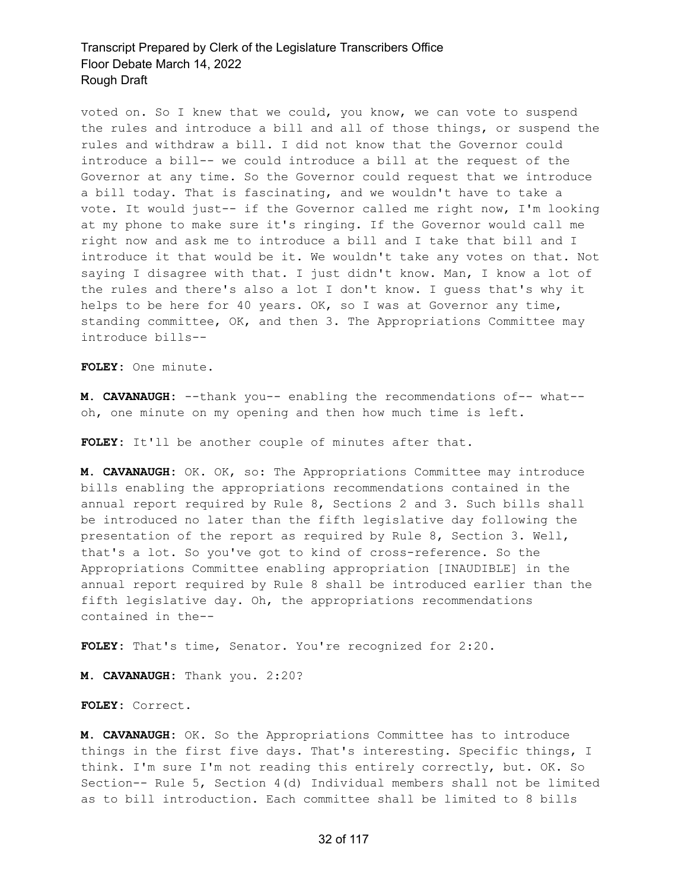voted on. So I knew that we could, you know, we can vote to suspend the rules and introduce a bill and all of those things, or suspend the rules and withdraw a bill. I did not know that the Governor could introduce a bill-- we could introduce a bill at the request of the Governor at any time. So the Governor could request that we introduce a bill today. That is fascinating, and we wouldn't have to take a vote. It would just-- if the Governor called me right now, I'm looking at my phone to make sure it's ringing. If the Governor would call me right now and ask me to introduce a bill and I take that bill and I introduce it that would be it. We wouldn't take any votes on that. Not saying I disagree with that. I just didn't know. Man, I know a lot of the rules and there's also a lot I don't know. I guess that's why it helps to be here for 40 years. OK, so I was at Governor any time, standing committee, OK, and then 3. The Appropriations Committee may introduce bills--

**FOLEY:** One minute.

**M. CAVANAUGH:** --thank you-- enabling the recommendations of-- what-- oh, one minute on my opening and then how much time is left.

**FOLEY:** It'll be another couple of minutes after that.

**M. CAVANAUGH:** OK. OK, so: The Appropriations Committee may introduce bills enabling the appropriations recommendations contained in the annual report required by Rule 8, Sections 2 and 3. Such bills shall be introduced no later than the fifth legislative day following the presentation of the report as required by Rule 8, Section 3. Well, that's a lot. So you've got to kind of cross-reference. So the Appropriations Committee enabling appropriation [INAUDIBLE] in the annual report required by Rule 8 shall be introduced earlier than the fifth legislative day. Oh, the appropriations recommendations contained in the--

**FOLEY:** That's time, Senator. You're recognized for 2:20.

**M. CAVANAUGH:** Thank you. 2:20?

**FOLEY:** Correct.

**M. CAVANAUGH:** OK. So the Appropriations Committee has to introduce things in the first five days. That's interesting. Specific things, I think. I'm sure I'm not reading this entirely correctly, but. OK. So Section-- Rule 5, Section 4(d) Individual members shall not be limited as to bill introduction. Each committee shall be limited to 8 bills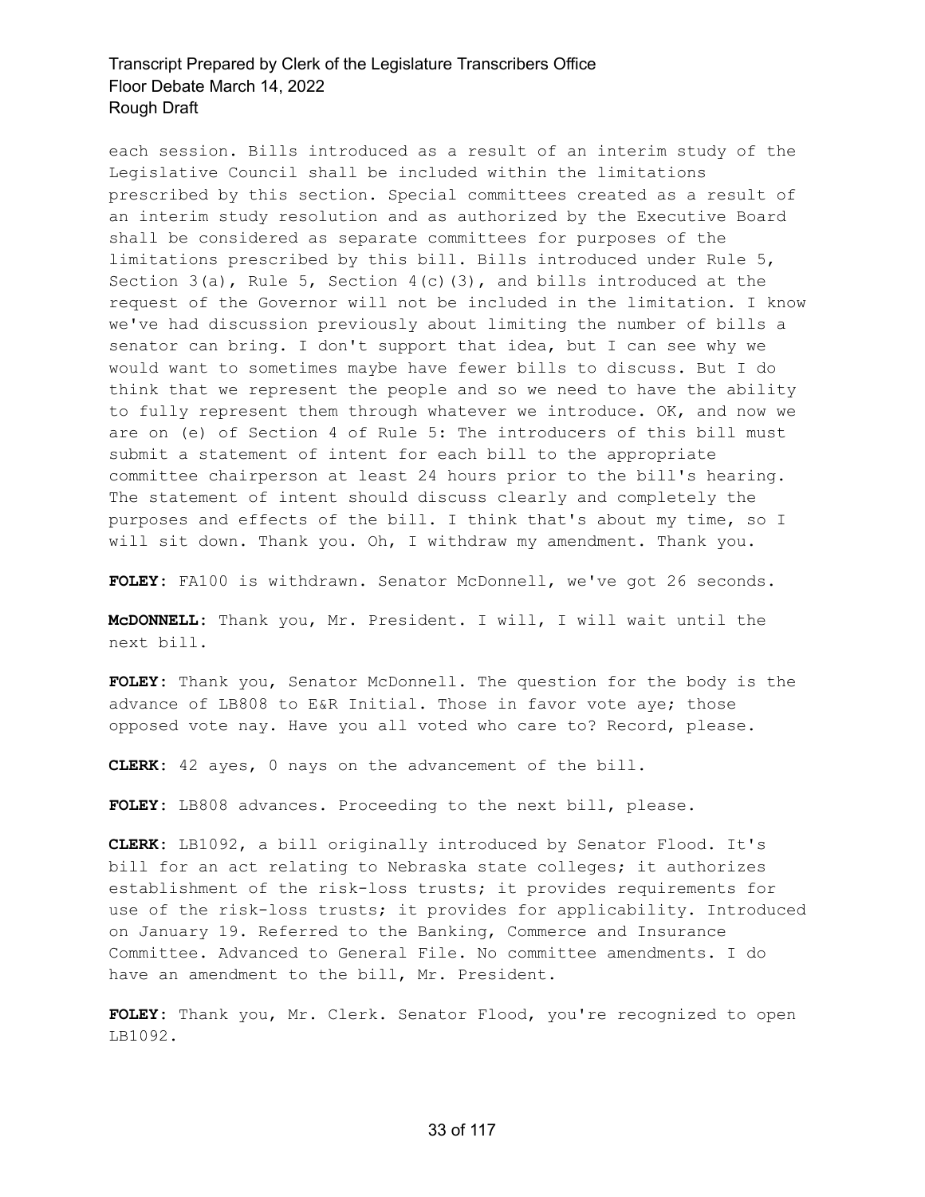each session. Bills introduced as a result of an interim study of the Legislative Council shall be included within the limitations prescribed by this section. Special committees created as a result of an interim study resolution and as authorized by the Executive Board shall be considered as separate committees for purposes of the limitations prescribed by this bill. Bills introduced under Rule 5, Section 3(a), Rule 5, Section 4(c)(3), and bills introduced at the request of the Governor will not be included in the limitation. I know we've had discussion previously about limiting the number of bills a senator can bring. I don't support that idea, but I can see why we would want to sometimes maybe have fewer bills to discuss. But I do think that we represent the people and so we need to have the ability to fully represent them through whatever we introduce. OK, and now we are on (e) of Section 4 of Rule 5: The introducers of this bill must submit a statement of intent for each bill to the appropriate committee chairperson at least 24 hours prior to the bill's hearing. The statement of intent should discuss clearly and completely the purposes and effects of the bill. I think that's about my time, so I will sit down. Thank you. Oh, I withdraw my amendment. Thank you.

**FOLEY:** FA100 is withdrawn. Senator McDonnell, we've got 26 seconds.

**McDONNELL:** Thank you, Mr. President. I will, I will wait until the next bill.

**FOLEY:** Thank you, Senator McDonnell. The question for the body is the advance of LB808 to E&R Initial. Those in favor vote aye; those opposed vote nay. Have you all voted who care to? Record, please.

**CLERK:** 42 ayes, 0 nays on the advancement of the bill.

**FOLEY:** LB808 advances. Proceeding to the next bill, please.

**CLERK:** LB1092, a bill originally introduced by Senator Flood. It's bill for an act relating to Nebraska state colleges; it authorizes establishment of the risk-loss trusts; it provides requirements for use of the risk-loss trusts; it provides for applicability. Introduced on January 19. Referred to the Banking, Commerce and Insurance Committee. Advanced to General File. No committee amendments. I do have an amendment to the bill, Mr. President.

**FOLEY:** Thank you, Mr. Clerk. Senator Flood, you're recognized to open LB1092.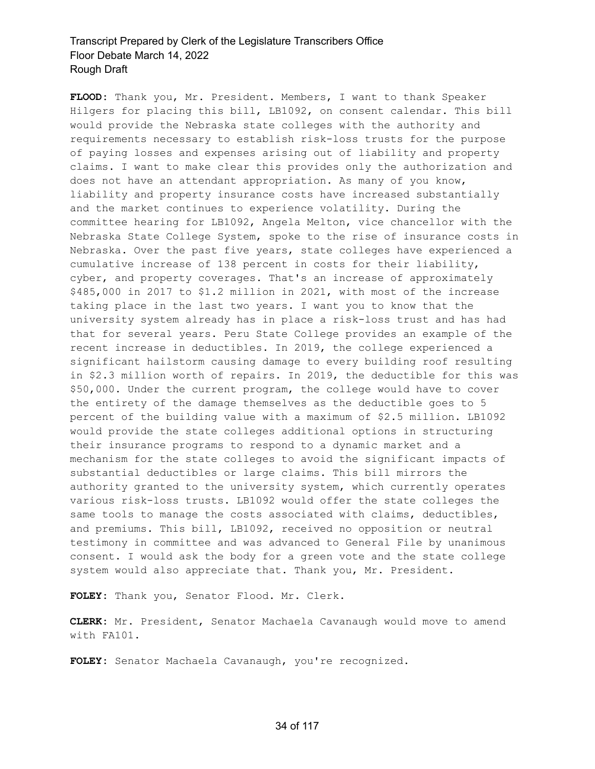**FLOOD:** Thank you, Mr. President. Members, I want to thank Speaker Hilgers for placing this bill, LB1092, on consent calendar. This bill would provide the Nebraska state colleges with the authority and requirements necessary to establish risk-loss trusts for the purpose of paying losses and expenses arising out of liability and property claims. I want to make clear this provides only the authorization and does not have an attendant appropriation. As many of you know, liability and property insurance costs have increased substantially and the market continues to experience volatility. During the committee hearing for LB1092, Angela Melton, vice chancellor with the Nebraska State College System, spoke to the rise of insurance costs in Nebraska. Over the past five years, state colleges have experienced a cumulative increase of 138 percent in costs for their liability, cyber, and property coverages. That's an increase of approximately $485,000 in 2017 to $1.2 million in 2021, with most of the increase taking place in the last two years. I want you to know that the university system already has in place a risk-loss trust and has had that for several years. Peru State College provides an example of the recent increase in deductibles. In 2019, the college experienced a significant hailstorm causing damage to every building roof resulting in $2.3 million worth of repairs. In 2019, the deductible for this was $50,000. Under the current program, the college would have to cover the entirety of the damage themselves as the deductible goes to 5 percent of the building value with a maximum of $2.5 million. LB1092 would provide the state colleges additional options in structuring their insurance programs to respond to a dynamic market and a mechanism for the state colleges to avoid the significant impacts of substantial deductibles or large claims. This bill mirrors the authority granted to the university system, which currently operates various risk-loss trusts. LB1092 would offer the state colleges the same tools to manage the costs associated with claims, deductibles, and premiums. This bill, LB1092, received no opposition or neutral testimony in committee and was advanced to General File by unanimous consent. I would ask the body for a green vote and the state college system would also appreciate that. Thank you, Mr. President.

**FOLEY:** Thank you, Senator Flood. Mr. Clerk.

**CLERK:** Mr. President, Senator Machaela Cavanaugh would move to amend with FA101.

**FOLEY:** Senator Machaela Cavanaugh, you're recognized.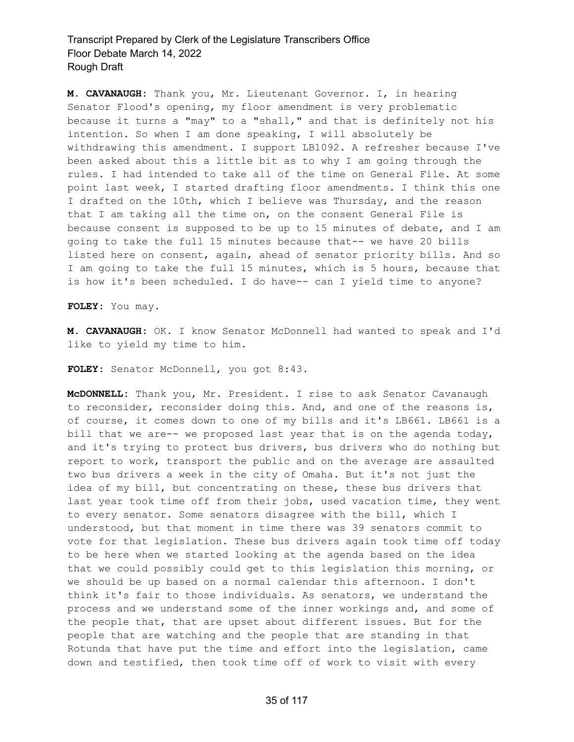**M. CAVANAUGH:** Thank you, Mr. Lieutenant Governor. I, in hearing Senator Flood's opening, my floor amendment is very problematic because it turns a "may" to a "shall," and that is definitely not his intention. So when I am done speaking, I will absolutely be withdrawing this amendment. I support LB1092. A refresher because I've been asked about this a little bit as to why I am going through the rules. I had intended to take all of the time on General File. At some point last week, I started drafting floor amendments. I think this one I drafted on the 10th, which I believe was Thursday, and the reason that I am taking all the time on, on the consent General File is because consent is supposed to be up to 15 minutes of debate, and I am going to take the full 15 minutes because that-- we have 20 bills listed here on consent, again, ahead of senator priority bills. And so I am going to take the full 15 minutes, which is 5 hours, because that is how it's been scheduled. I do have-- can I yield time to anyone?

**FOLEY:** You may.

**M. CAVANAUGH:** OK. I know Senator McDonnell had wanted to speak and I'd like to yield my time to him.

**FOLEY:** Senator McDonnell, you got 8:43.

**McDONNELL:** Thank you, Mr. President. I rise to ask Senator Cavanaugh to reconsider, reconsider doing this. And, and one of the reasons is, of course, it comes down to one of my bills and it's LB661. LB661 is a bill that we are-- we proposed last year that is on the agenda today, and it's trying to protect bus drivers, bus drivers who do nothing but report to work, transport the public and on the average are assaulted two bus drivers a week in the city of Omaha. But it's not just the idea of my bill, but concentrating on these, these bus drivers that last year took time off from their jobs, used vacation time, they went to every senator. Some senators disagree with the bill, which I understood, but that moment in time there was 39 senators commit to vote for that legislation. These bus drivers again took time off today to be here when we started looking at the agenda based on the idea that we could possibly could get to this legislation this morning, or we should be up based on a normal calendar this afternoon. I don't think it's fair to those individuals. As senators, we understand the process and we understand some of the inner workings and, and some of the people that, that are upset about different issues. But for the people that are watching and the people that are standing in that Rotunda that have put the time and effort into the legislation, came down and testified, then took time off of work to visit with every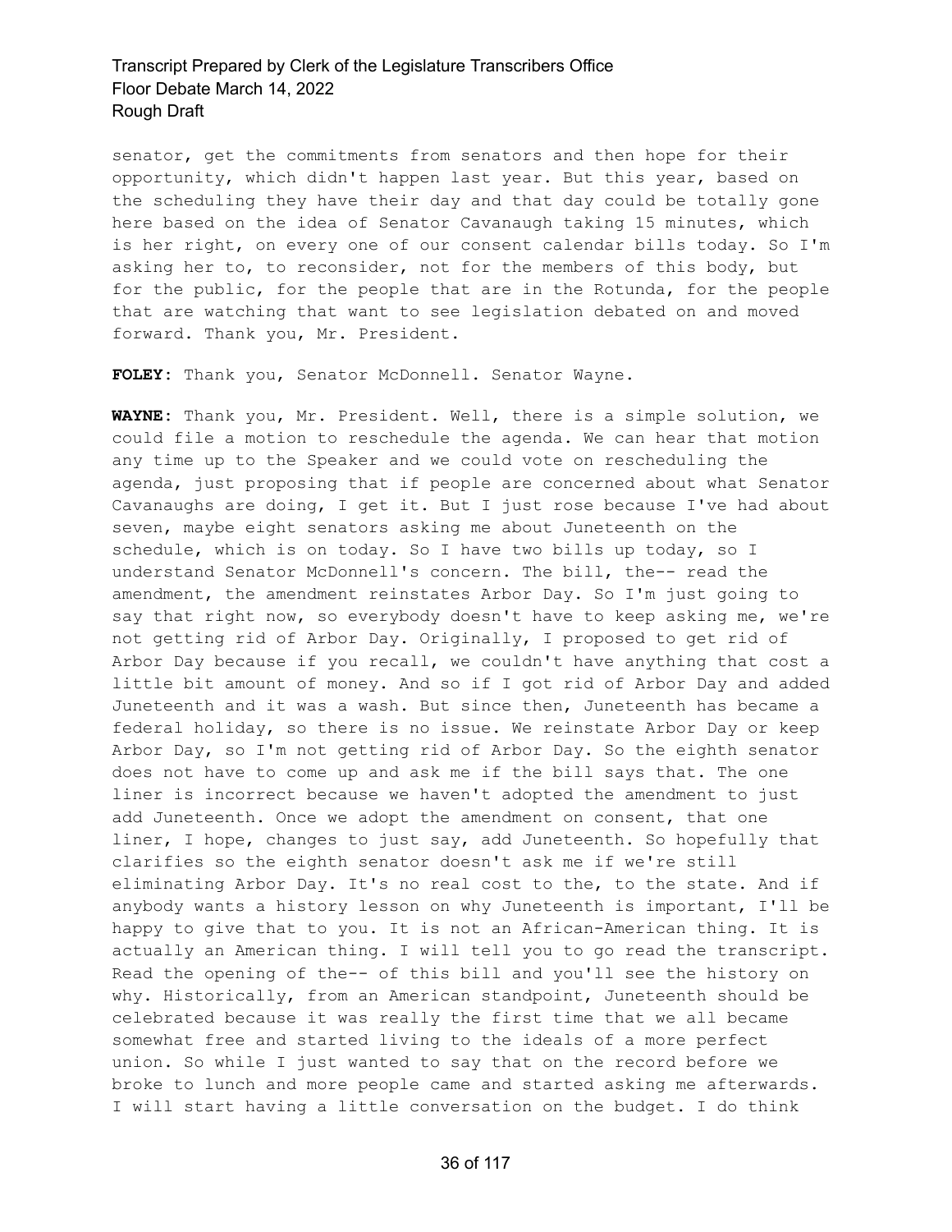senator, get the commitments from senators and then hope for their opportunity, which didn't happen last year. But this year, based on the scheduling they have their day and that day could be totally gone here based on the idea of Senator Cavanaugh taking 15 minutes, which is her right, on every one of our consent calendar bills today. So I'm asking her to, to reconsider, not for the members of this body, but for the public, for the people that are in the Rotunda, for the people that are watching that want to see legislation debated on and moved forward. Thank you, Mr. President.

**FOLEY:** Thank you, Senator McDonnell. Senator Wayne.

**WAYNE:** Thank you, Mr. President. Well, there is a simple solution, we could file a motion to reschedule the agenda. We can hear that motion any time up to the Speaker and we could vote on rescheduling the agenda, just proposing that if people are concerned about what Senator Cavanaughs are doing, I get it. But I just rose because I've had about seven, maybe eight senators asking me about Juneteenth on the schedule, which is on today. So I have two bills up today, so I understand Senator McDonnell's concern. The bill, the-- read the amendment, the amendment reinstates Arbor Day. So I'm just going to say that right now, so everybody doesn't have to keep asking me, we're not getting rid of Arbor Day. Originally, I proposed to get rid of Arbor Day because if you recall, we couldn't have anything that cost a little bit amount of money. And so if I got rid of Arbor Day and added Juneteenth and it was a wash. But since then, Juneteenth has became a federal holiday, so there is no issue. We reinstate Arbor Day or keep Arbor Day, so I'm not getting rid of Arbor Day. So the eighth senator does not have to come up and ask me if the bill says that. The one liner is incorrect because we haven't adopted the amendment to just add Juneteenth. Once we adopt the amendment on consent, that one liner, I hope, changes to just say, add Juneteenth. So hopefully that clarifies so the eighth senator doesn't ask me if we're still eliminating Arbor Day. It's no real cost to the, to the state. And if anybody wants a history lesson on why Juneteenth is important, I'll be happy to give that to you. It is not an African-American thing. It is actually an American thing. I will tell you to go read the transcript. Read the opening of the-- of this bill and you'll see the history on why. Historically, from an American standpoint, Juneteenth should be celebrated because it was really the first time that we all became somewhat free and started living to the ideals of a more perfect union. So while I just wanted to say that on the record before we broke to lunch and more people came and started asking me afterwards. I will start having a little conversation on the budget. I do think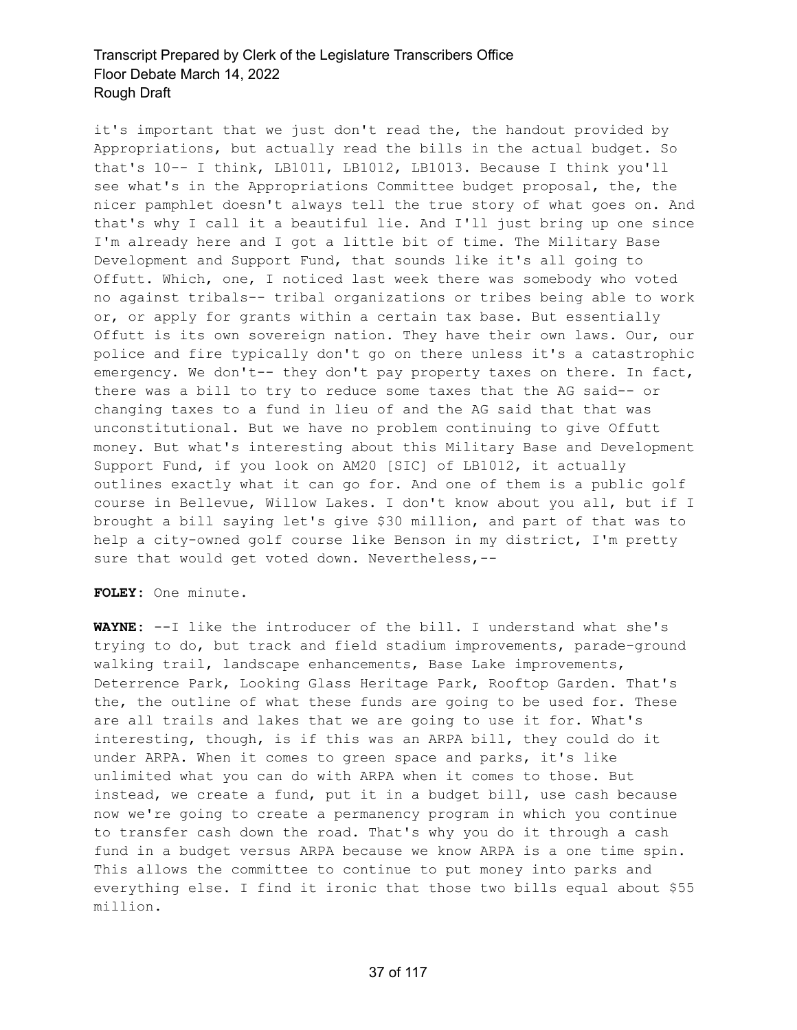it's important that we just don't read the, the handout provided by Appropriations, but actually read the bills in the actual budget. So that's 10-- I think, LB1011, LB1012, LB1013. Because I think you'll see what's in the Appropriations Committee budget proposal, the, the nicer pamphlet doesn't always tell the true story of what goes on. And that's why I call it a beautiful lie. And I'll just bring up one since I'm already here and I got a little bit of time. The Military Base Development and Support Fund, that sounds like it's all going to Offutt. Which, one, I noticed last week there was somebody who voted no against tribals-- tribal organizations or tribes being able to work or, or apply for grants within a certain tax base. But essentially Offutt is its own sovereign nation. They have their own laws. Our, our police and fire typically don't go on there unless it's a catastrophic emergency. We don't-- they don't pay property taxes on there. In fact, there was a bill to try to reduce some taxes that the AG said-- or changing taxes to a fund in lieu of and the AG said that that was unconstitutional. But we have no problem continuing to give Offutt money. But what's interesting about this Military Base and Development Support Fund, if you look on AM20 [SIC] of LB1012, it actually outlines exactly what it can go for. And one of them is a public golf course in Bellevue, Willow Lakes. I don't know about you all, but if I brought a bill saying let's give $30 million, and part of that was to help a city-owned golf course like Benson in my district, I'm pretty sure that would get voted down. Nevertheless,--

**FOLEY:** One minute.

**WAYNE:** --I like the introducer of the bill. I understand what she's trying to do, but track and field stadium improvements, parade-ground walking trail, landscape enhancements, Base Lake improvements, Deterrence Park, Looking Glass Heritage Park, Rooftop Garden. That's the, the outline of what these funds are going to be used for. These are all trails and lakes that we are going to use it for. What's interesting, though, is if this was an ARPA bill, they could do it under ARPA. When it comes to green space and parks, it's like unlimited what you can do with ARPA when it comes to those. But instead, we create a fund, put it in a budget bill, use cash because now we're going to create a permanency program in which you continue to transfer cash down the road. That's why you do it through a cash fund in a budget versus ARPA because we know ARPA is a one time spin. This allows the committee to continue to put money into parks and everything else. I find it ironic that those two bills equal about $55 million.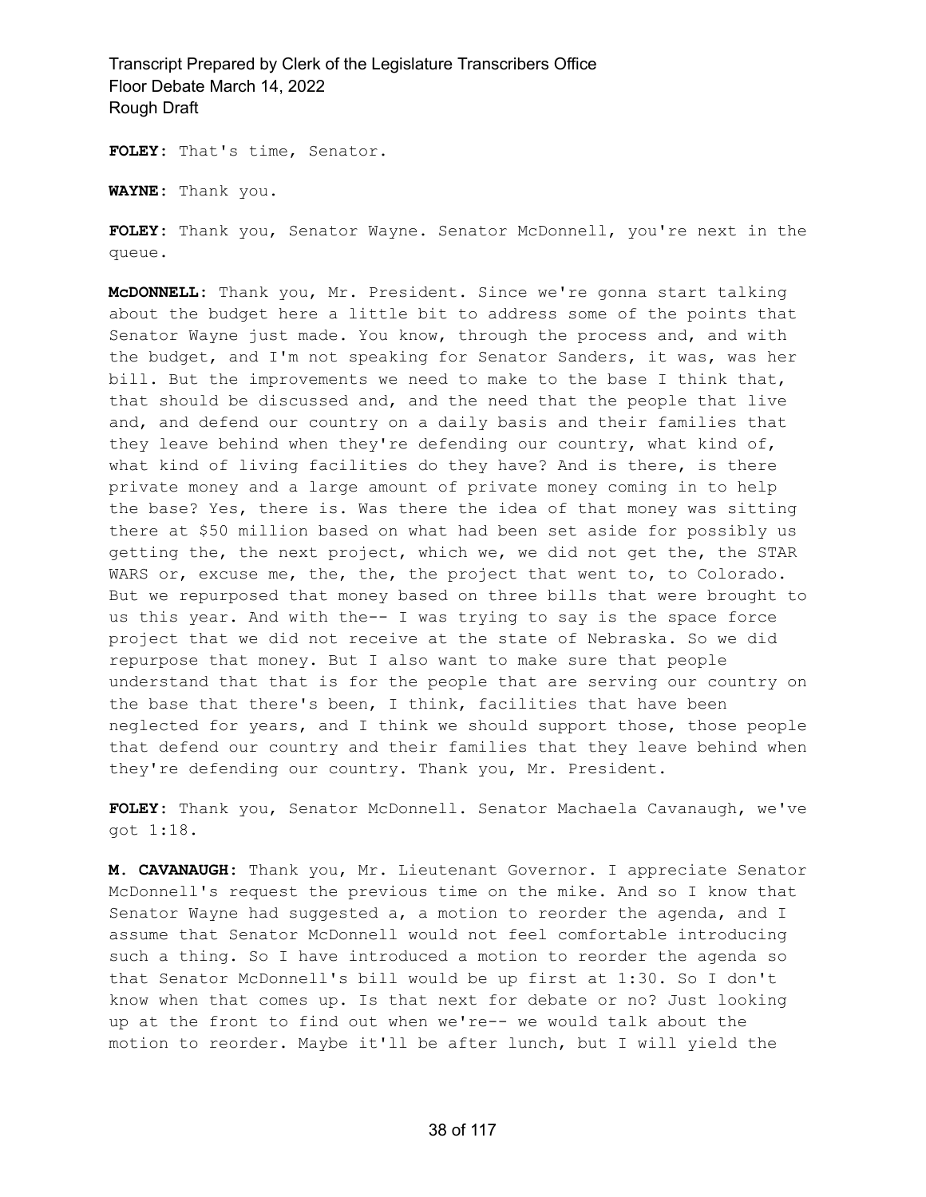**FOLEY:** That's time, Senator.

**WAYNE:** Thank you.

**FOLEY:** Thank you, Senator Wayne. Senator McDonnell, you're next in the queue.

**McDONNELL:** Thank you, Mr. President. Since we're gonna start talking about the budget here a little bit to address some of the points that Senator Wayne just made. You know, through the process and, and with the budget, and I'm not speaking for Senator Sanders, it was, was her bill. But the improvements we need to make to the base I think that, that should be discussed and, and the need that the people that live and, and defend our country on a daily basis and their families that they leave behind when they're defending our country, what kind of, what kind of living facilities do they have? And is there, is there private money and a large amount of private money coming in to help the base? Yes, there is. Was there the idea of that money was sitting there at $50 million based on what had been set aside for possibly us getting the, the next project, which we, we did not get the, the STAR WARS or, excuse me, the, the, the project that went to, to Colorado. But we repurposed that money based on three bills that were brought to us this year. And with the-- I was trying to say is the space force project that we did not receive at the state of Nebraska. So we did repurpose that money. But I also want to make sure that people understand that that is for the people that are serving our country on the base that there's been, I think, facilities that have been neglected for years, and I think we should support those, those people that defend our country and their families that they leave behind when they're defending our country. Thank you, Mr. President.

**FOLEY:** Thank you, Senator McDonnell. Senator Machaela Cavanaugh, we've got 1:18.

**M. CAVANAUGH:** Thank you, Mr. Lieutenant Governor. I appreciate Senator McDonnell's request the previous time on the mike. And so I know that Senator Wayne had suggested a, a motion to reorder the agenda, and I assume that Senator McDonnell would not feel comfortable introducing such a thing. So I have introduced a motion to reorder the agenda so that Senator McDonnell's bill would be up first at 1:30. So I don't know when that comes up. Is that next for debate or no? Just looking up at the front to find out when we're-- we would talk about the motion to reorder. Maybe it'll be after lunch, but I will yield the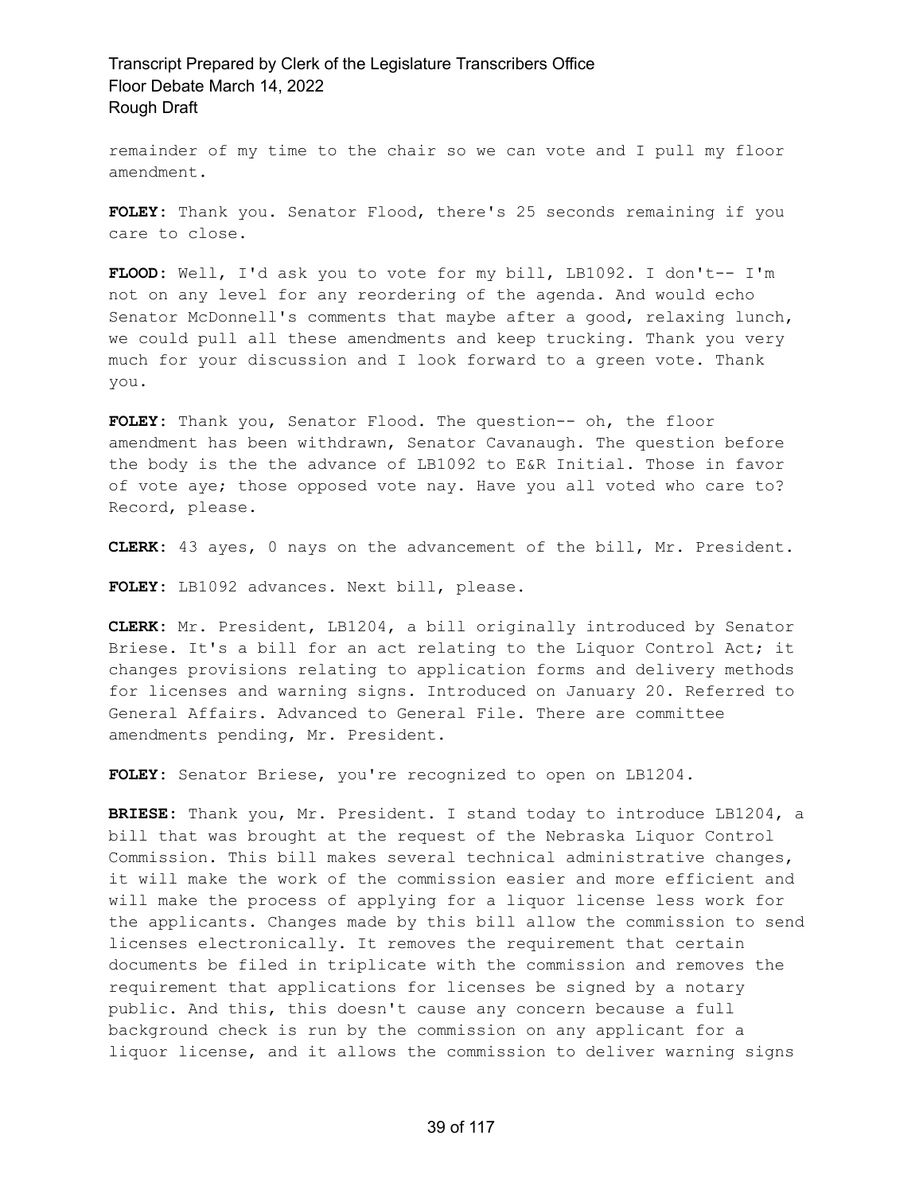remainder of my time to the chair so we can vote and I pull my floor amendment.

**FOLEY:** Thank you. Senator Flood, there's 25 seconds remaining if you care to close.

**FLOOD:** Well, I'd ask you to vote for my bill, LB1092. I don't-- I'm not on any level for any reordering of the agenda. And would echo Senator McDonnell's comments that maybe after a good, relaxing lunch, we could pull all these amendments and keep trucking. Thank you very much for your discussion and I look forward to a green vote. Thank you.

**FOLEY:** Thank you, Senator Flood. The question-- oh, the floor amendment has been withdrawn, Senator Cavanaugh. The question before the body is the the advance of LB1092 to E&R Initial. Those in favor of vote aye; those opposed vote nay. Have you all voted who care to? Record, please.

**CLERK:** 43 ayes, 0 nays on the advancement of the bill, Mr. President.

**FOLEY:** LB1092 advances. Next bill, please.

**CLERK:** Mr. President, LB1204, a bill originally introduced by Senator Briese. It's a bill for an act relating to the Liquor Control Act; it changes provisions relating to application forms and delivery methods for licenses and warning signs. Introduced on January 20. Referred to General Affairs. Advanced to General File. There are committee amendments pending, Mr. President.

**FOLEY:** Senator Briese, you're recognized to open on LB1204.

**BRIESE:** Thank you, Mr. President. I stand today to introduce LB1204, a bill that was brought at the request of the Nebraska Liquor Control Commission. This bill makes several technical administrative changes, it will make the work of the commission easier and more efficient and will make the process of applying for a liquor license less work for the applicants. Changes made by this bill allow the commission to send licenses electronically. It removes the requirement that certain documents be filed in triplicate with the commission and removes the requirement that applications for licenses be signed by a notary public. And this, this doesn't cause any concern because a full background check is run by the commission on any applicant for a liquor license, and it allows the commission to deliver warning signs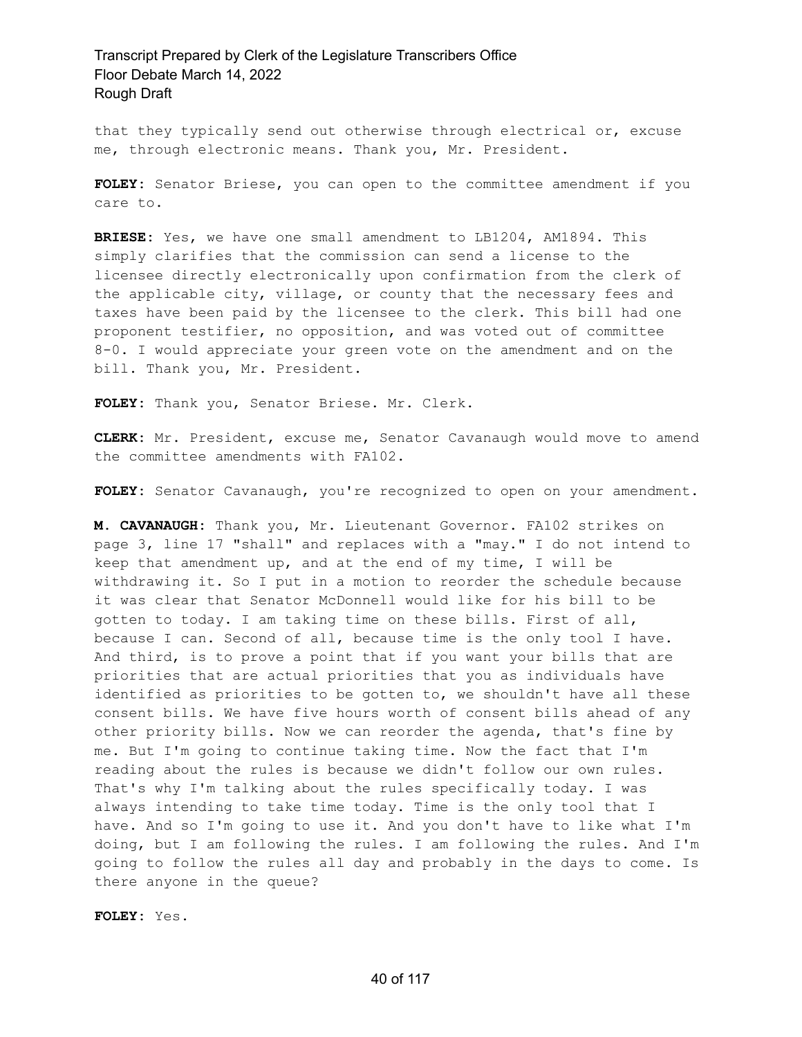that they typically send out otherwise through electrical or, excuse me, through electronic means. Thank you, Mr. President.

**FOLEY:** Senator Briese, you can open to the committee amendment if you care to.

**BRIESE:** Yes, we have one small amendment to LB1204, AM1894. This simply clarifies that the commission can send a license to the licensee directly electronically upon confirmation from the clerk of the applicable city, village, or county that the necessary fees and taxes have been paid by the licensee to the clerk. This bill had one proponent testifier, no opposition, and was voted out of committee 8-0. I would appreciate your green vote on the amendment and on the bill. Thank you, Mr. President.

**FOLEY:** Thank you, Senator Briese. Mr. Clerk.

**CLERK:** Mr. President, excuse me, Senator Cavanaugh would move to amend the committee amendments with FA102.

**FOLEY:** Senator Cavanaugh, you're recognized to open on your amendment.

**M. CAVANAUGH:** Thank you, Mr. Lieutenant Governor. FA102 strikes on page 3, line 17 "shall" and replaces with a "may." I do not intend to keep that amendment up, and at the end of my time, I will be withdrawing it. So I put in a motion to reorder the schedule because it was clear that Senator McDonnell would like for his bill to be gotten to today. I am taking time on these bills. First of all, because I can. Second of all, because time is the only tool I have. And third, is to prove a point that if you want your bills that are priorities that are actual priorities that you as individuals have identified as priorities to be gotten to, we shouldn't have all these consent bills. We have five hours worth of consent bills ahead of any other priority bills. Now we can reorder the agenda, that's fine by me. But I'm going to continue taking time. Now the fact that I'm reading about the rules is because we didn't follow our own rules. That's why I'm talking about the rules specifically today. I was always intending to take time today. Time is the only tool that I have. And so I'm going to use it. And you don't have to like what I'm doing, but I am following the rules. I am following the rules. And I'm going to follow the rules all day and probably in the days to come. Is there anyone in the queue?

**FOLEY:** Yes.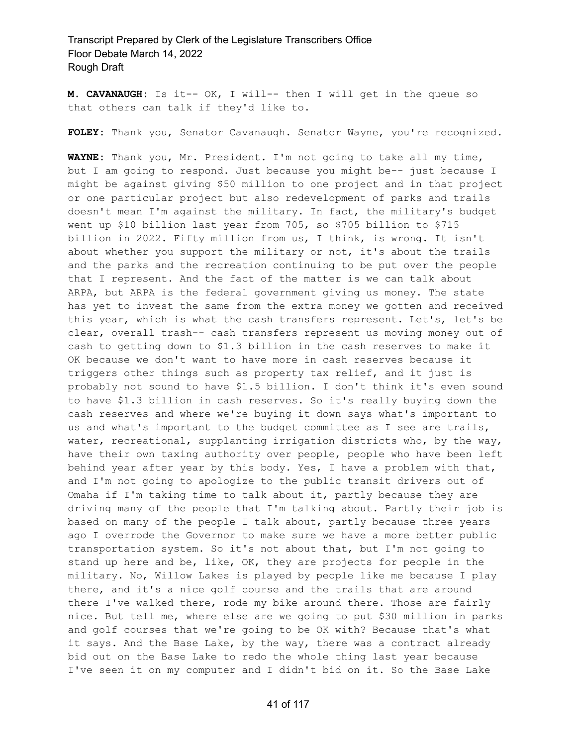**M. CAVANAUGH:** Is it-- OK, I will-- then I will get in the queue so that others can talk if they'd like to.

**FOLEY:** Thank you, Senator Cavanaugh. Senator Wayne, you're recognized.

**WAYNE:** Thank you, Mr. President. I'm not going to take all my time, but I am going to respond. Just because you might be-- just because I might be against giving $50 million to one project and in that project or one particular project but also redevelopment of parks and trails doesn't mean I'm against the military. In fact, the military's budget went up $10 billion last year from 705, so $705 billion to $715 billion in 2022. Fifty million from us, I think, is wrong. It isn't about whether you support the military or not, it's about the trails and the parks and the recreation continuing to be put over the people that I represent. And the fact of the matter is we can talk about ARPA, but ARPA is the federal government giving us money. The state has yet to invest the same from the extra money we gotten and received this year, which is what the cash transfers represent. Let's, let's be clear, overall trash-- cash transfers represent us moving money out of cash to getting down to $1.3 billion in the cash reserves to make it OK because we don't want to have more in cash reserves because it triggers other things such as property tax relief, and it just is probably not sound to have $1.5 billion. I don't think it's even sound to have $1.3 billion in cash reserves. So it's really buying down the cash reserves and where we're buying it down says what's important to us and what's important to the budget committee as I see are trails, water, recreational, supplanting irrigation districts who, by the way, have their own taxing authority over people, people who have been left behind year after year by this body. Yes, I have a problem with that, and I'm not going to apologize to the public transit drivers out of Omaha if I'm taking time to talk about it, partly because they are driving many of the people that I'm talking about. Partly their job is based on many of the people I talk about, partly because three years ago I overrode the Governor to make sure we have a more better public transportation system. So it's not about that, but I'm not going to stand up here and be, like, OK, they are projects for people in the military. No, Willow Lakes is played by people like me because I play there, and it's a nice golf course and the trails that are around there I've walked there, rode my bike around there. Those are fairly nice. But tell me, where else are we going to put $30 million in parks and golf courses that we're going to be OK with? Because that's what it says. And the Base Lake, by the way, there was a contract already bid out on the Base Lake to redo the whole thing last year because I've seen it on my computer and I didn't bid on it. So the Base Lake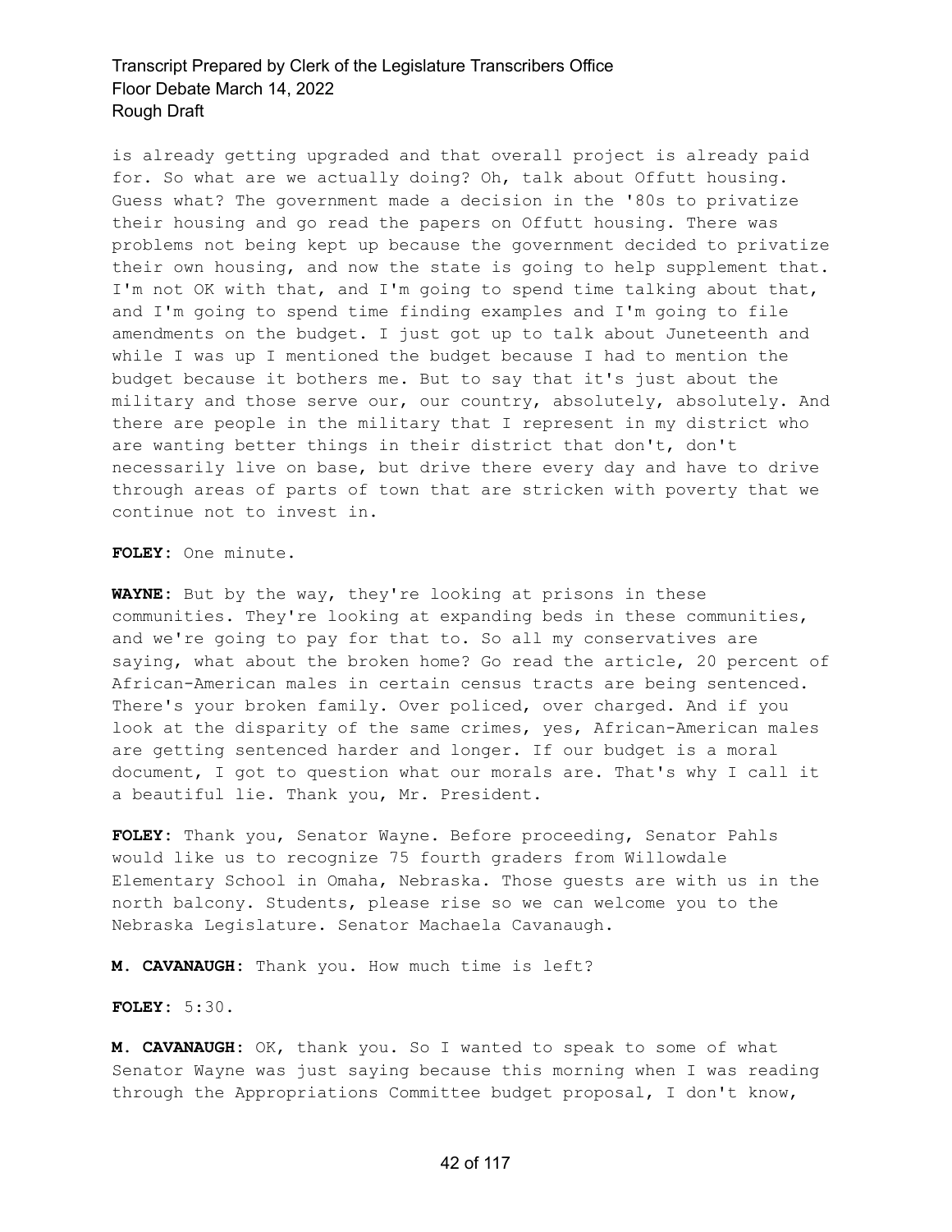is already getting upgraded and that overall project is already paid for. So what are we actually doing? Oh, talk about Offutt housing. Guess what? The government made a decision in the '80s to privatize their housing and go read the papers on Offutt housing. There was problems not being kept up because the government decided to privatize their own housing, and now the state is going to help supplement that. I'm not OK with that, and I'm going to spend time talking about that, and I'm going to spend time finding examples and I'm going to file amendments on the budget. I just got up to talk about Juneteenth and while I was up I mentioned the budget because I had to mention the budget because it bothers me. But to say that it's just about the military and those serve our, our country, absolutely, absolutely. And there are people in the military that I represent in my district who are wanting better things in their district that don't, don't necessarily live on base, but drive there every day and have to drive through areas of parts of town that are stricken with poverty that we continue not to invest in.

**FOLEY:** One minute.

**WAYNE:** But by the way, they're looking at prisons in these communities. They're looking at expanding beds in these communities, and we're going to pay for that to. So all my conservatives are saying, what about the broken home? Go read the article, 20 percent of African-American males in certain census tracts are being sentenced. There's your broken family. Over policed, over charged. And if you look at the disparity of the same crimes, yes, African-American males are getting sentenced harder and longer. If our budget is a moral document, I got to question what our morals are. That's why I call it a beautiful lie. Thank you, Mr. President.

**FOLEY:** Thank you, Senator Wayne. Before proceeding, Senator Pahls would like us to recognize 75 fourth graders from Willowdale Elementary School in Omaha, Nebraska. Those guests are with us in the north balcony. Students, please rise so we can welcome you to the Nebraska Legislature. Senator Machaela Cavanaugh.

**M. CAVANAUGH:** Thank you. How much time is left?

**FOLEY:** 5:30.

**M. CAVANAUGH:** OK, thank you. So I wanted to speak to some of what Senator Wayne was just saying because this morning when I was reading through the Appropriations Committee budget proposal, I don't know,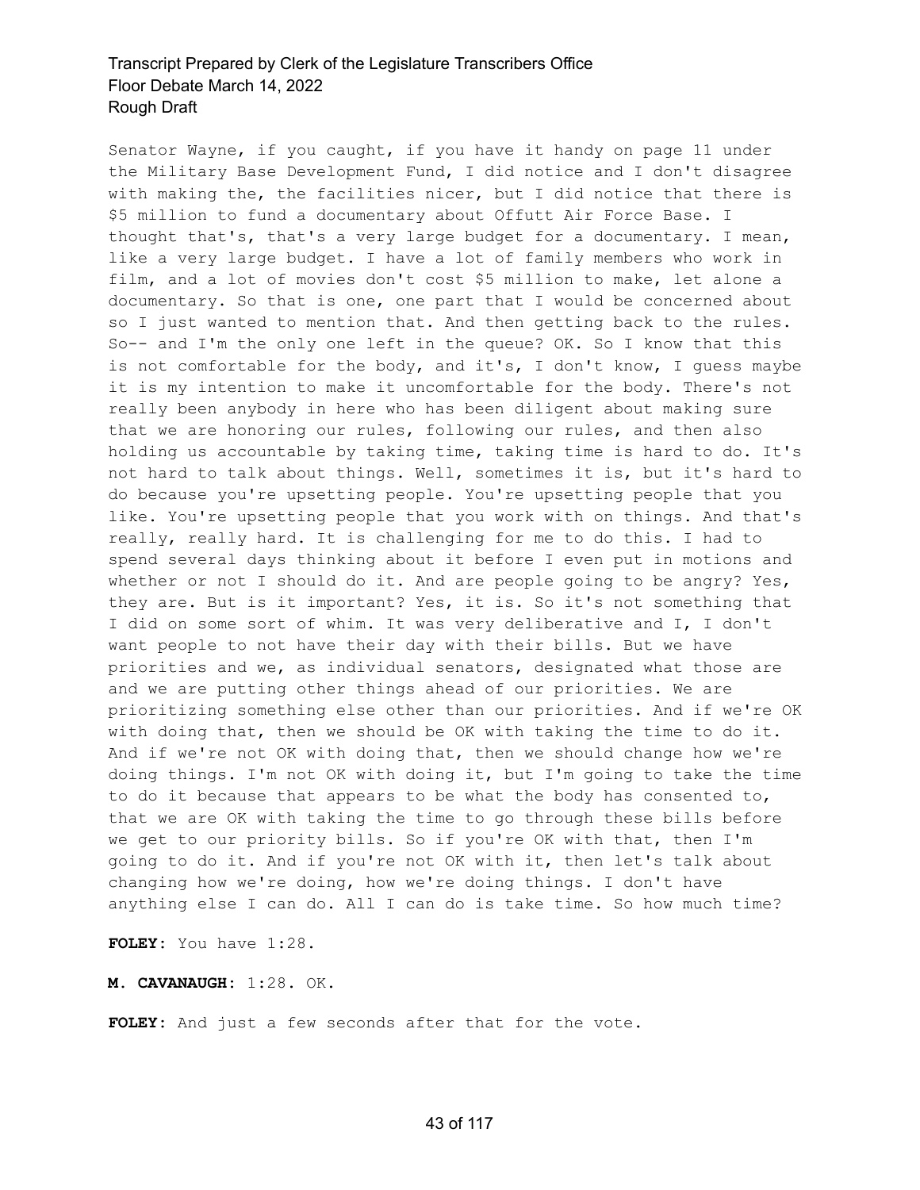Senator Wayne, if you caught, if you have it handy on page 11 under the Military Base Development Fund, I did notice and I don't disagree with making the, the facilities nicer, but I did notice that there is $5 million to fund a documentary about Offutt Air Force Base. I thought that's, that's a very large budget for a documentary. I mean, like a very large budget. I have a lot of family members who work in film, and a lot of movies don't cost $5 million to make, let alone a documentary. So that is one, one part that I would be concerned about so I just wanted to mention that. And then getting back to the rules. So-- and I'm the only one left in the queue? OK. So I know that this is not comfortable for the body, and it's, I don't know, I guess maybe it is my intention to make it uncomfortable for the body. There's not really been anybody in here who has been diligent about making sure that we are honoring our rules, following our rules, and then also holding us accountable by taking time, taking time is hard to do. It's not hard to talk about things. Well, sometimes it is, but it's hard to do because you're upsetting people. You're upsetting people that you like. You're upsetting people that you work with on things. And that's really, really hard. It is challenging for me to do this. I had to spend several days thinking about it before I even put in motions and whether or not I should do it. And are people going to be angry? Yes, they are. But is it important? Yes, it is. So it's not something that I did on some sort of whim. It was very deliberative and I, I don't want people to not have their day with their bills. But we have priorities and we, as individual senators, designated what those are and we are putting other things ahead of our priorities. We are prioritizing something else other than our priorities. And if we're OK with doing that, then we should be OK with taking the time to do it. And if we're not OK with doing that, then we should change how we're doing things. I'm not OK with doing it, but I'm going to take the time to do it because that appears to be what the body has consented to, that we are OK with taking the time to go through these bills before we get to our priority bills. So if you're OK with that, then I'm going to do it. And if you're not OK with it, then let's talk about changing how we're doing, how we're doing things. I don't have anything else I can do. All I can do is take time. So how much time?

**FOLEY:** You have 1:28.

**M. CAVANAUGH:** 1:28. OK.

**FOLEY:** And just a few seconds after that for the vote.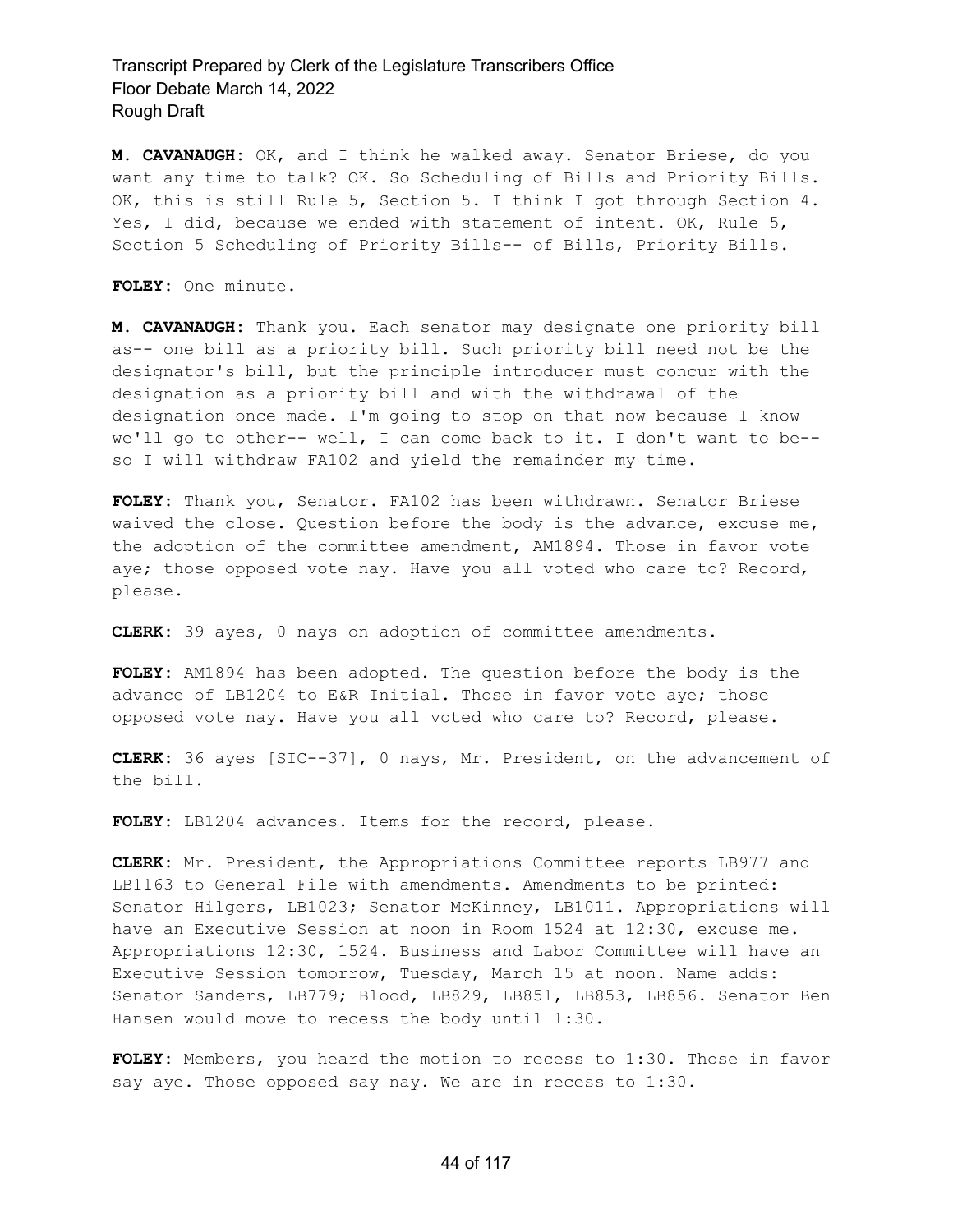**M. CAVANAUGH:** OK, and I think he walked away. Senator Briese, do you want any time to talk? OK. So Scheduling of Bills and Priority Bills. OK, this is still Rule 5, Section 5. I think I got through Section 4. Yes, I did, because we ended with statement of intent. OK, Rule 5, Section 5 Scheduling of Priority Bills-- of Bills, Priority Bills.

**FOLEY:** One minute.

**M. CAVANAUGH:** Thank you. Each senator may designate one priority bill as-- one bill as a priority bill. Such priority bill need not be the designator's bill, but the principle introducer must concur with the designation as a priority bill and with the withdrawal of the designation once made. I'm going to stop on that now because I know we'll go to other-- well, I can come back to it. I don't want to be-- so I will withdraw FA102 and yield the remainder my time.

**FOLEY:** Thank you, Senator. FA102 has been withdrawn. Senator Briese waived the close. Question before the body is the advance, excuse me, the adoption of the committee amendment, AM1894. Those in favor vote aye; those opposed vote nay. Have you all voted who care to? Record, please.

**CLERK:** 39 ayes, 0 nays on adoption of committee amendments.

**FOLEY:** AM1894 has been adopted. The question before the body is the advance of LB1204 to E&R Initial. Those in favor vote aye; those opposed vote nay. Have you all voted who care to? Record, please.

**CLERK:** 36 ayes [SIC--37], 0 nays, Mr. President, on the advancement of the bill.

**FOLEY:** LB1204 advances. Items for the record, please.

**CLERK:** Mr. President, the Appropriations Committee reports LB977 and LB1163 to General File with amendments. Amendments to be printed: Senator Hilgers, LB1023; Senator McKinney, LB1011. Appropriations will have an Executive Session at noon in Room 1524 at 12:30, excuse me. Appropriations 12:30, 1524. Business and Labor Committee will have an Executive Session tomorrow, Tuesday, March 15 at noon. Name adds: Senator Sanders, LB779; Blood, LB829, LB851, LB853, LB856. Senator Ben Hansen would move to recess the body until 1:30.

**FOLEY:** Members, you heard the motion to recess to 1:30. Those in favor say aye. Those opposed say nay. We are in recess to 1:30.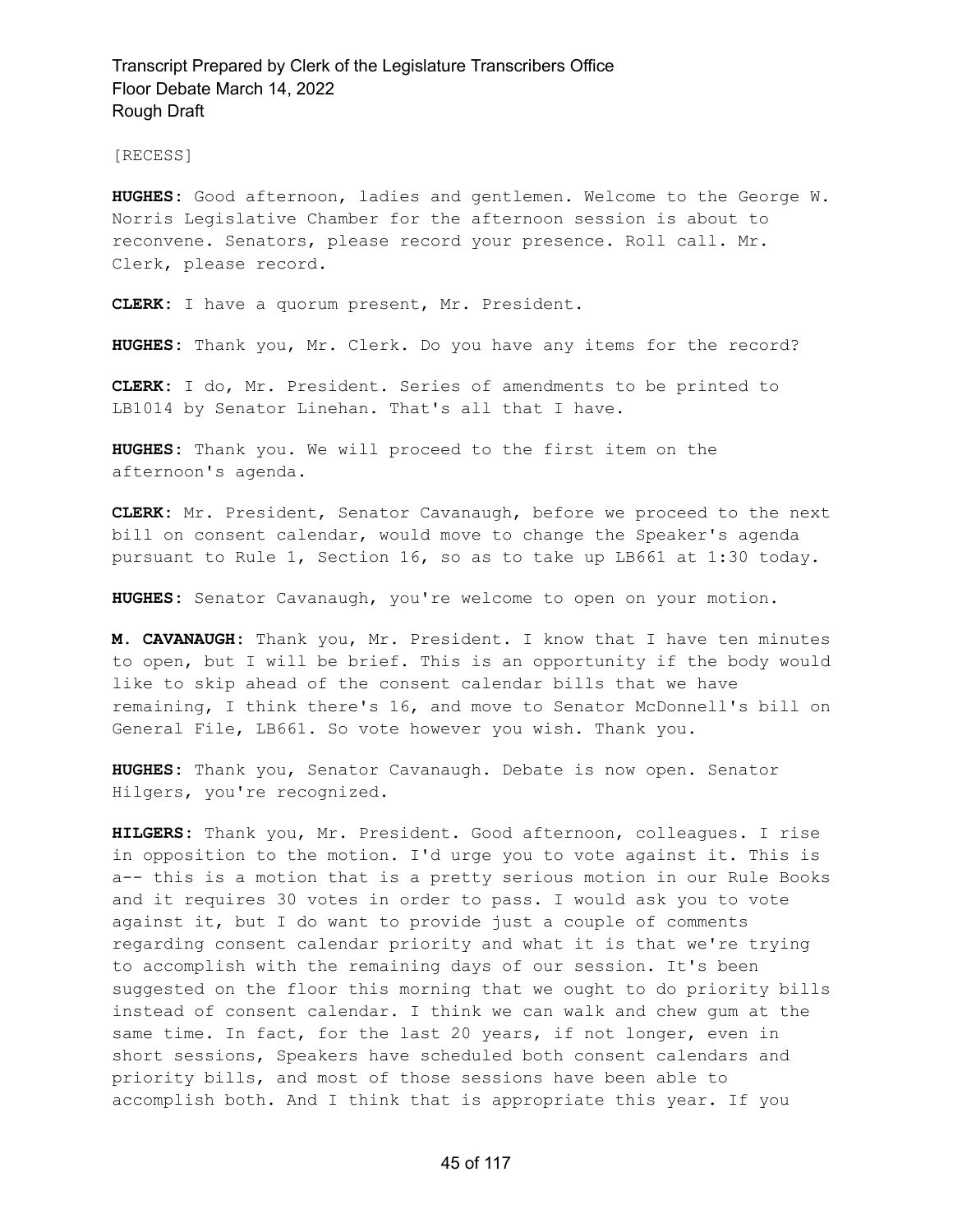[RECESS]

**HUGHES:** Good afternoon, ladies and gentlemen. Welcome to the George W. Norris Legislative Chamber for the afternoon session is about to reconvene. Senators, please record your presence. Roll call. Mr. Clerk, please record.

**CLERK:** I have a quorum present, Mr. President.

**HUGHES:** Thank you, Mr. Clerk. Do you have any items for the record?

**CLERK:** I do, Mr. President. Series of amendments to be printed to LB1014 by Senator Linehan. That's all that I have.

**HUGHES:** Thank you. We will proceed to the first item on the afternoon's agenda.

**CLERK:** Mr. President, Senator Cavanaugh, before we proceed to the next bill on consent calendar, would move to change the Speaker's agenda pursuant to Rule 1, Section 16, so as to take up LB661 at 1:30 today.

**HUGHES:** Senator Cavanaugh, you're welcome to open on your motion.

**M. CAVANAUGH:** Thank you, Mr. President. I know that I have ten minutes to open, but I will be brief. This is an opportunity if the body would like to skip ahead of the consent calendar bills that we have remaining, I think there's 16, and move to Senator McDonnell's bill on General File, LB661. So vote however you wish. Thank you.

**HUGHES:** Thank you, Senator Cavanaugh. Debate is now open. Senator Hilgers, you're recognized.

**HILGERS:** Thank you, Mr. President. Good afternoon, colleagues. I rise in opposition to the motion. I'd urge you to vote against it. This is a-- this is a motion that is a pretty serious motion in our Rule Books and it requires 30 votes in order to pass. I would ask you to vote against it, but I do want to provide just a couple of comments regarding consent calendar priority and what it is that we're trying to accomplish with the remaining days of our session. It's been suggested on the floor this morning that we ought to do priority bills instead of consent calendar. I think we can walk and chew gum at the same time. In fact, for the last 20 years, if not longer, even in short sessions, Speakers have scheduled both consent calendars and priority bills, and most of those sessions have been able to accomplish both. And I think that is appropriate this year. If you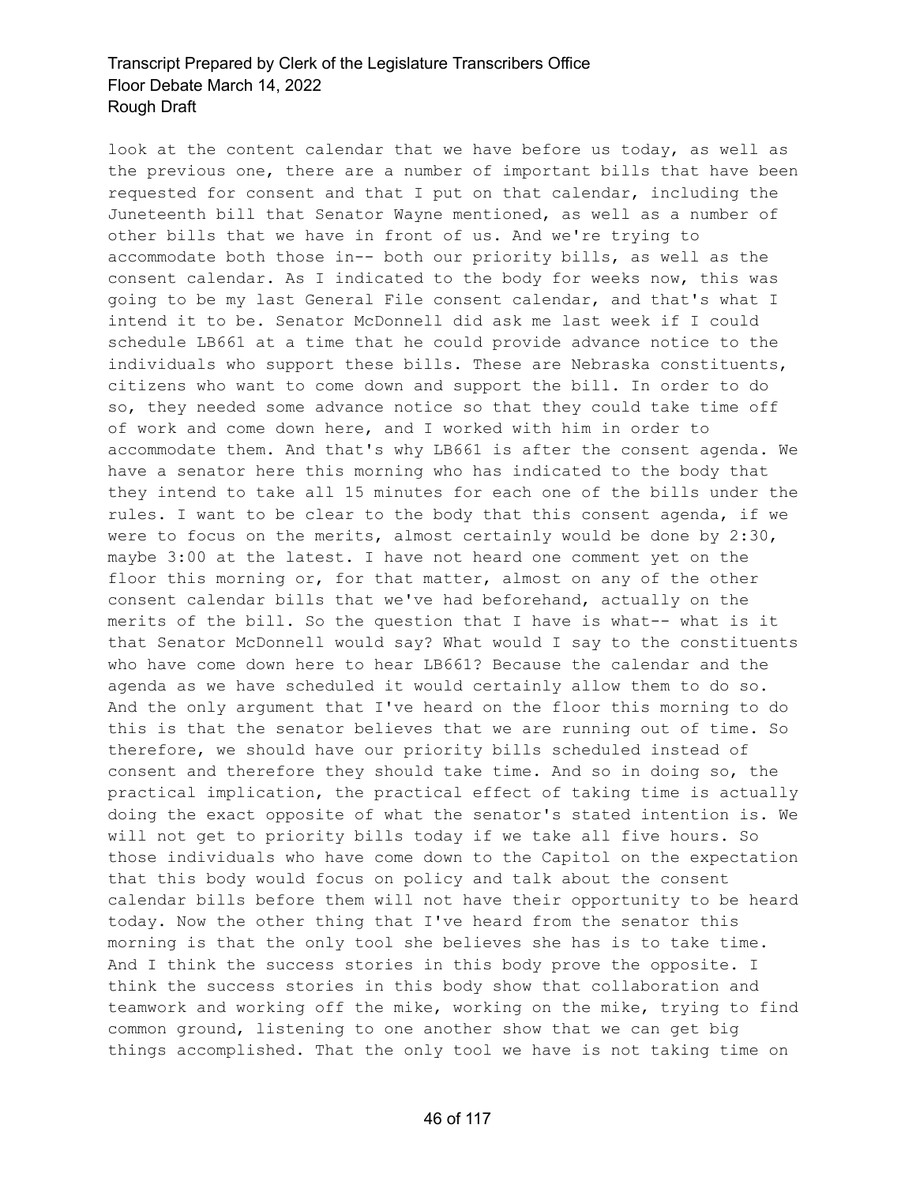look at the content calendar that we have before us today, as well as the previous one, there are a number of important bills that have been requested for consent and that I put on that calendar, including the Juneteenth bill that Senator Wayne mentioned, as well as a number of other bills that we have in front of us. And we're trying to accommodate both those in-- both our priority bills, as well as the consent calendar. As I indicated to the body for weeks now, this was going to be my last General File consent calendar, and that's what I intend it to be. Senator McDonnell did ask me last week if I could schedule LB661 at a time that he could provide advance notice to the individuals who support these bills. These are Nebraska constituents, citizens who want to come down and support the bill. In order to do so, they needed some advance notice so that they could take time off of work and come down here, and I worked with him in order to accommodate them. And that's why LB661 is after the consent agenda. We have a senator here this morning who has indicated to the body that they intend to take all 15 minutes for each one of the bills under the rules. I want to be clear to the body that this consent agenda, if we were to focus on the merits, almost certainly would be done by 2:30, maybe 3:00 at the latest. I have not heard one comment yet on the floor this morning or, for that matter, almost on any of the other consent calendar bills that we've had beforehand, actually on the merits of the bill. So the question that I have is what-- what is it that Senator McDonnell would say? What would I say to the constituents who have come down here to hear LB661? Because the calendar and the agenda as we have scheduled it would certainly allow them to do so. And the only argument that I've heard on the floor this morning to do this is that the senator believes that we are running out of time. So therefore, we should have our priority bills scheduled instead of consent and therefore they should take time. And so in doing so, the practical implication, the practical effect of taking time is actually doing the exact opposite of what the senator's stated intention is. We will not get to priority bills today if we take all five hours. So those individuals who have come down to the Capitol on the expectation that this body would focus on policy and talk about the consent calendar bills before them will not have their opportunity to be heard today. Now the other thing that I've heard from the senator this morning is that the only tool she believes she has is to take time. And I think the success stories in this body prove the opposite. I think the success stories in this body show that collaboration and teamwork and working off the mike, working on the mike, trying to find common ground, listening to one another show that we can get big things accomplished. That the only tool we have is not taking time on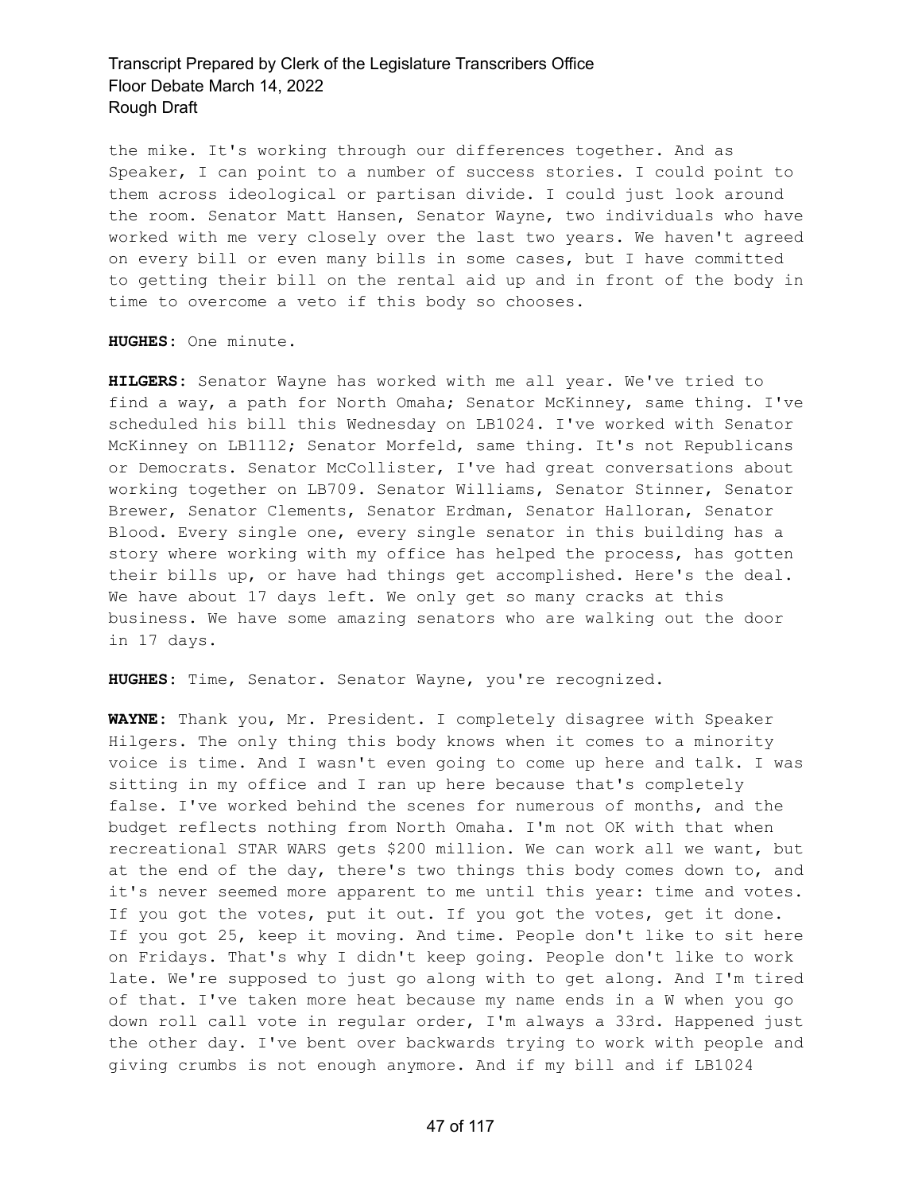the mike. It's working through our differences together. And as Speaker, I can point to a number of success stories. I could point to them across ideological or partisan divide. I could just look around the room. Senator Matt Hansen, Senator Wayne, two individuals who have worked with me very closely over the last two years. We haven't agreed on every bill or even many bills in some cases, but I have committed to getting their bill on the rental aid up and in front of the body in time to overcome a veto if this body so chooses.

**HUGHES:** One minute.

**HILGERS:** Senator Wayne has worked with me all year. We've tried to find a way, a path for North Omaha; Senator McKinney, same thing. I've scheduled his bill this Wednesday on LB1024. I've worked with Senator McKinney on LB1112; Senator Morfeld, same thing. It's not Republicans or Democrats. Senator McCollister, I've had great conversations about working together on LB709. Senator Williams, Senator Stinner, Senator Brewer, Senator Clements, Senator Erdman, Senator Halloran, Senator Blood. Every single one, every single senator in this building has a story where working with my office has helped the process, has gotten their bills up, or have had things get accomplished. Here's the deal. We have about 17 days left. We only get so many cracks at this business. We have some amazing senators who are walking out the door in 17 days.

**HUGHES:** Time, Senator. Senator Wayne, you're recognized.

**WAYNE:** Thank you, Mr. President. I completely disagree with Speaker Hilgers. The only thing this body knows when it comes to a minority voice is time. And I wasn't even going to come up here and talk. I was sitting in my office and I ran up here because that's completely false. I've worked behind the scenes for numerous of months, and the budget reflects nothing from North Omaha. I'm not OK with that when recreational STAR WARS gets $200 million. We can work all we want, but at the end of the day, there's two things this body comes down to, and it's never seemed more apparent to me until this year: time and votes. If you got the votes, put it out. If you got the votes, get it done. If you got 25, keep it moving. And time. People don't like to sit here on Fridays. That's why I didn't keep going. People don't like to work late. We're supposed to just go along with to get along. And I'm tired of that. I've taken more heat because my name ends in a W when you go down roll call vote in regular order, I'm always a 33rd. Happened just the other day. I've bent over backwards trying to work with people and giving crumbs is not enough anymore. And if my bill and if LB1024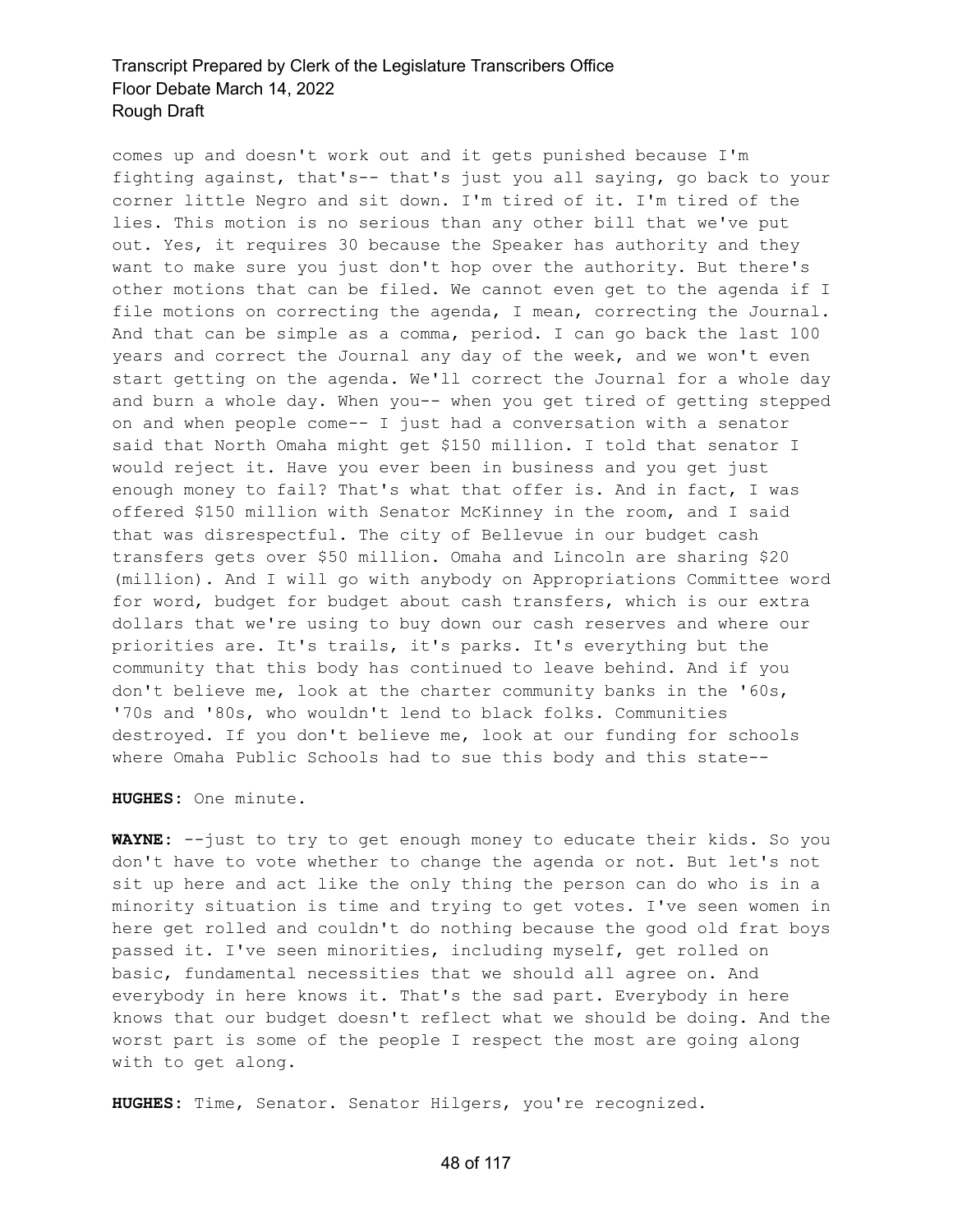comes up and doesn't work out and it gets punished because I'm fighting against, that's-- that's just you all saying, go back to your corner little Negro and sit down. I'm tired of it. I'm tired of the lies. This motion is no serious than any other bill that we've put out. Yes, it requires 30 because the Speaker has authority and they want to make sure you just don't hop over the authority. But there's other motions that can be filed. We cannot even get to the agenda if I file motions on correcting the agenda, I mean, correcting the Journal. And that can be simple as a comma, period. I can go back the last 100 years and correct the Journal any day of the week, and we won't even start getting on the agenda. We'll correct the Journal for a whole day and burn a whole day. When you-- when you get tired of getting stepped on and when people come-- I just had a conversation with a senator said that North Omaha might get $150 million. I told that senator I would reject it. Have you ever been in business and you get just enough money to fail? That's what that offer is. And in fact, I was offered $150 million with Senator McKinney in the room, and I said that was disrespectful. The city of Bellevue in our budget cash transfers gets over $50 million. Omaha and Lincoln are sharing $20 (million). And I will go with anybody on Appropriations Committee word for word, budget for budget about cash transfers, which is our extra dollars that we're using to buy down our cash reserves and where our priorities are. It's trails, it's parks. It's everything but the community that this body has continued to leave behind. And if you don't believe me, look at the charter community banks in the '60s, '70s and '80s, who wouldn't lend to black folks. Communities destroyed. If you don't believe me, look at our funding for schools where Omaha Public Schools had to sue this body and this state--

**HUGHES:** One minute.

**WAYNE:** --just to try to get enough money to educate their kids. So you don't have to vote whether to change the agenda or not. But let's not sit up here and act like the only thing the person can do who is in a minority situation is time and trying to get votes. I've seen women in here get rolled and couldn't do nothing because the good old frat boys passed it. I've seen minorities, including myself, get rolled on basic, fundamental necessities that we should all agree on. And everybody in here knows it. That's the sad part. Everybody in here knows that our budget doesn't reflect what we should be doing. And the worst part is some of the people I respect the most are going along with to get along.

**HUGHES:** Time, Senator. Senator Hilgers, you're recognized.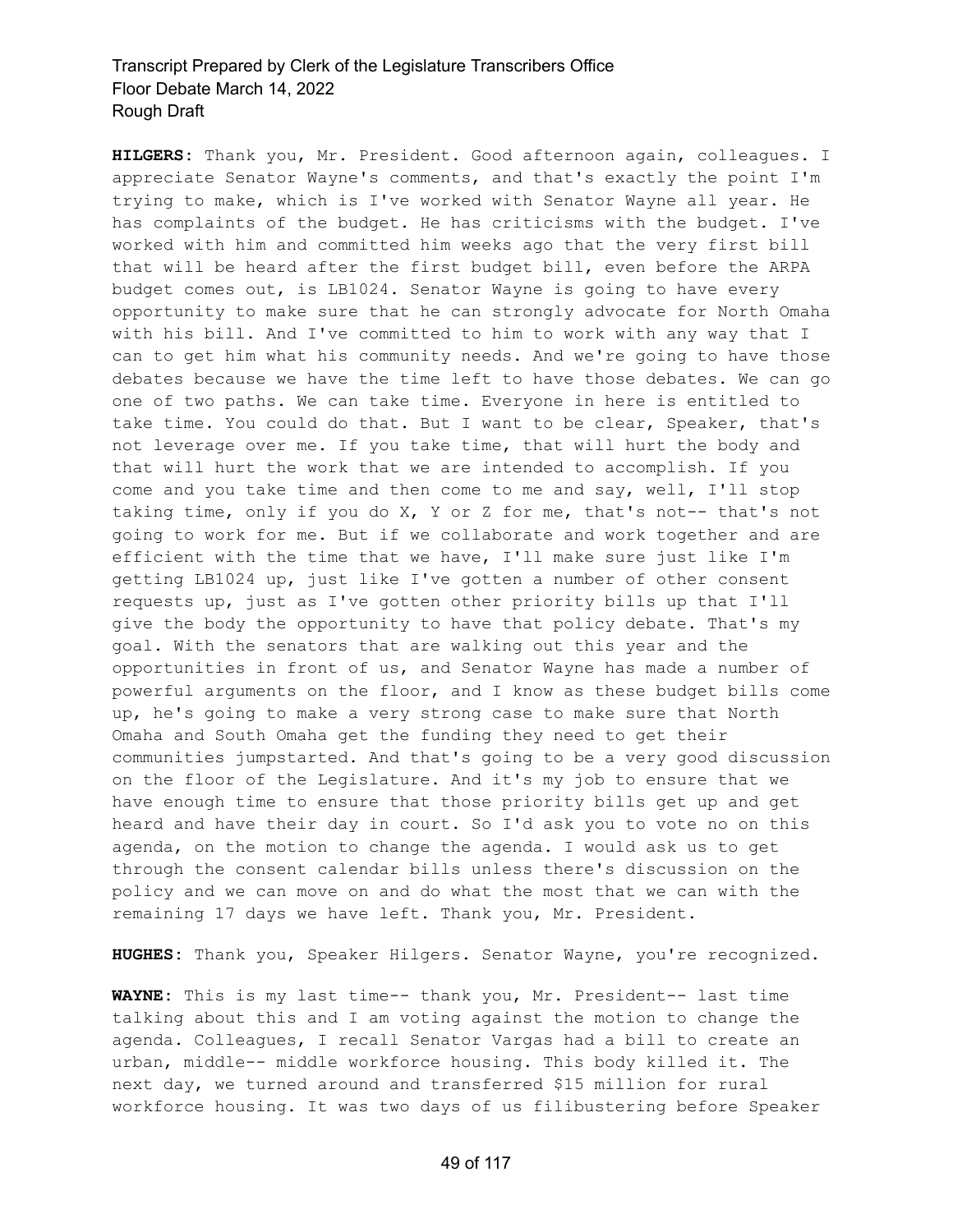**HILGERS:** Thank you, Mr. President. Good afternoon again, colleagues. I appreciate Senator Wayne's comments, and that's exactly the point I'm trying to make, which is I've worked with Senator Wayne all year. He has complaints of the budget. He has criticisms with the budget. I've worked with him and committed him weeks ago that the very first bill that will be heard after the first budget bill, even before the ARPA budget comes out, is LB1024. Senator Wayne is going to have every opportunity to make sure that he can strongly advocate for North Omaha with his bill. And I've committed to him to work with any way that I can to get him what his community needs. And we're going to have those debates because we have the time left to have those debates. We can go one of two paths. We can take time. Everyone in here is entitled to take time. You could do that. But I want to be clear, Speaker, that's not leverage over me. If you take time, that will hurt the body and that will hurt the work that we are intended to accomplish. If you come and you take time and then come to me and say, well, I'll stop taking time, only if you do X, Y or Z for me, that's not-- that's not going to work for me. But if we collaborate and work together and are efficient with the time that we have, I'll make sure just like I'm getting LB1024 up, just like I've gotten a number of other consent requests up, just as I've gotten other priority bills up that I'll give the body the opportunity to have that policy debate. That's my goal. With the senators that are walking out this year and the opportunities in front of us, and Senator Wayne has made a number of powerful arguments on the floor, and I know as these budget bills come up, he's going to make a very strong case to make sure that North Omaha and South Omaha get the funding they need to get their communities jumpstarted. And that's going to be a very good discussion on the floor of the Legislature. And it's my job to ensure that we have enough time to ensure that those priority bills get up and get heard and have their day in court. So I'd ask you to vote no on this agenda, on the motion to change the agenda. I would ask us to get through the consent calendar bills unless there's discussion on the policy and we can move on and do what the most that we can with the remaining 17 days we have left. Thank you, Mr. President.

**HUGHES:** Thank you, Speaker Hilgers. Senator Wayne, you're recognized.

**WAYNE:** This is my last time-- thank you, Mr. President-- last time talking about this and I am voting against the motion to change the agenda. Colleagues, I recall Senator Vargas had a bill to create an urban, middle-- middle workforce housing. This body killed it. The next day, we turned around and transferred $15 million for rural workforce housing. It was two days of us filibustering before Speaker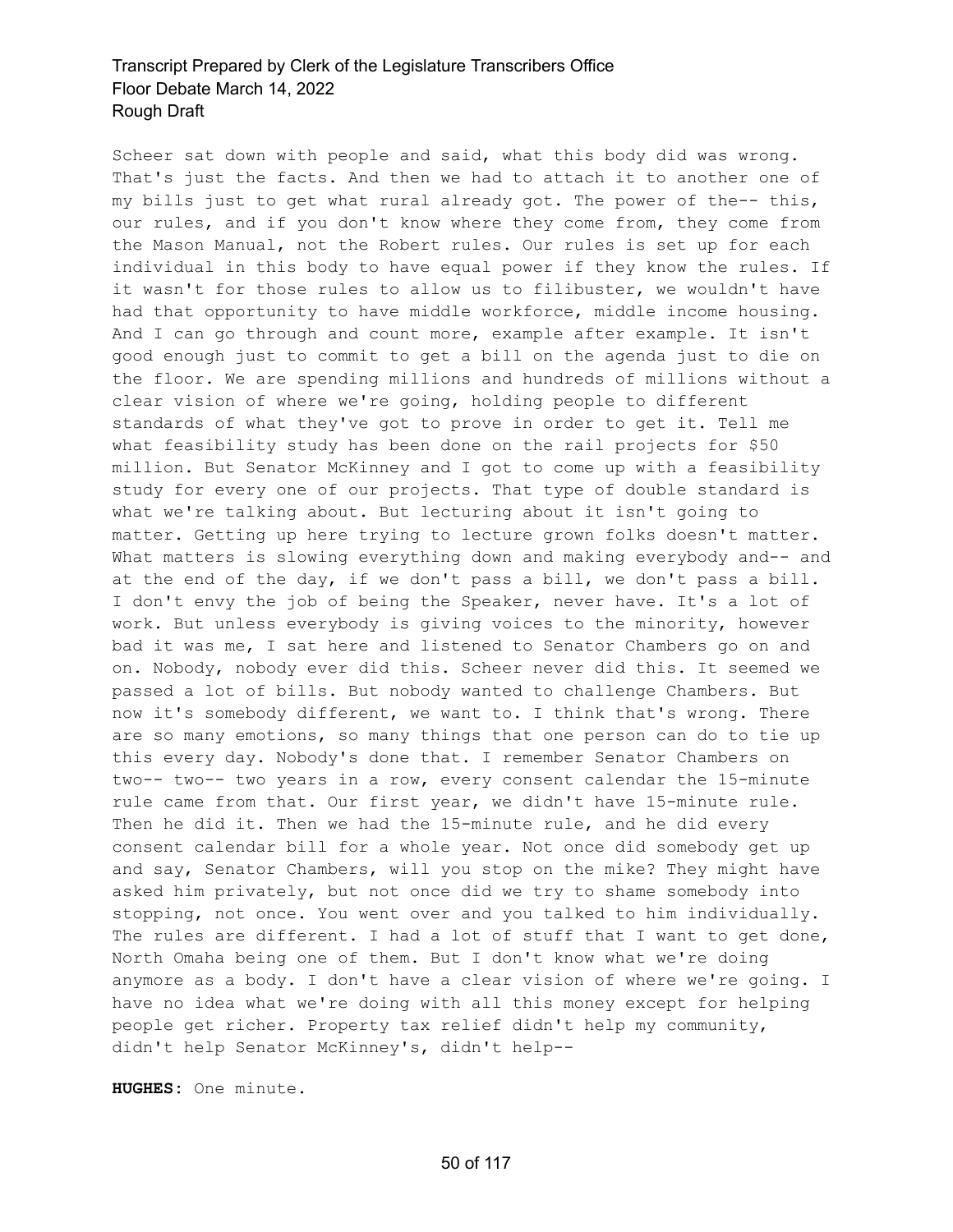Scheer sat down with people and said, what this body did was wrong. That's just the facts. And then we had to attach it to another one of my bills just to get what rural already got. The power of the-- this, our rules, and if you don't know where they come from, they come from the Mason Manual, not the Robert rules. Our rules is set up for each individual in this body to have equal power if they know the rules. If it wasn't for those rules to allow us to filibuster, we wouldn't have had that opportunity to have middle workforce, middle income housing. And I can go through and count more, example after example. It isn't good enough just to commit to get a bill on the agenda just to die on the floor. We are spending millions and hundreds of millions without a clear vision of where we're going, holding people to different standards of what they've got to prove in order to get it. Tell me what feasibility study has been done on the rail projects for $50 million. But Senator McKinney and I got to come up with a feasibility study for every one of our projects. That type of double standard is what we're talking about. But lecturing about it isn't going to matter. Getting up here trying to lecture grown folks doesn't matter. What matters is slowing everything down and making everybody and-- and at the end of the day, if we don't pass a bill, we don't pass a bill. I don't envy the job of being the Speaker, never have. It's a lot of work. But unless everybody is giving voices to the minority, however bad it was me, I sat here and listened to Senator Chambers go on and on. Nobody, nobody ever did this. Scheer never did this. It seemed we passed a lot of bills. But nobody wanted to challenge Chambers. But now it's somebody different, we want to. I think that's wrong. There are so many emotions, so many things that one person can do to tie up this every day. Nobody's done that. I remember Senator Chambers on two-- two-- two years in a row, every consent calendar the 15-minute rule came from that. Our first year, we didn't have 15-minute rule. Then he did it. Then we had the 15-minute rule, and he did every consent calendar bill for a whole year. Not once did somebody get up and say, Senator Chambers, will you stop on the mike? They might have asked him privately, but not once did we try to shame somebody into stopping, not once. You went over and you talked to him individually. The rules are different. I had a lot of stuff that I want to get done, North Omaha being one of them. But I don't know what we're doing anymore as a body. I don't have a clear vision of where we're going. I have no idea what we're doing with all this money except for helping people get richer. Property tax relief didn't help my community, didn't help Senator McKinney's, didn't help--

**HUGHES:** One minute.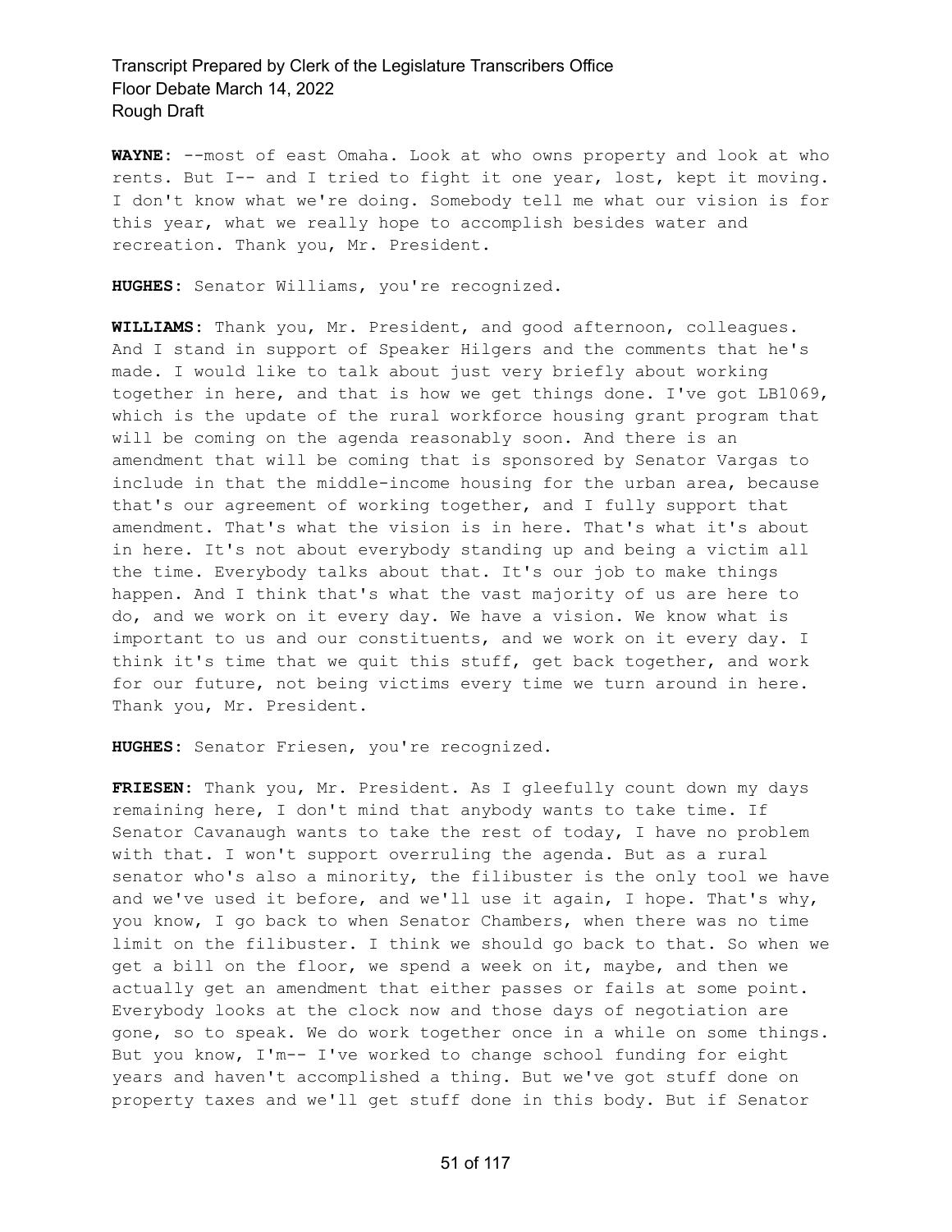**WAYNE:** --most of east Omaha. Look at who owns property and look at who rents. But I-- and I tried to fight it one year, lost, kept it moving. I don't know what we're doing. Somebody tell me what our vision is for this year, what we really hope to accomplish besides water and recreation. Thank you, Mr. President.

**HUGHES:** Senator Williams, you're recognized.

**WILLIAMS:** Thank you, Mr. President, and good afternoon, colleagues. And I stand in support of Speaker Hilgers and the comments that he's made. I would like to talk about just very briefly about working together in here, and that is how we get things done. I've got LB1069, which is the update of the rural workforce housing grant program that will be coming on the agenda reasonably soon. And there is an amendment that will be coming that is sponsored by Senator Vargas to include in that the middle-income housing for the urban area, because that's our agreement of working together, and I fully support that amendment. That's what the vision is in here. That's what it's about in here. It's not about everybody standing up and being a victim all the time. Everybody talks about that. It's our job to make things happen. And I think that's what the vast majority of us are here to do, and we work on it every day. We have a vision. We know what is important to us and our constituents, and we work on it every day. I think it's time that we quit this stuff, get back together, and work for our future, not being victims every time we turn around in here. Thank you, Mr. President.

**HUGHES:** Senator Friesen, you're recognized.

**FRIESEN:** Thank you, Mr. President. As I gleefully count down my days remaining here, I don't mind that anybody wants to take time. If Senator Cavanaugh wants to take the rest of today, I have no problem with that. I won't support overruling the agenda. But as a rural senator who's also a minority, the filibuster is the only tool we have and we've used it before, and we'll use it again, I hope. That's why, you know, I go back to when Senator Chambers, when there was no time limit on the filibuster. I think we should go back to that. So when we get a bill on the floor, we spend a week on it, maybe, and then we actually get an amendment that either passes or fails at some point. Everybody looks at the clock now and those days of negotiation are gone, so to speak. We do work together once in a while on some things. But you know, I'm-- I've worked to change school funding for eight years and haven't accomplished a thing. But we've got stuff done on property taxes and we'll get stuff done in this body. But if Senator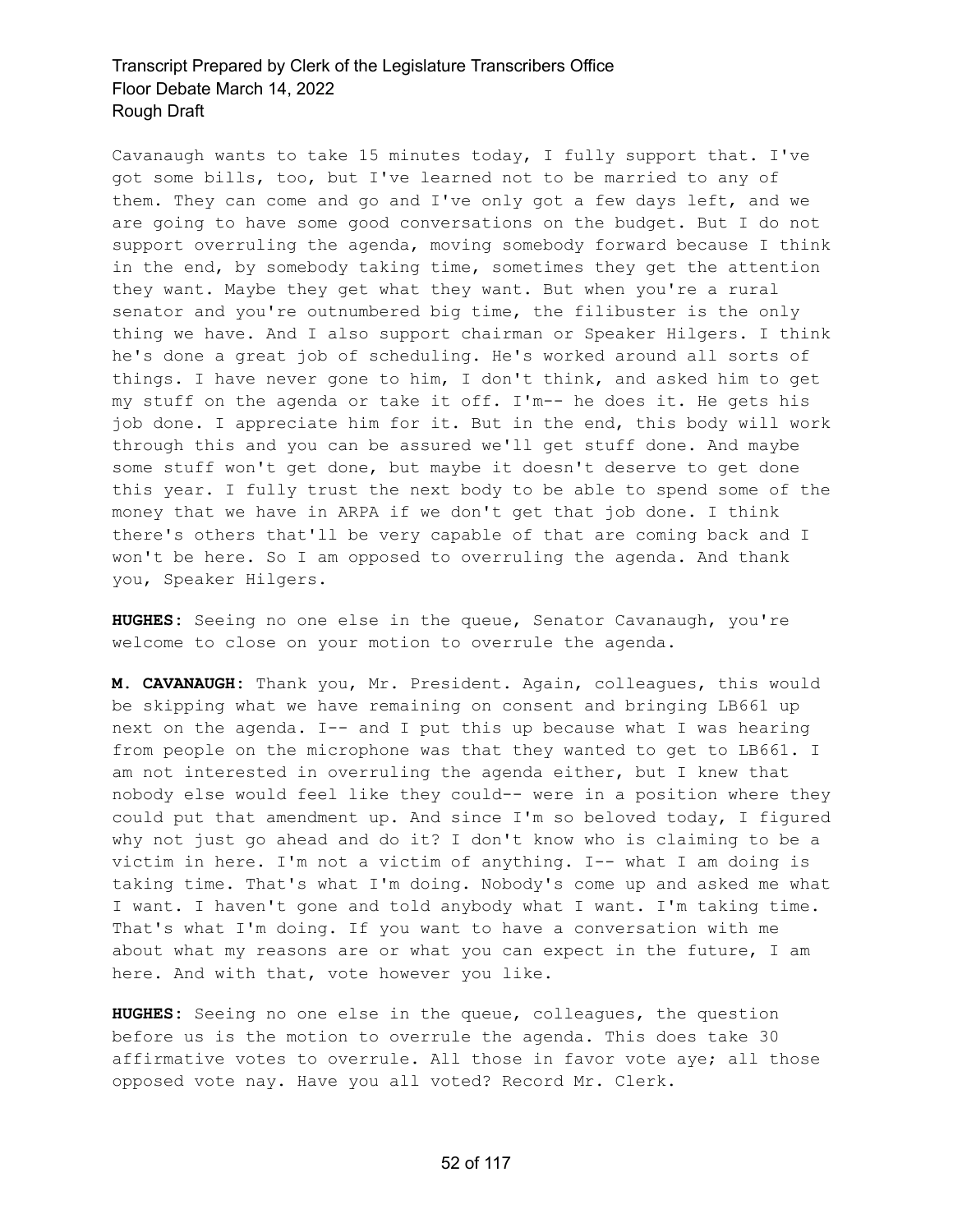Cavanaugh wants to take 15 minutes today, I fully support that. I've got some bills, too, but I've learned not to be married to any of them. They can come and go and I've only got a few days left, and we are going to have some good conversations on the budget. But I do not support overruling the agenda, moving somebody forward because I think in the end, by somebody taking time, sometimes they get the attention they want. Maybe they get what they want. But when you're a rural senator and you're outnumbered big time, the filibuster is the only thing we have. And I also support chairman or Speaker Hilgers. I think he's done a great job of scheduling. He's worked around all sorts of things. I have never gone to him, I don't think, and asked him to get my stuff on the agenda or take it off. I'm-- he does it. He gets his job done. I appreciate him for it. But in the end, this body will work through this and you can be assured we'll get stuff done. And maybe some stuff won't get done, but maybe it doesn't deserve to get done this year. I fully trust the next body to be able to spend some of the money that we have in ARPA if we don't get that job done. I think there's others that'll be very capable of that are coming back and I won't be here. So I am opposed to overruling the agenda. And thank you, Speaker Hilgers.

**HUGHES:** Seeing no one else in the queue, Senator Cavanaugh, you're welcome to close on your motion to overrule the agenda.

**M. CAVANAUGH:** Thank you, Mr. President. Again, colleagues, this would be skipping what we have remaining on consent and bringing LB661 up next on the agenda. I-- and I put this up because what I was hearing from people on the microphone was that they wanted to get to LB661. I am not interested in overruling the agenda either, but I knew that nobody else would feel like they could-- were in a position where they could put that amendment up. And since I'm so beloved today, I figured why not just go ahead and do it? I don't know who is claiming to be a victim in here. I'm not a victim of anything. I-- what I am doing is taking time. That's what I'm doing. Nobody's come up and asked me what I want. I haven't gone and told anybody what I want. I'm taking time. That's what I'm doing. If you want to have a conversation with me about what my reasons are or what you can expect in the future, I am here. And with that, vote however you like.

**HUGHES:** Seeing no one else in the queue, colleagues, the question before us is the motion to overrule the agenda. This does take 30 affirmative votes to overrule. All those in favor vote aye; all those opposed vote nay. Have you all voted? Record Mr. Clerk.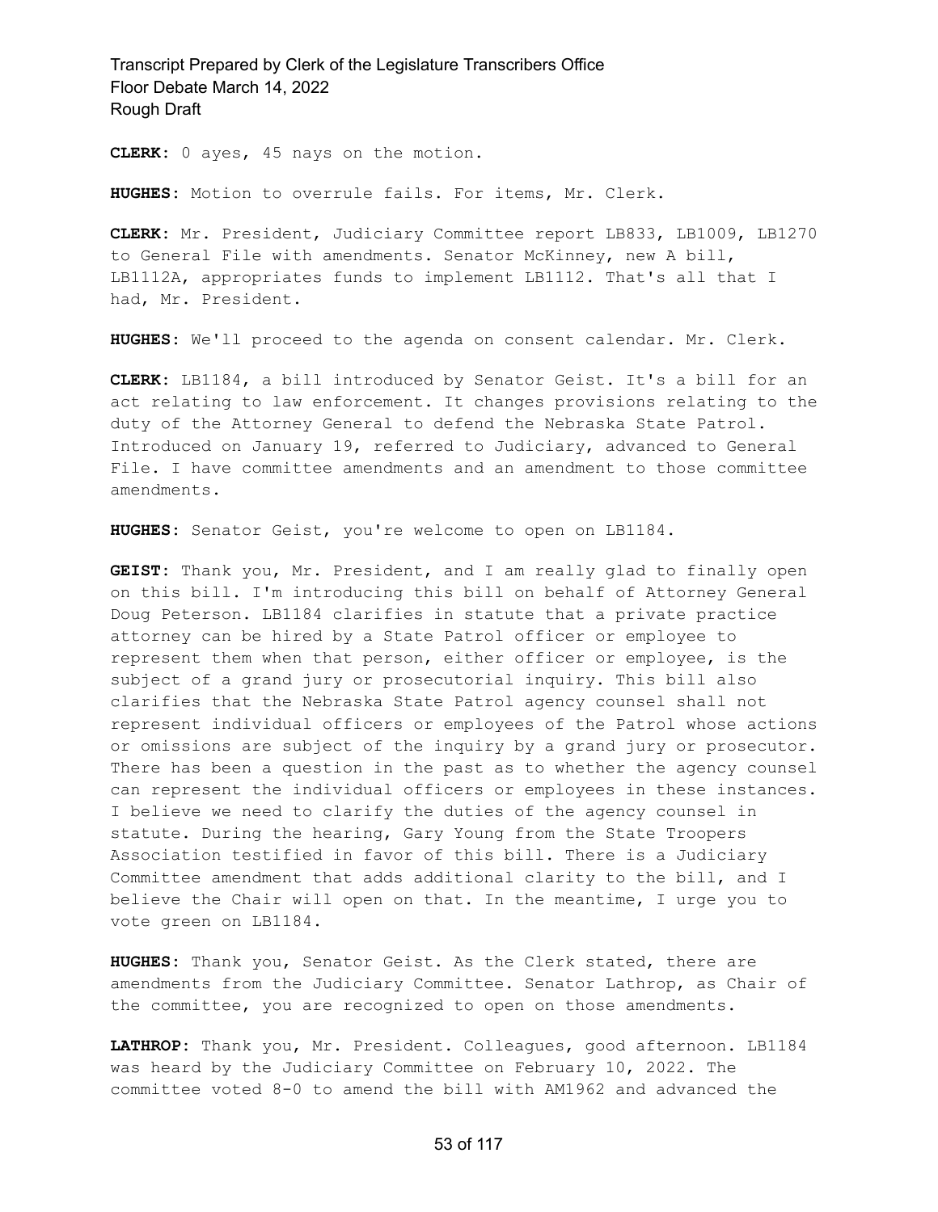**CLERK:** 0 ayes, 45 nays on the motion.

**HUGHES:** Motion to overrule fails. For items, Mr. Clerk.

**CLERK:** Mr. President, Judiciary Committee report LB833, LB1009, LB1270 to General File with amendments. Senator McKinney, new A bill, LB1112A, appropriates funds to implement LB1112. That's all that I had, Mr. President.

**HUGHES:** We'll proceed to the agenda on consent calendar. Mr. Clerk.

**CLERK:** LB1184, a bill introduced by Senator Geist. It's a bill for an act relating to law enforcement. It changes provisions relating to the duty of the Attorney General to defend the Nebraska State Patrol. Introduced on January 19, referred to Judiciary, advanced to General File. I have committee amendments and an amendment to those committee amendments.

**HUGHES:** Senator Geist, you're welcome to open on LB1184.

**GEIST:** Thank you, Mr. President, and I am really glad to finally open on this bill. I'm introducing this bill on behalf of Attorney General Doug Peterson. LB1184 clarifies in statute that a private practice attorney can be hired by a State Patrol officer or employee to represent them when that person, either officer or employee, is the subject of a grand jury or prosecutorial inquiry. This bill also clarifies that the Nebraska State Patrol agency counsel shall not represent individual officers or employees of the Patrol whose actions or omissions are subject of the inquiry by a grand jury or prosecutor. There has been a question in the past as to whether the agency counsel can represent the individual officers or employees in these instances. I believe we need to clarify the duties of the agency counsel in statute. During the hearing, Gary Young from the State Troopers Association testified in favor of this bill. There is a Judiciary Committee amendment that adds additional clarity to the bill, and I believe the Chair will open on that. In the meantime, I urge you to vote green on LB1184.

**HUGHES:** Thank you, Senator Geist. As the Clerk stated, there are amendments from the Judiciary Committee. Senator Lathrop, as Chair of the committee, you are recognized to open on those amendments.

**LATHROP:** Thank you, Mr. President. Colleagues, good afternoon. LB1184 was heard by the Judiciary Committee on February 10, 2022. The committee voted 8-0 to amend the bill with AM1962 and advanced the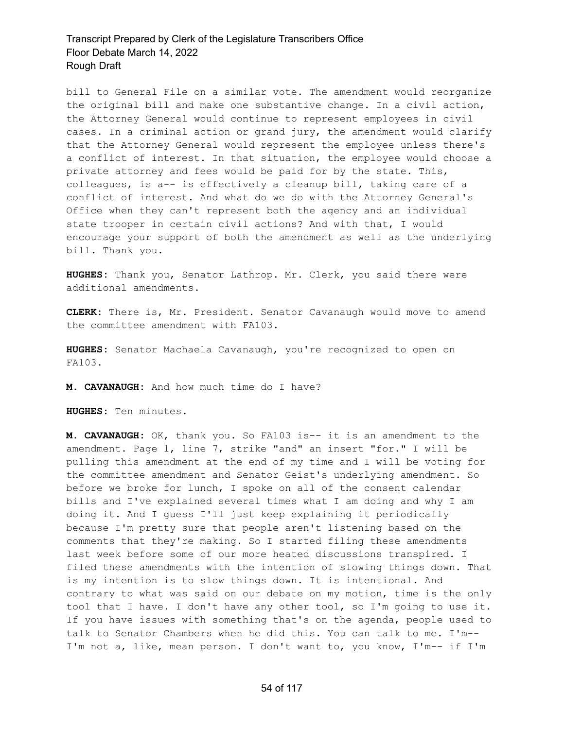bill to General File on a similar vote. The amendment would reorganize the original bill and make one substantive change. In a civil action, the Attorney General would continue to represent employees in civil cases. In a criminal action or grand jury, the amendment would clarify that the Attorney General would represent the employee unless there's a conflict of interest. In that situation, the employee would choose a private attorney and fees would be paid for by the state. This, colleagues, is a-- is effectively a cleanup bill, taking care of a conflict of interest. And what do we do with the Attorney General's Office when they can't represent both the agency and an individual state trooper in certain civil actions? And with that, I would encourage your support of both the amendment as well as the underlying bill. Thank you.

**HUGHES:** Thank you, Senator Lathrop. Mr. Clerk, you said there were additional amendments.

**CLERK:** There is, Mr. President. Senator Cavanaugh would move to amend the committee amendment with FA103.

**HUGHES:** Senator Machaela Cavanaugh, you're recognized to open on FA103.

**M. CAVANAUGH:** And how much time do I have?

**HUGHES:** Ten minutes.

**M. CAVANAUGH:** OK, thank you. So FA103 is-- it is an amendment to the amendment. Page 1, line 7, strike "and" an insert "for." I will be pulling this amendment at the end of my time and I will be voting for the committee amendment and Senator Geist's underlying amendment. So before we broke for lunch, I spoke on all of the consent calendar bills and I've explained several times what I am doing and why I am doing it. And I guess I'll just keep explaining it periodically because I'm pretty sure that people aren't listening based on the comments that they're making. So I started filing these amendments last week before some of our more heated discussions transpired. I filed these amendments with the intention of slowing things down. That is my intention is to slow things down. It is intentional. And contrary to what was said on our debate on my motion, time is the only tool that I have. I don't have any other tool, so I'm going to use it. If you have issues with something that's on the agenda, people used to talk to Senator Chambers when he did this. You can talk to me. I'm-- I'm not a, like, mean person. I don't want to, you know, I'm-- if I'm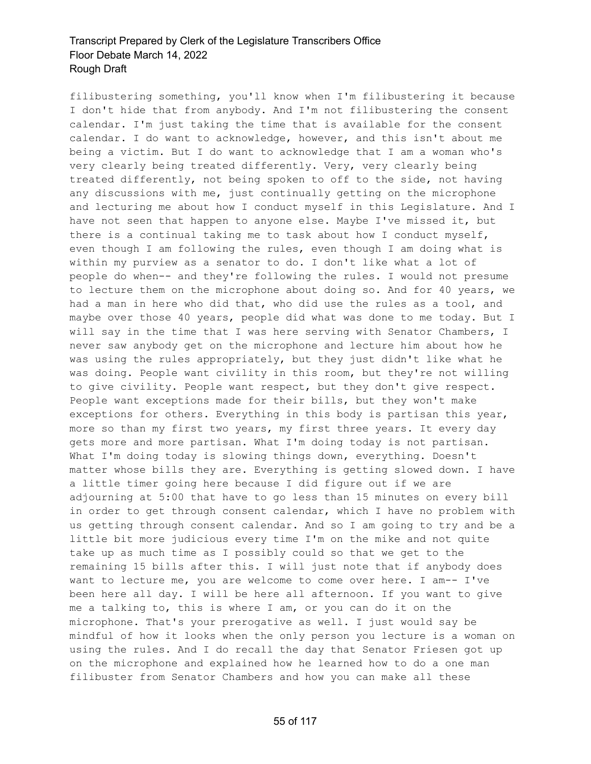filibustering something, you'll know when I'm filibustering it because I don't hide that from anybody. And I'm not filibustering the consent calendar. I'm just taking the time that is available for the consent calendar. I do want to acknowledge, however, and this isn't about me being a victim. But I do want to acknowledge that I am a woman who's very clearly being treated differently. Very, very clearly being treated differently, not being spoken to off to the side, not having any discussions with me, just continually getting on the microphone and lecturing me about how I conduct myself in this Legislature. And I have not seen that happen to anyone else. Maybe I've missed it, but there is a continual taking me to task about how I conduct myself, even though I am following the rules, even though I am doing what is within my purview as a senator to do. I don't like what a lot of people do when-- and they're following the rules. I would not presume to lecture them on the microphone about doing so. And for 40 years, we had a man in here who did that, who did use the rules as a tool, and maybe over those 40 years, people did what was done to me today. But I will say in the time that I was here serving with Senator Chambers, I never saw anybody get on the microphone and lecture him about how he was using the rules appropriately, but they just didn't like what he was doing. People want civility in this room, but they're not willing to give civility. People want respect, but they don't give respect. People want exceptions made for their bills, but they won't make exceptions for others. Everything in this body is partisan this year, more so than my first two years, my first three years. It every day gets more and more partisan. What I'm doing today is not partisan. What I'm doing today is slowing things down, everything. Doesn't matter whose bills they are. Everything is getting slowed down. I have a little timer going here because I did figure out if we are adjourning at 5:00 that have to go less than 15 minutes on every bill in order to get through consent calendar, which I have no problem with us getting through consent calendar. And so I am going to try and be a little bit more judicious every time I'm on the mike and not quite take up as much time as I possibly could so that we get to the remaining 15 bills after this. I will just note that if anybody does want to lecture me, you are welcome to come over here. I am-- I've been here all day. I will be here all afternoon. If you want to give me a talking to, this is where I am, or you can do it on the microphone. That's your prerogative as well. I just would say be mindful of how it looks when the only person you lecture is a woman on using the rules. And I do recall the day that Senator Friesen got up on the microphone and explained how he learned how to do a one man filibuster from Senator Chambers and how you can make all these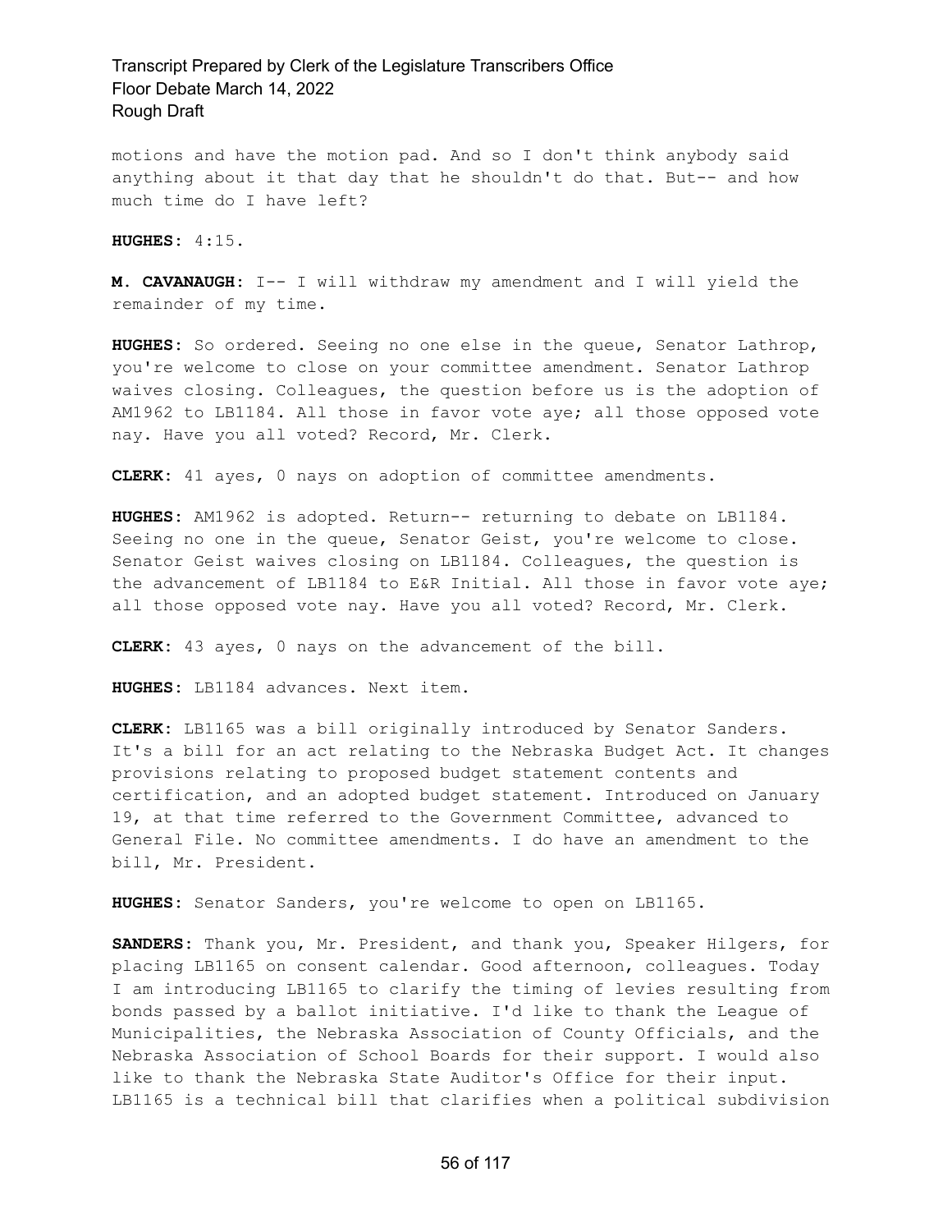motions and have the motion pad. And so I don't think anybody said anything about it that day that he shouldn't do that. But-- and how much time do I have left?

**HUGHES:** 4:15.

**M. CAVANAUGH:** I-- I will withdraw my amendment and I will yield the remainder of my time.

**HUGHES:** So ordered. Seeing no one else in the queue, Senator Lathrop, you're welcome to close on your committee amendment. Senator Lathrop waives closing. Colleagues, the question before us is the adoption of AM1962 to LB1184. All those in favor vote aye; all those opposed vote nay. Have you all voted? Record, Mr. Clerk.

**CLERK:** 41 ayes, 0 nays on adoption of committee amendments.

**HUGHES:** AM1962 is adopted. Return-- returning to debate on LB1184. Seeing no one in the queue, Senator Geist, you're welcome to close. Senator Geist waives closing on LB1184. Colleagues, the question is the advancement of LB1184 to E&R Initial. All those in favor vote aye; all those opposed vote nay. Have you all voted? Record, Mr. Clerk.

**CLERK:** 43 ayes, 0 nays on the advancement of the bill.

**HUGHES:** LB1184 advances. Next item.

**CLERK:** LB1165 was a bill originally introduced by Senator Sanders. It's a bill for an act relating to the Nebraska Budget Act. It changes provisions relating to proposed budget statement contents and certification, and an adopted budget statement. Introduced on January 19, at that time referred to the Government Committee, advanced to General File. No committee amendments. I do have an amendment to the bill, Mr. President.

**HUGHES:** Senator Sanders, you're welcome to open on LB1165.

**SANDERS:** Thank you, Mr. President, and thank you, Speaker Hilgers, for placing LB1165 on consent calendar. Good afternoon, colleagues. Today I am introducing LB1165 to clarify the timing of levies resulting from bonds passed by a ballot initiative. I'd like to thank the League of Municipalities, the Nebraska Association of County Officials, and the Nebraska Association of School Boards for their support. I would also like to thank the Nebraska State Auditor's Office for their input. LB1165 is a technical bill that clarifies when a political subdivision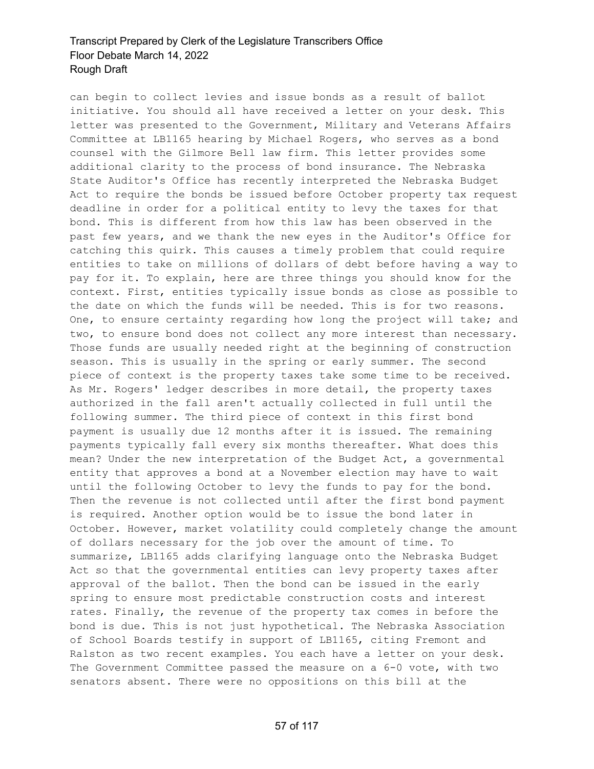can begin to collect levies and issue bonds as a result of ballot initiative. You should all have received a letter on your desk. This letter was presented to the Government, Military and Veterans Affairs Committee at LB1165 hearing by Michael Rogers, who serves as a bond counsel with the Gilmore Bell law firm. This letter provides some additional clarity to the process of bond insurance. The Nebraska State Auditor's Office has recently interpreted the Nebraska Budget Act to require the bonds be issued before October property tax request deadline in order for a political entity to levy the taxes for that bond. This is different from how this law has been observed in the past few years, and we thank the new eyes in the Auditor's Office for catching this quirk. This causes a timely problem that could require entities to take on millions of dollars of debt before having a way to pay for it. To explain, here are three things you should know for the context. First, entities typically issue bonds as close as possible to the date on which the funds will be needed. This is for two reasons. One, to ensure certainty regarding how long the project will take; and two, to ensure bond does not collect any more interest than necessary. Those funds are usually needed right at the beginning of construction season. This is usually in the spring or early summer. The second piece of context is the property taxes take some time to be received. As Mr. Rogers' ledger describes in more detail, the property taxes authorized in the fall aren't actually collected in full until the following summer. The third piece of context in this first bond payment is usually due 12 months after it is issued. The remaining payments typically fall every six months thereafter. What does this mean? Under the new interpretation of the Budget Act, a governmental entity that approves a bond at a November election may have to wait until the following October to levy the funds to pay for the bond. Then the revenue is not collected until after the first bond payment is required. Another option would be to issue the bond later in October. However, market volatility could completely change the amount of dollars necessary for the job over the amount of time. To summarize, LB1165 adds clarifying language onto the Nebraska Budget Act so that the governmental entities can levy property taxes after approval of the ballot. Then the bond can be issued in the early spring to ensure most predictable construction costs and interest rates. Finally, the revenue of the property tax comes in before the bond is due. This is not just hypothetical. The Nebraska Association of School Boards testify in support of LB1165, citing Fremont and Ralston as two recent examples. You each have a letter on your desk. The Government Committee passed the measure on a 6-0 vote, with two senators absent. There were no oppositions on this bill at the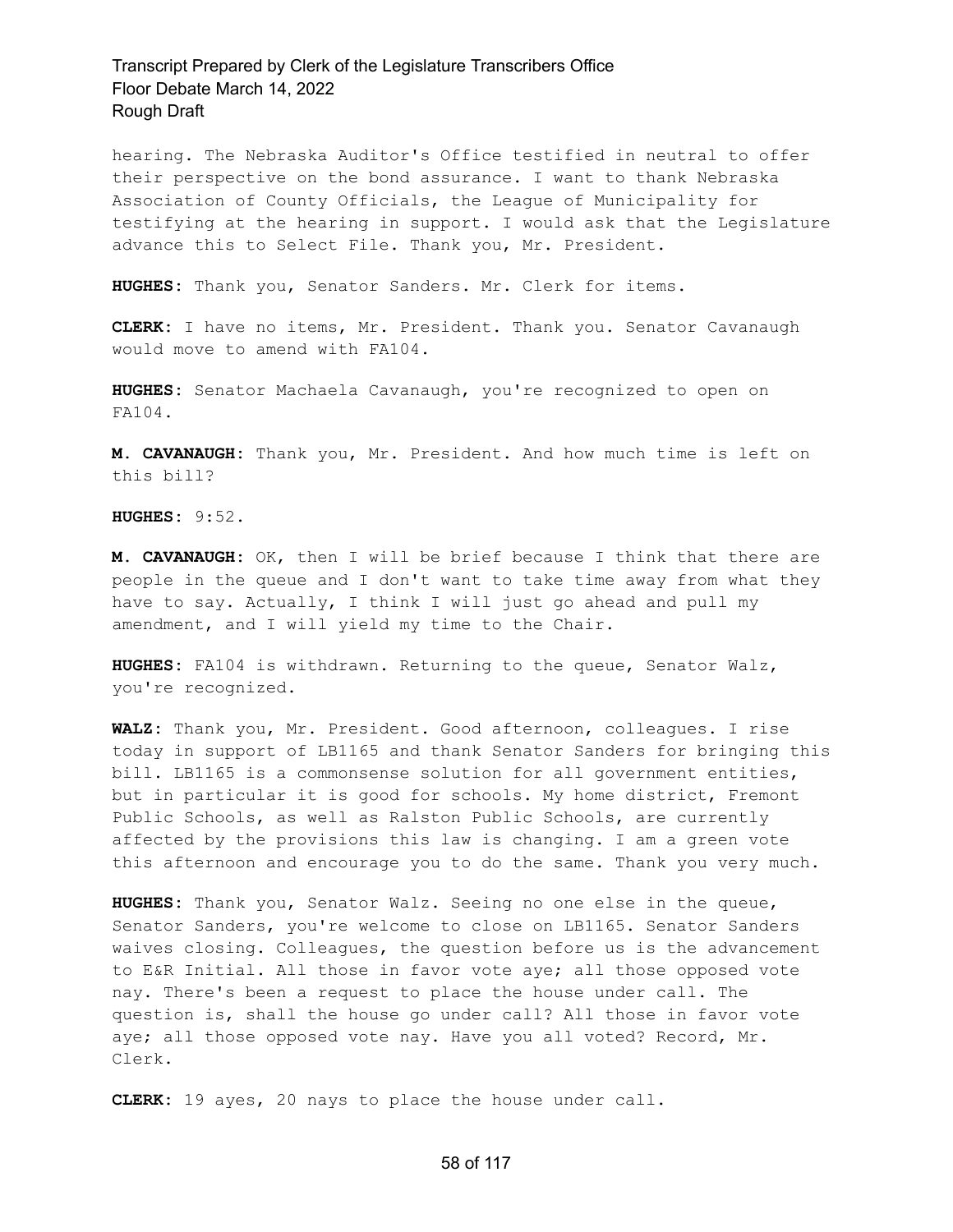hearing. The Nebraska Auditor's Office testified in neutral to offer their perspective on the bond assurance. I want to thank Nebraska Association of County Officials, the League of Municipality for testifying at the hearing in support. I would ask that the Legislature advance this to Select File. Thank you, Mr. President.

**HUGHES:** Thank you, Senator Sanders. Mr. Clerk for items.

**CLERK:** I have no items, Mr. President. Thank you. Senator Cavanaugh would move to amend with FA104.

**HUGHES:** Senator Machaela Cavanaugh, you're recognized to open on FA104.

**M. CAVANAUGH:** Thank you, Mr. President. And how much time is left on this bill?

**HUGHES:** 9:52.

**M. CAVANAUGH:** OK, then I will be brief because I think that there are people in the queue and I don't want to take time away from what they have to say. Actually, I think I will just go ahead and pull my amendment, and I will yield my time to the Chair.

**HUGHES:** FA104 is withdrawn. Returning to the queue, Senator Walz, you're recognized.

**WALZ:** Thank you, Mr. President. Good afternoon, colleagues. I rise today in support of LB1165 and thank Senator Sanders for bringing this bill. LB1165 is a commonsense solution for all government entities, but in particular it is good for schools. My home district, Fremont Public Schools, as well as Ralston Public Schools, are currently affected by the provisions this law is changing. I am a green vote this afternoon and encourage you to do the same. Thank you very much.

**HUGHES:** Thank you, Senator Walz. Seeing no one else in the queue, Senator Sanders, you're welcome to close on LB1165. Senator Sanders waives closing. Colleagues, the question before us is the advancement to E&R Initial. All those in favor vote aye; all those opposed vote nay. There's been a request to place the house under call. The question is, shall the house go under call? All those in favor vote aye; all those opposed vote nay. Have you all voted? Record, Mr. Clerk.

**CLERK:** 19 ayes, 20 nays to place the house under call.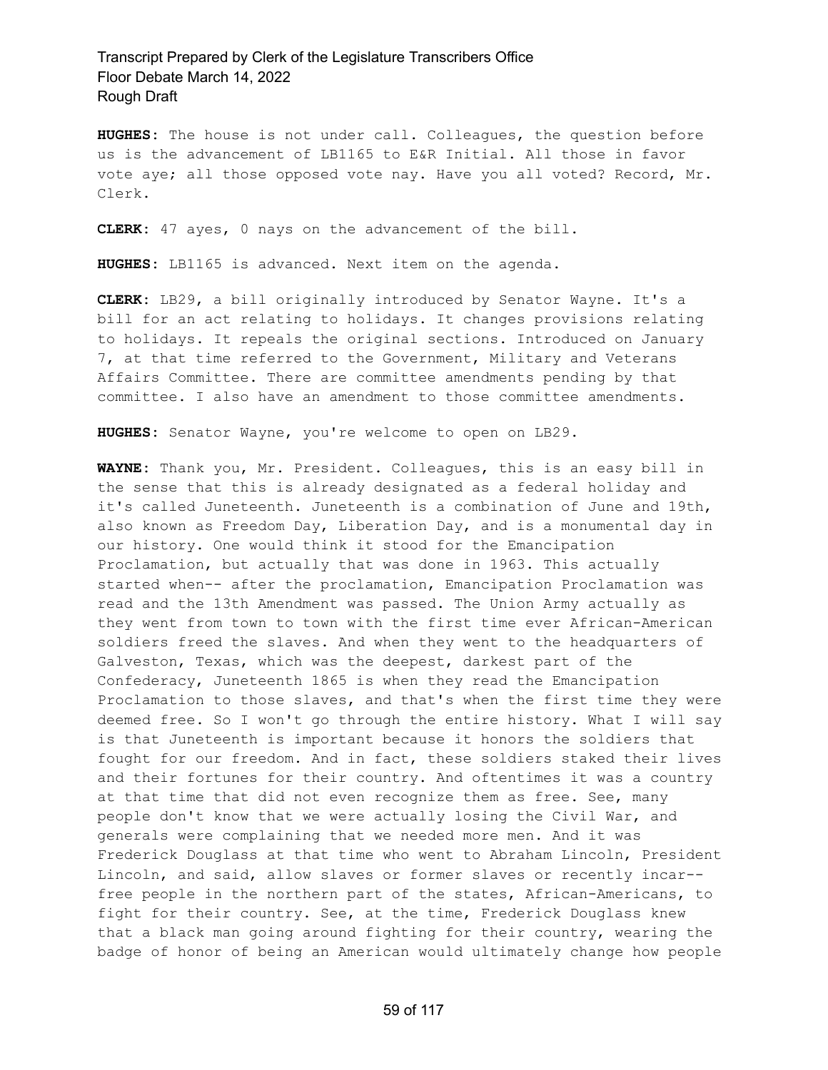**HUGHES:** The house is not under call. Colleagues, the question before us is the advancement of LB1165 to E&R Initial. All those in favor vote aye; all those opposed vote nay. Have you all voted? Record, Mr. Clerk.

**CLERK:** 47 ayes, 0 nays on the advancement of the bill.

**HUGHES:** LB1165 is advanced. Next item on the agenda.

**CLERK:** LB29, a bill originally introduced by Senator Wayne. It's a bill for an act relating to holidays. It changes provisions relating to holidays. It repeals the original sections. Introduced on January 7, at that time referred to the Government, Military and Veterans Affairs Committee. There are committee amendments pending by that committee. I also have an amendment to those committee amendments.

**HUGHES:** Senator Wayne, you're welcome to open on LB29.

**WAYNE:** Thank you, Mr. President. Colleagues, this is an easy bill in the sense that this is already designated as a federal holiday and it's called Juneteenth. Juneteenth is a combination of June and 19th, also known as Freedom Day, Liberation Day, and is a monumental day in our history. One would think it stood for the Emancipation Proclamation, but actually that was done in 1963. This actually started when-- after the proclamation, Emancipation Proclamation was read and the 13th Amendment was passed. The Union Army actually as they went from town to town with the first time ever African-American soldiers freed the slaves. And when they went to the headquarters of Galveston, Texas, which was the deepest, darkest part of the Confederacy, Juneteenth 1865 is when they read the Emancipation Proclamation to those slaves, and that's when the first time they were deemed free. So I won't go through the entire history. What I will say is that Juneteenth is important because it honors the soldiers that fought for our freedom. And in fact, these soldiers staked their lives and their fortunes for their country. And oftentimes it was a country at that time that did not even recognize them as free. See, many people don't know that we were actually losing the Civil War, and generals were complaining that we needed more men. And it was Frederick Douglass at that time who went to Abraham Lincoln, President Lincoln, and said, allow slaves or former slaves or recently incar-- free people in the northern part of the states, African-Americans, to fight for their country. See, at the time, Frederick Douglass knew that a black man going around fighting for their country, wearing the badge of honor of being an American would ultimately change how people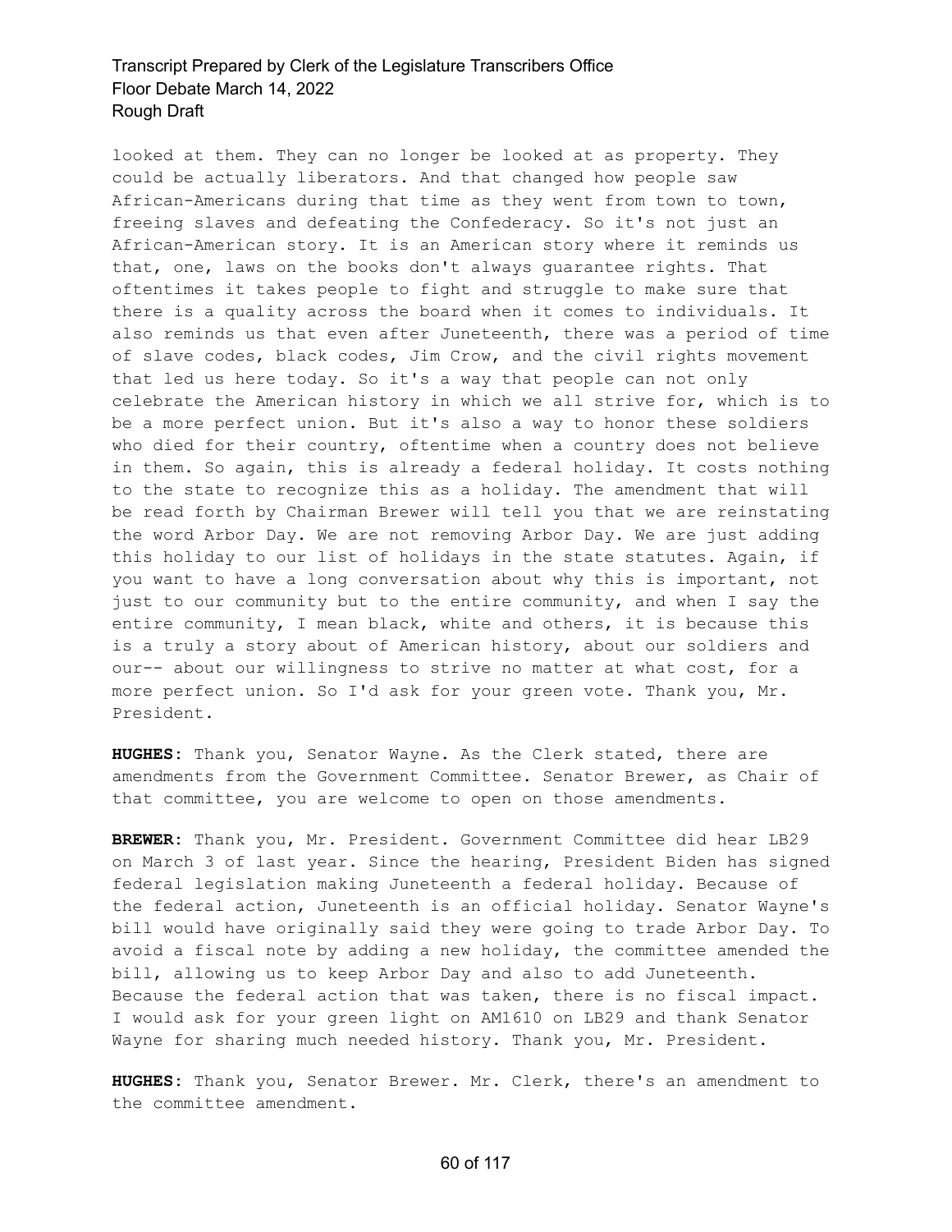looked at them. They can no longer be looked at as property. They could be actually liberators. And that changed how people saw African-Americans during that time as they went from town to town, freeing slaves and defeating the Confederacy. So it's not just an African-American story. It is an American story where it reminds us that, one, laws on the books don't always guarantee rights. That oftentimes it takes people to fight and struggle to make sure that there is a quality across the board when it comes to individuals. It also reminds us that even after Juneteenth, there was a period of time of slave codes, black codes, Jim Crow, and the civil rights movement that led us here today. So it's a way that people can not only celebrate the American history in which we all strive for, which is to be a more perfect union. But it's also a way to honor these soldiers who died for their country, oftentime when a country does not believe in them. So again, this is already a federal holiday. It costs nothing to the state to recognize this as a holiday. The amendment that will be read forth by Chairman Brewer will tell you that we are reinstating the word Arbor Day. We are not removing Arbor Day. We are just adding this holiday to our list of holidays in the state statutes. Again, if you want to have a long conversation about why this is important, not just to our community but to the entire community, and when I say the entire community, I mean black, white and others, it is because this is a truly a story about of American history, about our soldiers and our-- about our willingness to strive no matter at what cost, for a more perfect union. So I'd ask for your green vote. Thank you, Mr. President.

**HUGHES:** Thank you, Senator Wayne. As the Clerk stated, there are amendments from the Government Committee. Senator Brewer, as Chair of that committee, you are welcome to open on those amendments.

**BREWER:** Thank you, Mr. President. Government Committee did hear LB29 on March 3 of last year. Since the hearing, President Biden has signed federal legislation making Juneteenth a federal holiday. Because of the federal action, Juneteenth is an official holiday. Senator Wayne's bill would have originally said they were going to trade Arbor Day. To avoid a fiscal note by adding a new holiday, the committee amended the bill, allowing us to keep Arbor Day and also to add Juneteenth. Because the federal action that was taken, there is no fiscal impact. I would ask for your green light on AM1610 on LB29 and thank Senator Wayne for sharing much needed history. Thank you, Mr. President.

**HUGHES:** Thank you, Senator Brewer. Mr. Clerk, there's an amendment to the committee amendment.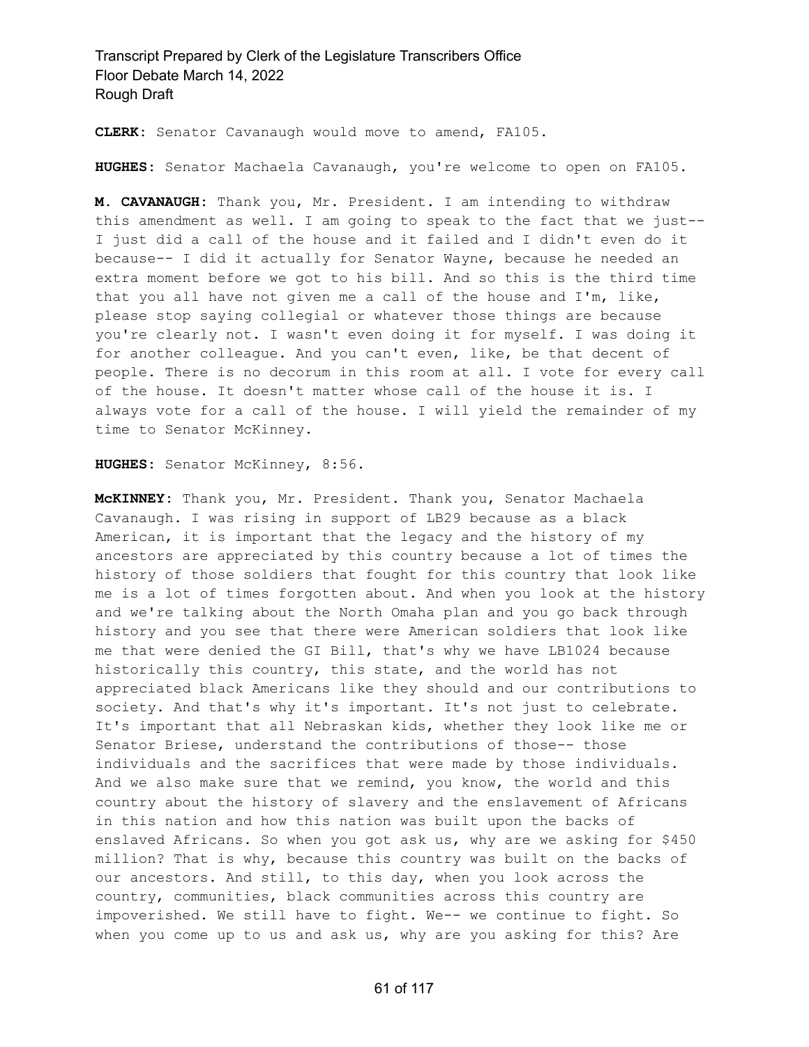**CLERK:** Senator Cavanaugh would move to amend, FA105.

**HUGHES:** Senator Machaela Cavanaugh, you're welcome to open on FA105.

**M. CAVANAUGH:** Thank you, Mr. President. I am intending to withdraw this amendment as well. I am going to speak to the fact that we just-- I just did a call of the house and it failed and I didn't even do it because-- I did it actually for Senator Wayne, because he needed an extra moment before we got to his bill. And so this is the third time that you all have not given me a call of the house and I'm, like, please stop saying collegial or whatever those things are because you're clearly not. I wasn't even doing it for myself. I was doing it for another colleague. And you can't even, like, be that decent of people. There is no decorum in this room at all. I vote for every call of the house. It doesn't matter whose call of the house it is. I always vote for a call of the house. I will yield the remainder of my time to Senator McKinney.

**HUGHES:** Senator McKinney, 8:56.

**McKINNEY:** Thank you, Mr. President. Thank you, Senator Machaela Cavanaugh. I was rising in support of LB29 because as a black American, it is important that the legacy and the history of my ancestors are appreciated by this country because a lot of times the history of those soldiers that fought for this country that look like me is a lot of times forgotten about. And when you look at the history and we're talking about the North Omaha plan and you go back through history and you see that there were American soldiers that look like me that were denied the GI Bill, that's why we have LB1024 because historically this country, this state, and the world has not appreciated black Americans like they should and our contributions to society. And that's why it's important. It's not just to celebrate. It's important that all Nebraskan kids, whether they look like me or Senator Briese, understand the contributions of those-- those individuals and the sacrifices that were made by those individuals. And we also make sure that we remind, you know, the world and this country about the history of slavery and the enslavement of Africans in this nation and how this nation was built upon the backs of enslaved Africans. So when you got ask us, why are we asking for $450 million? That is why, because this country was built on the backs of our ancestors. And still, to this day, when you look across the country, communities, black communities across this country are impoverished. We still have to fight. We-- we continue to fight. So when you come up to us and ask us, why are you asking for this? Are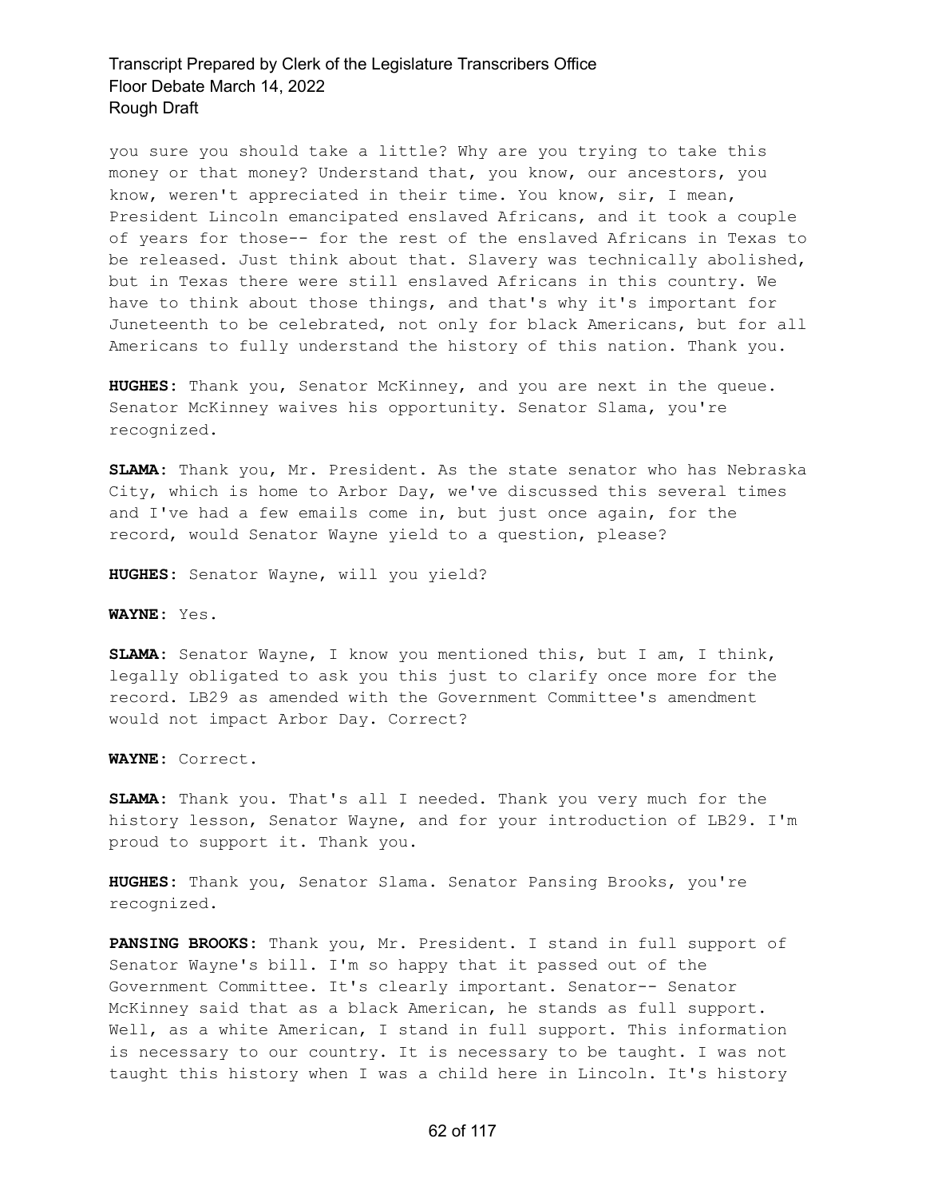you sure you should take a little? Why are you trying to take this money or that money? Understand that, you know, our ancestors, you know, weren't appreciated in their time. You know, sir, I mean, President Lincoln emancipated enslaved Africans, and it took a couple of years for those-- for the rest of the enslaved Africans in Texas to be released. Just think about that. Slavery was technically abolished, but in Texas there were still enslaved Africans in this country. We have to think about those things, and that's why it's important for Juneteenth to be celebrated, not only for black Americans, but for all Americans to fully understand the history of this nation. Thank you.

**HUGHES:** Thank you, Senator McKinney, and you are next in the queue. Senator McKinney waives his opportunity. Senator Slama, you're recognized.

**SLAMA:** Thank you, Mr. President. As the state senator who has Nebraska City, which is home to Arbor Day, we've discussed this several times and I've had a few emails come in, but just once again, for the record, would Senator Wayne yield to a question, please?

**HUGHES:** Senator Wayne, will you yield?

**WAYNE:** Yes.

**SLAMA:** Senator Wayne, I know you mentioned this, but I am, I think, legally obligated to ask you this just to clarify once more for the record. LB29 as amended with the Government Committee's amendment would not impact Arbor Day. Correct?

**WAYNE:** Correct.

**SLAMA:** Thank you. That's all I needed. Thank you very much for the history lesson, Senator Wayne, and for your introduction of LB29. I'm proud to support it. Thank you.

**HUGHES:** Thank you, Senator Slama. Senator Pansing Brooks, you're recognized.

**PANSING BROOKS:** Thank you, Mr. President. I stand in full support of Senator Wayne's bill. I'm so happy that it passed out of the Government Committee. It's clearly important. Senator-- Senator McKinney said that as a black American, he stands as full support. Well, as a white American, I stand in full support. This information is necessary to our country. It is necessary to be taught. I was not taught this history when I was a child here in Lincoln. It's history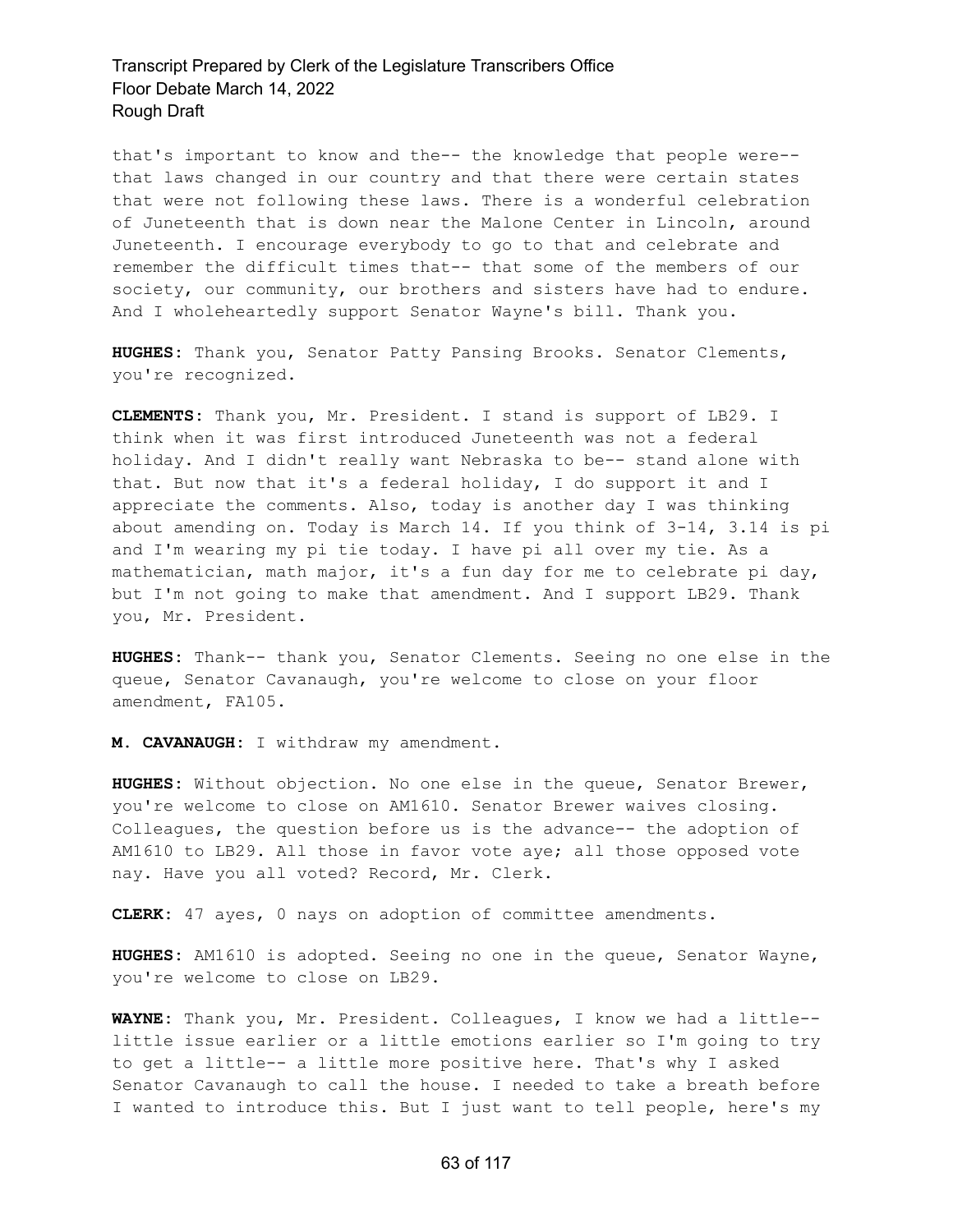that's important to know and the-- the knowledge that people were-- that laws changed in our country and that there were certain states that were not following these laws. There is a wonderful celebration of Juneteenth that is down near the Malone Center in Lincoln, around Juneteenth. I encourage everybody to go to that and celebrate and remember the difficult times that-- that some of the members of our society, our community, our brothers and sisters have had to endure. And I wholeheartedly support Senator Wayne's bill. Thank you.

**HUGHES:** Thank you, Senator Patty Pansing Brooks. Senator Clements, you're recognized.

**CLEMENTS:** Thank you, Mr. President. I stand is support of LB29. I think when it was first introduced Juneteenth was not a federal holiday. And I didn't really want Nebraska to be-- stand alone with that. But now that it's a federal holiday, I do support it and I appreciate the comments. Also, today is another day I was thinking about amending on. Today is March 14. If you think of 3-14, 3.14 is pi and I'm wearing my pi tie today. I have pi all over my tie. As a mathematician, math major, it's a fun day for me to celebrate pi day, but I'm not going to make that amendment. And I support LB29. Thank you, Mr. President.

**HUGHES:** Thank-- thank you, Senator Clements. Seeing no one else in the queue, Senator Cavanaugh, you're welcome to close on your floor amendment, FA105.

**M. CAVANAUGH:** I withdraw my amendment.

**HUGHES:** Without objection. No one else in the queue, Senator Brewer, you're welcome to close on AM1610. Senator Brewer waives closing. Colleagues, the question before us is the advance-- the adoption of AM1610 to LB29. All those in favor vote aye; all those opposed vote nay. Have you all voted? Record, Mr. Clerk.

**CLERK:** 47 ayes, 0 nays on adoption of committee amendments.

**HUGHES:** AM1610 is adopted. Seeing no one in the queue, Senator Wayne, you're welcome to close on LB29.

**WAYNE:** Thank you, Mr. President. Colleagues, I know we had a little-- little issue earlier or a little emotions earlier so I'm going to try to get a little-- a little more positive here. That's why I asked Senator Cavanaugh to call the house. I needed to take a breath before I wanted to introduce this. But I just want to tell people, here's my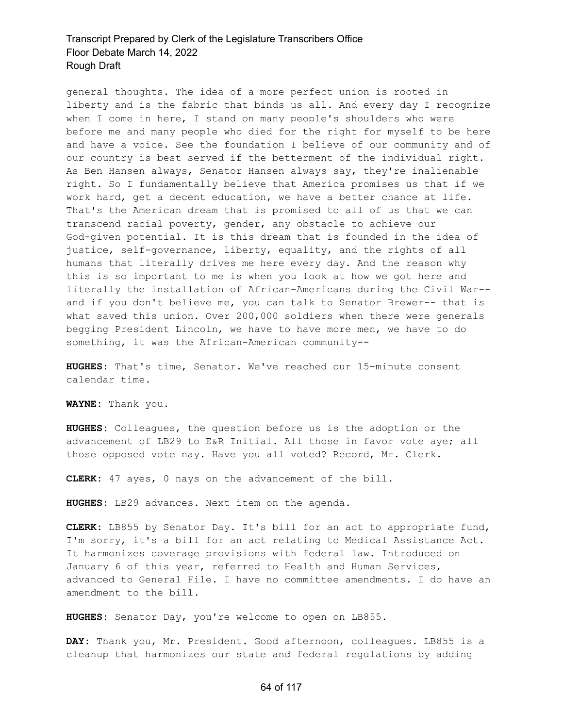general thoughts. The idea of a more perfect union is rooted in liberty and is the fabric that binds us all. And every day I recognize when I come in here, I stand on many people's shoulders who were before me and many people who died for the right for myself to be here and have a voice. See the foundation I believe of our community and of our country is best served if the betterment of the individual right. As Ben Hansen always, Senator Hansen always say, they're inalienable right. So I fundamentally believe that America promises us that if we work hard, get a decent education, we have a better chance at life. That's the American dream that is promised to all of us that we can transcend racial poverty, gender, any obstacle to achieve our God-given potential. It is this dream that is founded in the idea of justice, self-governance, liberty, equality, and the rights of all humans that literally drives me here every day. And the reason why this is so important to me is when you look at how we got here and literally the installation of African-Americans during the Civil War-- and if you don't believe me, you can talk to Senator Brewer-- that is what saved this union. Over 200,000 soldiers when there were generals begging President Lincoln, we have to have more men, we have to do something, it was the African-American community--

**HUGHES:** That's time, Senator. We've reached our 15-minute consent calendar time.

**WAYNE:** Thank you.

**HUGHES:** Colleagues, the question before us is the adoption or the advancement of LB29 to E&R Initial. All those in favor vote aye; all those opposed vote nay. Have you all voted? Record, Mr. Clerk.

**CLERK:** 47 ayes, 0 nays on the advancement of the bill.

**HUGHES:** LB29 advances. Next item on the agenda.

**CLERK:** LB855 by Senator Day. It's bill for an act to appropriate fund, I'm sorry, it's a bill for an act relating to Medical Assistance Act. It harmonizes coverage provisions with federal law. Introduced on January 6 of this year, referred to Health and Human Services, advanced to General File. I have no committee amendments. I do have an amendment to the bill.

**HUGHES:** Senator Day, you're welcome to open on LB855.

**DAY:** Thank you, Mr. President. Good afternoon, colleagues. LB855 is a cleanup that harmonizes our state and federal regulations by adding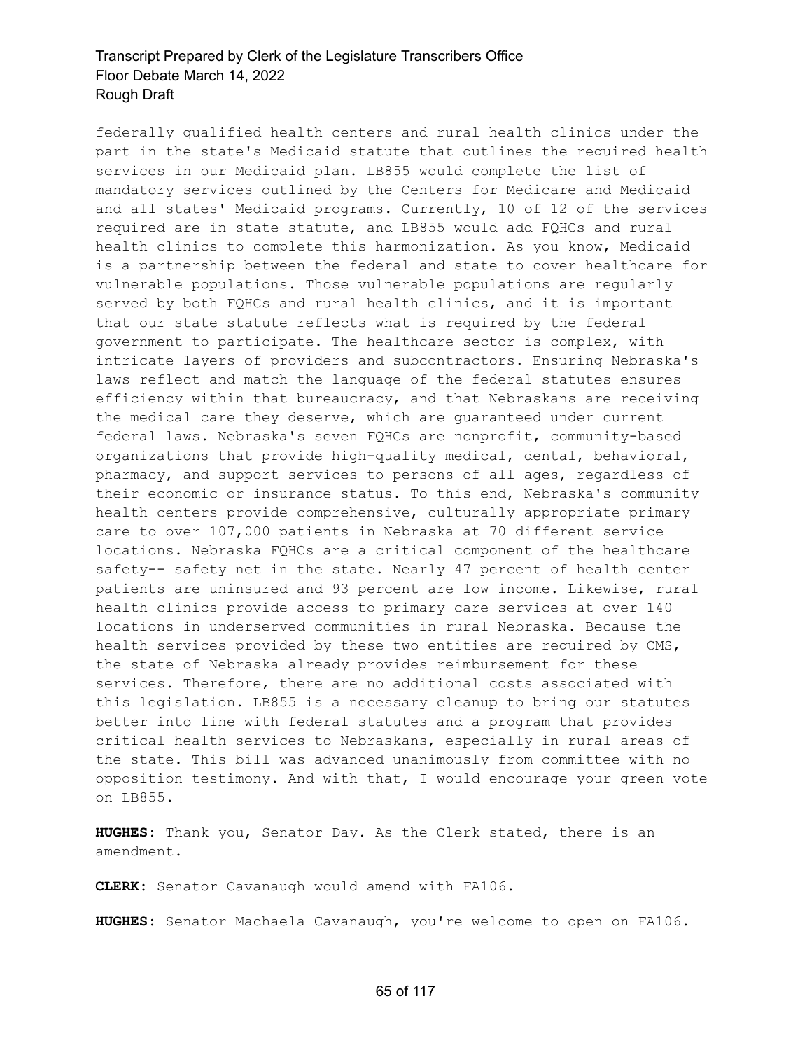federally qualified health centers and rural health clinics under the part in the state's Medicaid statute that outlines the required health services in our Medicaid plan. LB855 would complete the list of mandatory services outlined by the Centers for Medicare and Medicaid and all states' Medicaid programs. Currently, 10 of 12 of the services required are in state statute, and LB855 would add FQHCs and rural health clinics to complete this harmonization. As you know, Medicaid is a partnership between the federal and state to cover healthcare for vulnerable populations. Those vulnerable populations are regularly served by both FQHCs and rural health clinics, and it is important that our state statute reflects what is required by the federal government to participate. The healthcare sector is complex, with intricate layers of providers and subcontractors. Ensuring Nebraska's laws reflect and match the language of the federal statutes ensures efficiency within that bureaucracy, and that Nebraskans are receiving the medical care they deserve, which are guaranteed under current federal laws. Nebraska's seven FQHCs are nonprofit, community-based organizations that provide high-quality medical, dental, behavioral, pharmacy, and support services to persons of all ages, regardless of their economic or insurance status. To this end, Nebraska's community health centers provide comprehensive, culturally appropriate primary care to over 107,000 patients in Nebraska at 70 different service locations. Nebraska FQHCs are a critical component of the healthcare safety-- safety net in the state. Nearly 47 percent of health center patients are uninsured and 93 percent are low income. Likewise, rural health clinics provide access to primary care services at over 140 locations in underserved communities in rural Nebraska. Because the health services provided by these two entities are required by CMS, the state of Nebraska already provides reimbursement for these services. Therefore, there are no additional costs associated with this legislation. LB855 is a necessary cleanup to bring our statutes better into line with federal statutes and a program that provides critical health services to Nebraskans, especially in rural areas of the state. This bill was advanced unanimously from committee with no opposition testimony. And with that, I would encourage your green vote on LB855.

**HUGHES:** Thank you, Senator Day. As the Clerk stated, there is an amendment.

**CLERK:** Senator Cavanaugh would amend with FA106.

**HUGHES:** Senator Machaela Cavanaugh, you're welcome to open on FA106.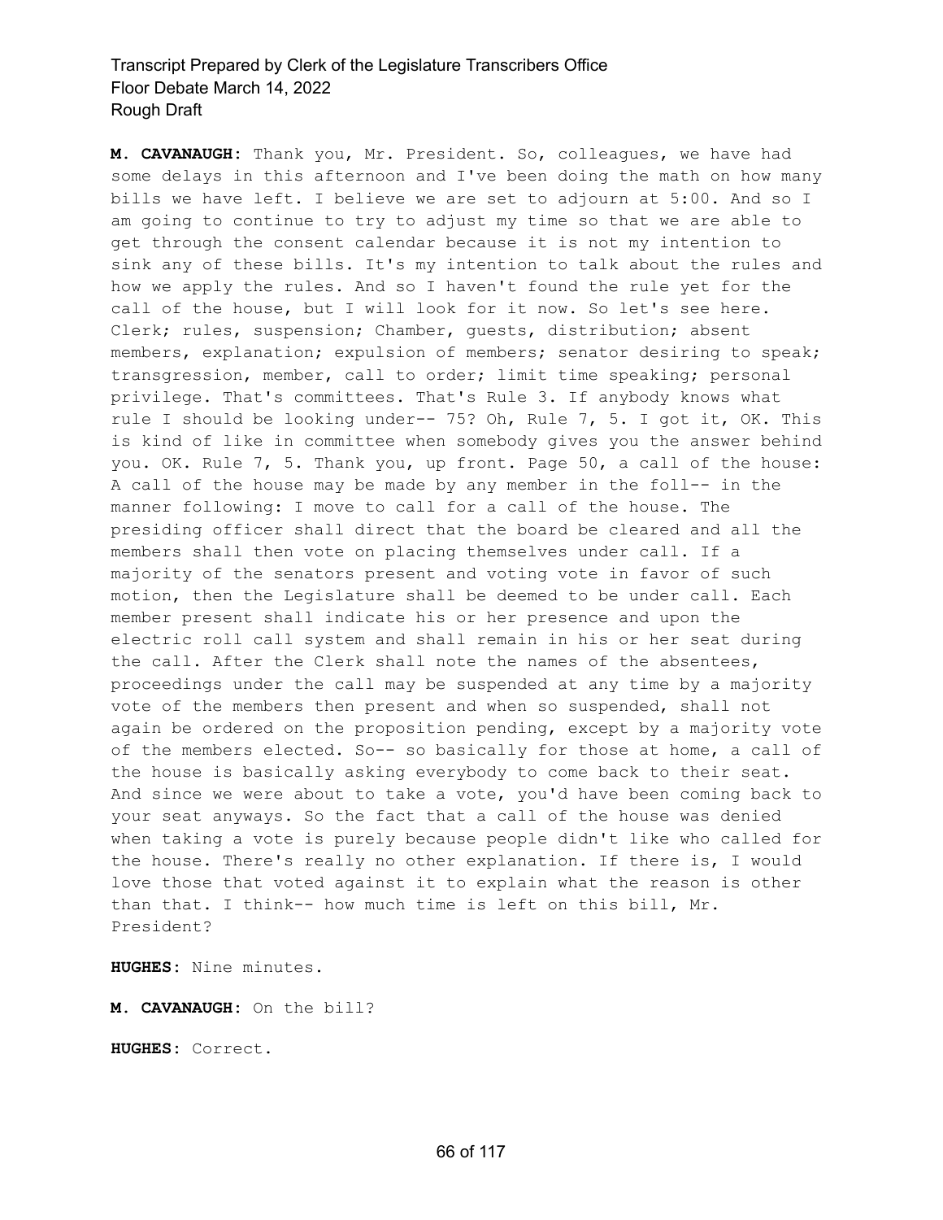**M. CAVANAUGH:** Thank you, Mr. President. So, colleagues, we have had some delays in this afternoon and I've been doing the math on how many bills we have left. I believe we are set to adjourn at 5:00. And so I am going to continue to try to adjust my time so that we are able to get through the consent calendar because it is not my intention to sink any of these bills. It's my intention to talk about the rules and how we apply the rules. And so I haven't found the rule yet for the call of the house, but I will look for it now. So let's see here. Clerk; rules, suspension; Chamber, guests, distribution; absent members, explanation; expulsion of members; senator desiring to speak; transgression, member, call to order; limit time speaking; personal privilege. That's committees. That's Rule 3. If anybody knows what rule I should be looking under-- 75? Oh, Rule 7, 5. I got it, OK. This is kind of like in committee when somebody gives you the answer behind you. OK. Rule 7, 5. Thank you, up front. Page 50, a call of the house: A call of the house may be made by any member in the foll-- in the manner following: I move to call for a call of the house. The presiding officer shall direct that the board be cleared and all the members shall then vote on placing themselves under call. If a majority of the senators present and voting vote in favor of such motion, then the Legislature shall be deemed to be under call. Each member present shall indicate his or her presence and upon the electric roll call system and shall remain in his or her seat during the call. After the Clerk shall note the names of the absentees, proceedings under the call may be suspended at any time by a majority vote of the members then present and when so suspended, shall not again be ordered on the proposition pending, except by a majority vote of the members elected. So-- so basically for those at home, a call of the house is basically asking everybody to come back to their seat. And since we were about to take a vote, you'd have been coming back to your seat anyways. So the fact that a call of the house was denied when taking a vote is purely because people didn't like who called for the house. There's really no other explanation. If there is, I would love those that voted against it to explain what the reason is other than that. I think-- how much time is left on this bill, Mr. President?

**HUGHES:** Nine minutes.

**M. CAVANAUGH:** On the bill?

**HUGHES:** Correct.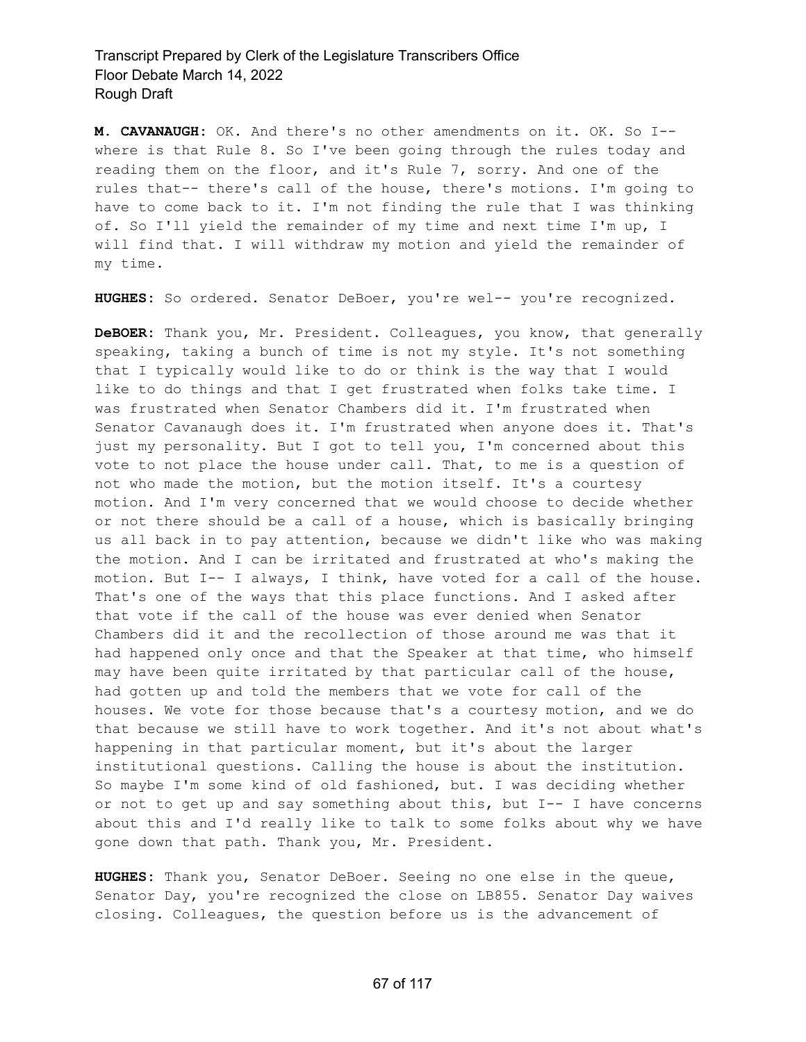**M. CAVANAUGH:** OK. And there's no other amendments on it. OK. So I-- where is that Rule 8. So I've been going through the rules today and reading them on the floor, and it's Rule 7, sorry. And one of the rules that-- there's call of the house, there's motions. I'm going to have to come back to it. I'm not finding the rule that I was thinking of. So I'll yield the remainder of my time and next time I'm up, I will find that. I will withdraw my motion and yield the remainder of my time.

**HUGHES:** So ordered. Senator DeBoer, you're wel-- you're recognized.

**DeBOER:** Thank you, Mr. President. Colleagues, you know, that generally speaking, taking a bunch of time is not my style. It's not something that I typically would like to do or think is the way that I would like to do things and that I get frustrated when folks take time. I was frustrated when Senator Chambers did it. I'm frustrated when Senator Cavanaugh does it. I'm frustrated when anyone does it. That's just my personality. But I got to tell you, I'm concerned about this vote to not place the house under call. That, to me is a question of not who made the motion, but the motion itself. It's a courtesy motion. And I'm very concerned that we would choose to decide whether or not there should be a call of a house, which is basically bringing us all back in to pay attention, because we didn't like who was making the motion. And I can be irritated and frustrated at who's making the motion. But I-- I always, I think, have voted for a call of the house. That's one of the ways that this place functions. And I asked after that vote if the call of the house was ever denied when Senator Chambers did it and the recollection of those around me was that it had happened only once and that the Speaker at that time, who himself may have been quite irritated by that particular call of the house, had gotten up and told the members that we vote for call of the houses. We vote for those because that's a courtesy motion, and we do that because we still have to work together. And it's not about what's happening in that particular moment, but it's about the larger institutional questions. Calling the house is about the institution. So maybe I'm some kind of old fashioned, but. I was deciding whether or not to get up and say something about this, but I-- I have concerns about this and I'd really like to talk to some folks about why we have gone down that path. Thank you, Mr. President.

**HUGHES:** Thank you, Senator DeBoer. Seeing no one else in the queue, Senator Day, you're recognized the close on LB855. Senator Day waives closing. Colleagues, the question before us is the advancement of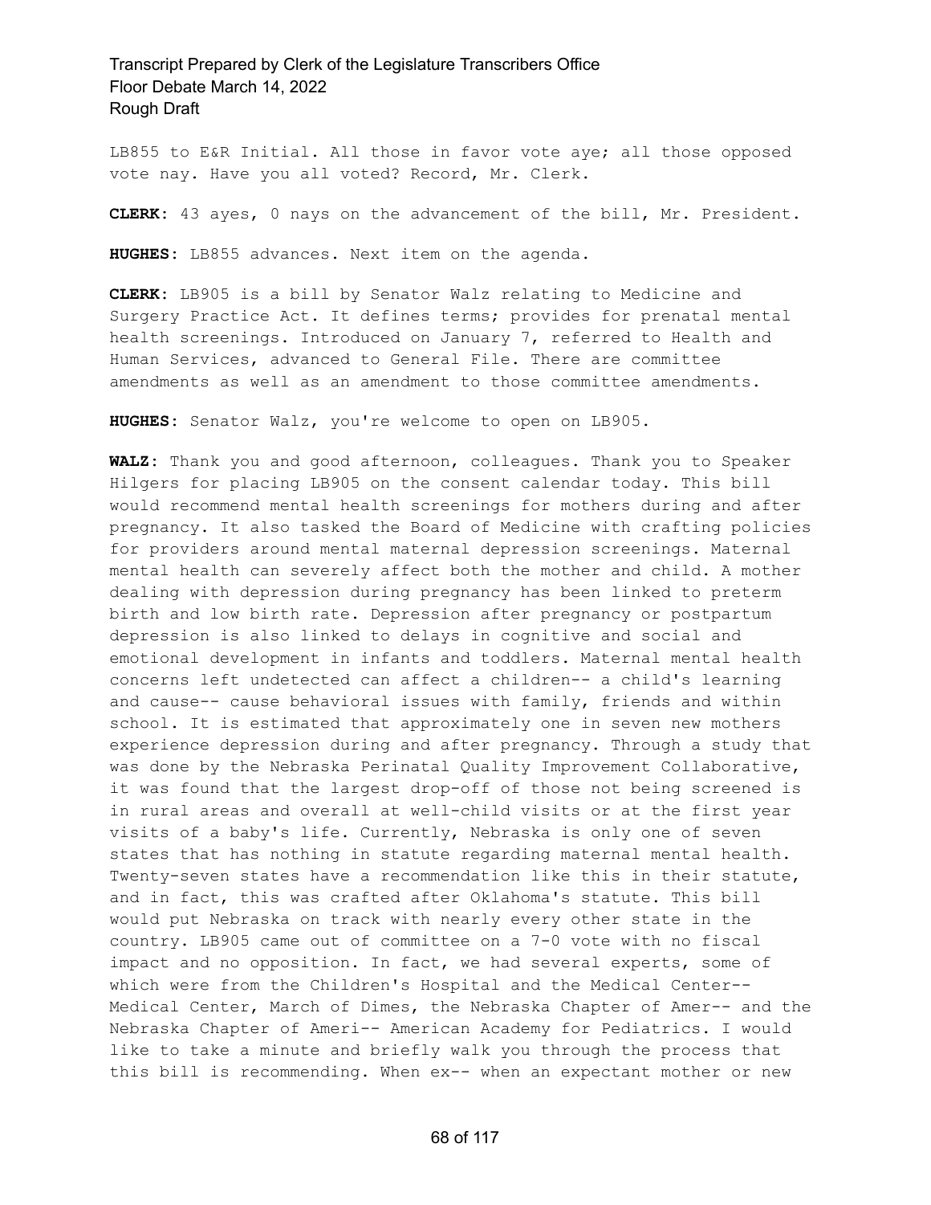LB855 to E&R Initial. All those in favor vote aye; all those opposed vote nay. Have you all voted? Record, Mr. Clerk.

**CLERK:** 43 ayes, 0 nays on the advancement of the bill, Mr. President.

**HUGHES:** LB855 advances. Next item on the agenda.

**CLERK:** LB905 is a bill by Senator Walz relating to Medicine and Surgery Practice Act. It defines terms; provides for prenatal mental health screenings. Introduced on January 7, referred to Health and Human Services, advanced to General File. There are committee amendments as well as an amendment to those committee amendments.

**HUGHES:** Senator Walz, you're welcome to open on LB905.

**WALZ:** Thank you and good afternoon, colleagues. Thank you to Speaker Hilgers for placing LB905 on the consent calendar today. This bill would recommend mental health screenings for mothers during and after pregnancy. It also tasked the Board of Medicine with crafting policies for providers around mental maternal depression screenings. Maternal mental health can severely affect both the mother and child. A mother dealing with depression during pregnancy has been linked to preterm birth and low birth rate. Depression after pregnancy or postpartum depression is also linked to delays in cognitive and social and emotional development in infants and toddlers. Maternal mental health concerns left undetected can affect a children-- a child's learning and cause-- cause behavioral issues with family, friends and within school. It is estimated that approximately one in seven new mothers experience depression during and after pregnancy. Through a study that was done by the Nebraska Perinatal Quality Improvement Collaborative, it was found that the largest drop-off of those not being screened is in rural areas and overall at well-child visits or at the first year visits of a baby's life. Currently, Nebraska is only one of seven states that has nothing in statute regarding maternal mental health. Twenty-seven states have a recommendation like this in their statute, and in fact, this was crafted after Oklahoma's statute. This bill would put Nebraska on track with nearly every other state in the country. LB905 came out of committee on a 7-0 vote with no fiscal impact and no opposition. In fact, we had several experts, some of which were from the Children's Hospital and the Medical Center-- Medical Center, March of Dimes, the Nebraska Chapter of Amer-- and the Nebraska Chapter of Ameri-- American Academy for Pediatrics. I would like to take a minute and briefly walk you through the process that this bill is recommending. When ex-- when an expectant mother or new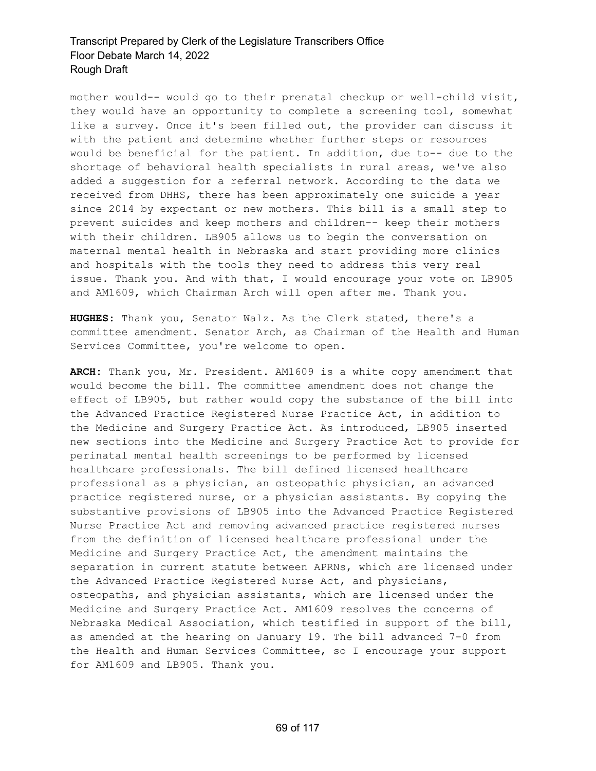mother would-- would go to their prenatal checkup or well-child visit, they would have an opportunity to complete a screening tool, somewhat like a survey. Once it's been filled out, the provider can discuss it with the patient and determine whether further steps or resources would be beneficial for the patient. In addition, due to-- due to the shortage of behavioral health specialists in rural areas, we've also added a suggestion for a referral network. According to the data we received from DHHS, there has been approximately one suicide a year since 2014 by expectant or new mothers. This bill is a small step to prevent suicides and keep mothers and children-- keep their mothers with their children. LB905 allows us to begin the conversation on maternal mental health in Nebraska and start providing more clinics and hospitals with the tools they need to address this very real issue. Thank you. And with that, I would encourage your vote on LB905 and AM1609, which Chairman Arch will open after me. Thank you.

**HUGHES:** Thank you, Senator Walz. As the Clerk stated, there's a committee amendment. Senator Arch, as Chairman of the Health and Human Services Committee, you're welcome to open.

**ARCH:** Thank you, Mr. President. AM1609 is a white copy amendment that would become the bill. The committee amendment does not change the effect of LB905, but rather would copy the substance of the bill into the Advanced Practice Registered Nurse Practice Act, in addition to the Medicine and Surgery Practice Act. As introduced, LB905 inserted new sections into the Medicine and Surgery Practice Act to provide for perinatal mental health screenings to be performed by licensed healthcare professionals. The bill defined licensed healthcare professional as a physician, an osteopathic physician, an advanced practice registered nurse, or a physician assistants. By copying the substantive provisions of LB905 into the Advanced Practice Registered Nurse Practice Act and removing advanced practice registered nurses from the definition of licensed healthcare professional under the Medicine and Surgery Practice Act, the amendment maintains the separation in current statute between APRNs, which are licensed under the Advanced Practice Registered Nurse Act, and physicians, osteopaths, and physician assistants, which are licensed under the Medicine and Surgery Practice Act. AM1609 resolves the concerns of Nebraska Medical Association, which testified in support of the bill, as amended at the hearing on January 19. The bill advanced 7-0 from the Health and Human Services Committee, so I encourage your support for AM1609 and LB905. Thank you.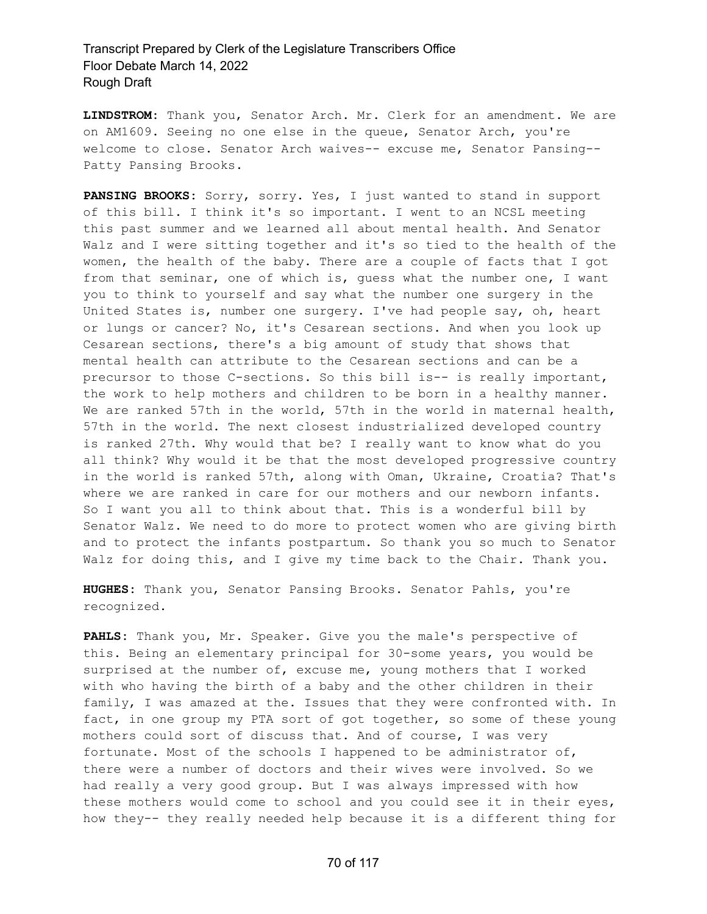**LINDSTROM:** Thank you, Senator Arch. Mr. Clerk for an amendment. We are on AM1609. Seeing no one else in the queue, Senator Arch, you're welcome to close. Senator Arch waives-- excuse me, Senator Pansing-- Patty Pansing Brooks.

**PANSING BROOKS:** Sorry, sorry. Yes, I just wanted to stand in support of this bill. I think it's so important. I went to an NCSL meeting this past summer and we learned all about mental health. And Senator Walz and I were sitting together and it's so tied to the health of the women, the health of the baby. There are a couple of facts that I got from that seminar, one of which is, guess what the number one, I want you to think to yourself and say what the number one surgery in the United States is, number one surgery. I've had people say, oh, heart or lungs or cancer? No, it's Cesarean sections. And when you look up Cesarean sections, there's a big amount of study that shows that mental health can attribute to the Cesarean sections and can be a precursor to those C-sections. So this bill is-- is really important, the work to help mothers and children to be born in a healthy manner. We are ranked 57th in the world, 57th in the world in maternal health, 57th in the world. The next closest industrialized developed country is ranked 27th. Why would that be? I really want to know what do you all think? Why would it be that the most developed progressive country in the world is ranked 57th, along with Oman, Ukraine, Croatia? That's where we are ranked in care for our mothers and our newborn infants. So I want you all to think about that. This is a wonderful bill by Senator Walz. We need to do more to protect women who are giving birth and to protect the infants postpartum. So thank you so much to Senator Walz for doing this, and I give my time back to the Chair. Thank you.

**HUGHES:** Thank you, Senator Pansing Brooks. Senator Pahls, you're recognized.

**PAHLS:** Thank you, Mr. Speaker. Give you the male's perspective of this. Being an elementary principal for 30-some years, you would be surprised at the number of, excuse me, young mothers that I worked with who having the birth of a baby and the other children in their family, I was amazed at the. Issues that they were confronted with. In fact, in one group my PTA sort of got together, so some of these young mothers could sort of discuss that. And of course, I was very fortunate. Most of the schools I happened to be administrator of, there were a number of doctors and their wives were involved. So we had really a very good group. But I was always impressed with how these mothers would come to school and you could see it in their eyes, how they-- they really needed help because it is a different thing for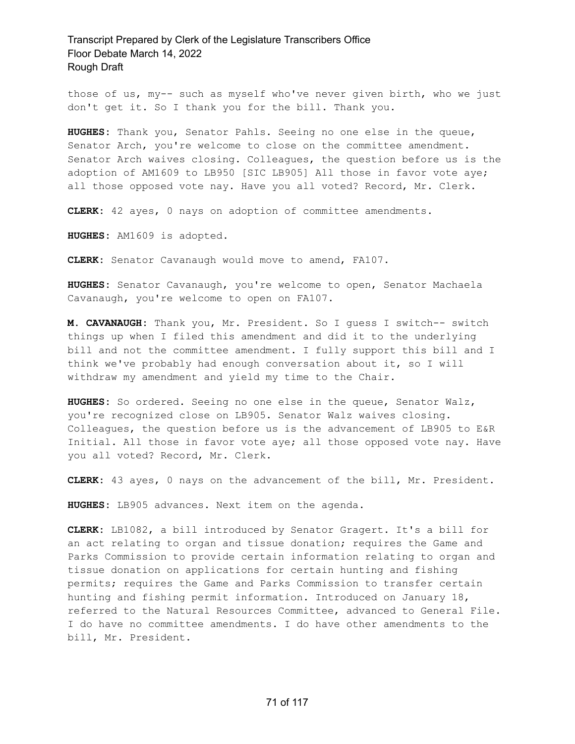those of us, my-- such as myself who've never given birth, who we just don't get it. So I thank you for the bill. Thank you.

**HUGHES:** Thank you, Senator Pahls. Seeing no one else in the queue, Senator Arch, you're welcome to close on the committee amendment. Senator Arch waives closing. Colleagues, the question before us is the adoption of AM1609 to LB950 [SIC LB905] All those in favor vote aye; all those opposed vote nay. Have you all voted? Record, Mr. Clerk.

**CLERK:** 42 ayes, 0 nays on adoption of committee amendments.

**HUGHES:** AM1609 is adopted.

**CLERK:** Senator Cavanaugh would move to amend, FA107.

**HUGHES:** Senator Cavanaugh, you're welcome to open, Senator Machaela Cavanaugh, you're welcome to open on FA107.

**M. CAVANAUGH:** Thank you, Mr. President. So I guess I switch-- switch things up when I filed this amendment and did it to the underlying bill and not the committee amendment. I fully support this bill and I think we've probably had enough conversation about it, so I will withdraw my amendment and yield my time to the Chair.

**HUGHES:** So ordered. Seeing no one else in the queue, Senator Walz, you're recognized close on LB905. Senator Walz waives closing. Colleagues, the question before us is the advancement of LB905 to E&R Initial. All those in favor vote aye; all those opposed vote nay. Have you all voted? Record, Mr. Clerk.

**CLERK:** 43 ayes, 0 nays on the advancement of the bill, Mr. President.

**HUGHES:** LB905 advances. Next item on the agenda.

**CLERK:** LB1082, a bill introduced by Senator Gragert. It's a bill for an act relating to organ and tissue donation; requires the Game and Parks Commission to provide certain information relating to organ and tissue donation on applications for certain hunting and fishing permits; requires the Game and Parks Commission to transfer certain hunting and fishing permit information. Introduced on January 18, referred to the Natural Resources Committee, advanced to General File. I do have no committee amendments. I do have other amendments to the bill, Mr. President.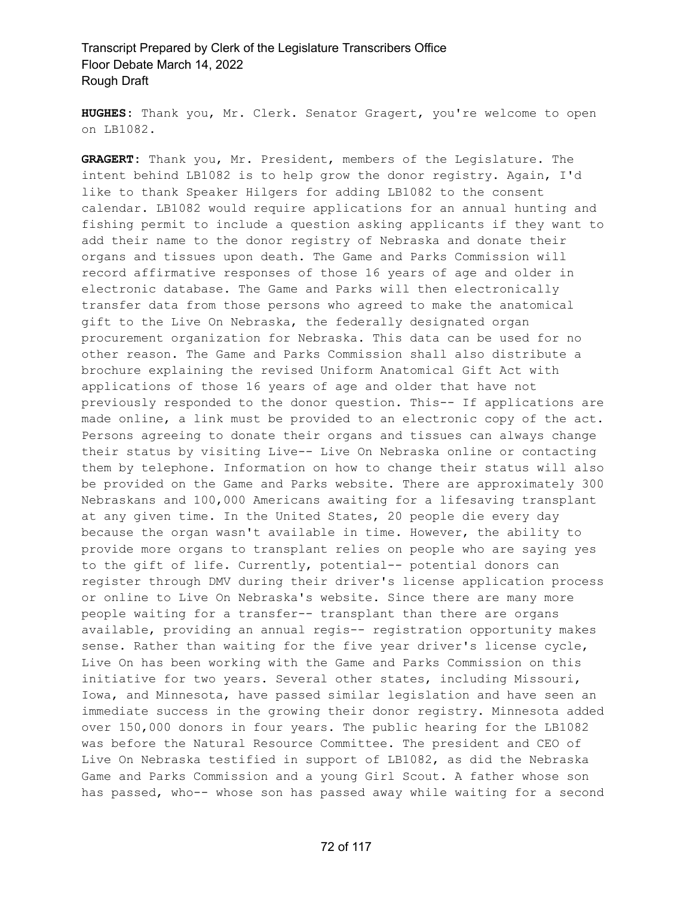**HUGHES:** Thank you, Mr. Clerk. Senator Gragert, you're welcome to open on LB1082.

**GRAGERT:** Thank you, Mr. President, members of the Legislature. The intent behind LB1082 is to help grow the donor registry. Again, I'd like to thank Speaker Hilgers for adding LB1082 to the consent calendar. LB1082 would require applications for an annual hunting and fishing permit to include a question asking applicants if they want to add their name to the donor registry of Nebraska and donate their organs and tissues upon death. The Game and Parks Commission will record affirmative responses of those 16 years of age and older in electronic database. The Game and Parks will then electronically transfer data from those persons who agreed to make the anatomical gift to the Live On Nebraska, the federally designated organ procurement organization for Nebraska. This data can be used for no other reason. The Game and Parks Commission shall also distribute a brochure explaining the revised Uniform Anatomical Gift Act with applications of those 16 years of age and older that have not previously responded to the donor question. This-- If applications are made online, a link must be provided to an electronic copy of the act. Persons agreeing to donate their organs and tissues can always change their status by visiting Live-- Live On Nebraska online or contacting them by telephone. Information on how to change their status will also be provided on the Game and Parks website. There are approximately 300 Nebraskans and 100,000 Americans awaiting for a lifesaving transplant at any given time. In the United States, 20 people die every day because the organ wasn't available in time. However, the ability to provide more organs to transplant relies on people who are saying yes to the gift of life. Currently, potential-- potential donors can register through DMV during their driver's license application process or online to Live On Nebraska's website. Since there are many more people waiting for a transfer-- transplant than there are organs available, providing an annual regis-- registration opportunity makes sense. Rather than waiting for the five year driver's license cycle, Live On has been working with the Game and Parks Commission on this initiative for two years. Several other states, including Missouri, Iowa, and Minnesota, have passed similar legislation and have seen an immediate success in the growing their donor registry. Minnesota added over 150,000 donors in four years. The public hearing for the LB1082 was before the Natural Resource Committee. The president and CEO of Live On Nebraska testified in support of LB1082, as did the Nebraska Game and Parks Commission and a young Girl Scout. A father whose son has passed, who-- whose son has passed away while waiting for a second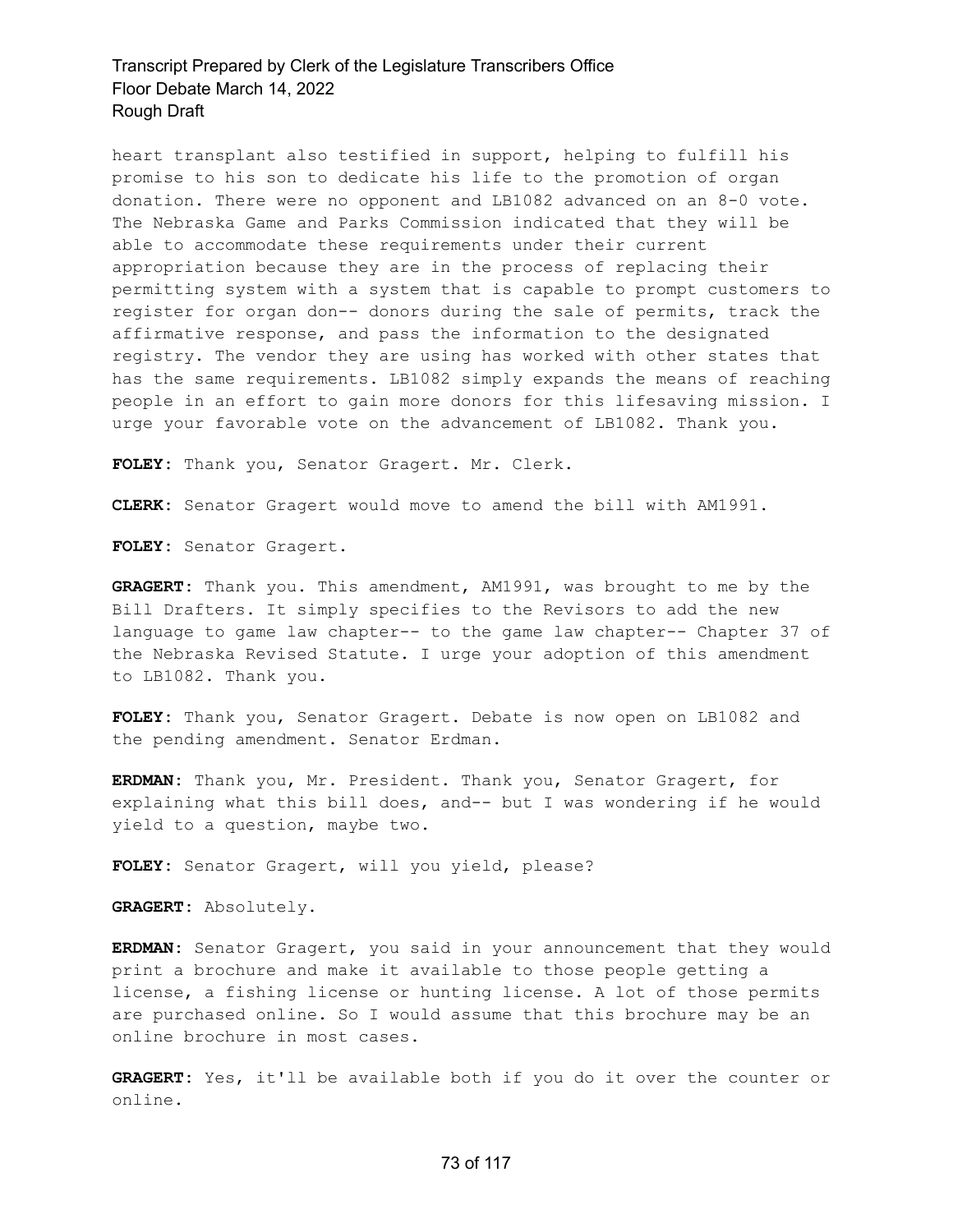heart transplant also testified in support, helping to fulfill his promise to his son to dedicate his life to the promotion of organ donation. There were no opponent and LB1082 advanced on an 8-0 vote. The Nebraska Game and Parks Commission indicated that they will be able to accommodate these requirements under their current appropriation because they are in the process of replacing their permitting system with a system that is capable to prompt customers to register for organ don-- donors during the sale of permits, track the affirmative response, and pass the information to the designated registry. The vendor they are using has worked with other states that has the same requirements. LB1082 simply expands the means of reaching people in an effort to gain more donors for this lifesaving mission. I urge your favorable vote on the advancement of LB1082. Thank you.

**FOLEY:** Thank you, Senator Gragert. Mr. Clerk.

**CLERK:** Senator Gragert would move to amend the bill with AM1991.

**FOLEY:** Senator Gragert.

**GRAGERT:** Thank you. This amendment, AM1991, was brought to me by the Bill Drafters. It simply specifies to the Revisors to add the new language to game law chapter-- to the game law chapter-- Chapter 37 of the Nebraska Revised Statute. I urge your adoption of this amendment to LB1082. Thank you.

**FOLEY:** Thank you, Senator Gragert. Debate is now open on LB1082 and the pending amendment. Senator Erdman.

**ERDMAN:** Thank you, Mr. President. Thank you, Senator Gragert, for explaining what this bill does, and-- but I was wondering if he would yield to a question, maybe two.

**FOLEY:** Senator Gragert, will you yield, please?

**GRAGERT:** Absolutely.

**ERDMAN:** Senator Gragert, you said in your announcement that they would print a brochure and make it available to those people getting a license, a fishing license or hunting license. A lot of those permits are purchased online. So I would assume that this brochure may be an online brochure in most cases.

**GRAGERT:** Yes, it'll be available both if you do it over the counter or online.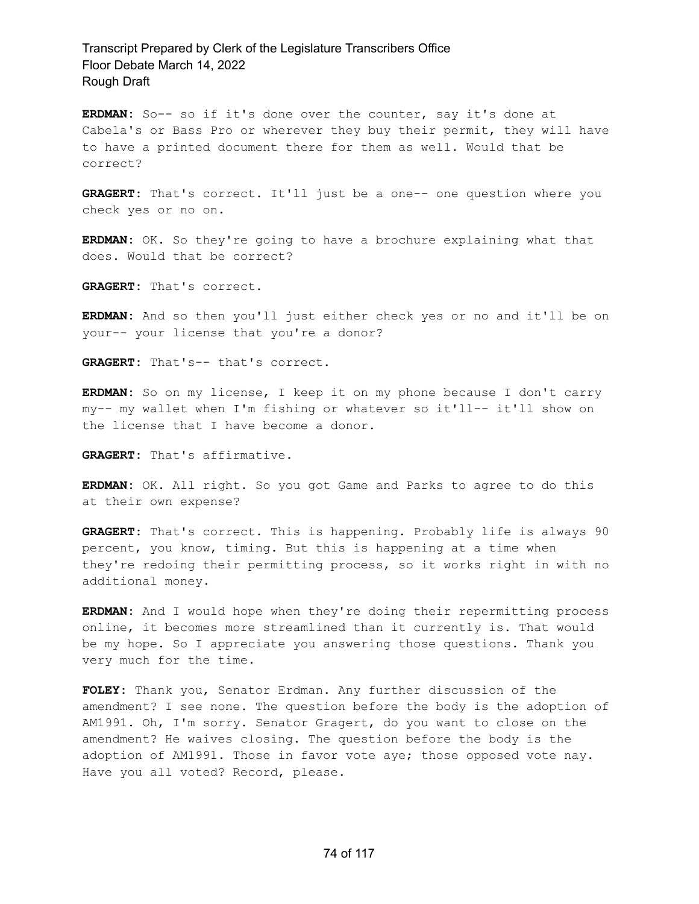**ERDMAN:** So-- so if it's done over the counter, say it's done at Cabela's or Bass Pro or wherever they buy their permit, they will have to have a printed document there for them as well. Would that be correct?

**GRAGERT:** That's correct. It'll just be a one-- one question where you check yes or no on.

**ERDMAN:** OK. So they're going to have a brochure explaining what that does. Would that be correct?

**GRAGERT:** That's correct.

**ERDMAN:** And so then you'll just either check yes or no and it'll be on your-- your license that you're a donor?

**GRAGERT:** That's-- that's correct.

**ERDMAN:** So on my license, I keep it on my phone because I don't carry my-- my wallet when I'm fishing or whatever so it'll-- it'll show on the license that I have become a donor.

**GRAGERT:** That's affirmative.

**ERDMAN:** OK. All right. So you got Game and Parks to agree to do this at their own expense?

**GRAGERT:** That's correct. This is happening. Probably life is always 90 percent, you know, timing. But this is happening at a time when they're redoing their permitting process, so it works right in with no additional money.

**ERDMAN:** And I would hope when they're doing their repermitting process online, it becomes more streamlined than it currently is. That would be my hope. So I appreciate you answering those questions. Thank you very much for the time.

**FOLEY:** Thank you, Senator Erdman. Any further discussion of the amendment? I see none. The question before the body is the adoption of AM1991. Oh, I'm sorry. Senator Gragert, do you want to close on the amendment? He waives closing. The question before the body is the adoption of AM1991. Those in favor vote aye; those opposed vote nay. Have you all voted? Record, please.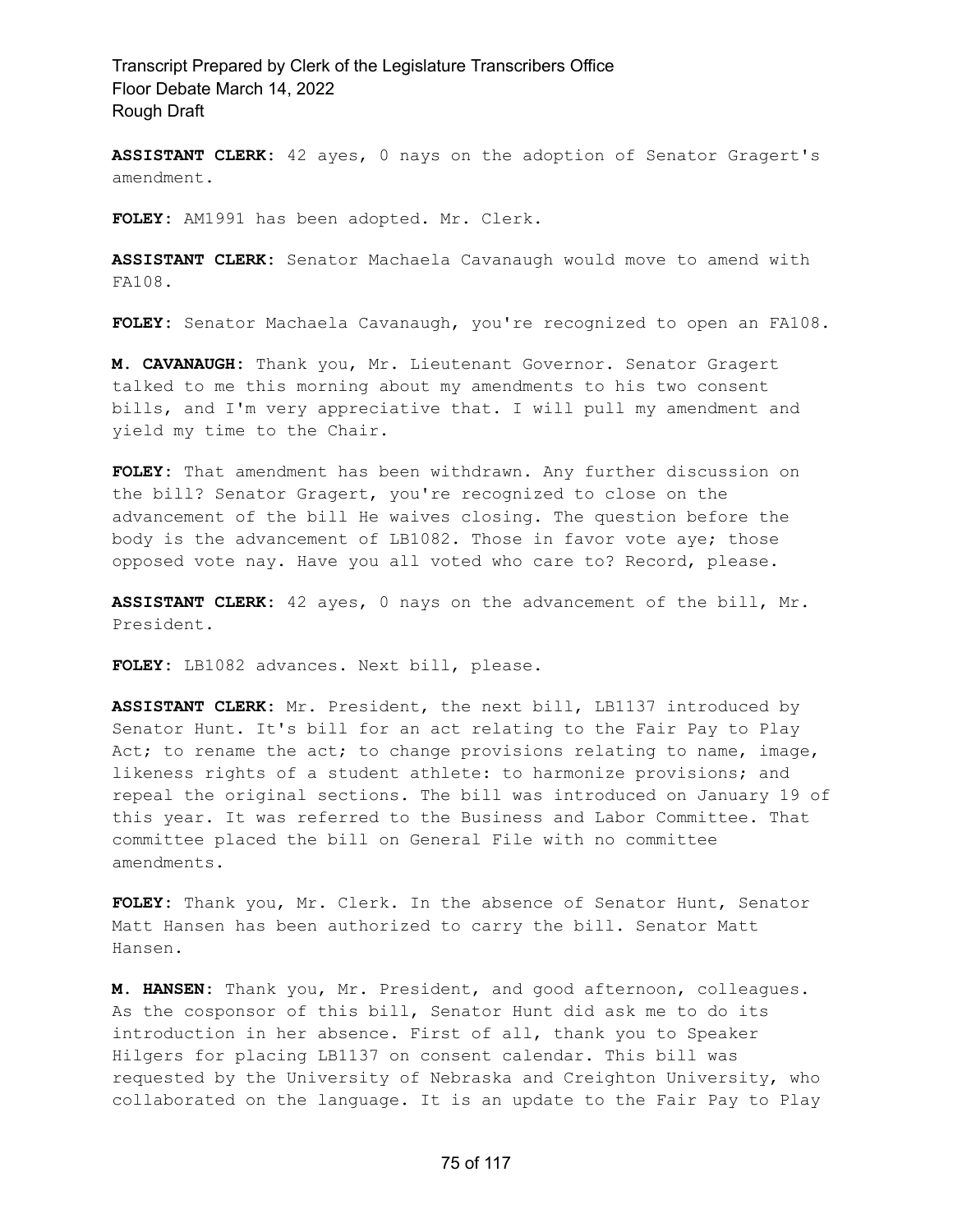**ASSISTANT CLERK:** 42 ayes, 0 nays on the adoption of Senator Gragert's amendment.

**FOLEY:** AM1991 has been adopted. Mr. Clerk.

**ASSISTANT CLERK:** Senator Machaela Cavanaugh would move to amend with FA108.

**FOLEY:** Senator Machaela Cavanaugh, you're recognized to open an FA108.

**M. CAVANAUGH:** Thank you, Mr. Lieutenant Governor. Senator Gragert talked to me this morning about my amendments to his two consent bills, and I'm very appreciative that. I will pull my amendment and yield my time to the Chair.

**FOLEY:** That amendment has been withdrawn. Any further discussion on the bill? Senator Gragert, you're recognized to close on the advancement of the bill He waives closing. The question before the body is the advancement of LB1082. Those in favor vote aye; those opposed vote nay. Have you all voted who care to? Record, please.

**ASSISTANT CLERK:** 42 ayes, 0 nays on the advancement of the bill, Mr. President.

**FOLEY:** LB1082 advances. Next bill, please.

**ASSISTANT CLERK:** Mr. President, the next bill, LB1137 introduced by Senator Hunt. It's bill for an act relating to the Fair Pay to Play Act; to rename the act; to change provisions relating to name, image, likeness rights of a student athlete: to harmonize provisions; and repeal the original sections. The bill was introduced on January 19 of this year. It was referred to the Business and Labor Committee. That committee placed the bill on General File with no committee amendments.

**FOLEY:** Thank you, Mr. Clerk. In the absence of Senator Hunt, Senator Matt Hansen has been authorized to carry the bill. Senator Matt Hansen.

**M. HANSEN:** Thank you, Mr. President, and good afternoon, colleagues. As the cosponsor of this bill, Senator Hunt did ask me to do its introduction in her absence. First of all, thank you to Speaker Hilgers for placing LB1137 on consent calendar. This bill was requested by the University of Nebraska and Creighton University, who collaborated on the language. It is an update to the Fair Pay to Play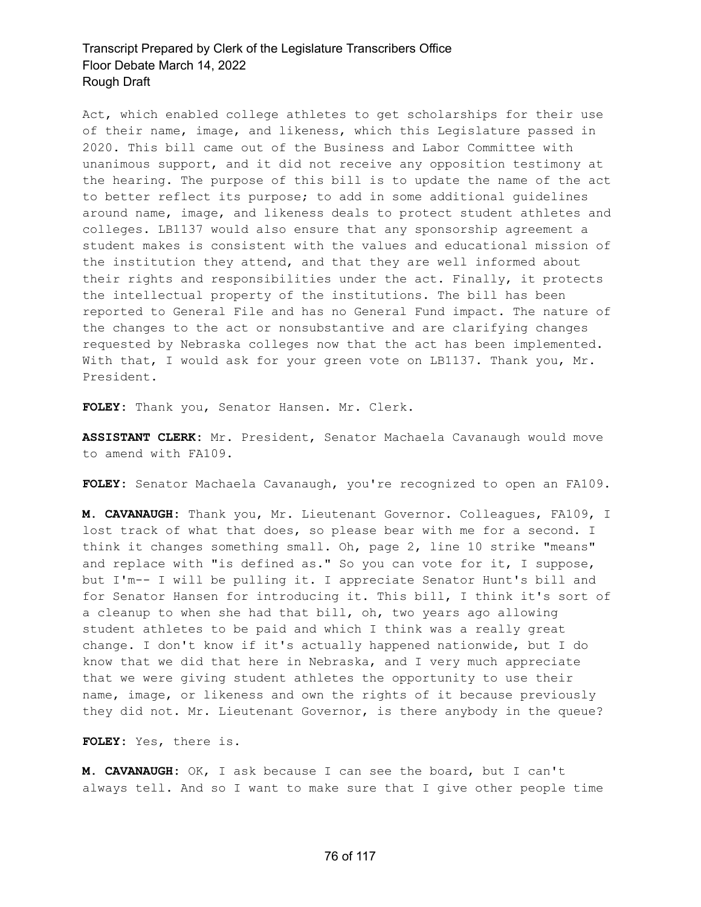Act, which enabled college athletes to get scholarships for their use of their name, image, and likeness, which this Legislature passed in 2020. This bill came out of the Business and Labor Committee with unanimous support, and it did not receive any opposition testimony at the hearing. The purpose of this bill is to update the name of the act to better reflect its purpose; to add in some additional guidelines around name, image, and likeness deals to protect student athletes and colleges. LB1137 would also ensure that any sponsorship agreement a student makes is consistent with the values and educational mission of the institution they attend, and that they are well informed about their rights and responsibilities under the act. Finally, it protects the intellectual property of the institutions. The bill has been reported to General File and has no General Fund impact. The nature of the changes to the act or nonsubstantive and are clarifying changes requested by Nebraska colleges now that the act has been implemented. With that, I would ask for your green vote on LB1137. Thank you, Mr. President.

**FOLEY:** Thank you, Senator Hansen. Mr. Clerk.

**ASSISTANT CLERK:** Mr. President, Senator Machaela Cavanaugh would move to amend with FA109.

**FOLEY:** Senator Machaela Cavanaugh, you're recognized to open an FA109.

**M. CAVANAUGH:** Thank you, Mr. Lieutenant Governor. Colleagues, FA109, I lost track of what that does, so please bear with me for a second. I think it changes something small. Oh, page 2, line 10 strike "means" and replace with "is defined as." So you can vote for it, I suppose, but I'm-- I will be pulling it. I appreciate Senator Hunt's bill and for Senator Hansen for introducing it. This bill, I think it's sort of a cleanup to when she had that bill, oh, two years ago allowing student athletes to be paid and which I think was a really great change. I don't know if it's actually happened nationwide, but I do know that we did that here in Nebraska, and I very much appreciate that we were giving student athletes the opportunity to use their name, image, or likeness and own the rights of it because previously they did not. Mr. Lieutenant Governor, is there anybody in the queue?

**FOLEY:** Yes, there is.

**M. CAVANAUGH:** OK, I ask because I can see the board, but I can't always tell. And so I want to make sure that I give other people time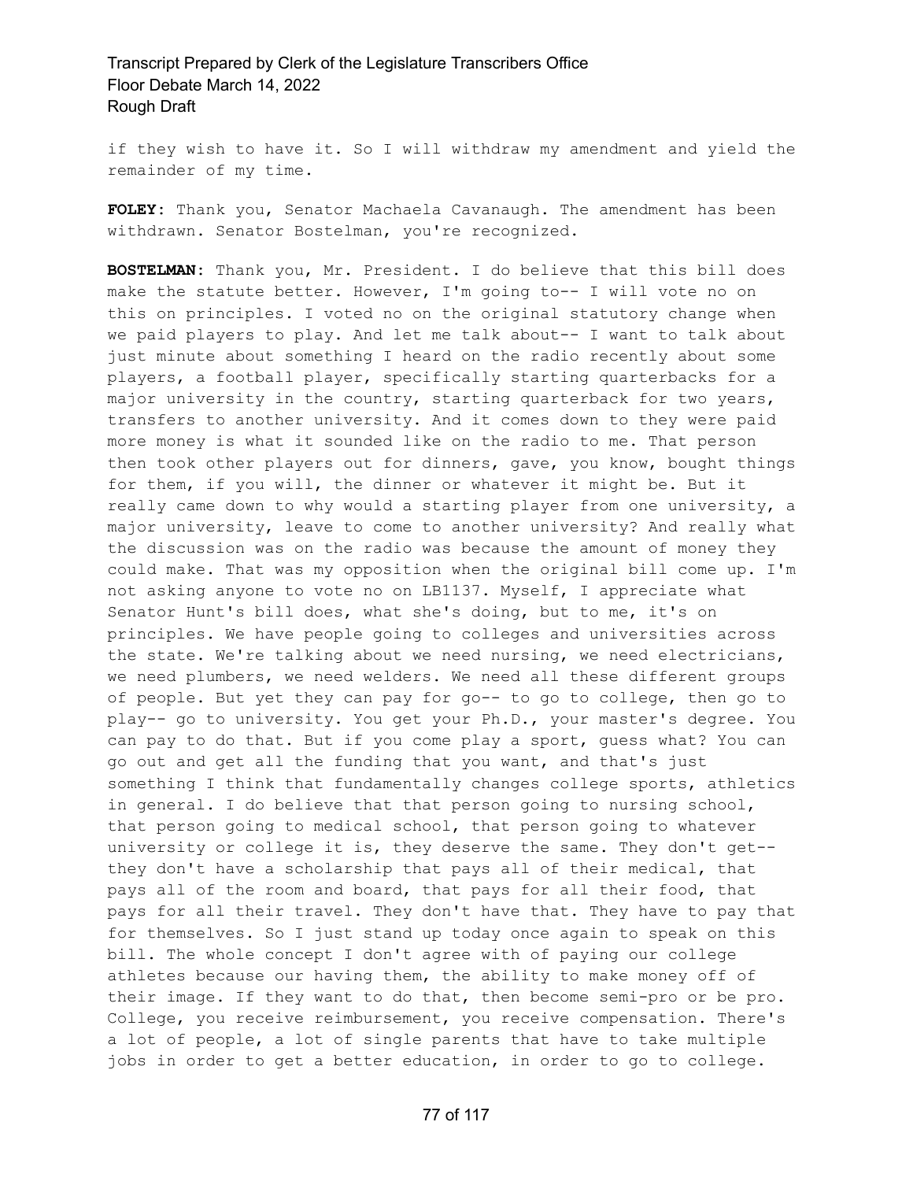if they wish to have it. So I will withdraw my amendment and yield the remainder of my time.

**FOLEY:** Thank you, Senator Machaela Cavanaugh. The amendment has been withdrawn. Senator Bostelman, you're recognized.

**BOSTELMAN:** Thank you, Mr. President. I do believe that this bill does make the statute better. However, I'm going to-- I will vote no on this on principles. I voted no on the original statutory change when we paid players to play. And let me talk about-- I want to talk about just minute about something I heard on the radio recently about some players, a football player, specifically starting quarterbacks for a major university in the country, starting quarterback for two years, transfers to another university. And it comes down to they were paid more money is what it sounded like on the radio to me. That person then took other players out for dinners, gave, you know, bought things for them, if you will, the dinner or whatever it might be. But it really came down to why would a starting player from one university, a major university, leave to come to another university? And really what the discussion was on the radio was because the amount of money they could make. That was my opposition when the original bill come up. I'm not asking anyone to vote no on LB1137. Myself, I appreciate what Senator Hunt's bill does, what she's doing, but to me, it's on principles. We have people going to colleges and universities across the state. We're talking about we need nursing, we need electricians, we need plumbers, we need welders. We need all these different groups of people. But yet they can pay for go-- to go to college, then go to play-- go to university. You get your Ph.D., your master's degree. You can pay to do that. But if you come play a sport, guess what? You can go out and get all the funding that you want, and that's just something I think that fundamentally changes college sports, athletics in general. I do believe that that person going to nursing school, that person going to medical school, that person going to whatever university or college it is, they deserve the same. They don't get-- they don't have a scholarship that pays all of their medical, that pays all of the room and board, that pays for all their food, that pays for all their travel. They don't have that. They have to pay that for themselves. So I just stand up today once again to speak on this bill. The whole concept I don't agree with of paying our college athletes because our having them, the ability to make money off of their image. If they want to do that, then become semi-pro or be pro. College, you receive reimbursement, you receive compensation. There's a lot of people, a lot of single parents that have to take multiple jobs in order to get a better education, in order to go to college.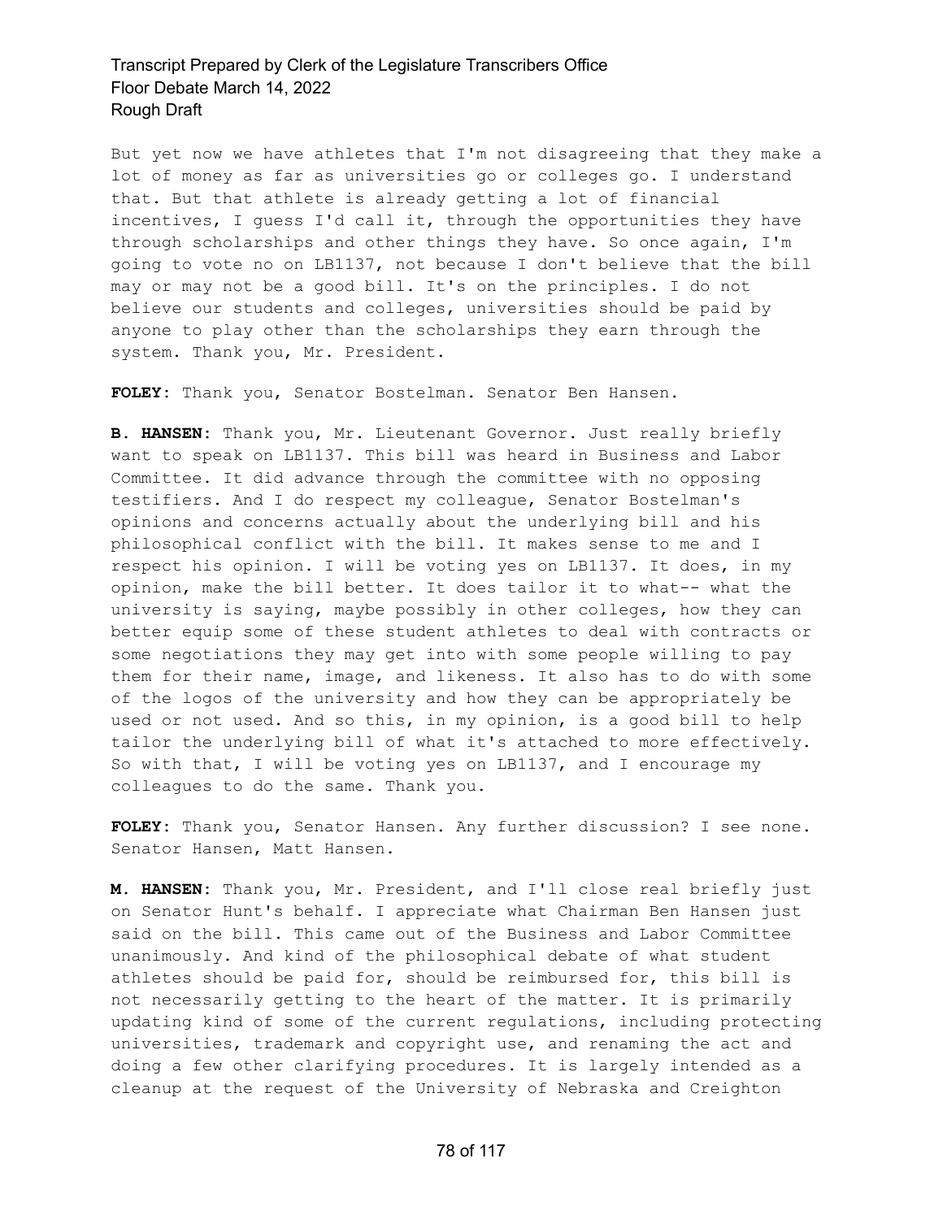But yet now we have athletes that I'm not disagreeing that they make a lot of money as far as universities go or colleges go. I understand that. But that athlete is already getting a lot of financial incentives, I guess I'd call it, through the opportunities they have through scholarships and other things they have. So once again, I'm going to vote no on LB1137, not because I don't believe that the bill may or may not be a good bill. It's on the principles. I do not believe our students and colleges, universities should be paid by anyone to play other than the scholarships they earn through the system. Thank you, Mr. President.

**FOLEY:** Thank you, Senator Bostelman. Senator Ben Hansen.

**B. HANSEN:** Thank you, Mr. Lieutenant Governor. Just really briefly want to speak on LB1137. This bill was heard in Business and Labor Committee. It did advance through the committee with no opposing testifiers. And I do respect my colleague, Senator Bostelman's opinions and concerns actually about the underlying bill and his philosophical conflict with the bill. It makes sense to me and I respect his opinion. I will be voting yes on LB1137. It does, in my opinion, make the bill better. It does tailor it to what-- what the university is saying, maybe possibly in other colleges, how they can better equip some of these student athletes to deal with contracts or some negotiations they may get into with some people willing to pay them for their name, image, and likeness. It also has to do with some of the logos of the university and how they can be appropriately be used or not used. And so this, in my opinion, is a good bill to help tailor the underlying bill of what it's attached to more effectively. So with that, I will be voting yes on LB1137, and I encourage my colleagues to do the same. Thank you.

**FOLEY:** Thank you, Senator Hansen. Any further discussion? I see none. Senator Hansen, Matt Hansen.

**M. HANSEN:** Thank you, Mr. President, and I'll close real briefly just on Senator Hunt's behalf. I appreciate what Chairman Ben Hansen just said on the bill. This came out of the Business and Labor Committee unanimously. And kind of the philosophical debate of what student athletes should be paid for, should be reimbursed for, this bill is not necessarily getting to the heart of the matter. It is primarily updating kind of some of the current regulations, including protecting universities, trademark and copyright use, and renaming the act and doing a few other clarifying procedures. It is largely intended as a cleanup at the request of the University of Nebraska and Creighton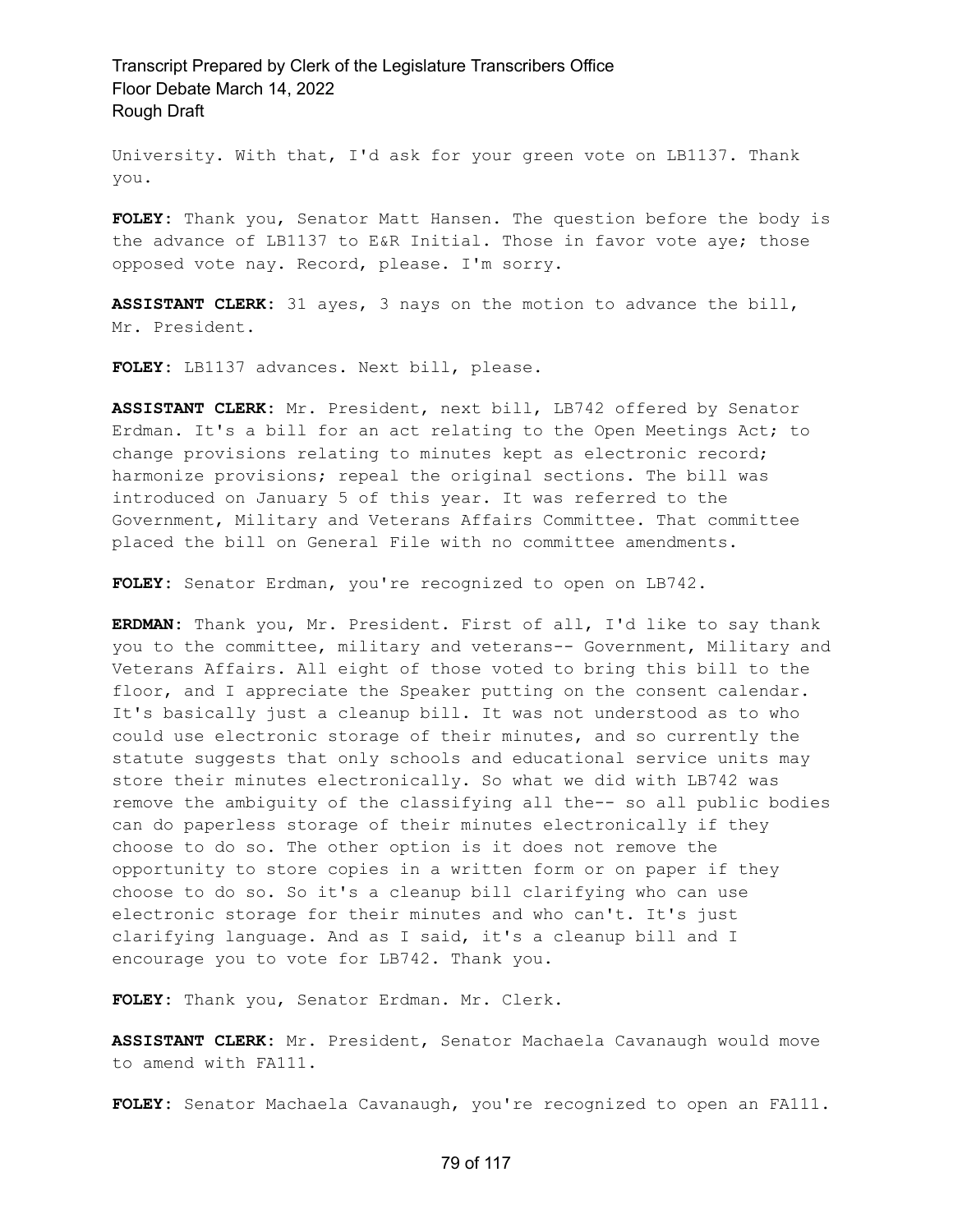University. With that, I'd ask for your green vote on LB1137. Thank you.

**FOLEY:** Thank you, Senator Matt Hansen. The question before the body is the advance of LB1137 to E&R Initial. Those in favor vote aye; those opposed vote nay. Record, please. I'm sorry.

**ASSISTANT CLERK:** 31 ayes, 3 nays on the motion to advance the bill, Mr. President.

**FOLEY:** LB1137 advances. Next bill, please.

**ASSISTANT CLERK:** Mr. President, next bill, LB742 offered by Senator Erdman. It's a bill for an act relating to the Open Meetings Act; to change provisions relating to minutes kept as electronic record; harmonize provisions; repeal the original sections. The bill was introduced on January 5 of this year. It was referred to the Government, Military and Veterans Affairs Committee. That committee placed the bill on General File with no committee amendments.

**FOLEY:** Senator Erdman, you're recognized to open on LB742.

**ERDMAN:** Thank you, Mr. President. First of all, I'd like to say thank you to the committee, military and veterans-- Government, Military and Veterans Affairs. All eight of those voted to bring this bill to the floor, and I appreciate the Speaker putting on the consent calendar. It's basically just a cleanup bill. It was not understood as to who could use electronic storage of their minutes, and so currently the statute suggests that only schools and educational service units may store their minutes electronically. So what we did with LB742 was remove the ambiguity of the classifying all the-- so all public bodies can do paperless storage of their minutes electronically if they choose to do so. The other option is it does not remove the opportunity to store copies in a written form or on paper if they choose to do so. So it's a cleanup bill clarifying who can use electronic storage for their minutes and who can't. It's just clarifying language. And as I said, it's a cleanup bill and I encourage you to vote for LB742. Thank you.

**FOLEY:** Thank you, Senator Erdman. Mr. Clerk.

**ASSISTANT CLERK:** Mr. President, Senator Machaela Cavanaugh would move to amend with FA111.

**FOLEY:** Senator Machaela Cavanaugh, you're recognized to open an FA111.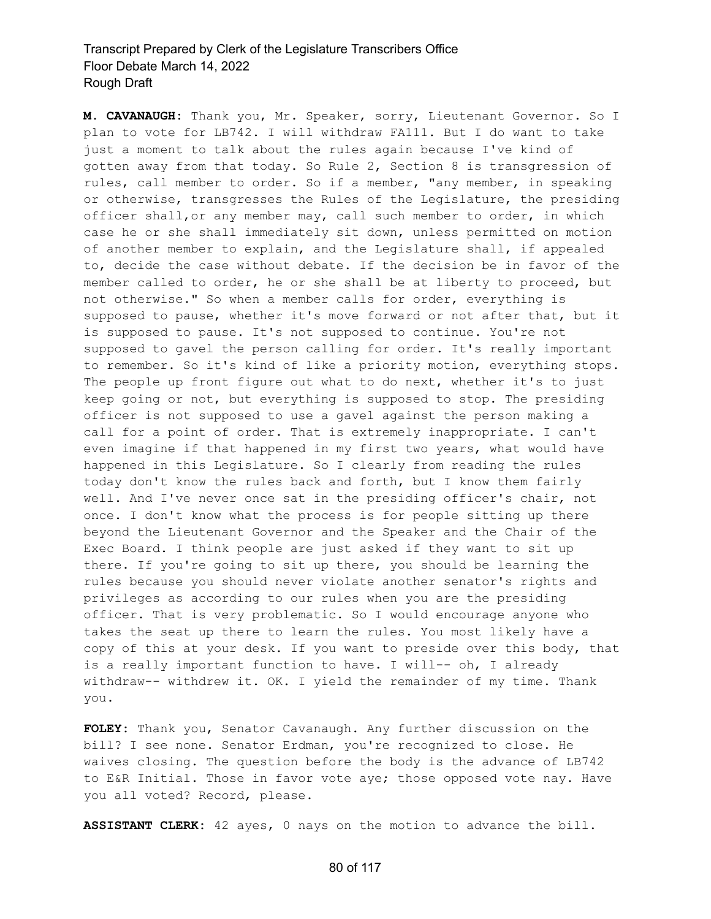**M. CAVANAUGH:** Thank you, Mr. Speaker, sorry, Lieutenant Governor. So I plan to vote for LB742. I will withdraw FA111. But I do want to take just a moment to talk about the rules again because I've kind of gotten away from that today. So Rule 2, Section 8 is transgression of rules, call member to order. So if a member, "any member, in speaking or otherwise, transgresses the Rules of the Legislature, the presiding officer shall,or any member may, call such member to order, in which case he or she shall immediately sit down, unless permitted on motion of another member to explain, and the Legislature shall, if appealed to, decide the case without debate. If the decision be in favor of the member called to order, he or she shall be at liberty to proceed, but not otherwise." So when a member calls for order, everything is supposed to pause, whether it's move forward or not after that, but it is supposed to pause. It's not supposed to continue. You're not supposed to gavel the person calling for order. It's really important to remember. So it's kind of like a priority motion, everything stops. The people up front figure out what to do next, whether it's to just keep going or not, but everything is supposed to stop. The presiding officer is not supposed to use a gavel against the person making a call for a point of order. That is extremely inappropriate. I can't even imagine if that happened in my first two years, what would have happened in this Legislature. So I clearly from reading the rules today don't know the rules back and forth, but I know them fairly well. And I've never once sat in the presiding officer's chair, not once. I don't know what the process is for people sitting up there beyond the Lieutenant Governor and the Speaker and the Chair of the Exec Board. I think people are just asked if they want to sit up there. If you're going to sit up there, you should be learning the rules because you should never violate another senator's rights and privileges as according to our rules when you are the presiding officer. That is very problematic. So I would encourage anyone who takes the seat up there to learn the rules. You most likely have a copy of this at your desk. If you want to preside over this body, that is a really important function to have. I will-- oh, I already withdraw-- withdrew it. OK. I yield the remainder of my time. Thank you.

**FOLEY:** Thank you, Senator Cavanaugh. Any further discussion on the bill? I see none. Senator Erdman, you're recognized to close. He waives closing. The question before the body is the advance of LB742 to E&R Initial. Those in favor vote aye; those opposed vote nay. Have you all voted? Record, please.

**ASSISTANT CLERK:** 42 ayes, 0 nays on the motion to advance the bill.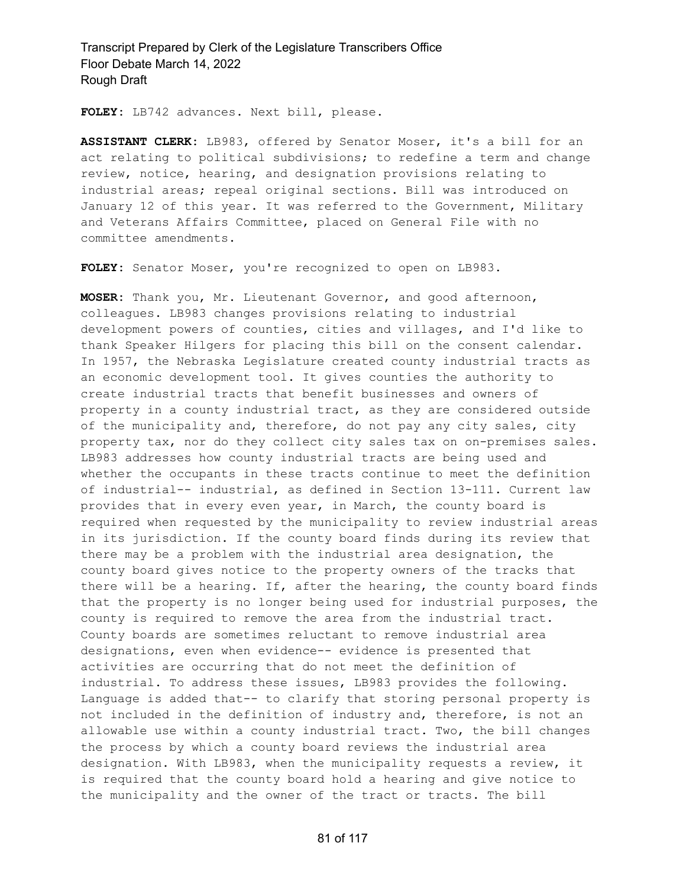**FOLEY:** LB742 advances. Next bill, please.

**ASSISTANT CLERK:** LB983, offered by Senator Moser, it's a bill for an act relating to political subdivisions; to redefine a term and change review, notice, hearing, and designation provisions relating to industrial areas; repeal original sections. Bill was introduced on January 12 of this year. It was referred to the Government, Military and Veterans Affairs Committee, placed on General File with no committee amendments.

**FOLEY:** Senator Moser, you're recognized to open on LB983.

**MOSER:** Thank you, Mr. Lieutenant Governor, and good afternoon, colleagues. LB983 changes provisions relating to industrial development powers of counties, cities and villages, and I'd like to thank Speaker Hilgers for placing this bill on the consent calendar. In 1957, the Nebraska Legislature created county industrial tracts as an economic development tool. It gives counties the authority to create industrial tracts that benefit businesses and owners of property in a county industrial tract, as they are considered outside of the municipality and, therefore, do not pay any city sales, city property tax, nor do they collect city sales tax on on-premises sales. LB983 addresses how county industrial tracts are being used and whether the occupants in these tracts continue to meet the definition of industrial-- industrial, as defined in Section 13-111. Current law provides that in every even year, in March, the county board is required when requested by the municipality to review industrial areas in its jurisdiction. If the county board finds during its review that there may be a problem with the industrial area designation, the county board gives notice to the property owners of the tracks that there will be a hearing. If, after the hearing, the county board finds that the property is no longer being used for industrial purposes, the county is required to remove the area from the industrial tract. County boards are sometimes reluctant to remove industrial area designations, even when evidence-- evidence is presented that activities are occurring that do not meet the definition of industrial. To address these issues, LB983 provides the following. Language is added that-- to clarify that storing personal property is not included in the definition of industry and, therefore, is not an allowable use within a county industrial tract. Two, the bill changes the process by which a county board reviews the industrial area designation. With LB983, when the municipality requests a review, it is required that the county board hold a hearing and give notice to the municipality and the owner of the tract or tracts. The bill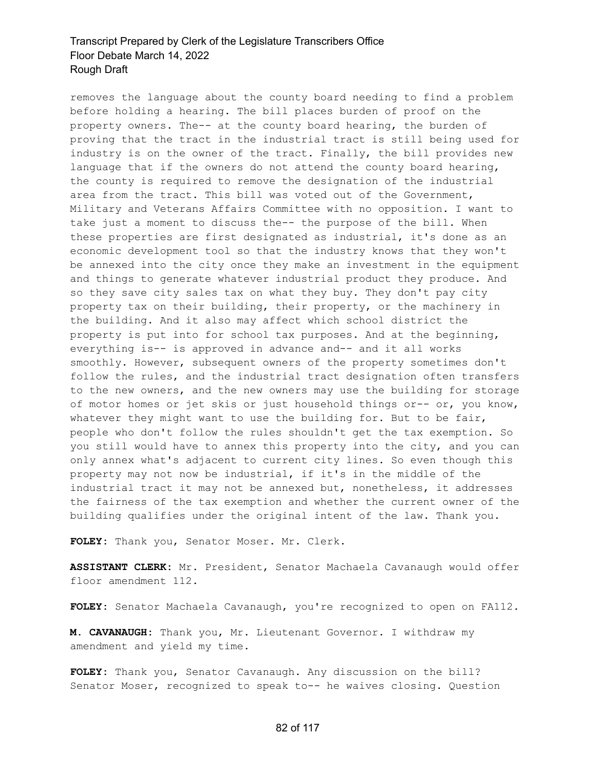removes the language about the county board needing to find a problem before holding a hearing. The bill places burden of proof on the property owners. The-- at the county board hearing, the burden of proving that the tract in the industrial tract is still being used for industry is on the owner of the tract. Finally, the bill provides new language that if the owners do not attend the county board hearing, the county is required to remove the designation of the industrial area from the tract. This bill was voted out of the Government, Military and Veterans Affairs Committee with no opposition. I want to take just a moment to discuss the-- the purpose of the bill. When these properties are first designated as industrial, it's done as an economic development tool so that the industry knows that they won't be annexed into the city once they make an investment in the equipment and things to generate whatever industrial product they produce. And so they save city sales tax on what they buy. They don't pay city property tax on their building, their property, or the machinery in the building. And it also may affect which school district the property is put into for school tax purposes. And at the beginning, everything is-- is approved in advance and-- and it all works smoothly. However, subsequent owners of the property sometimes don't follow the rules, and the industrial tract designation often transfers to the new owners, and the new owners may use the building for storage of motor homes or jet skis or just household things or-- or, you know, whatever they might want to use the building for. But to be fair, people who don't follow the rules shouldn't get the tax exemption. So you still would have to annex this property into the city, and you can only annex what's adjacent to current city lines. So even though this property may not now be industrial, if it's in the middle of the industrial tract it may not be annexed but, nonetheless, it addresses the fairness of the tax exemption and whether the current owner of the building qualifies under the original intent of the law. Thank you.

**FOLEY:** Thank you, Senator Moser. Mr. Clerk.

**ASSISTANT CLERK:** Mr. President, Senator Machaela Cavanaugh would offer floor amendment 112.

**FOLEY:** Senator Machaela Cavanaugh, you're recognized to open on FA112.

**M. CAVANAUGH:** Thank you, Mr. Lieutenant Governor. I withdraw my amendment and yield my time.

**FOLEY:** Thank you, Senator Cavanaugh. Any discussion on the bill? Senator Moser, recognized to speak to-- he waives closing. Question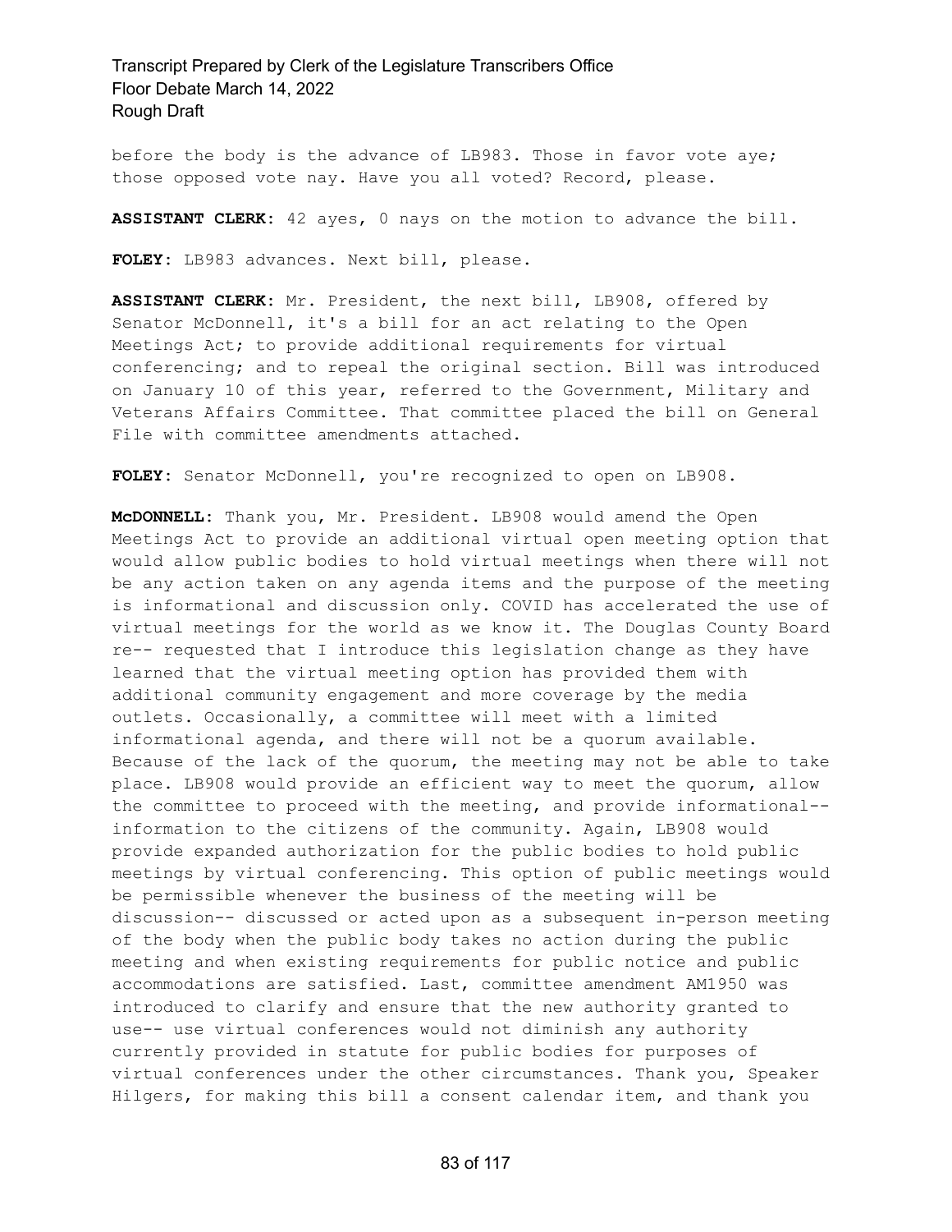before the body is the advance of LB983. Those in favor vote aye; those opposed vote nay. Have you all voted? Record, please.

**ASSISTANT CLERK:** 42 ayes, 0 nays on the motion to advance the bill.

**FOLEY:** LB983 advances. Next bill, please.

**ASSISTANT CLERK:** Mr. President, the next bill, LB908, offered by Senator McDonnell, it's a bill for an act relating to the Open Meetings Act; to provide additional requirements for virtual conferencing; and to repeal the original section. Bill was introduced on January 10 of this year, referred to the Government, Military and Veterans Affairs Committee. That committee placed the bill on General File with committee amendments attached.

**FOLEY:** Senator McDonnell, you're recognized to open on LB908.

**McDONNELL:** Thank you, Mr. President. LB908 would amend the Open Meetings Act to provide an additional virtual open meeting option that would allow public bodies to hold virtual meetings when there will not be any action taken on any agenda items and the purpose of the meeting is informational and discussion only. COVID has accelerated the use of virtual meetings for the world as we know it. The Douglas County Board re-- requested that I introduce this legislation change as they have learned that the virtual meeting option has provided them with additional community engagement and more coverage by the media outlets. Occasionally, a committee will meet with a limited informational agenda, and there will not be a quorum available. Because of the lack of the quorum, the meeting may not be able to take place. LB908 would provide an efficient way to meet the quorum, allow the committee to proceed with the meeting, and provide informational-- information to the citizens of the community. Again, LB908 would provide expanded authorization for the public bodies to hold public meetings by virtual conferencing. This option of public meetings would be permissible whenever the business of the meeting will be discussion-- discussed or acted upon as a subsequent in-person meeting of the body when the public body takes no action during the public meeting and when existing requirements for public notice and public accommodations are satisfied. Last, committee amendment AM1950 was introduced to clarify and ensure that the new authority granted to use-- use virtual conferences would not diminish any authority currently provided in statute for public bodies for purposes of virtual conferences under the other circumstances. Thank you, Speaker Hilgers, for making this bill a consent calendar item, and thank you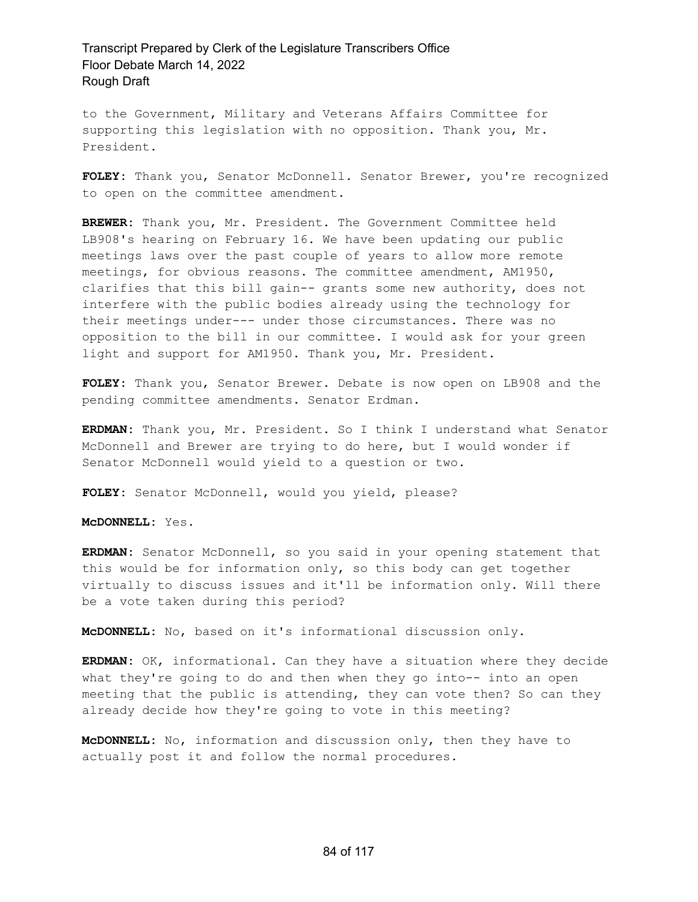to the Government, Military and Veterans Affairs Committee for supporting this legislation with no opposition. Thank you, Mr. President.

**FOLEY:** Thank you, Senator McDonnell. Senator Brewer, you're recognized to open on the committee amendment.

**BREWER:** Thank you, Mr. President. The Government Committee held LB908's hearing on February 16. We have been updating our public meetings laws over the past couple of years to allow more remote meetings, for obvious reasons. The committee amendment, AM1950, clarifies that this bill gain-- grants some new authority, does not interfere with the public bodies already using the technology for their meetings under--- under those circumstances. There was no opposition to the bill in our committee. I would ask for your green light and support for AM1950. Thank you, Mr. President.

**FOLEY:** Thank you, Senator Brewer. Debate is now open on LB908 and the pending committee amendments. Senator Erdman.

**ERDMAN:** Thank you, Mr. President. So I think I understand what Senator McDonnell and Brewer are trying to do here, but I would wonder if Senator McDonnell would yield to a question or two.

**FOLEY:** Senator McDonnell, would you yield, please?

**McDONNELL:** Yes.

**ERDMAN:** Senator McDonnell, so you said in your opening statement that this would be for information only, so this body can get together virtually to discuss issues and it'll be information only. Will there be a vote taken during this period?

**McDONNELL:** No, based on it's informational discussion only.

**ERDMAN:** OK, informational. Can they have a situation where they decide what they're going to do and then when they go into-- into an open meeting that the public is attending, they can vote then? So can they already decide how they're going to vote in this meeting?

**McDONNELL:** No, information and discussion only, then they have to actually post it and follow the normal procedures.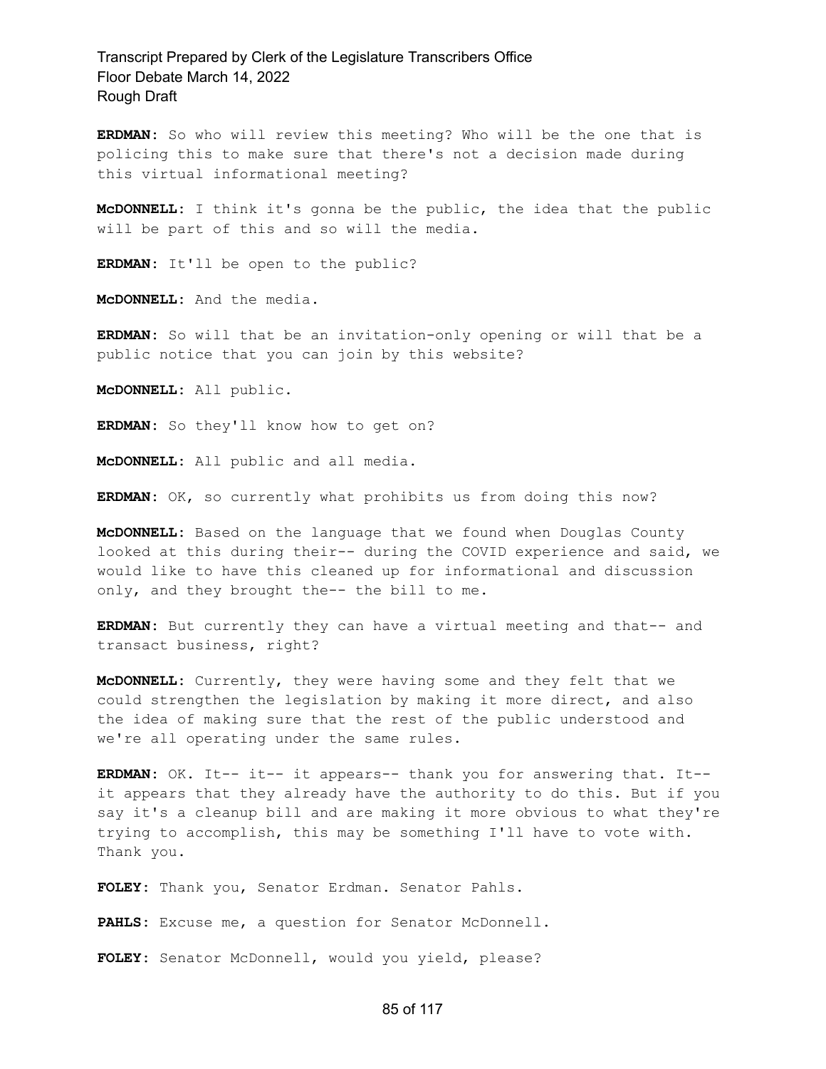**ERDMAN:** So who will review this meeting? Who will be the one that is policing this to make sure that there's not a decision made during this virtual informational meeting?

**McDONNELL:** I think it's gonna be the public, the idea that the public will be part of this and so will the media.

**ERDMAN:** It'll be open to the public?

**McDONNELL:** And the media.

**ERDMAN:** So will that be an invitation-only opening or will that be a public notice that you can join by this website?

**McDONNELL:** All public.

**ERDMAN:** So they'll know how to get on?

**McDONNELL:** All public and all media.

**ERDMAN:** OK, so currently what prohibits us from doing this now?

**McDONNELL:** Based on the language that we found when Douglas County looked at this during their-- during the COVID experience and said, we would like to have this cleaned up for informational and discussion only, and they brought the-- the bill to me.

**ERDMAN:** But currently they can have a virtual meeting and that-- and transact business, right?

**McDONNELL:** Currently, they were having some and they felt that we could strengthen the legislation by making it more direct, and also the idea of making sure that the rest of the public understood and we're all operating under the same rules.

**ERDMAN:** OK. It-- it-- it appears-- thank you for answering that. It-- it appears that they already have the authority to do this. But if you say it's a cleanup bill and are making it more obvious to what they're trying to accomplish, this may be something I'll have to vote with. Thank you.

**FOLEY:** Thank you, Senator Erdman. Senator Pahls.

**PAHLS:** Excuse me, a question for Senator McDonnell.

**FOLEY:** Senator McDonnell, would you yield, please?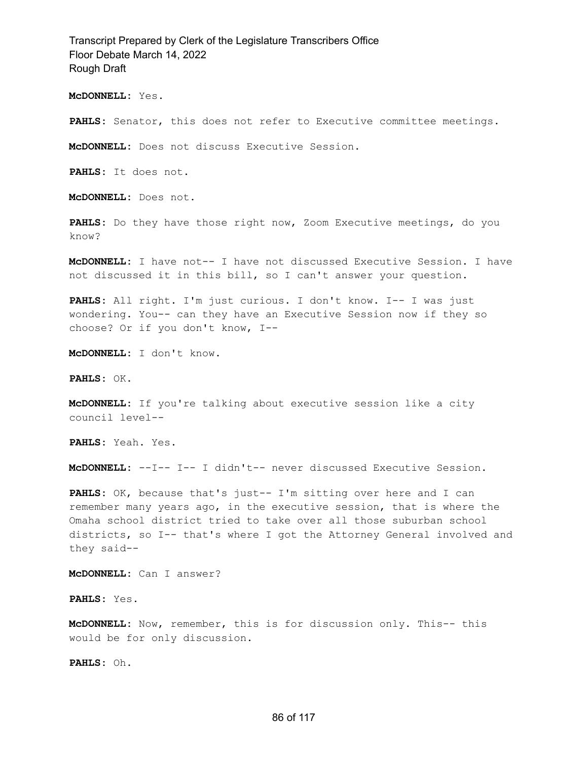**McDONNELL:** Yes.

**PAHLS:** Senator, this does not refer to Executive committee meetings.

**McDONNELL:** Does not discuss Executive Session.

**PAHLS:** It does not.

**McDONNELL:** Does not.

**PAHLS:** Do they have those right now, Zoom Executive meetings, do you know?

**McDONNELL:** I have not-- I have not discussed Executive Session. I have not discussed it in this bill, so I can't answer your question.

**PAHLS:** All right. I'm just curious. I don't know. I-- I was just wondering. You-- can they have an Executive Session now if they so choose? Or if you don't know, I--

**McDONNELL:** I don't know.

**PAHLS:** OK.

**McDONNELL:** If you're talking about executive session like a city council level--

**PAHLS:** Yeah. Yes.

**McDONNELL:** --I-- I-- I didn't-- never discussed Executive Session.

**PAHLS:** OK, because that's just-- I'm sitting over here and I can remember many years ago, in the executive session, that is where the Omaha school district tried to take over all those suburban school districts, so I-- that's where I got the Attorney General involved and they said--

**McDONNELL:** Can I answer?

**PAHLS:** Yes.

**McDONNELL:** Now, remember, this is for discussion only. This-- this would be for only discussion.

**PAHLS:** Oh.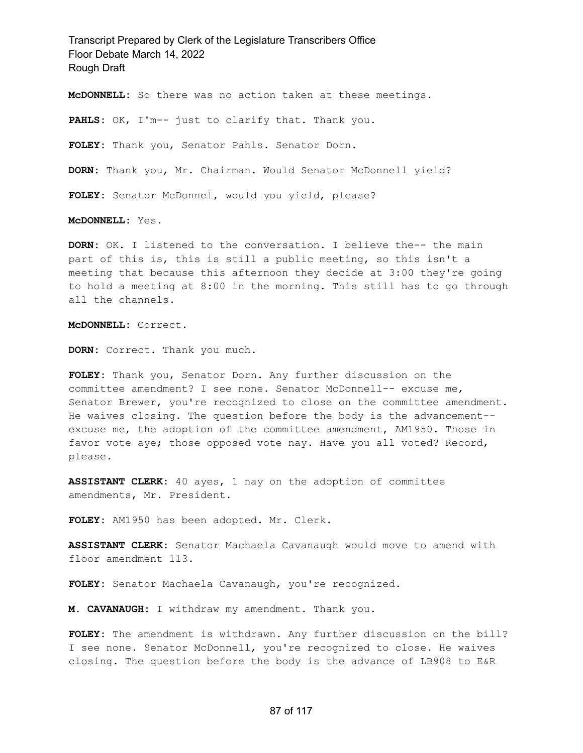**McDONNELL:** So there was no action taken at these meetings.

**PAHLS:** OK, I'm-- just to clarify that. Thank you.

**FOLEY:** Thank you, Senator Pahls. Senator Dorn.

**DORN:** Thank you, Mr. Chairman. Would Senator McDonnell yield?

**FOLEY:** Senator McDonnel, would you yield, please?

**McDONNELL:** Yes.

**DORN:** OK. I listened to the conversation. I believe the-- the main part of this is, this is still a public meeting, so this isn't a meeting that because this afternoon they decide at 3:00 they're going to hold a meeting at 8:00 in the morning. This still has to go through all the channels.

**McDONNELL:** Correct.

**DORN:** Correct. Thank you much.

**FOLEY:** Thank you, Senator Dorn. Any further discussion on the committee amendment? I see none. Senator McDonnell-- excuse me, Senator Brewer, you're recognized to close on the committee amendment. He waives closing. The question before the body is the advancement-- excuse me, the adoption of the committee amendment, AM1950. Those in favor vote aye; those opposed vote nay. Have you all voted? Record, please.

**ASSISTANT CLERK:** 40 ayes, 1 nay on the adoption of committee amendments, Mr. President.

**FOLEY:** AM1950 has been adopted. Mr. Clerk.

**ASSISTANT CLERK:** Senator Machaela Cavanaugh would move to amend with floor amendment 113.

**FOLEY:** Senator Machaela Cavanaugh, you're recognized.

**M. CAVANAUGH:** I withdraw my amendment. Thank you.

**FOLEY:** The amendment is withdrawn. Any further discussion on the bill? I see none. Senator McDonnell, you're recognized to close. He waives closing. The question before the body is the advance of LB908 to E&R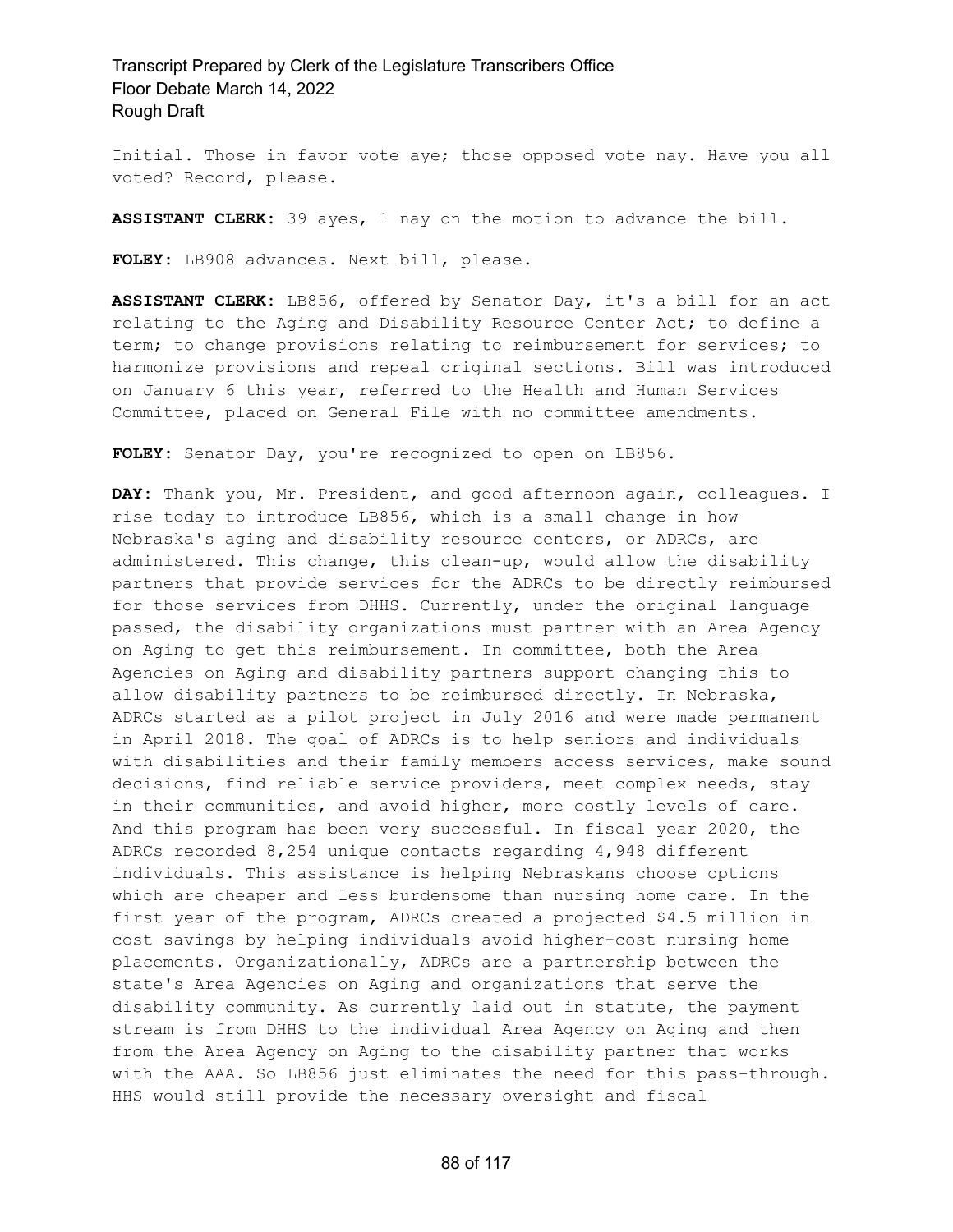Initial. Those in favor vote aye; those opposed vote nay. Have you all voted? Record, please.

**ASSISTANT CLERK:** 39 ayes, 1 nay on the motion to advance the bill.

**FOLEY:** LB908 advances. Next bill, please.

**ASSISTANT CLERK:** LB856, offered by Senator Day, it's a bill for an act relating to the Aging and Disability Resource Center Act; to define a term; to change provisions relating to reimbursement for services; to harmonize provisions and repeal original sections. Bill was introduced on January 6 this year, referred to the Health and Human Services Committee, placed on General File with no committee amendments.

**FOLEY:** Senator Day, you're recognized to open on LB856.

**DAY:** Thank you, Mr. President, and good afternoon again, colleagues. I rise today to introduce LB856, which is a small change in how Nebraska's aging and disability resource centers, or ADRCs, are administered. This change, this clean-up, would allow the disability partners that provide services for the ADRCs to be directly reimbursed for those services from DHHS. Currently, under the original language passed, the disability organizations must partner with an Area Agency on Aging to get this reimbursement. In committee, both the Area Agencies on Aging and disability partners support changing this to allow disability partners to be reimbursed directly. In Nebraska, ADRCs started as a pilot project in July 2016 and were made permanent in April 2018. The goal of ADRCs is to help seniors and individuals with disabilities and their family members access services, make sound decisions, find reliable service providers, meet complex needs, stay in their communities, and avoid higher, more costly levels of care. And this program has been very successful. In fiscal year 2020, the ADRCs recorded 8,254 unique contacts regarding 4,948 different individuals. This assistance is helping Nebraskans choose options which are cheaper and less burdensome than nursing home care. In the first year of the program, ADRCs created a projected $4.5 million in cost savings by helping individuals avoid higher-cost nursing home placements. Organizationally, ADRCs are a partnership between the state's Area Agencies on Aging and organizations that serve the disability community. As currently laid out in statute, the payment stream is from DHHS to the individual Area Agency on Aging and then from the Area Agency on Aging to the disability partner that works with the AAA. So LB856 just eliminates the need for this pass-through. HHS would still provide the necessary oversight and fiscal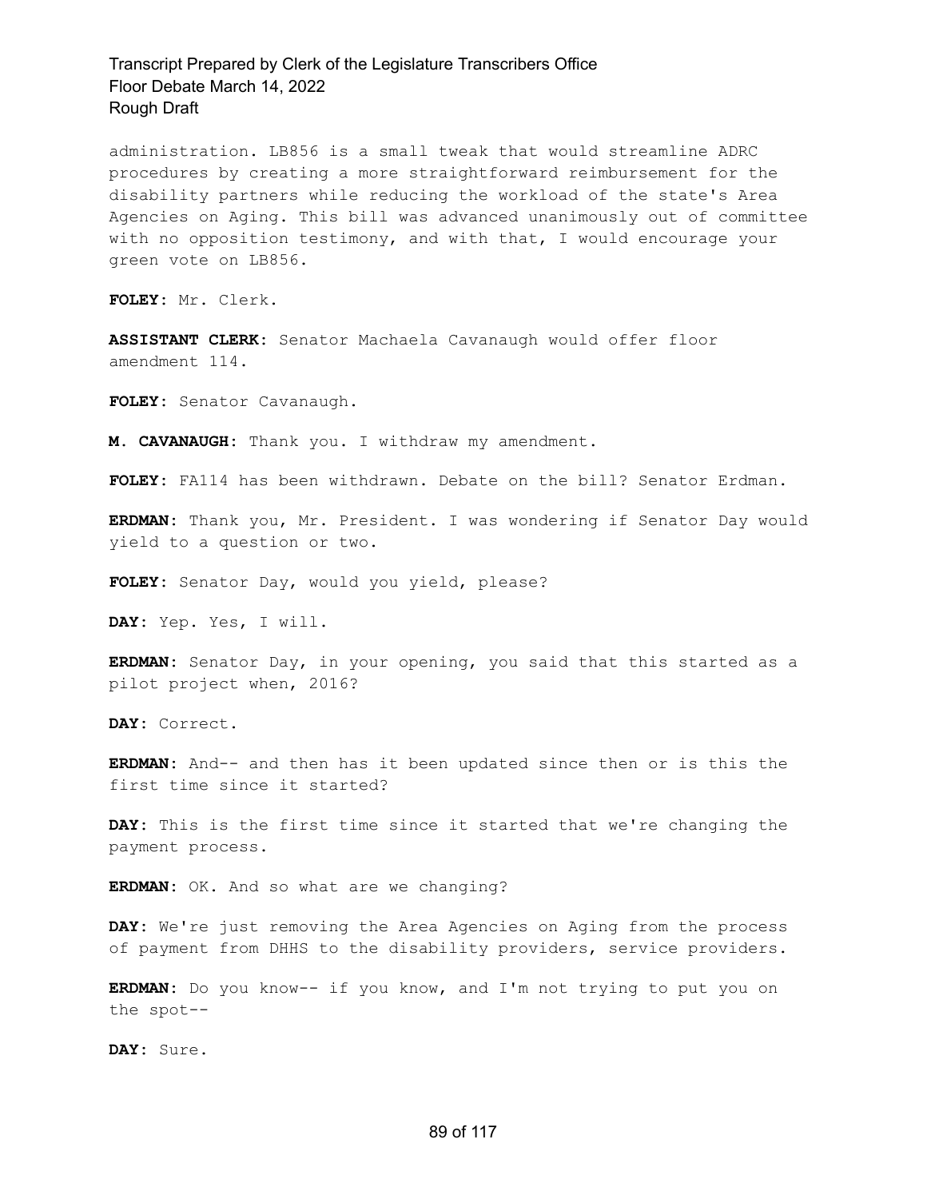administration. LB856 is a small tweak that would streamline ADRC procedures by creating a more straightforward reimbursement for the disability partners while reducing the workload of the state's Area Agencies on Aging. This bill was advanced unanimously out of committee with no opposition testimony, and with that, I would encourage your green vote on LB856.

**FOLEY:** Mr. Clerk.

**ASSISTANT CLERK:** Senator Machaela Cavanaugh would offer floor amendment 114.

**FOLEY:** Senator Cavanaugh.

**M. CAVANAUGH:** Thank you. I withdraw my amendment.

**FOLEY:** FA114 has been withdrawn. Debate on the bill? Senator Erdman.

**ERDMAN:** Thank you, Mr. President. I was wondering if Senator Day would yield to a question or two.

**FOLEY:** Senator Day, would you yield, please?

**DAY:** Yep. Yes, I will.

**ERDMAN:** Senator Day, in your opening, you said that this started as a pilot project when, 2016?

**DAY:** Correct.

**ERDMAN:** And-- and then has it been updated since then or is this the first time since it started?

**DAY:** This is the first time since it started that we're changing the payment process.

**ERDMAN:** OK. And so what are we changing?

**DAY:** We're just removing the Area Agencies on Aging from the process of payment from DHHS to the disability providers, service providers.

**ERDMAN:** Do you know-- if you know, and I'm not trying to put you on the spot--

**DAY:** Sure.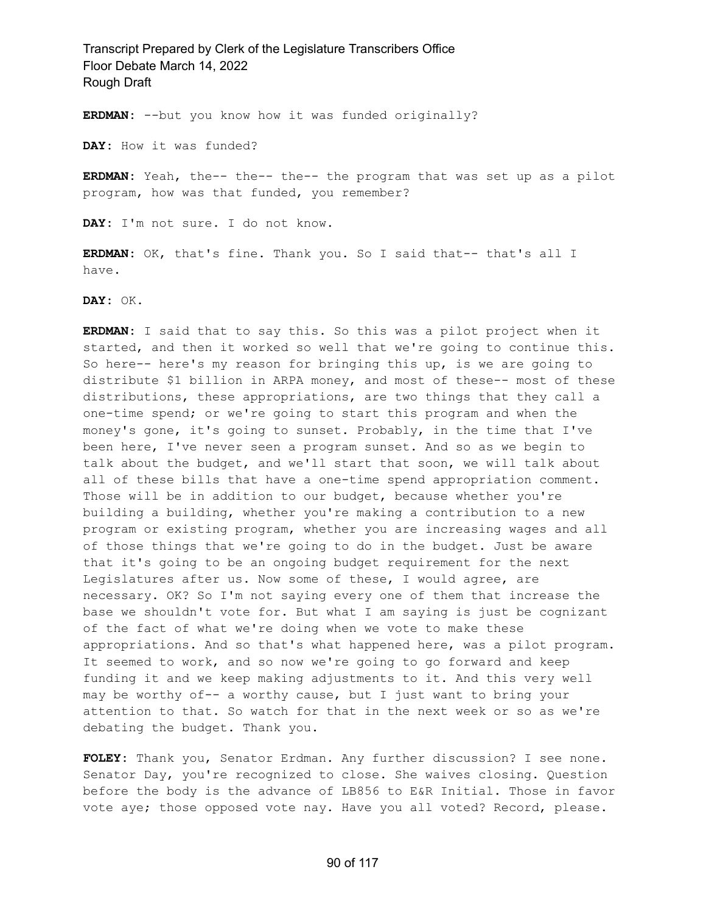**ERDMAN:** --but you know how it was funded originally?

**DAY:** How it was funded?

**ERDMAN:** Yeah, the-- the-- the-- the program that was set up as a pilot program, how was that funded, you remember?

**DAY:** I'm not sure. I do not know.

**ERDMAN:** OK, that's fine. Thank you. So I said that-- that's all I have.

**DAY:** OK.

**ERDMAN:** I said that to say this. So this was a pilot project when it started, and then it worked so well that we're going to continue this. So here-- here's my reason for bringing this up, is we are going to distribute $1 billion in ARPA money, and most of these-- most of these distributions, these appropriations, are two things that they call a one-time spend; or we're going to start this program and when the money's gone, it's going to sunset. Probably, in the time that I've been here, I've never seen a program sunset. And so as we begin to talk about the budget, and we'll start that soon, we will talk about all of these bills that have a one-time spend appropriation comment. Those will be in addition to our budget, because whether you're building a building, whether you're making a contribution to a new program or existing program, whether you are increasing wages and all of those things that we're going to do in the budget. Just be aware that it's going to be an ongoing budget requirement for the next Legislatures after us. Now some of these, I would agree, are necessary. OK? So I'm not saying every one of them that increase the base we shouldn't vote for. But what I am saying is just be cognizant of the fact of what we're doing when we vote to make these appropriations. And so that's what happened here, was a pilot program. It seemed to work, and so now we're going to go forward and keep funding it and we keep making adjustments to it. And this very well may be worthy of-- a worthy cause, but I just want to bring your attention to that. So watch for that in the next week or so as we're debating the budget. Thank you.

**FOLEY:** Thank you, Senator Erdman. Any further discussion? I see none. Senator Day, you're recognized to close. She waives closing. Question before the body is the advance of LB856 to E&R Initial. Those in favor vote aye; those opposed vote nay. Have you all voted? Record, please.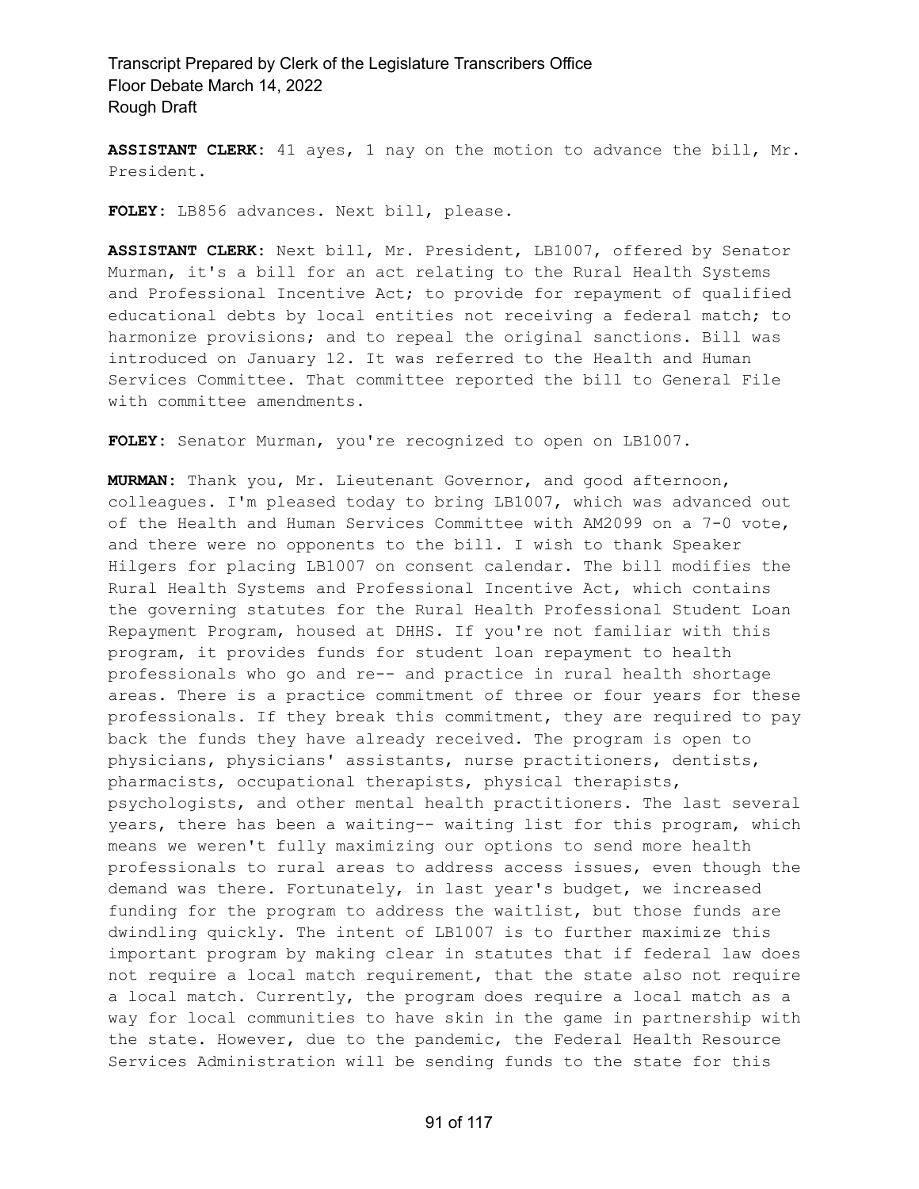**ASSISTANT CLERK:** 41 ayes, 1 nay on the motion to advance the bill, Mr. President.

**FOLEY:** LB856 advances. Next bill, please.

**ASSISTANT CLERK:** Next bill, Mr. President, LB1007, offered by Senator Murman, it's a bill for an act relating to the Rural Health Systems and Professional Incentive Act; to provide for repayment of qualified educational debts by local entities not receiving a federal match; to harmonize provisions; and to repeal the original sanctions. Bill was introduced on January 12. It was referred to the Health and Human Services Committee. That committee reported the bill to General File with committee amendments.

**FOLEY:** Senator Murman, you're recognized to open on LB1007.

**MURMAN:** Thank you, Mr. Lieutenant Governor, and good afternoon, colleagues. I'm pleased today to bring LB1007, which was advanced out of the Health and Human Services Committee with AM2099 on a 7-0 vote, and there were no opponents to the bill. I wish to thank Speaker Hilgers for placing LB1007 on consent calendar. The bill modifies the Rural Health Systems and Professional Incentive Act, which contains the governing statutes for the Rural Health Professional Student Loan Repayment Program, housed at DHHS. If you're not familiar with this program, it provides funds for student loan repayment to health professionals who go and re-- and practice in rural health shortage areas. There is a practice commitment of three or four years for these professionals. If they break this commitment, they are required to pay back the funds they have already received. The program is open to physicians, physicians' assistants, nurse practitioners, dentists, pharmacists, occupational therapists, physical therapists, psychologists, and other mental health practitioners. The last several years, there has been a waiting-- waiting list for this program, which means we weren't fully maximizing our options to send more health professionals to rural areas to address access issues, even though the demand was there. Fortunately, in last year's budget, we increased funding for the program to address the waitlist, but those funds are dwindling quickly. The intent of LB1007 is to further maximize this important program by making clear in statutes that if federal law does not require a local match requirement, that the state also not require a local match. Currently, the program does require a local match as a way for local communities to have skin in the game in partnership with the state. However, due to the pandemic, the Federal Health Resource Services Administration will be sending funds to the state for this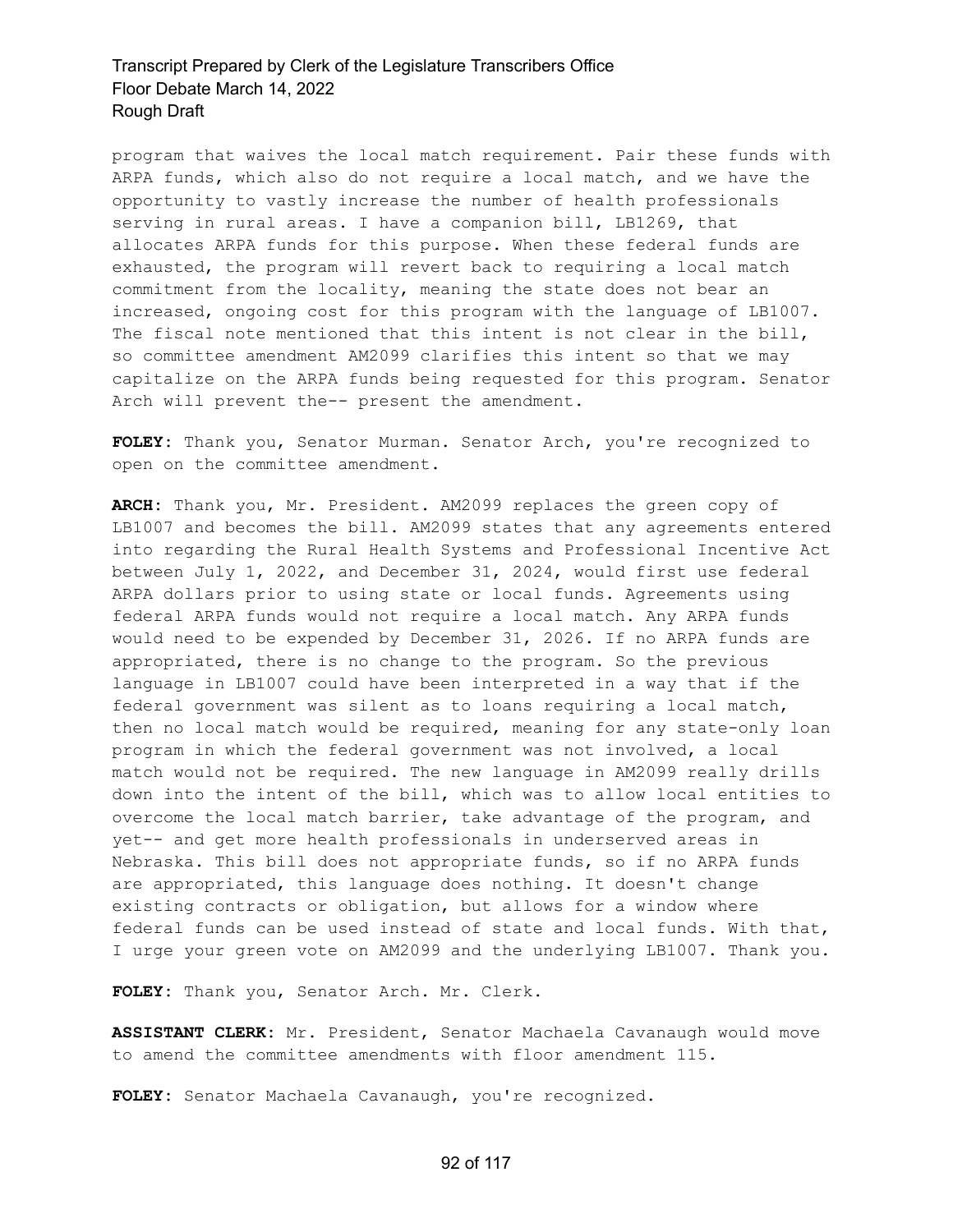program that waives the local match requirement. Pair these funds with ARPA funds, which also do not require a local match, and we have the opportunity to vastly increase the number of health professionals serving in rural areas. I have a companion bill, LB1269, that allocates ARPA funds for this purpose. When these federal funds are exhausted, the program will revert back to requiring a local match commitment from the locality, meaning the state does not bear an increased, ongoing cost for this program with the language of LB1007. The fiscal note mentioned that this intent is not clear in the bill, so committee amendment AM2099 clarifies this intent so that we may capitalize on the ARPA funds being requested for this program. Senator Arch will prevent the-- present the amendment.

**FOLEY:** Thank you, Senator Murman. Senator Arch, you're recognized to open on the committee amendment.

**ARCH:** Thank you, Mr. President. AM2099 replaces the green copy of LB1007 and becomes the bill. AM2099 states that any agreements entered into regarding the Rural Health Systems and Professional Incentive Act between July 1, 2022, and December 31, 2024, would first use federal ARPA dollars prior to using state or local funds. Agreements using federal ARPA funds would not require a local match. Any ARPA funds would need to be expended by December 31, 2026. If no ARPA funds are appropriated, there is no change to the program. So the previous language in LB1007 could have been interpreted in a way that if the federal government was silent as to loans requiring a local match, then no local match would be required, meaning for any state-only loan program in which the federal government was not involved, a local match would not be required. The new language in AM2099 really drills down into the intent of the bill, which was to allow local entities to overcome the local match barrier, take advantage of the program, and yet-- and get more health professionals in underserved areas in Nebraska. This bill does not appropriate funds, so if no ARPA funds are appropriated, this language does nothing. It doesn't change existing contracts or obligation, but allows for a window where federal funds can be used instead of state and local funds. With that, I urge your green vote on AM2099 and the underlying LB1007. Thank you.

**FOLEY:** Thank you, Senator Arch. Mr. Clerk.

**ASSISTANT CLERK:** Mr. President, Senator Machaela Cavanaugh would move to amend the committee amendments with floor amendment 115.

**FOLEY:** Senator Machaela Cavanaugh, you're recognized.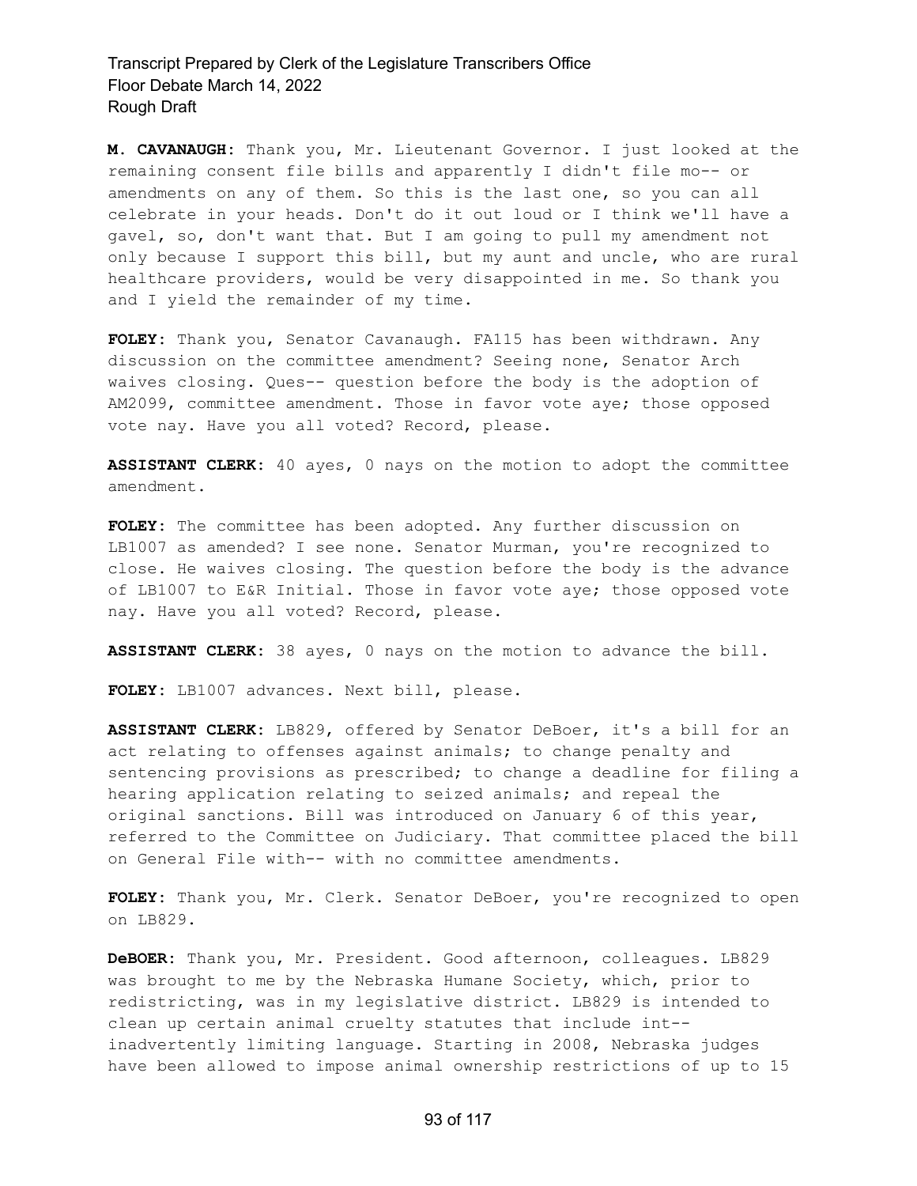**M. CAVANAUGH:** Thank you, Mr. Lieutenant Governor. I just looked at the remaining consent file bills and apparently I didn't file mo-- or amendments on any of them. So this is the last one, so you can all celebrate in your heads. Don't do it out loud or I think we'll have a gavel, so, don't want that. But I am going to pull my amendment not only because I support this bill, but my aunt and uncle, who are rural healthcare providers, would be very disappointed in me. So thank you and I yield the remainder of my time.

**FOLEY:** Thank you, Senator Cavanaugh. FA115 has been withdrawn. Any discussion on the committee amendment? Seeing none, Senator Arch waives closing. Ques-- question before the body is the adoption of AM2099, committee amendment. Those in favor vote aye; those opposed vote nay. Have you all voted? Record, please.

**ASSISTANT CLERK:** 40 ayes, 0 nays on the motion to adopt the committee amendment.

**FOLEY:** The committee has been adopted. Any further discussion on LB1007 as amended? I see none. Senator Murman, you're recognized to close. He waives closing. The question before the body is the advance of LB1007 to E&R Initial. Those in favor vote aye; those opposed vote nay. Have you all voted? Record, please.

**ASSISTANT CLERK:** 38 ayes, 0 nays on the motion to advance the bill.

**FOLEY:** LB1007 advances. Next bill, please.

**ASSISTANT CLERK:** LB829, offered by Senator DeBoer, it's a bill for an act relating to offenses against animals; to change penalty and sentencing provisions as prescribed; to change a deadline for filing a hearing application relating to seized animals; and repeal the original sanctions. Bill was introduced on January 6 of this year, referred to the Committee on Judiciary. That committee placed the bill on General File with-- with no committee amendments.

**FOLEY:** Thank you, Mr. Clerk. Senator DeBoer, you're recognized to open on LB829.

**DeBOER:** Thank you, Mr. President. Good afternoon, colleagues. LB829 was brought to me by the Nebraska Humane Society, which, prior to redistricting, was in my legislative district. LB829 is intended to clean up certain animal cruelty statutes that include int-- inadvertently limiting language. Starting in 2008, Nebraska judges have been allowed to impose animal ownership restrictions of up to 15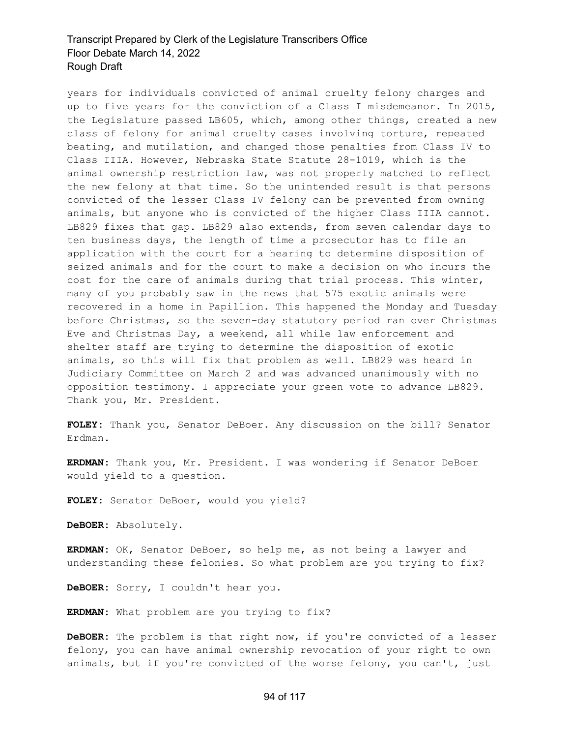years for individuals convicted of animal cruelty felony charges and up to five years for the conviction of a Class I misdemeanor. In 2015, the Legislature passed LB605, which, among other things, created a new class of felony for animal cruelty cases involving torture, repeated beating, and mutilation, and changed those penalties from Class IV to Class IIIA. However, Nebraska State Statute 28-1019, which is the animal ownership restriction law, was not properly matched to reflect the new felony at that time. So the unintended result is that persons convicted of the lesser Class IV felony can be prevented from owning animals, but anyone who is convicted of the higher Class IIIA cannot. LB829 fixes that gap. LB829 also extends, from seven calendar days to ten business days, the length of time a prosecutor has to file an application with the court for a hearing to determine disposition of seized animals and for the court to make a decision on who incurs the cost for the care of animals during that trial process. This winter, many of you probably saw in the news that 575 exotic animals were recovered in a home in Papillion. This happened the Monday and Tuesday before Christmas, so the seven-day statutory period ran over Christmas Eve and Christmas Day, a weekend, all while law enforcement and shelter staff are trying to determine the disposition of exotic animals, so this will fix that problem as well. LB829 was heard in Judiciary Committee on March 2 and was advanced unanimously with no opposition testimony. I appreciate your green vote to advance LB829. Thank you, Mr. President.

**FOLEY:** Thank you, Senator DeBoer. Any discussion on the bill? Senator Erdman.

**ERDMAN:** Thank you, Mr. President. I was wondering if Senator DeBoer would yield to a question.

**FOLEY:** Senator DeBoer, would you yield?

**DeBOER:** Absolutely.

**ERDMAN:** OK, Senator DeBoer, so help me, as not being a lawyer and understanding these felonies. So what problem are you trying to fix?

**DeBOER:** Sorry, I couldn't hear you.

**ERDMAN:** What problem are you trying to fix?

**DeBOER:** The problem is that right now, if you're convicted of a lesser felony, you can have animal ownership revocation of your right to own animals, but if you're convicted of the worse felony, you can't, just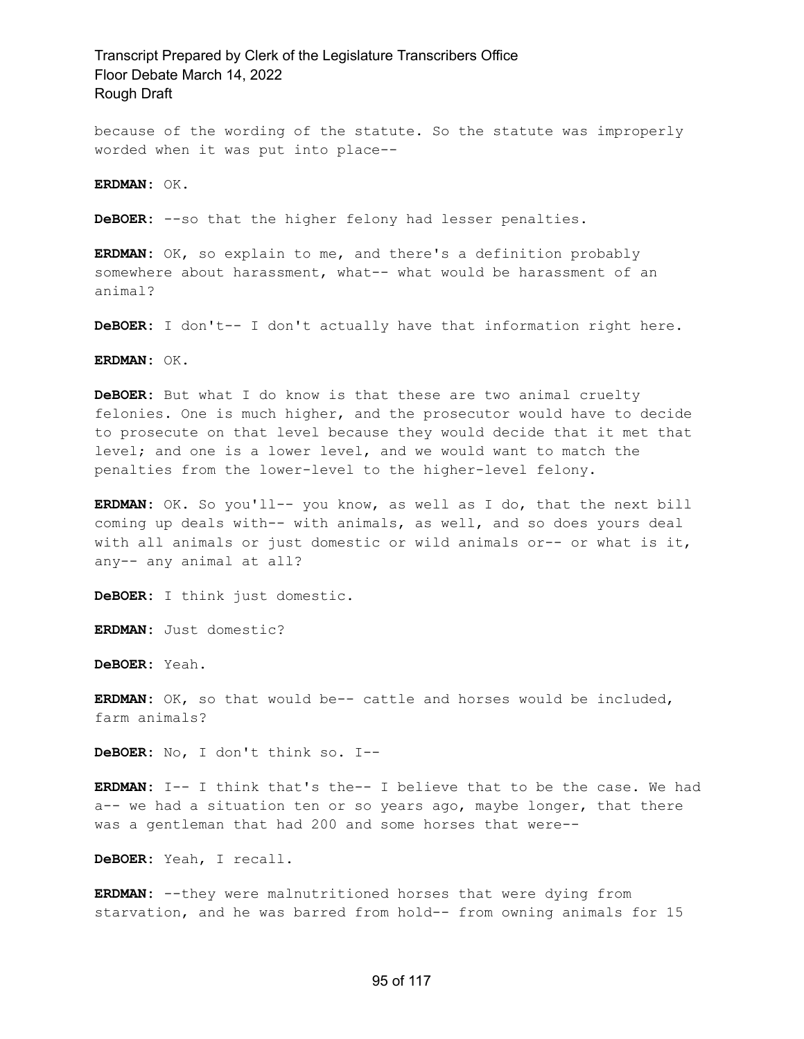because of the wording of the statute. So the statute was improperly worded when it was put into place--

**ERDMAN:** OK.

**DeBOER:** --so that the higher felony had lesser penalties.

**ERDMAN:** OK, so explain to me, and there's a definition probably somewhere about harassment, what-- what would be harassment of an animal?

**DeBOER:** I don't-- I don't actually have that information right here.

**ERDMAN:** OK.

**DeBOER:** But what I do know is that these are two animal cruelty felonies. One is much higher, and the prosecutor would have to decide to prosecute on that level because they would decide that it met that level; and one is a lower level, and we would want to match the penalties from the lower-level to the higher-level felony.

**ERDMAN:** OK. So you'll-- you know, as well as I do, that the next bill coming up deals with-- with animals, as well, and so does yours deal with all animals or just domestic or wild animals or-- or what is it, any-- any animal at all?

**DeBOER:** I think just domestic.

**ERDMAN:** Just domestic?

**DeBOER:** Yeah.

**ERDMAN:** OK, so that would be-- cattle and horses would be included, farm animals?

**DeBOER:** No, I don't think so. I--

**ERDMAN:** I-- I think that's the-- I believe that to be the case. We had a-- we had a situation ten or so years ago, maybe longer, that there was a gentleman that had 200 and some horses that were--

**DeBOER:** Yeah, I recall.

**ERDMAN:** --they were malnutritioned horses that were dying from starvation, and he was barred from hold-- from owning animals for 15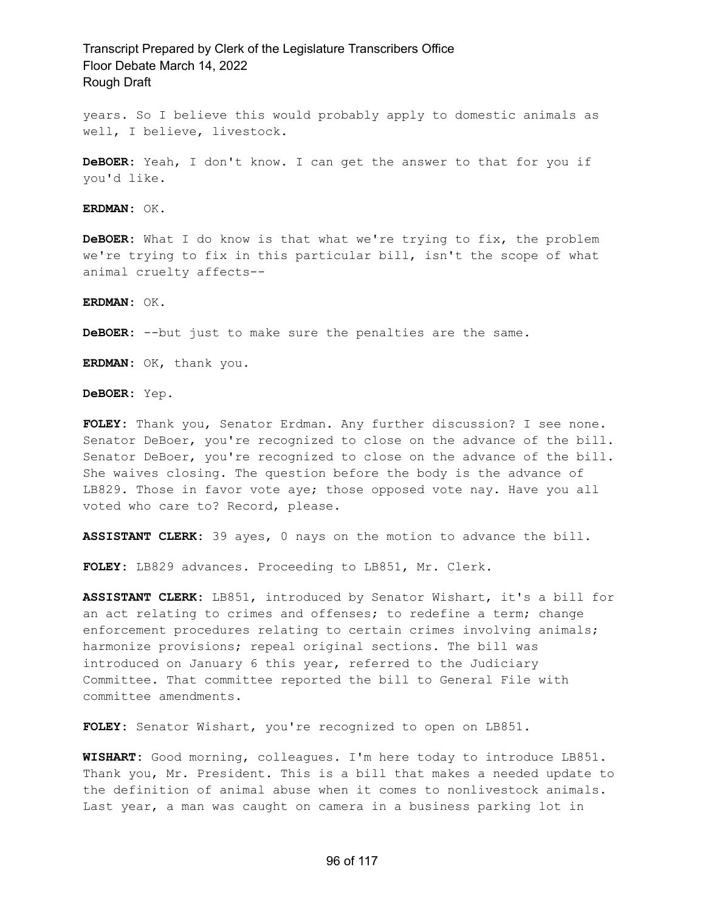years. So I believe this would probably apply to domestic animals as well, I believe, livestock.

**DeBOER:** Yeah, I don't know. I can get the answer to that for you if you'd like.

**ERDMAN:** OK.

**DeBOER:** What I do know is that what we're trying to fix, the problem we're trying to fix in this particular bill, isn't the scope of what animal cruelty affects--

**ERDMAN:** OK.

**DeBOER:** --but just to make sure the penalties are the same.

**ERDMAN:** OK, thank you.

**DeBOER:** Yep.

**FOLEY:** Thank you, Senator Erdman. Any further discussion? I see none. Senator DeBoer, you're recognized to close on the advance of the bill. Senator DeBoer, you're recognized to close on the advance of the bill. She waives closing. The question before the body is the advance of LB829. Those in favor vote aye; those opposed vote nay. Have you all voted who care to? Record, please.

**ASSISTANT CLERK:** 39 ayes, 0 nays on the motion to advance the bill.

**FOLEY:** LB829 advances. Proceeding to LB851, Mr. Clerk.

**ASSISTANT CLERK:** LB851, introduced by Senator Wishart, it's a bill for an act relating to crimes and offenses; to redefine a term; change enforcement procedures relating to certain crimes involving animals; harmonize provisions; repeal original sections. The bill was introduced on January 6 this year, referred to the Judiciary Committee. That committee reported the bill to General File with committee amendments.

**FOLEY:** Senator Wishart, you're recognized to open on LB851.

**WISHART:** Good morning, colleagues. I'm here today to introduce LB851. Thank you, Mr. President. This is a bill that makes a needed update to the definition of animal abuse when it comes to nonlivestock animals. Last year, a man was caught on camera in a business parking lot in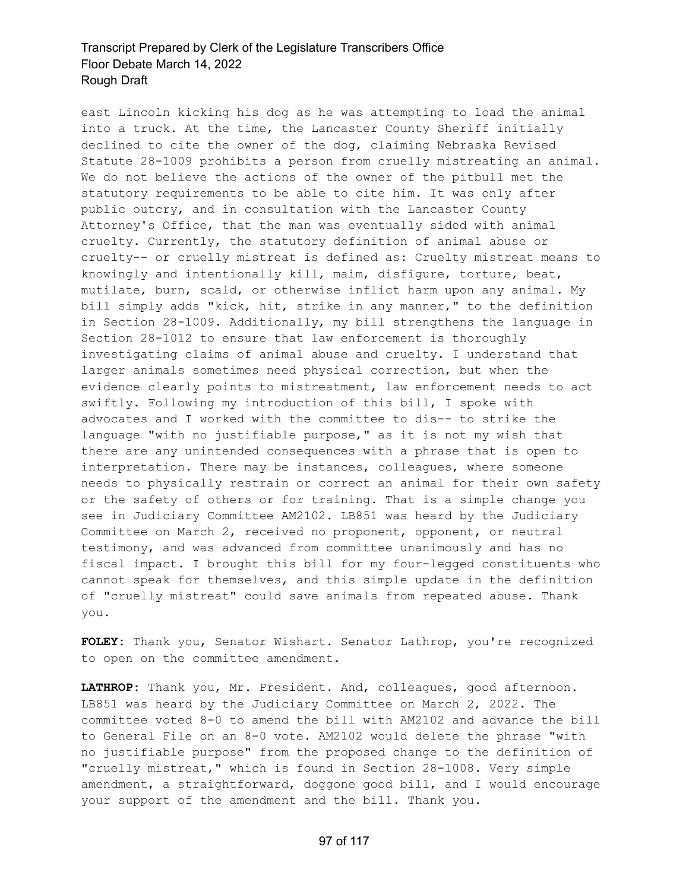east Lincoln kicking his dog as he was attempting to load the animal into a truck. At the time, the Lancaster County Sheriff initially declined to cite the owner of the dog, claiming Nebraska Revised Statute 28-1009 prohibits a person from cruelly mistreating an animal. We do not believe the actions of the owner of the pitbull met the statutory requirements to be able to cite him. It was only after public outcry, and in consultation with the Lancaster County Attorney's Office, that the man was eventually sided with animal cruelty. Currently, the statutory definition of animal abuse or cruelty-- or cruelly mistreat is defined as: Cruelty mistreat means to knowingly and intentionally kill, maim, disfigure, torture, beat, mutilate, burn, scald, or otherwise inflict harm upon any animal. My bill simply adds "kick, hit, strike in any manner," to the definition in Section 28-1009. Additionally, my bill strengthens the language in Section 28-1012 to ensure that law enforcement is thoroughly investigating claims of animal abuse and cruelty. I understand that larger animals sometimes need physical correction, but when the evidence clearly points to mistreatment, law enforcement needs to act swiftly. Following my introduction of this bill, I spoke with advocates and I worked with the committee to dis-- to strike the language "with no justifiable purpose," as it is not my wish that there are any unintended consequences with a phrase that is open to interpretation. There may be instances, colleagues, where someone needs to physically restrain or correct an animal for their own safety or the safety of others or for training. That is a simple change you see in Judiciary Committee AM2102. LB851 was heard by the Judiciary Committee on March 2, received no proponent, opponent, or neutral testimony, and was advanced from committee unanimously and has no fiscal impact. I brought this bill for my four-legged constituents who cannot speak for themselves, and this simple update in the definition of "cruelly mistreat" could save animals from repeated abuse. Thank you.

**FOLEY:** Thank you, Senator Wishart. Senator Lathrop, you're recognized to open on the committee amendment.

**LATHROP:** Thank you, Mr. President. And, colleagues, good afternoon. LB851 was heard by the Judiciary Committee on March 2, 2022. The committee voted 8-0 to amend the bill with AM2102 and advance the bill to General File on an 8-0 vote. AM2102 would delete the phrase "with no justifiable purpose" from the proposed change to the definition of "cruelly mistreat," which is found in Section 28-1008. Very simple amendment, a straightforward, doggone good bill, and I would encourage your support of the amendment and the bill. Thank you.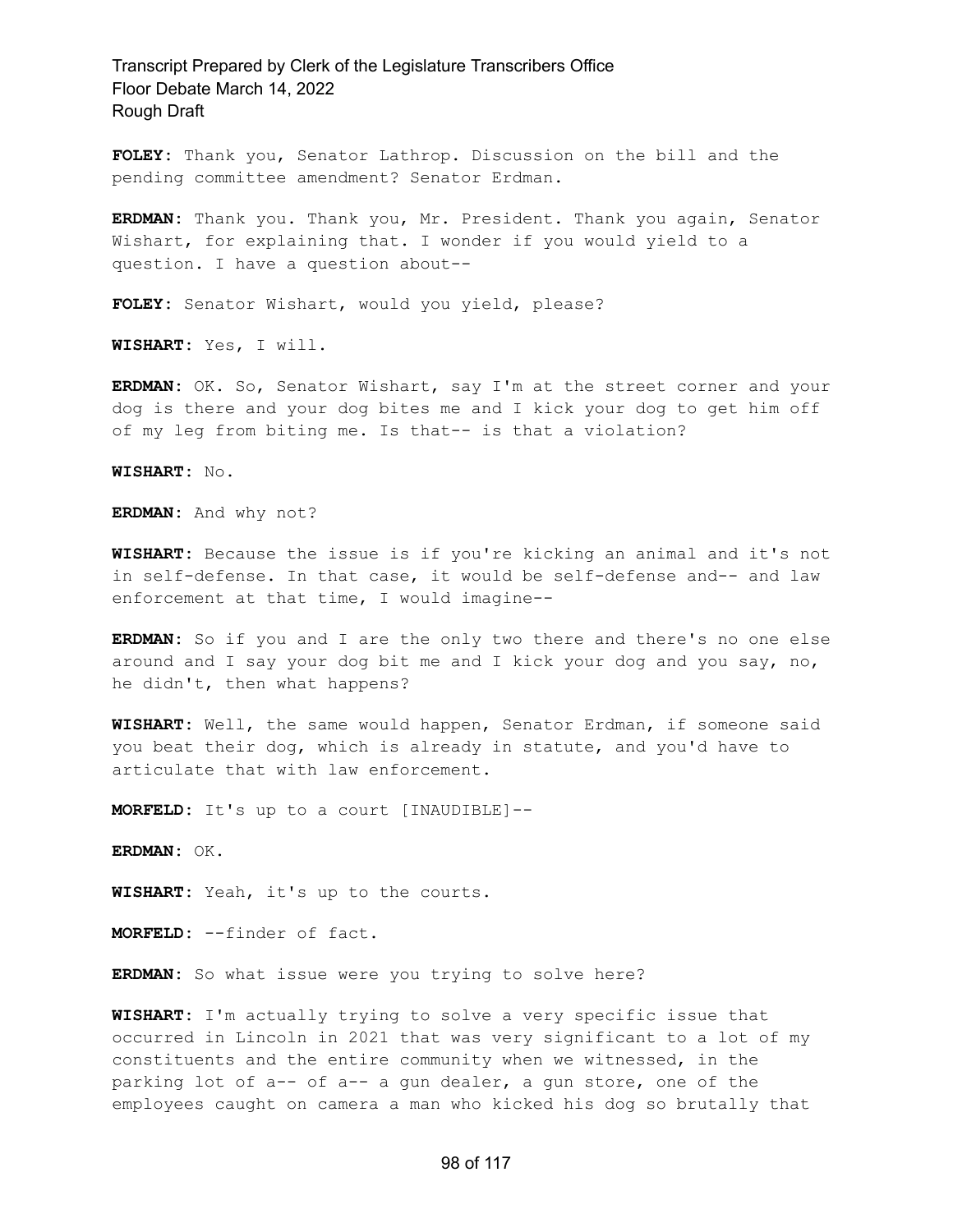**FOLEY:** Thank you, Senator Lathrop. Discussion on the bill and the pending committee amendment? Senator Erdman.

**ERDMAN:** Thank you. Thank you, Mr. President. Thank you again, Senator Wishart, for explaining that. I wonder if you would yield to a question. I have a question about--

**FOLEY:** Senator Wishart, would you yield, please?

**WISHART:** Yes, I will.

**ERDMAN:** OK. So, Senator Wishart, say I'm at the street corner and your dog is there and your dog bites me and I kick your dog to get him off of my leg from biting me. Is that-- is that a violation?

**WISHART:** No.

**ERDMAN:** And why not?

**WISHART:** Because the issue is if you're kicking an animal and it's not in self-defense. In that case, it would be self-defense and-- and law enforcement at that time, I would imagine--

**ERDMAN:** So if you and I are the only two there and there's no one else around and I say your dog bit me and I kick your dog and you say, no, he didn't, then what happens?

**WISHART:** Well, the same would happen, Senator Erdman, if someone said you beat their dog, which is already in statute, and you'd have to articulate that with law enforcement.

**MORFELD:** It's up to a court [INAUDIBLE]--

**ERDMAN:** OK.

**WISHART:** Yeah, it's up to the courts.

**MORFELD:** --finder of fact.

**ERDMAN:** So what issue were you trying to solve here?

**WISHART:** I'm actually trying to solve a very specific issue that occurred in Lincoln in 2021 that was very significant to a lot of my constituents and the entire community when we witnessed, in the parking lot of a-- of a-- a gun dealer, a gun store, one of the employees caught on camera a man who kicked his dog so brutally that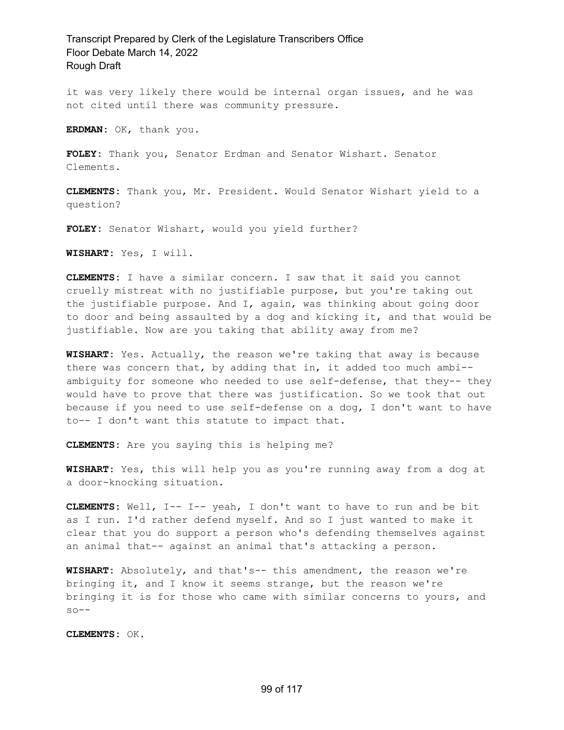it was very likely there would be internal organ issues, and he was not cited until there was community pressure.

**ERDMAN:** OK, thank you.

**FOLEY:** Thank you, Senator Erdman and Senator Wishart. Senator Clements.

**CLEMENTS:** Thank you, Mr. President. Would Senator Wishart yield to a question?

**FOLEY:** Senator Wishart, would you yield further?

**WISHART:** Yes, I will.

**CLEMENTS:** I have a similar concern. I saw that it said you cannot cruelly mistreat with no justifiable purpose, but you're taking out the justifiable purpose. And I, again, was thinking about going door to door and being assaulted by a dog and kicking it, and that would be justifiable. Now are you taking that ability away from me?

**WISHART:** Yes. Actually, the reason we're taking that away is because there was concern that, by adding that in, it added too much ambi-- ambiguity for someone who needed to use self-defense, that they-- they would have to prove that there was justification. So we took that out because if you need to use self-defense on a dog, I don't want to have to-- I don't want this statute to impact that.

**CLEMENTS:** Are you saying this is helping me?

**WISHART:** Yes, this will help you as you're running away from a dog at a door-knocking situation.

**CLEMENTS:** Well, I-- I-- yeah, I don't want to have to run and be bit as I run. I'd rather defend myself. And so I just wanted to make it clear that you do support a person who's defending themselves against an animal that-- against an animal that's attacking a person.

**WISHART:** Absolutely, and that's-- this amendment, the reason we're bringing it, and I know it seems strange, but the reason we're bringing it is for those who came with similar concerns to yours, and so--

**CLEMENTS:** OK.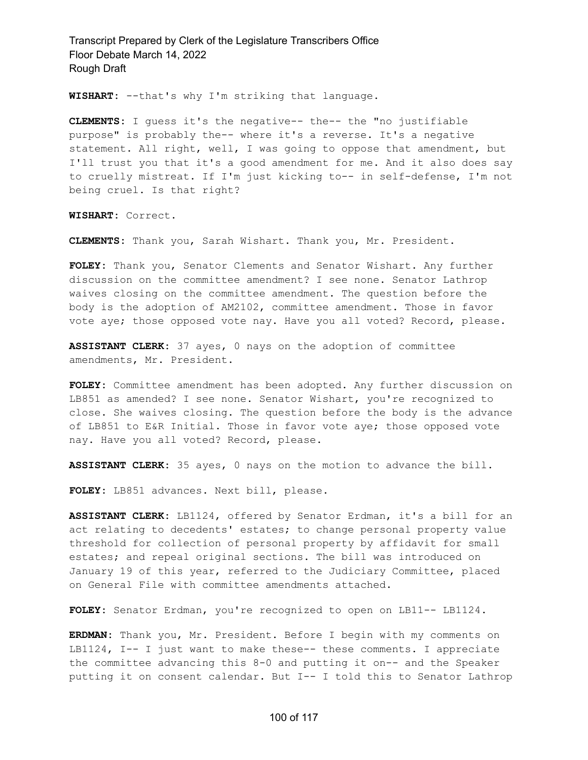**WISHART**: --that's why I'm striking that language.

**CLEMENTS**: I guess it's the negative-- the-- the "no justifiable purpose" is probably the-- where it's a reverse. It's a negative statement. All right, well, I was going to oppose that amendment, but I'll trust you that it's a good amendment for me. And it also does say to cruelly mistreat. If I'm just kicking to-- in self-defense, I'm not being cruel. Is that right?

**WISHART**: Correct.

**CLEMENTS**: Thank you, Sarah Wishart. Thank you, Mr. President.

**FOLEY**: Thank you, Senator Clements and Senator Wishart. Any further discussion on the committee amendment? I see none. Senator Lathrop waives closing on the committee amendment. The question before the body is the adoption of AM2102, committee amendment. Those in favor vote aye; those opposed vote nay. Have you all voted? Record, please.

**ASSISTANT CLERK**: 37 ayes, 0 nays on the adoption of committee amendments, Mr. President.

**FOLEY**: Committee amendment has been adopted. Any further discussion on LB851 as amended? I see none. Senator Wishart, you're recognized to close. She waives closing. The question before the body is the advance of LB851 to E&R Initial. Those in favor vote aye; those opposed vote nay. Have you all voted? Record, please.

**ASSISTANT CLERK**: 35 ayes, 0 nays on the motion to advance the bill.

**FOLEY**: LB851 advances. Next bill, please.

**ASSISTANT CLERK**: LB1124, offered by Senator Erdman, it's a bill for an act relating to decedents' estates; to change personal property value threshold for collection of personal property by affidavit for small estates; and repeal original sections. The bill was introduced on January 19 of this year, referred to the Judiciary Committee, placed on General File with committee amendments attached.

**FOLEY**: Senator Erdman, you're recognized to open on LB11-- LB1124.

**ERDMAN**: Thank you, Mr. President. Before I begin with my comments on LB1124, I-- I just want to make these-- these comments. I appreciate the committee advancing this 8-0 and putting it on-- and the Speaker putting it on consent calendar. But I-- I told this to Senator Lathrop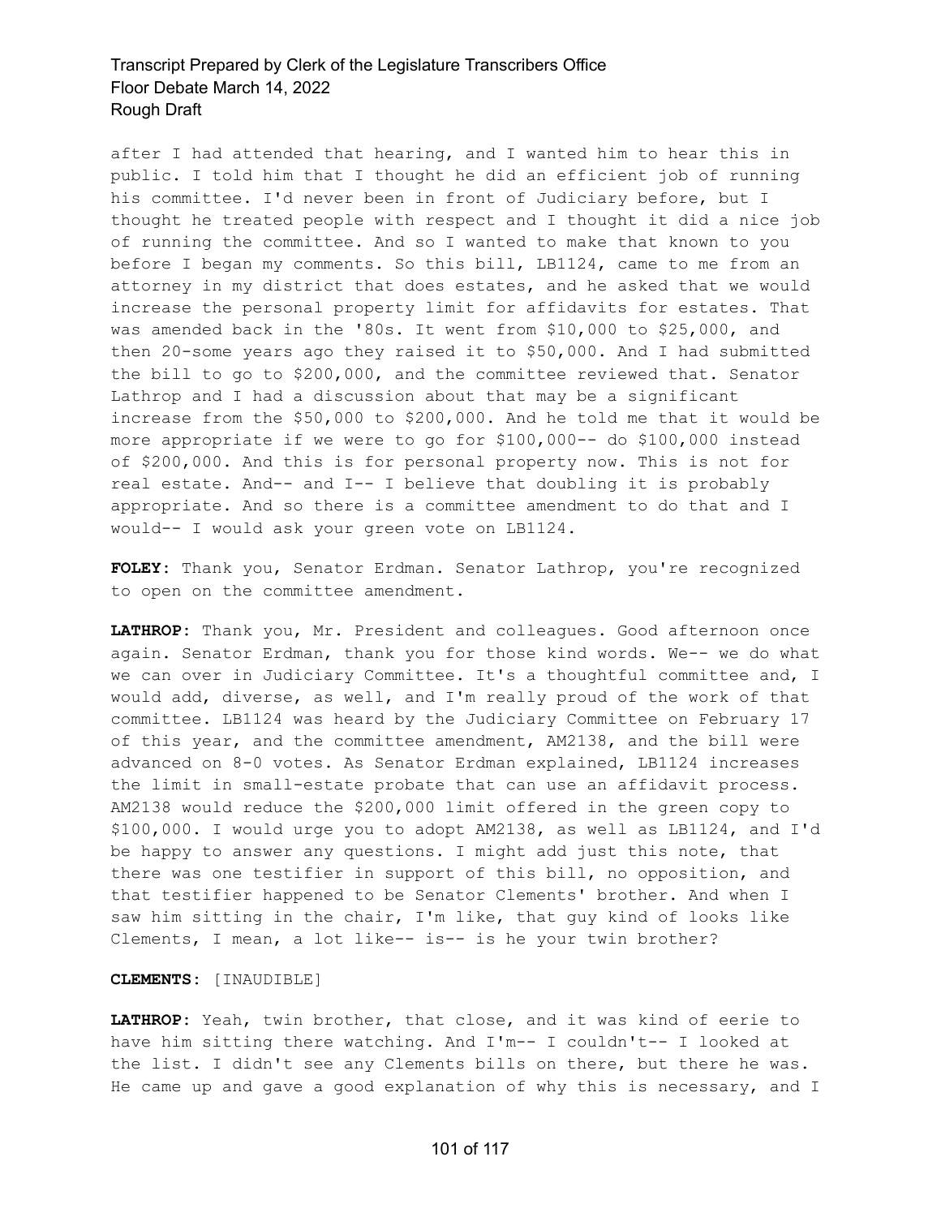after I had attended that hearing, and I wanted him to hear this in public. I told him that I thought he did an efficient job of running his committee. I'd never been in front of Judiciary before, but I thought he treated people with respect and I thought it did a nice job of running the committee. And so I wanted to make that known to you before I began my comments. So this bill, LB1124, came to me from an attorney in my district that does estates, and he asked that we would increase the personal property limit for affidavits for estates. That was amended back in the '80s. It went from $10,000 to $25,000, and then 20-some years ago they raised it to $50,000. And I had submitted the bill to go to $200,000, and the committee reviewed that. Senator Lathrop and I had a discussion about that may be a significant increase from the $50,000 to $200,000. And he told me that it would be more appropriate if we were to go for $100,000-- do $100,000 instead of $200,000. And this is for personal property now. This is not for real estate. And-- and I-- I believe that doubling it is probably appropriate. And so there is a committee amendment to do that and I would-- I would ask your green vote on LB1124.

**FOLEY:** Thank you, Senator Erdman. Senator Lathrop, you're recognized to open on the committee amendment.

**LATHROP:** Thank you, Mr. President and colleagues. Good afternoon once again. Senator Erdman, thank you for those kind words. We-- we do what we can over in Judiciary Committee. It's a thoughtful committee and, I would add, diverse, as well, and I'm really proud of the work of that committee. LB1124 was heard by the Judiciary Committee on February 17 of this year, and the committee amendment, AM2138, and the bill were advanced on 8-0 votes. As Senator Erdman explained, LB1124 increases the limit in small-estate probate that can use an affidavit process. AM2138 would reduce the $200,000 limit offered in the green copy to $100,000. I would urge you to adopt AM2138, as well as LB1124, and I'd be happy to answer any questions. I might add just this note, that there was one testifier in support of this bill, no opposition, and that testifier happened to be Senator Clements' brother. And when I saw him sitting in the chair, I'm like, that guy kind of looks like Clements, I mean, a lot like-- is-- is he your twin brother?

**CLEMENTS:** [INAUDIBLE]

**LATHROP:** Yeah, twin brother, that close, and it was kind of eerie to have him sitting there watching. And I'm-- I couldn't-- I looked at the list. I didn't see any Clements bills on there, but there he was. He came up and gave a good explanation of why this is necessary, and I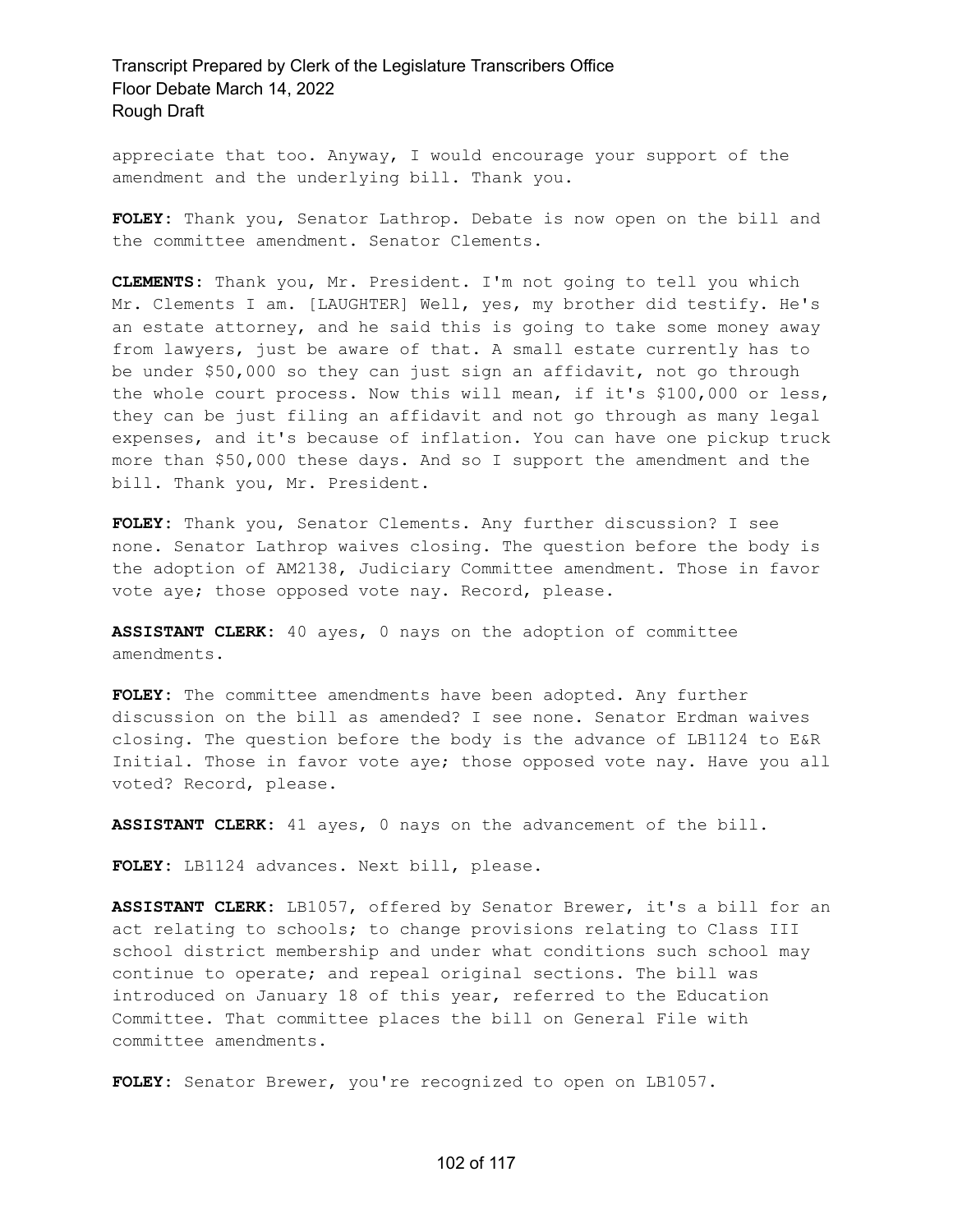appreciate that too. Anyway, I would encourage your support of the amendment and the underlying bill. Thank you.

**FOLEY:** Thank you, Senator Lathrop. Debate is now open on the bill and the committee amendment. Senator Clements.

**CLEMENTS:** Thank you, Mr. President. I'm not going to tell you which Mr. Clements I am. [LAUGHTER] Well, yes, my brother did testify. He's an estate attorney, and he said this is going to take some money away from lawyers, just be aware of that. A small estate currently has to be under $50,000 so they can just sign an affidavit, not go through the whole court process. Now this will mean, if it's $100,000 or less, they can be just filing an affidavit and not go through as many legal expenses, and it's because of inflation. You can have one pickup truck more than $50,000 these days. And so I support the amendment and the bill. Thank you, Mr. President.

**FOLEY:** Thank you, Senator Clements. Any further discussion? I see none. Senator Lathrop waives closing. The question before the body is the adoption of AM2138, Judiciary Committee amendment. Those in favor vote aye; those opposed vote nay. Record, please.

**ASSISTANT CLERK:** 40 ayes, 0 nays on the adoption of committee amendments.

**FOLEY:** The committee amendments have been adopted. Any further discussion on the bill as amended? I see none. Senator Erdman waives closing. The question before the body is the advance of LB1124 to E&R Initial. Those in favor vote aye; those opposed vote nay. Have you all voted? Record, please.

**ASSISTANT CLERK:** 41 ayes, 0 nays on the advancement of the bill.

**FOLEY:** LB1124 advances. Next bill, please.

**ASSISTANT CLERK:** LB1057, offered by Senator Brewer, it's a bill for an act relating to schools; to change provisions relating to Class III school district membership and under what conditions such school may continue to operate; and repeal original sections. The bill was introduced on January 18 of this year, referred to the Education Committee. That committee places the bill on General File with committee amendments.

**FOLEY:** Senator Brewer, you're recognized to open on LB1057.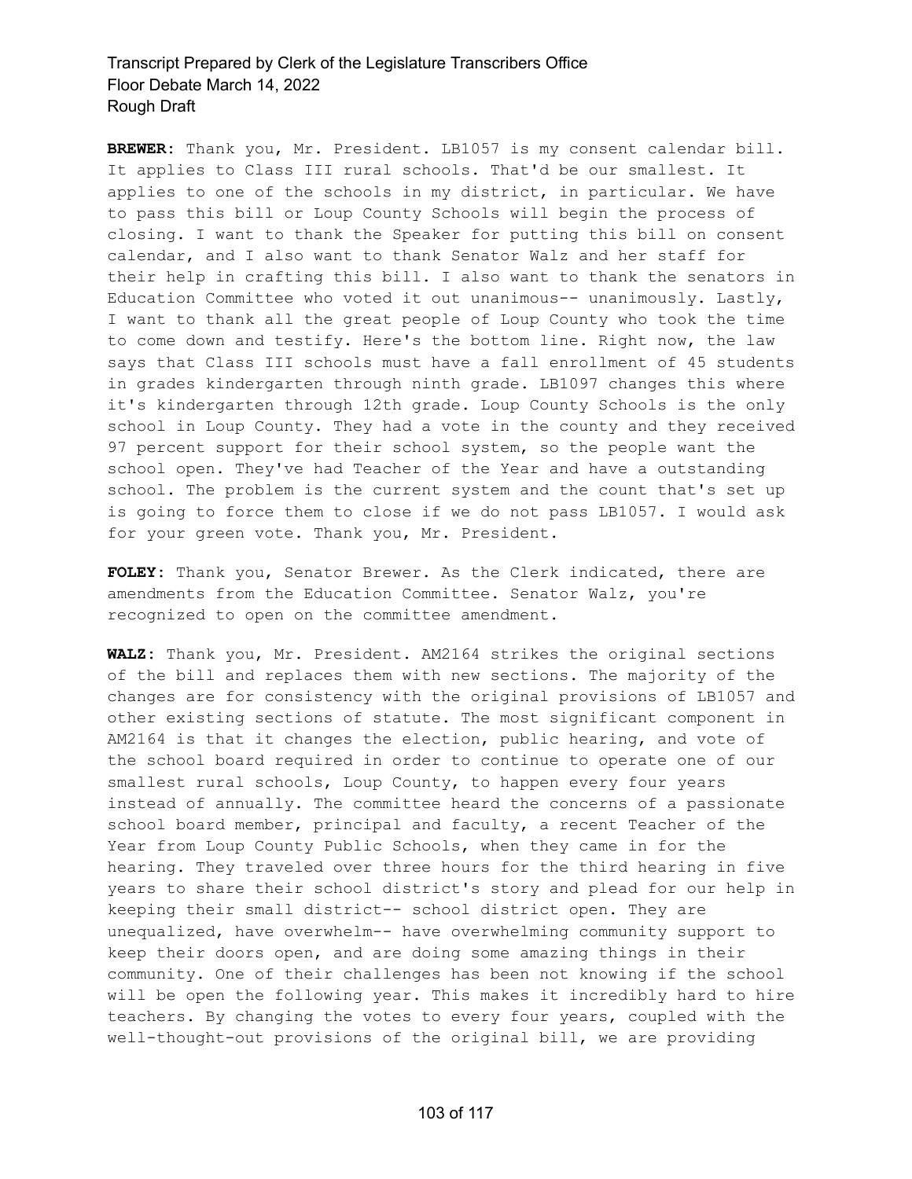**BREWER:** Thank you, Mr. President. LB1057 is my consent calendar bill. It applies to Class III rural schools. That'd be our smallest. It applies to one of the schools in my district, in particular. We have to pass this bill or Loup County Schools will begin the process of closing. I want to thank the Speaker for putting this bill on consent calendar, and I also want to thank Senator Walz and her staff for their help in crafting this bill. I also want to thank the senators in Education Committee who voted it out unanimous-- unanimously. Lastly, I want to thank all the great people of Loup County who took the time to come down and testify. Here's the bottom line. Right now, the law says that Class III schools must have a fall enrollment of 45 students in grades kindergarten through ninth grade. LB1097 changes this where it's kindergarten through 12th grade. Loup County Schools is the only school in Loup County. They had a vote in the county and they received 97 percent support for their school system, so the people want the school open. They've had Teacher of the Year and have a outstanding school. The problem is the current system and the count that's set up is going to force them to close if we do not pass LB1057. I would ask for your green vote. Thank you, Mr. President.

**FOLEY:** Thank you, Senator Brewer. As the Clerk indicated, there are amendments from the Education Committee. Senator Walz, you're recognized to open on the committee amendment.

**WALZ:** Thank you, Mr. President. AM2164 strikes the original sections of the bill and replaces them with new sections. The majority of the changes are for consistency with the original provisions of LB1057 and other existing sections of statute. The most significant component in AM2164 is that it changes the election, public hearing, and vote of the school board required in order to continue to operate one of our smallest rural schools, Loup County, to happen every four years instead of annually. The committee heard the concerns of a passionate school board member, principal and faculty, a recent Teacher of the Year from Loup County Public Schools, when they came in for the hearing. They traveled over three hours for the third hearing in five years to share their school district's story and plead for our help in keeping their small district-- school district open. They are unequalized, have overwhelm-- have overwhelming community support to keep their doors open, and are doing some amazing things in their community. One of their challenges has been not knowing if the school will be open the following year. This makes it incredibly hard to hire teachers. By changing the votes to every four years, coupled with the well-thought-out provisions of the original bill, we are providing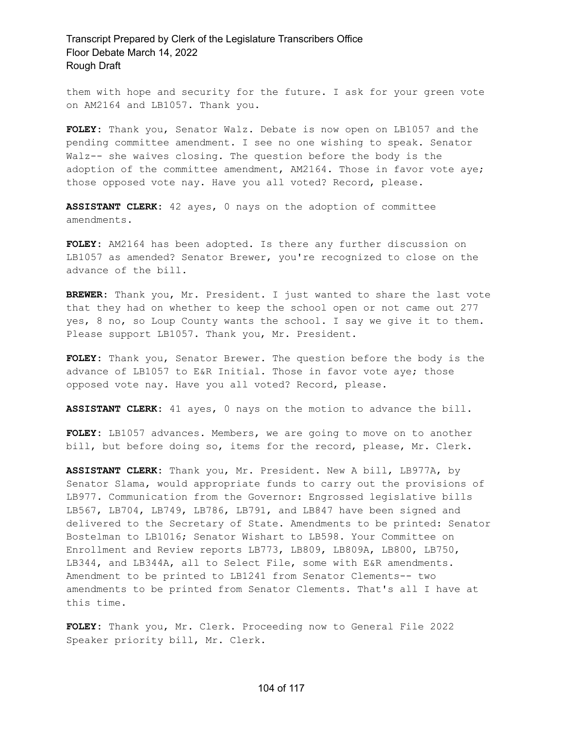them with hope and security for the future. I ask for your green vote on AM2164 and LB1057. Thank you.

**FOLEY:** Thank you, Senator Walz. Debate is now open on LB1057 and the pending committee amendment. I see no one wishing to speak. Senator Walz-- she waives closing. The question before the body is the adoption of the committee amendment, AM2164. Those in favor vote aye; those opposed vote nay. Have you all voted? Record, please.

**ASSISTANT CLERK:** 42 ayes, 0 nays on the adoption of committee amendments.

**FOLEY:** AM2164 has been adopted. Is there any further discussion on LB1057 as amended? Senator Brewer, you're recognized to close on the advance of the bill.

**BREWER:** Thank you, Mr. President. I just wanted to share the last vote that they had on whether to keep the school open or not came out 277 yes, 8 no, so Loup County wants the school. I say we give it to them. Please support LB1057. Thank you, Mr. President.

**FOLEY:** Thank you, Senator Brewer. The question before the body is the advance of LB1057 to E&R Initial. Those in favor vote aye; those opposed vote nay. Have you all voted? Record, please.

**ASSISTANT CLERK:** 41 ayes, 0 nays on the motion to advance the bill.

**FOLEY:** LB1057 advances. Members, we are going to move on to another bill, but before doing so, items for the record, please, Mr. Clerk.

**ASSISTANT CLERK:** Thank you, Mr. President. New A bill, LB977A, by Senator Slama, would appropriate funds to carry out the provisions of LB977. Communication from the Governor: Engrossed legislative bills LB567, LB704, LB749, LB786, LB791, and LB847 have been signed and delivered to the Secretary of State. Amendments to be printed: Senator Bostelman to LB1016; Senator Wishart to LB598. Your Committee on Enrollment and Review reports LB773, LB809, LB809A, LB800, LB750, LB344, and LB344A, all to Select File, some with E&R amendments. Amendment to be printed to LB1241 from Senator Clements-- two amendments to be printed from Senator Clements. That's all I have at this time.

**FOLEY:** Thank you, Mr. Clerk. Proceeding now to General File 2022 Speaker priority bill, Mr. Clerk.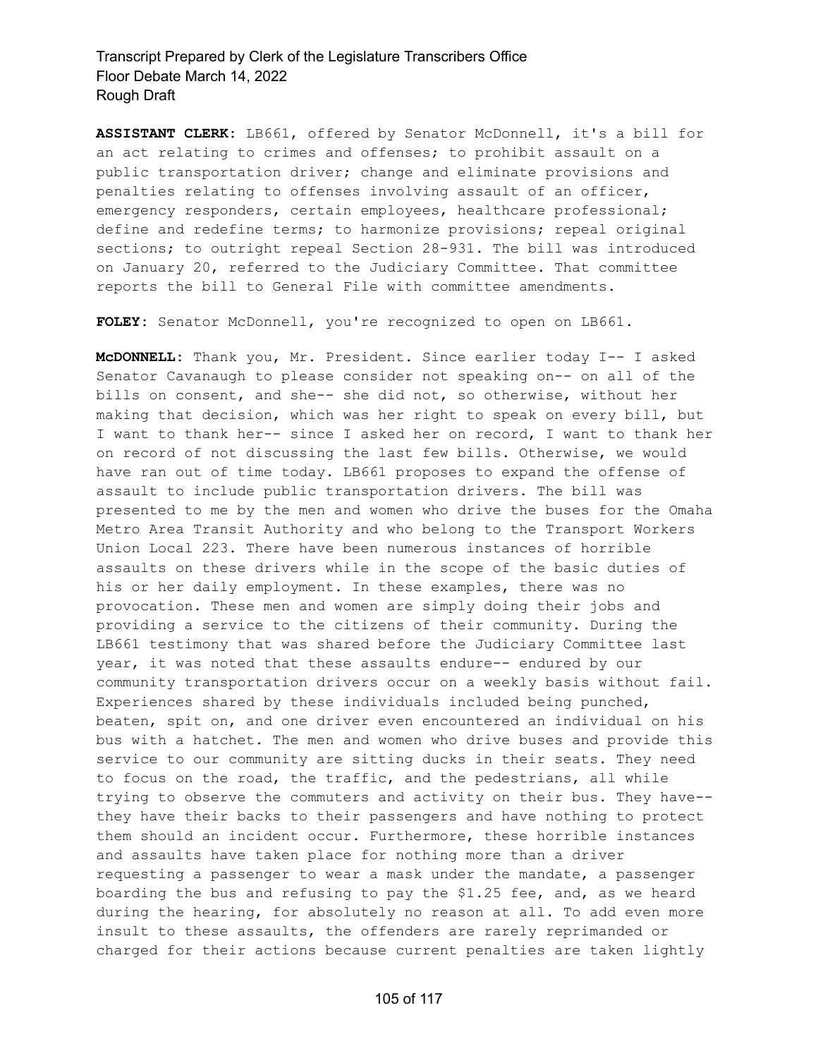**ASSISTANT CLERK:** LB661, offered by Senator McDonnell, it's a bill for an act relating to crimes and offenses; to prohibit assault on a public transportation driver; change and eliminate provisions and penalties relating to offenses involving assault of an officer, emergency responders, certain employees, healthcare professional; define and redefine terms; to harmonize provisions; repeal original sections; to outright repeal Section 28-931. The bill was introduced on January 20, referred to the Judiciary Committee. That committee reports the bill to General File with committee amendments.

**FOLEY:** Senator McDonnell, you're recognized to open on LB661.

**McDONNELL:** Thank you, Mr. President. Since earlier today I-- I asked Senator Cavanaugh to please consider not speaking on-- on all of the bills on consent, and she-- she did not, so otherwise, without her making that decision, which was her right to speak on every bill, but I want to thank her-- since I asked her on record, I want to thank her on record of not discussing the last few bills. Otherwise, we would have ran out of time today. LB661 proposes to expand the offense of assault to include public transportation drivers. The bill was presented to me by the men and women who drive the buses for the Omaha Metro Area Transit Authority and who belong to the Transport Workers Union Local 223. There have been numerous instances of horrible assaults on these drivers while in the scope of the basic duties of his or her daily employment. In these examples, there was no provocation. These men and women are simply doing their jobs and providing a service to the citizens of their community. During the LB661 testimony that was shared before the Judiciary Committee last year, it was noted that these assaults endure-- endured by our community transportation drivers occur on a weekly basis without fail. Experiences shared by these individuals included being punched, beaten, spit on, and one driver even encountered an individual on his bus with a hatchet. The men and women who drive buses and provide this service to our community are sitting ducks in their seats. They need to focus on the road, the traffic, and the pedestrians, all while trying to observe the commuters and activity on their bus. They have-- they have their backs to their passengers and have nothing to protect them should an incident occur. Furthermore, these horrible instances and assaults have taken place for nothing more than a driver requesting a passenger to wear a mask under the mandate, a passenger boarding the bus and refusing to pay the $1.25 fee, and, as we heard during the hearing, for absolutely no reason at all. To add even more insult to these assaults, the offenders are rarely reprimanded or charged for their actions because current penalties are taken lightly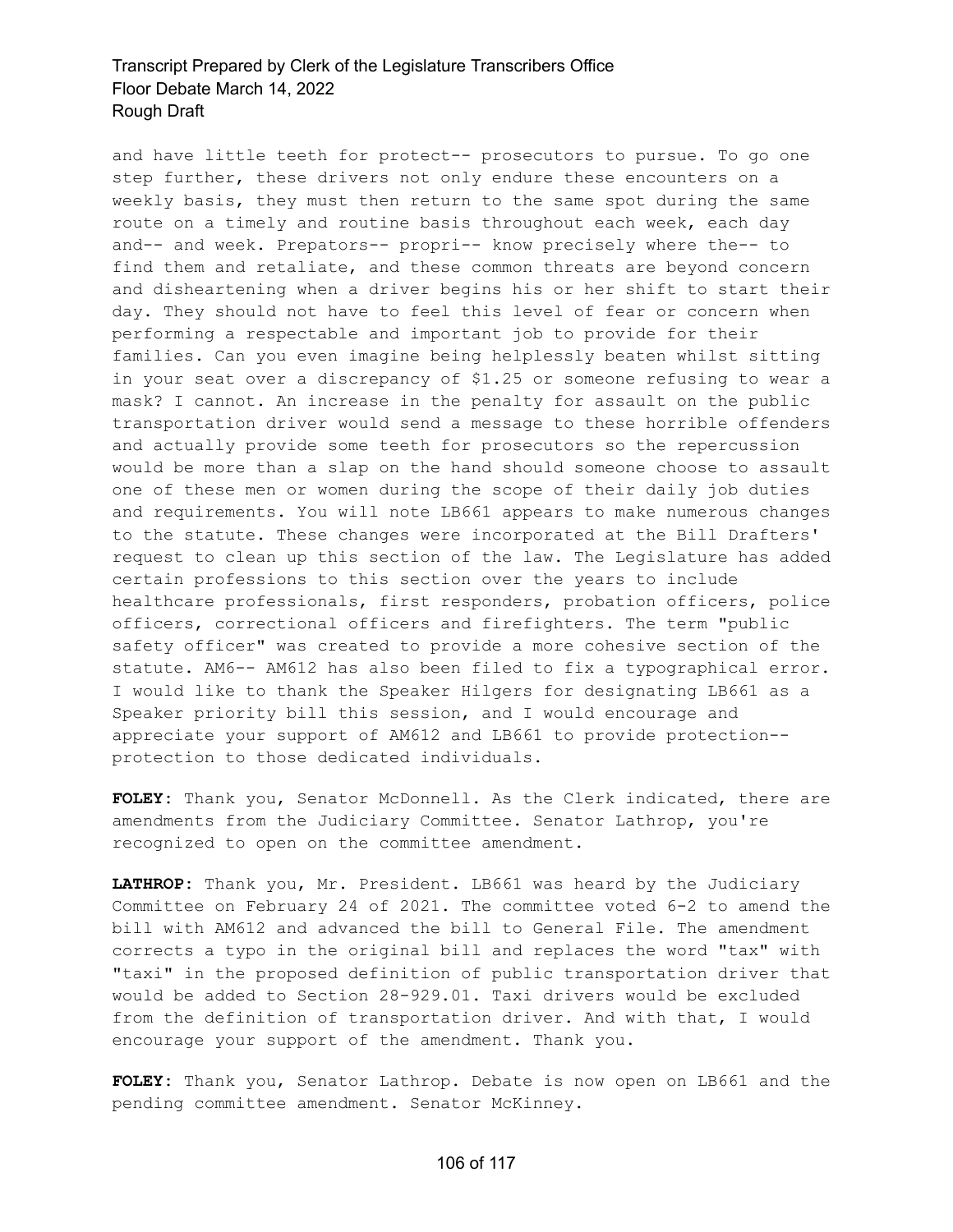and have little teeth for protect-- prosecutors to pursue. To go one step further, these drivers not only endure these encounters on a weekly basis, they must then return to the same spot during the same route on a timely and routine basis throughout each week, each day and-- and week. Prepators-- propri-- know precisely where the-- to find them and retaliate, and these common threats are beyond concern and disheartening when a driver begins his or her shift to start their day. They should not have to feel this level of fear or concern when performing a respectable and important job to provide for their families. Can you even imagine being helplessly beaten whilst sitting in your seat over a discrepancy of $1.25 or someone refusing to wear a mask? I cannot. An increase in the penalty for assault on the public transportation driver would send a message to these horrible offenders and actually provide some teeth for prosecutors so the repercussion would be more than a slap on the hand should someone choose to assault one of these men or women during the scope of their daily job duties and requirements. You will note LB661 appears to make numerous changes to the statute. These changes were incorporated at the Bill Drafters' request to clean up this section of the law. The Legislature has added certain professions to this section over the years to include healthcare professionals, first responders, probation officers, police officers, correctional officers and firefighters. The term "public safety officer" was created to provide a more cohesive section of the statute. AM6-- AM612 has also been filed to fix a typographical error. I would like to thank the Speaker Hilgers for designating LB661 as a Speaker priority bill this session, and I would encourage and appreciate your support of AM612 and LB661 to provide protection-- protection to those dedicated individuals.

**FOLEY:** Thank you, Senator McDonnell. As the Clerk indicated, there are amendments from the Judiciary Committee. Senator Lathrop, you're recognized to open on the committee amendment.

**LATHROP:** Thank you, Mr. President. LB661 was heard by the Judiciary Committee on February 24 of 2021. The committee voted 6-2 to amend the bill with AM612 and advanced the bill to General File. The amendment corrects a typo in the original bill and replaces the word "tax" with "taxi" in the proposed definition of public transportation driver that would be added to Section 28-929.01. Taxi drivers would be excluded from the definition of transportation driver. And with that, I would encourage your support of the amendment. Thank you.

**FOLEY:** Thank you, Senator Lathrop. Debate is now open on LB661 and the pending committee amendment. Senator McKinney.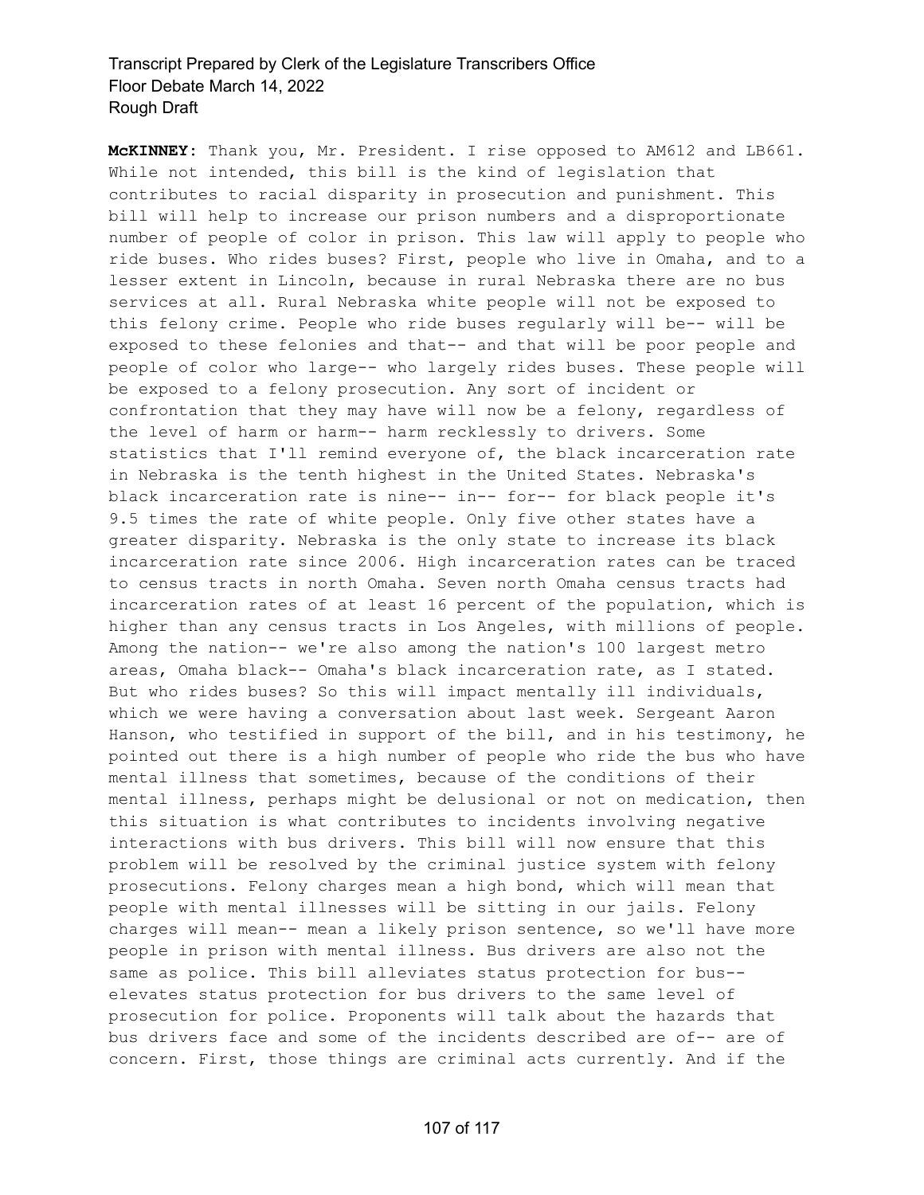**McKINNEY:** Thank you, Mr. President. I rise opposed to AM612 and LB661. While not intended, this bill is the kind of legislation that contributes to racial disparity in prosecution and punishment. This bill will help to increase our prison numbers and a disproportionate number of people of color in prison. This law will apply to people who ride buses. Who rides buses? First, people who live in Omaha, and to a lesser extent in Lincoln, because in rural Nebraska there are no bus services at all. Rural Nebraska white people will not be exposed to this felony crime. People who ride buses regularly will be-- will be exposed to these felonies and that-- and that will be poor people and people of color who large-- who largely rides buses. These people will be exposed to a felony prosecution. Any sort of incident or confrontation that they may have will now be a felony, regardless of the level of harm or harm-- harm recklessly to drivers. Some statistics that I'll remind everyone of, the black incarceration rate in Nebraska is the tenth highest in the United States. Nebraska's black incarceration rate is nine-- in-- for-- for black people it's 9.5 times the rate of white people. Only five other states have a greater disparity. Nebraska is the only state to increase its black incarceration rate since 2006. High incarceration rates can be traced to census tracts in north Omaha. Seven north Omaha census tracts had incarceration rates of at least 16 percent of the population, which is higher than any census tracts in Los Angeles, with millions of people. Among the nation-- we're also among the nation's 100 largest metro areas, Omaha black-- Omaha's black incarceration rate, as I stated. But who rides buses? So this will impact mentally ill individuals, which we were having a conversation about last week. Sergeant Aaron Hanson, who testified in support of the bill, and in his testimony, he pointed out there is a high number of people who ride the bus who have mental illness that sometimes, because of the conditions of their mental illness, perhaps might be delusional or not on medication, then this situation is what contributes to incidents involving negative interactions with bus drivers. This bill will now ensure that this problem will be resolved by the criminal justice system with felony prosecutions. Felony charges mean a high bond, which will mean that people with mental illnesses will be sitting in our jails. Felony charges will mean-- mean a likely prison sentence, so we'll have more people in prison with mental illness. Bus drivers are also not the same as police. This bill alleviates status protection for bus-- elevates status protection for bus drivers to the same level of prosecution for police. Proponents will talk about the hazards that bus drivers face and some of the incidents described are of-- are of concern. First, those things are criminal acts currently. And if the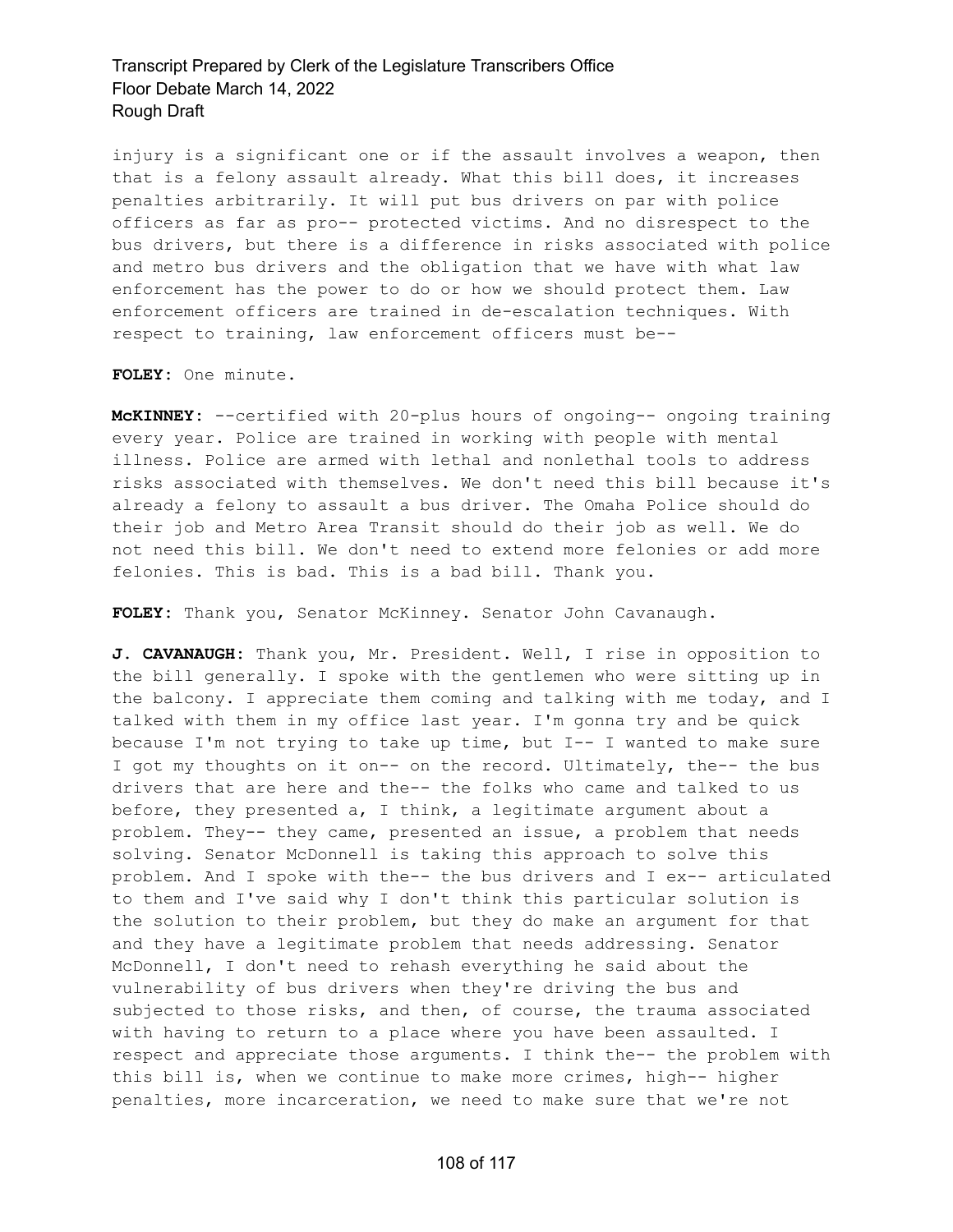injury is a significant one or if the assault involves a weapon, then that is a felony assault already. What this bill does, it increases penalties arbitrarily. It will put bus drivers on par with police officers as far as pro-- protected victims. And no disrespect to the bus drivers, but there is a difference in risks associated with police and metro bus drivers and the obligation that we have with what law enforcement has the power to do or how we should protect them. Law enforcement officers are trained in de-escalation techniques. With respect to training, law enforcement officers must be--

**FOLEY:** One minute.

**McKINNEY:** --certified with 20-plus hours of ongoing-- ongoing training every year. Police are trained in working with people with mental illness. Police are armed with lethal and nonlethal tools to address risks associated with themselves. We don't need this bill because it's already a felony to assault a bus driver. The Omaha Police should do their job and Metro Area Transit should do their job as well. We do not need this bill. We don't need to extend more felonies or add more felonies. This is bad. This is a bad bill. Thank you.

**FOLEY:** Thank you, Senator McKinney. Senator John Cavanaugh.

**J. CAVANAUGH:** Thank you, Mr. President. Well, I rise in opposition to the bill generally. I spoke with the gentlemen who were sitting up in the balcony. I appreciate them coming and talking with me today, and I talked with them in my office last year. I'm gonna try and be quick because I'm not trying to take up time, but I-- I wanted to make sure I got my thoughts on it on-- on the record. Ultimately, the-- the bus drivers that are here and the-- the folks who came and talked to us before, they presented a, I think, a legitimate argument about a problem. They-- they came, presented an issue, a problem that needs solving. Senator McDonnell is taking this approach to solve this problem. And I spoke with the-- the bus drivers and I ex-- articulated to them and I've said why I don't think this particular solution is the solution to their problem, but they do make an argument for that and they have a legitimate problem that needs addressing. Senator McDonnell, I don't need to rehash everything he said about the vulnerability of bus drivers when they're driving the bus and subjected to those risks, and then, of course, the trauma associated with having to return to a place where you have been assaulted. I respect and appreciate those arguments. I think the-- the problem with this bill is, when we continue to make more crimes, high-- higher penalties, more incarceration, we need to make sure that we're not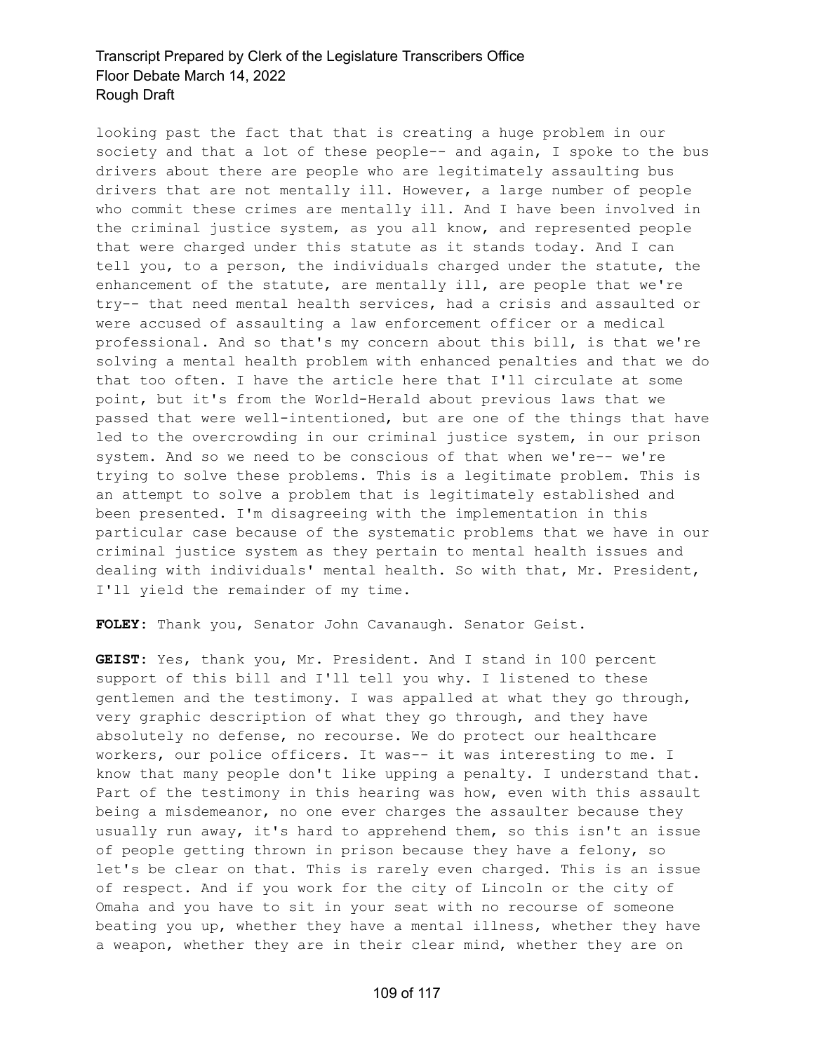looking past the fact that that is creating a huge problem in our society and that a lot of these people-- and again, I spoke to the bus drivers about there are people who are legitimately assaulting bus drivers that are not mentally ill. However, a large number of people who commit these crimes are mentally ill. And I have been involved in the criminal justice system, as you all know, and represented people that were charged under this statute as it stands today. And I can tell you, to a person, the individuals charged under the statute, the enhancement of the statute, are mentally ill, are people that we're try-- that need mental health services, had a crisis and assaulted or were accused of assaulting a law enforcement officer or a medical professional. And so that's my concern about this bill, is that we're solving a mental health problem with enhanced penalties and that we do that too often. I have the article here that I'll circulate at some point, but it's from the World-Herald about previous laws that we passed that were well-intentioned, but are one of the things that have led to the overcrowding in our criminal justice system, in our prison system. And so we need to be conscious of that when we're-- we're trying to solve these problems. This is a legitimate problem. This is an attempt to solve a problem that is legitimately established and been presented. I'm disagreeing with the implementation in this particular case because of the systematic problems that we have in our criminal justice system as they pertain to mental health issues and dealing with individuals' mental health. So with that, Mr. President, I'll yield the remainder of my time.

**FOLEY:** Thank you, Senator John Cavanaugh. Senator Geist.

**GEIST:** Yes, thank you, Mr. President. And I stand in 100 percent support of this bill and I'll tell you why. I listened to these gentlemen and the testimony. I was appalled at what they go through, very graphic description of what they go through, and they have absolutely no defense, no recourse. We do protect our healthcare workers, our police officers. It was-- it was interesting to me. I know that many people don't like upping a penalty. I understand that. Part of the testimony in this hearing was how, even with this assault being a misdemeanor, no one ever charges the assaulter because they usually run away, it's hard to apprehend them, so this isn't an issue of people getting thrown in prison because they have a felony, so let's be clear on that. This is rarely even charged. This is an issue of respect. And if you work for the city of Lincoln or the city of Omaha and you have to sit in your seat with no recourse of someone beating you up, whether they have a mental illness, whether they have a weapon, whether they are in their clear mind, whether they are on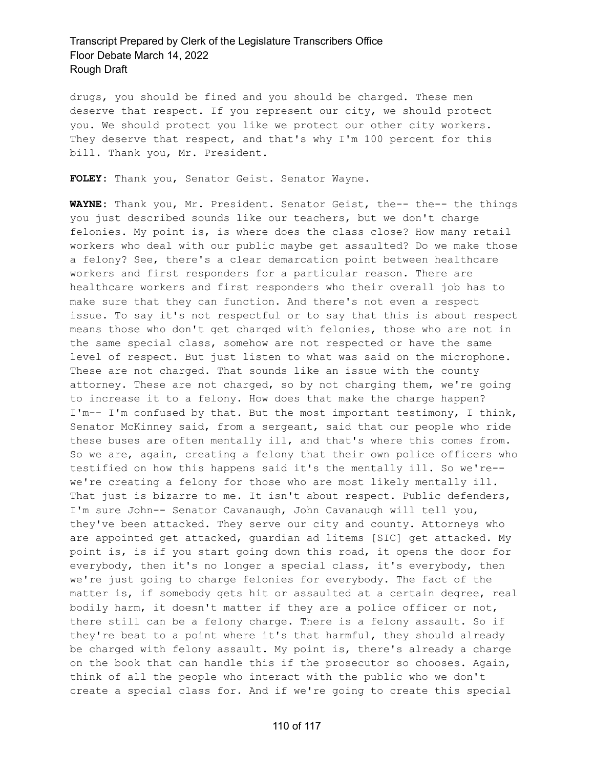drugs, you should be fined and you should be charged. These men deserve that respect. If you represent our city, we should protect you. We should protect you like we protect our other city workers. They deserve that respect, and that's why I'm 100 percent for this bill. Thank you, Mr. President.

**FOLEY:** Thank you, Senator Geist. Senator Wayne.

**WAYNE:** Thank you, Mr. President. Senator Geist, the-- the-- the things you just described sounds like our teachers, but we don't charge felonies. My point is, is where does the class close? How many retail workers who deal with our public maybe get assaulted? Do we make those a felony? See, there's a clear demarcation point between healthcare workers and first responders for a particular reason. There are healthcare workers and first responders who their overall job has to make sure that they can function. And there's not even a respect issue. To say it's not respectful or to say that this is about respect means those who don't get charged with felonies, those who are not in the same special class, somehow are not respected or have the same level of respect. But just listen to what was said on the microphone. These are not charged. That sounds like an issue with the county attorney. These are not charged, so by not charging them, we're going to increase it to a felony. How does that make the charge happen? I'm-- I'm confused by that. But the most important testimony, I think, Senator McKinney said, from a sergeant, said that our people who ride these buses are often mentally ill, and that's where this comes from. So we are, again, creating a felony that their own police officers who testified on how this happens said it's the mentally ill. So we're-- we're creating a felony for those who are most likely mentally ill. That just is bizarre to me. It isn't about respect. Public defenders, I'm sure John-- Senator Cavanaugh, John Cavanaugh will tell you, they've been attacked. They serve our city and county. Attorneys who are appointed get attacked, guardian ad litems [SIC] get attacked. My point is, is if you start going down this road, it opens the door for everybody, then it's no longer a special class, it's everybody, then we're just going to charge felonies for everybody. The fact of the matter is, if somebody gets hit or assaulted at a certain degree, real bodily harm, it doesn't matter if they are a police officer or not, there still can be a felony charge. There is a felony assault. So if they're beat to a point where it's that harmful, they should already be charged with felony assault. My point is, there's already a charge on the book that can handle this if the prosecutor so chooses. Again, think of all the people who interact with the public who we don't create a special class for. And if we're going to create this special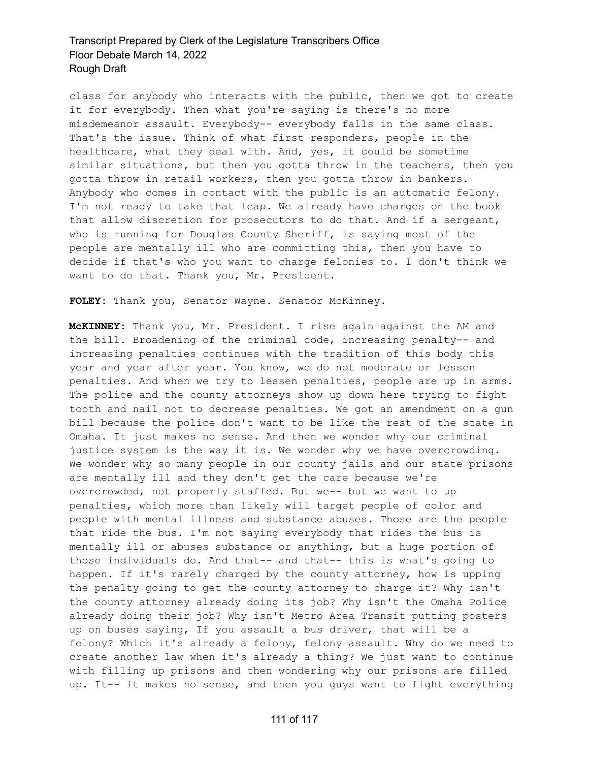class for anybody who interacts with the public, then we got to create it for everybody. Then what you're saying is there's no more misdemeanor assault. Everybody-- everybody falls in the same class. That's the issue. Think of what first responders, people in the healthcare, what they deal with. And, yes, it could be sometime similar situations, but then you gotta throw in the teachers, then you gotta throw in retail workers, then you gotta throw in bankers. Anybody who comes in contact with the public is an automatic felony. I'm not ready to take that leap. We already have charges on the book that allow discretion for prosecutors to do that. And if a sergeant, who is running for Douglas County Sheriff, is saying most of the people are mentally ill who are committing this, then you have to decide if that's who you want to charge felonies to. I don't think we want to do that. Thank you, Mr. President.

**FOLEY:** Thank you, Senator Wayne. Senator McKinney.

**McKINNEY:** Thank you, Mr. President. I rise again against the AM and the bill. Broadening of the criminal code, increasing penalty-- and increasing penalties continues with the tradition of this body this year and year after year. You know, we do not moderate or lessen penalties. And when we try to lessen penalties, people are up in arms. The police and the county attorneys show up down here trying to fight tooth and nail not to decrease penalties. We got an amendment on a gun bill because the police don't want to be like the rest of the state in Omaha. It just makes no sense. And then we wonder why our criminal justice system is the way it is. We wonder why we have overcrowding. We wonder why so many people in our county jails and our state prisons are mentally ill and they don't get the care because we're overcrowded, not properly staffed. But we-- but we want to up penalties, which more than likely will target people of color and people with mental illness and substance abuses. Those are the people that ride the bus. I'm not saying everybody that rides the bus is mentally ill or abuses substance or anything, but a huge portion of those individuals do. And that-- and that-- this is what's going to happen. If it's rarely charged by the county attorney, how is upping the penalty going to get the county attorney to charge it? Why isn't the county attorney already doing its job? Why isn't the Omaha Police already doing their job? Why isn't Metro Area Transit putting posters up on buses saying, If you assault a bus driver, that will be a felony? Which it's already a felony, felony assault. Why do we need to create another law when it's already a thing? We just want to continue with filling up prisons and then wondering why our prisons are filled up. It-- it makes no sense, and then you guys want to fight everything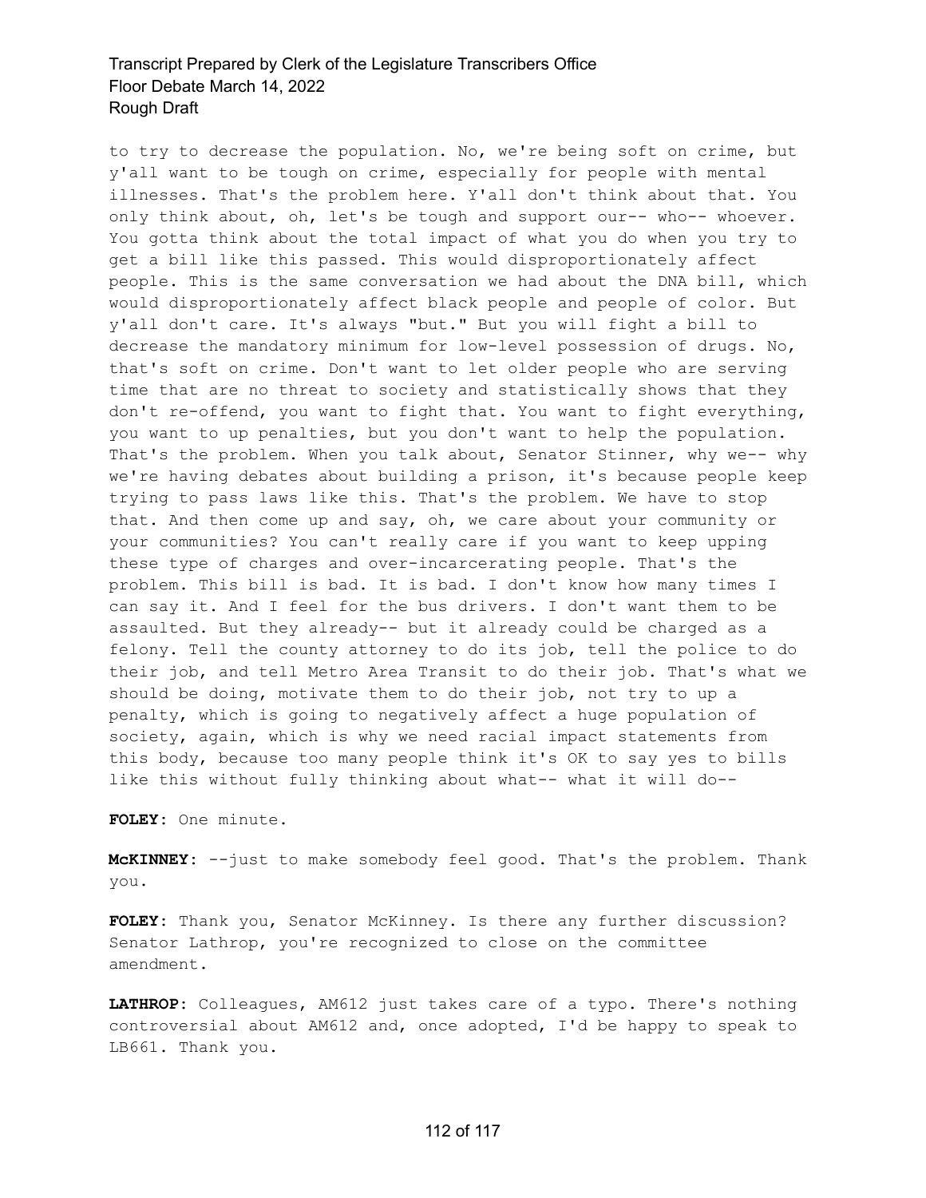to try to decrease the population. No, we're being soft on crime, but y'all want to be tough on crime, especially for people with mental illnesses. That's the problem here. Y'all don't think about that. You only think about, oh, let's be tough and support our-- who-- whoever. You gotta think about the total impact of what you do when you try to get a bill like this passed. This would disproportionately affect people. This is the same conversation we had about the DNA bill, which would disproportionately affect black people and people of color. But y'all don't care. It's always "but." But you will fight a bill to decrease the mandatory minimum for low-level possession of drugs. No, that's soft on crime. Don't want to let older people who are serving time that are no threat to society and statistically shows that they don't re-offend, you want to fight that. You want to fight everything, you want to up penalties, but you don't want to help the population. That's the problem. When you talk about, Senator Stinner, why we-- why we're having debates about building a prison, it's because people keep trying to pass laws like this. That's the problem. We have to stop that. And then come up and say, oh, we care about your community or your communities? You can't really care if you want to keep upping these type of charges and over-incarcerating people. That's the problem. This bill is bad. It is bad. I don't know how many times I can say it. And I feel for the bus drivers. I don't want them to be assaulted. But they already-- but it already could be charged as a felony. Tell the county attorney to do its job, tell the police to do their job, and tell Metro Area Transit to do their job. That's what we should be doing, motivate them to do their job, not try to up a penalty, which is going to negatively affect a huge population of society, again, which is why we need racial impact statements from this body, because too many people think it's OK to say yes to bills like this without fully thinking about what-- what it will do--

**FOLEY:** One minute.

**McKINNEY:** --just to make somebody feel good. That's the problem. Thank you.

**FOLEY:** Thank you, Senator McKinney. Is there any further discussion? Senator Lathrop, you're recognized to close on the committee amendment.

**LATHROP:** Colleagues, AM612 just takes care of a typo. There's nothing controversial about AM612 and, once adopted, I'd be happy to speak to LB661. Thank you.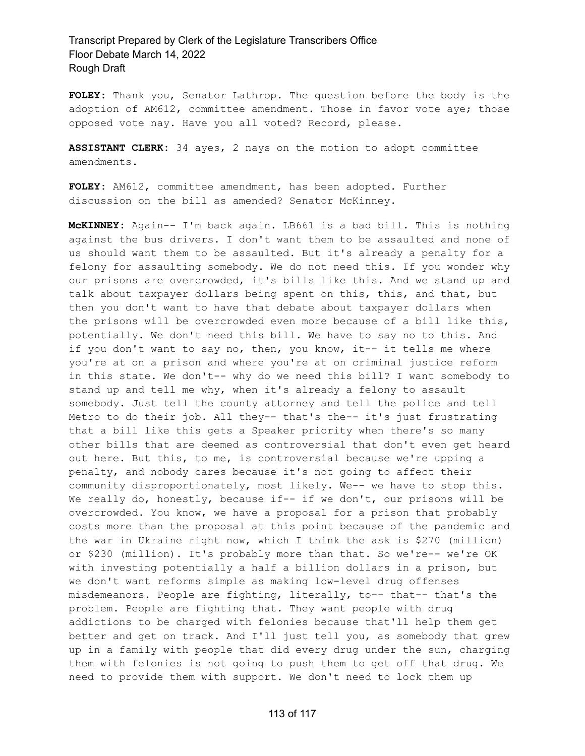**FOLEY:** Thank you, Senator Lathrop. The question before the body is the adoption of AM612, committee amendment. Those in favor vote aye; those opposed vote nay. Have you all voted? Record, please.

**ASSISTANT CLERK:** 34 ayes, 2 nays on the motion to adopt committee amendments.

**FOLEY:** AM612, committee amendment, has been adopted. Further discussion on the bill as amended? Senator McKinney.

**McKINNEY:** Again-- I'm back again. LB661 is a bad bill. This is nothing against the bus drivers. I don't want them to be assaulted and none of us should want them to be assaulted. But it's already a penalty for a felony for assaulting somebody. We do not need this. If you wonder why our prisons are overcrowded, it's bills like this. And we stand up and talk about taxpayer dollars being spent on this, this, and that, but then you don't want to have that debate about taxpayer dollars when the prisons will be overcrowded even more because of a bill like this, potentially. We don't need this bill. We have to say no to this. And if you don't want to say no, then, you know, it-- it tells me where you're at on a prison and where you're at on criminal justice reform in this state. We don't-- why do we need this bill? I want somebody to stand up and tell me why, when it's already a felony to assault somebody. Just tell the county attorney and tell the police and tell Metro to do their job. All they-- that's the-- it's just frustrating that a bill like this gets a Speaker priority when there's so many other bills that are deemed as controversial that don't even get heard out here. But this, to me, is controversial because we're upping a penalty, and nobody cares because it's not going to affect their community disproportionately, most likely. We-- we have to stop this. We really do, honestly, because if-- if we don't, our prisons will be overcrowded. You know, we have a proposal for a prison that probably costs more than the proposal at this point because of the pandemic and the war in Ukraine right now, which I think the ask is $270 (million) or $230 (million). It's probably more than that. So we're-- we're OK with investing potentially a half a billion dollars in a prison, but we don't want reforms simple as making low-level drug offenses misdemeanors. People are fighting, literally, to-- that-- that's the problem. People are fighting that. They want people with drug addictions to be charged with felonies because that'll help them get better and get on track. And I'll just tell you, as somebody that grew up in a family with people that did every drug under the sun, charging them with felonies is not going to push them to get off that drug. We need to provide them with support. We don't need to lock them up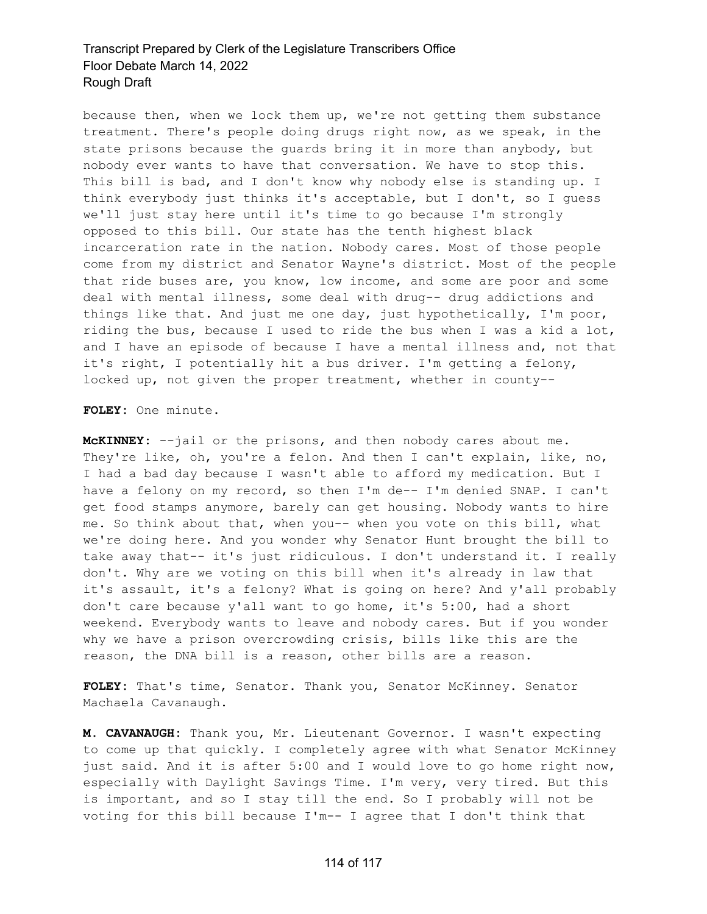because then, when we lock them up, we're not getting them substance treatment. There's people doing drugs right now, as we speak, in the state prisons because the guards bring it in more than anybody, but nobody ever wants to have that conversation. We have to stop this. This bill is bad, and I don't know why nobody else is standing up. I think everybody just thinks it's acceptable, but I don't, so I guess we'll just stay here until it's time to go because I'm strongly opposed to this bill. Our state has the tenth highest black incarceration rate in the nation. Nobody cares. Most of those people come from my district and Senator Wayne's district. Most of the people that ride buses are, you know, low income, and some are poor and some deal with mental illness, some deal with drug-- drug addictions and things like that. And just me one day, just hypothetically, I'm poor, riding the bus, because I used to ride the bus when I was a kid a lot, and I have an episode of because I have a mental illness and, not that it's right, I potentially hit a bus driver. I'm getting a felony, locked up, not given the proper treatment, whether in county--

**FOLEY:** One minute.

**McKINNEY:** --jail or the prisons, and then nobody cares about me. They're like, oh, you're a felon. And then I can't explain, like, no, I had a bad day because I wasn't able to afford my medication. But I have a felony on my record, so then I'm de-- I'm denied SNAP. I can't get food stamps anymore, barely can get housing. Nobody wants to hire me. So think about that, when you-- when you vote on this bill, what we're doing here. And you wonder why Senator Hunt brought the bill to take away that-- it's just ridiculous. I don't understand it. I really don't. Why are we voting on this bill when it's already in law that it's assault, it's a felony? What is going on here? And y'all probably don't care because y'all want to go home, it's 5:00, had a short weekend. Everybody wants to leave and nobody cares. But if you wonder why we have a prison overcrowding crisis, bills like this are the reason, the DNA bill is a reason, other bills are a reason.

**FOLEY:** That's time, Senator. Thank you, Senator McKinney. Senator Machaela Cavanaugh.

**M. CAVANAUGH:** Thank you, Mr. Lieutenant Governor. I wasn't expecting to come up that quickly. I completely agree with what Senator McKinney just said. And it is after 5:00 and I would love to go home right now, especially with Daylight Savings Time. I'm very, very tired. But this is important, and so I stay till the end. So I probably will not be voting for this bill because I'm-- I agree that I don't think that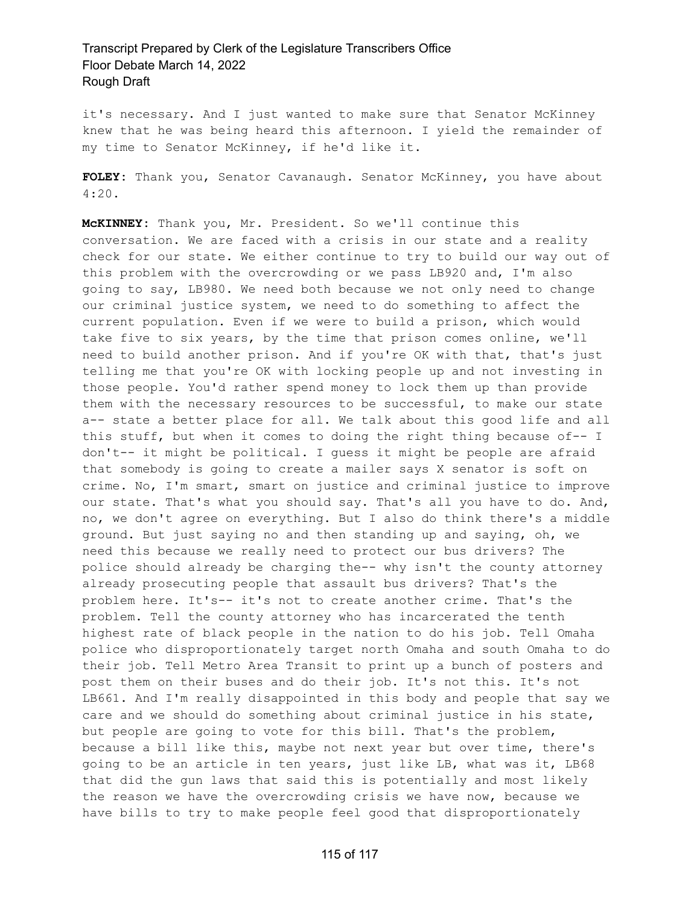it's necessary. And I just wanted to make sure that Senator McKinney knew that he was being heard this afternoon. I yield the remainder of my time to Senator McKinney, if he'd like it.

**FOLEY:** Thank you, Senator Cavanaugh. Senator McKinney, you have about 4:20.

**McKINNEY:** Thank you, Mr. President. So we'll continue this conversation. We are faced with a crisis in our state and a reality check for our state. We either continue to try to build our way out of this problem with the overcrowding or we pass LB920 and, I'm also going to say, LB980. We need both because we not only need to change our criminal justice system, we need to do something to affect the current population. Even if we were to build a prison, which would take five to six years, by the time that prison comes online, we'll need to build another prison. And if you're OK with that, that's just telling me that you're OK with locking people up and not investing in those people. You'd rather spend money to lock them up than provide them with the necessary resources to be successful, to make our state a-- state a better place for all. We talk about this good life and all this stuff, but when it comes to doing the right thing because of-- I don't-- it might be political. I guess it might be people are afraid that somebody is going to create a mailer says X senator is soft on crime. No, I'm smart, smart on justice and criminal justice to improve our state. That's what you should say. That's all you have to do. And, no, we don't agree on everything. But I also do think there's a middle ground. But just saying no and then standing up and saying, oh, we need this because we really need to protect our bus drivers? The police should already be charging the-- why isn't the county attorney already prosecuting people that assault bus drivers? That's the problem here. It's-- it's not to create another crime. That's the problem. Tell the county attorney who has incarcerated the tenth highest rate of black people in the nation to do his job. Tell Omaha police who disproportionately target north Omaha and south Omaha to do their job. Tell Metro Area Transit to print up a bunch of posters and post them on their buses and do their job. It's not this. It's not LB661. And I'm really disappointed in this body and people that say we care and we should do something about criminal justice in his state, but people are going to vote for this bill. That's the problem, because a bill like this, maybe not next year but over time, there's going to be an article in ten years, just like LB, what was it, LB68 that did the gun laws that said this is potentially and most likely the reason we have the overcrowding crisis we have now, because we have bills to try to make people feel good that disproportionately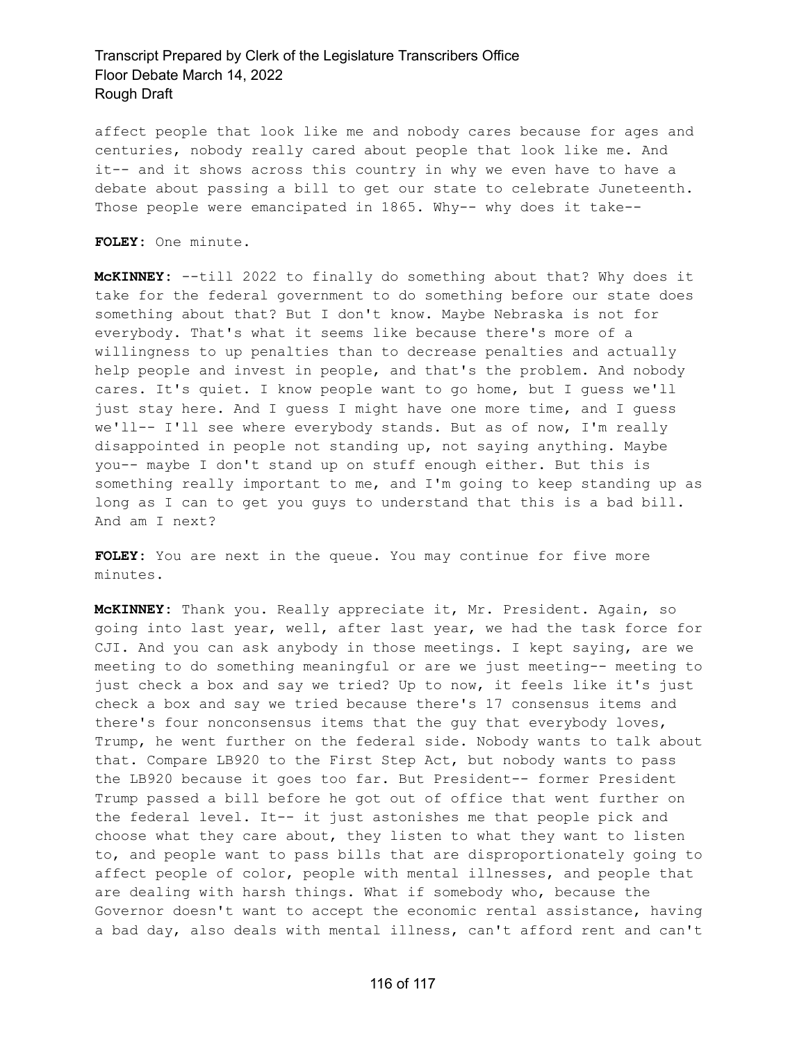affect people that look like me and nobody cares because for ages and centuries, nobody really cared about people that look like me. And it-- and it shows across this country in why we even have to have a debate about passing a bill to get our state to celebrate Juneteenth. Those people were emancipated in 1865. Why-- why does it take--

**FOLEY:** One minute.

**McKINNEY:** --till 2022 to finally do something about that? Why does it take for the federal government to do something before our state does something about that? But I don't know. Maybe Nebraska is not for everybody. That's what it seems like because there's more of a willingness to up penalties than to decrease penalties and actually help people and invest in people, and that's the problem. And nobody cares. It's quiet. I know people want to go home, but I guess we'll just stay here. And I guess I might have one more time, and I guess we'll-- I'll see where everybody stands. But as of now, I'm really disappointed in people not standing up, not saying anything. Maybe you-- maybe I don't stand up on stuff enough either. But this is something really important to me, and I'm going to keep standing up as long as I can to get you guys to understand that this is a bad bill. And am I next?

**FOLEY:** You are next in the queue. You may continue for five more minutes.

**McKINNEY:** Thank you. Really appreciate it, Mr. President. Again, so going into last year, well, after last year, we had the task force for CJI. And you can ask anybody in those meetings. I kept saying, are we meeting to do something meaningful or are we just meeting-- meeting to just check a box and say we tried? Up to now, it feels like it's just check a box and say we tried because there's 17 consensus items and there's four nonconsensus items that the guy that everybody loves, Trump, he went further on the federal side. Nobody wants to talk about that. Compare LB920 to the First Step Act, but nobody wants to pass the LB920 because it goes too far. But President-- former President Trump passed a bill before he got out of office that went further on the federal level. It-- it just astonishes me that people pick and choose what they care about, they listen to what they want to listen to, and people want to pass bills that are disproportionately going to affect people of color, people with mental illnesses, and people that are dealing with harsh things. What if somebody who, because the Governor doesn't want to accept the economic rental assistance, having a bad day, also deals with mental illness, can't afford rent and can't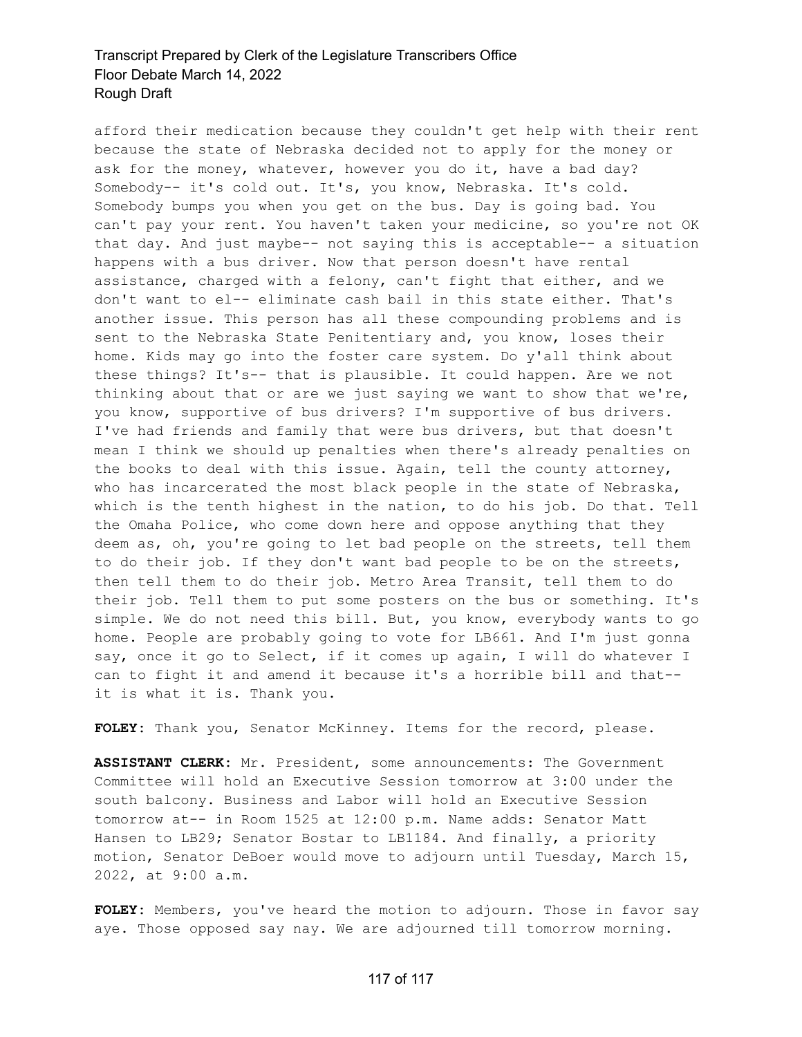afford their medication because they couldn't get help with their rent because the state of Nebraska decided not to apply for the money or ask for the money, whatever, however you do it, have a bad day? Somebody-- it's cold out. It's, you know, Nebraska. It's cold. Somebody bumps you when you get on the bus. Day is going bad. You can't pay your rent. You haven't taken your medicine, so you're not OK that day. And just maybe-- not saying this is acceptable-- a situation happens with a bus driver. Now that person doesn't have rental assistance, charged with a felony, can't fight that either, and we don't want to el-- eliminate cash bail in this state either. That's another issue. This person has all these compounding problems and is sent to the Nebraska State Penitentiary and, you know, loses their home. Kids may go into the foster care system. Do y'all think about these things? It's-- that is plausible. It could happen. Are we not thinking about that or are we just saying we want to show that we're, you know, supportive of bus drivers? I'm supportive of bus drivers. I've had friends and family that were bus drivers, but that doesn't mean I think we should up penalties when there's already penalties on the books to deal with this issue. Again, tell the county attorney, who has incarcerated the most black people in the state of Nebraska, which is the tenth highest in the nation, to do his job. Do that. Tell the Omaha Police, who come down here and oppose anything that they deem as, oh, you're going to let bad people on the streets, tell them to do their job. If they don't want bad people to be on the streets, then tell them to do their job. Metro Area Transit, tell them to do their job. Tell them to put some posters on the bus or something. It's simple. We do not need this bill. But, you know, everybody wants to go home. People are probably going to vote for LB661. And I'm just gonna say, once it go to Select, if it comes up again, I will do whatever I can to fight it and amend it because it's a horrible bill and that-- it is what it is. Thank you.

**FOLEY:** Thank you, Senator McKinney. Items for the record, please.

**ASSISTANT CLERK:** Mr. President, some announcements: The Government Committee will hold an Executive Session tomorrow at 3:00 under the south balcony. Business and Labor will hold an Executive Session tomorrow at-- in Room 1525 at 12:00 p.m. Name adds: Senator Matt Hansen to LB29; Senator Bostar to LB1184. And finally, a priority motion, Senator DeBoer would move to adjourn until Tuesday, March 15, 2022, at 9:00 a.m.

**FOLEY:** Members, you've heard the motion to adjourn. Those in favor say aye. Those opposed say nay. We are adjourned till tomorrow morning.